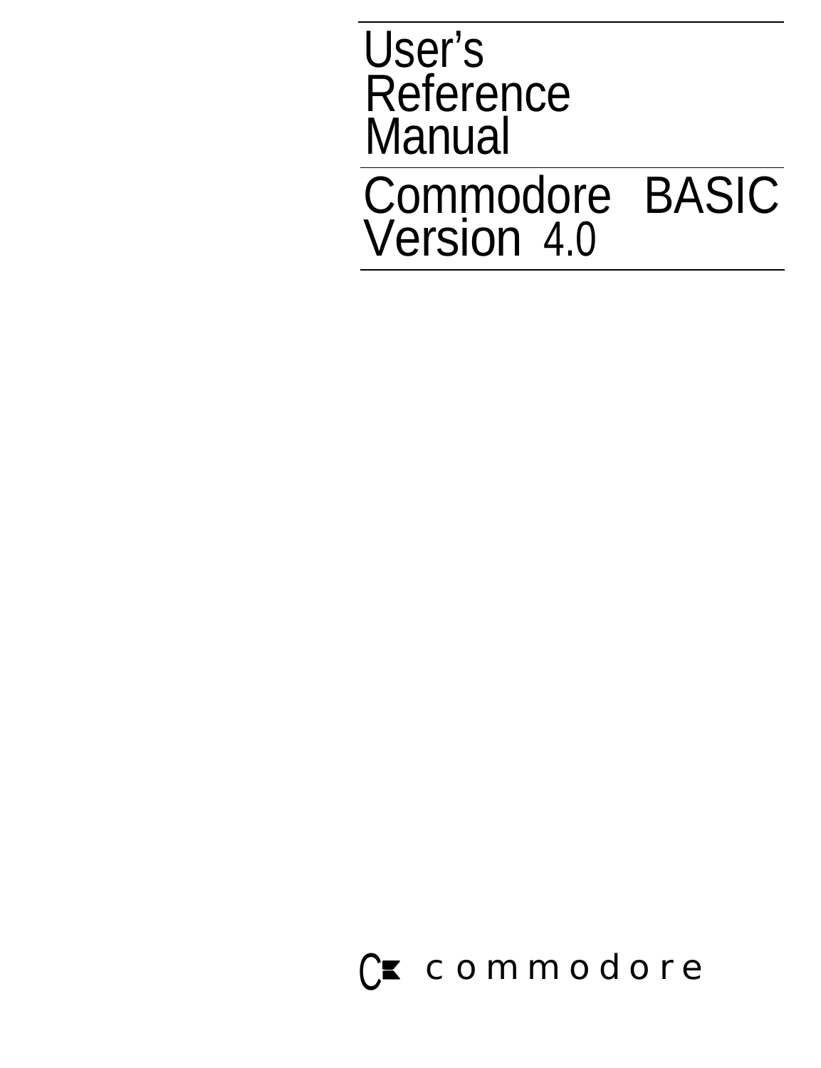# User's Reference Manual

# Commodore BASIC Version 4.0

commodore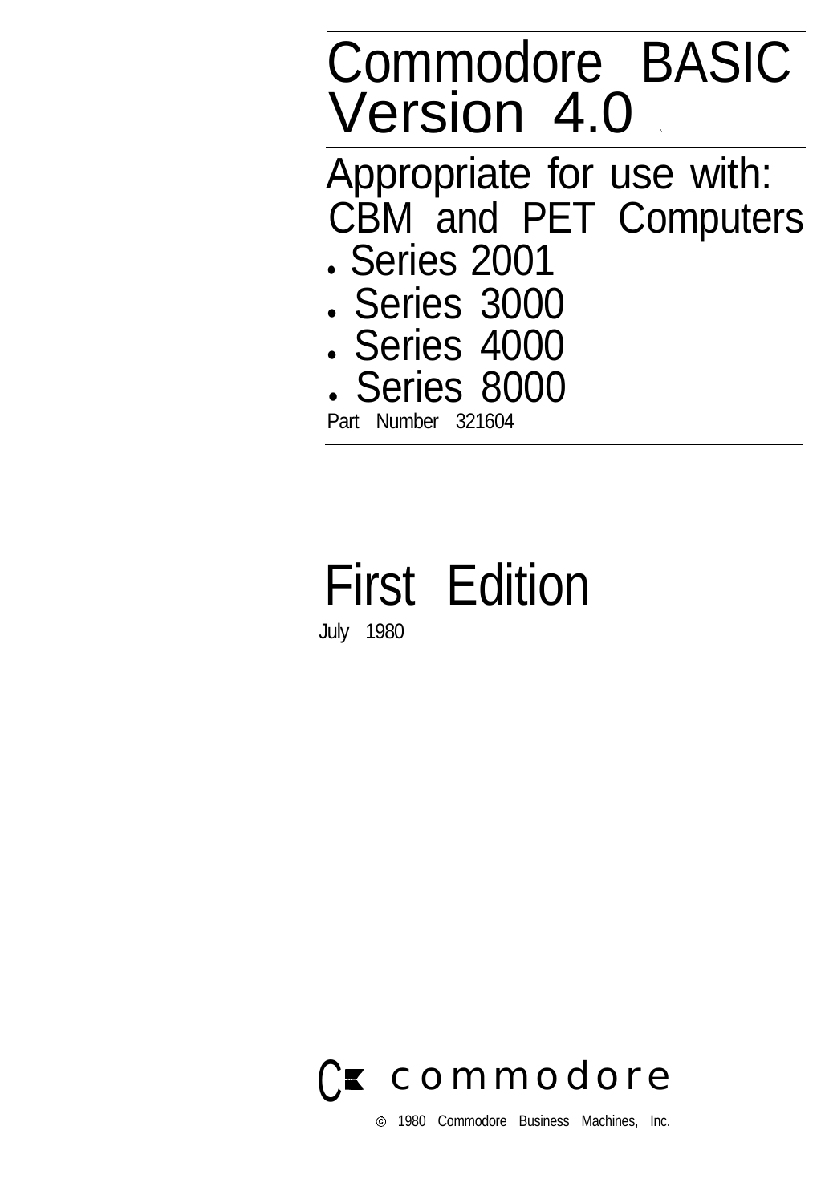# Commodore BASIC Version 4.0

## Appropriate for use with:

## CBM and PET Computers

- Series 2001
- Series 3000
- Series 4000
- Series 8000

Part Number 321604

# First Edition

July 1980

commodore

© 1980 Commodore Business Machines, Inc.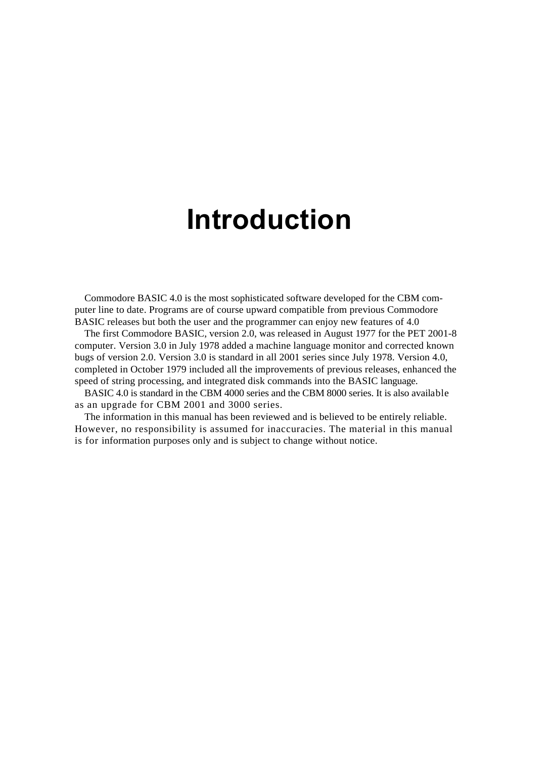# Introduction

Commodore BASIC 4.0 is the most sophisticated software developed for the CBM computer line to date. Programs are of course upward compatible from previous Commodore BASIC releases but both the user and the programmer can enjoy new features of 4.0

The first Commodore BASIC, version 2.0, was released in August 1977 for the PET 2001-8 computer. Version 3.0 in July 1978 added a machine language monitor and corrected known bugs of version 2.0. Version 3.0 is standard in all 2001 series since July 1978. Version 4.0, completed in October 1979 included all the improvements of previous releases, enhanced the speed of string processing, and integrated disk commands into the BASIC language.

BASIC 4.0 is standard in the CBM 4000 series and the CBM 8000 series. It is also available as an upgrade for CBM 2001 and 3000 series.

The information in this manual has been reviewed and is believed to be entirely reliable. However, no responsibility is assumed for inaccuracies. The material in this manual is for information purposes only and is subject to change without notice.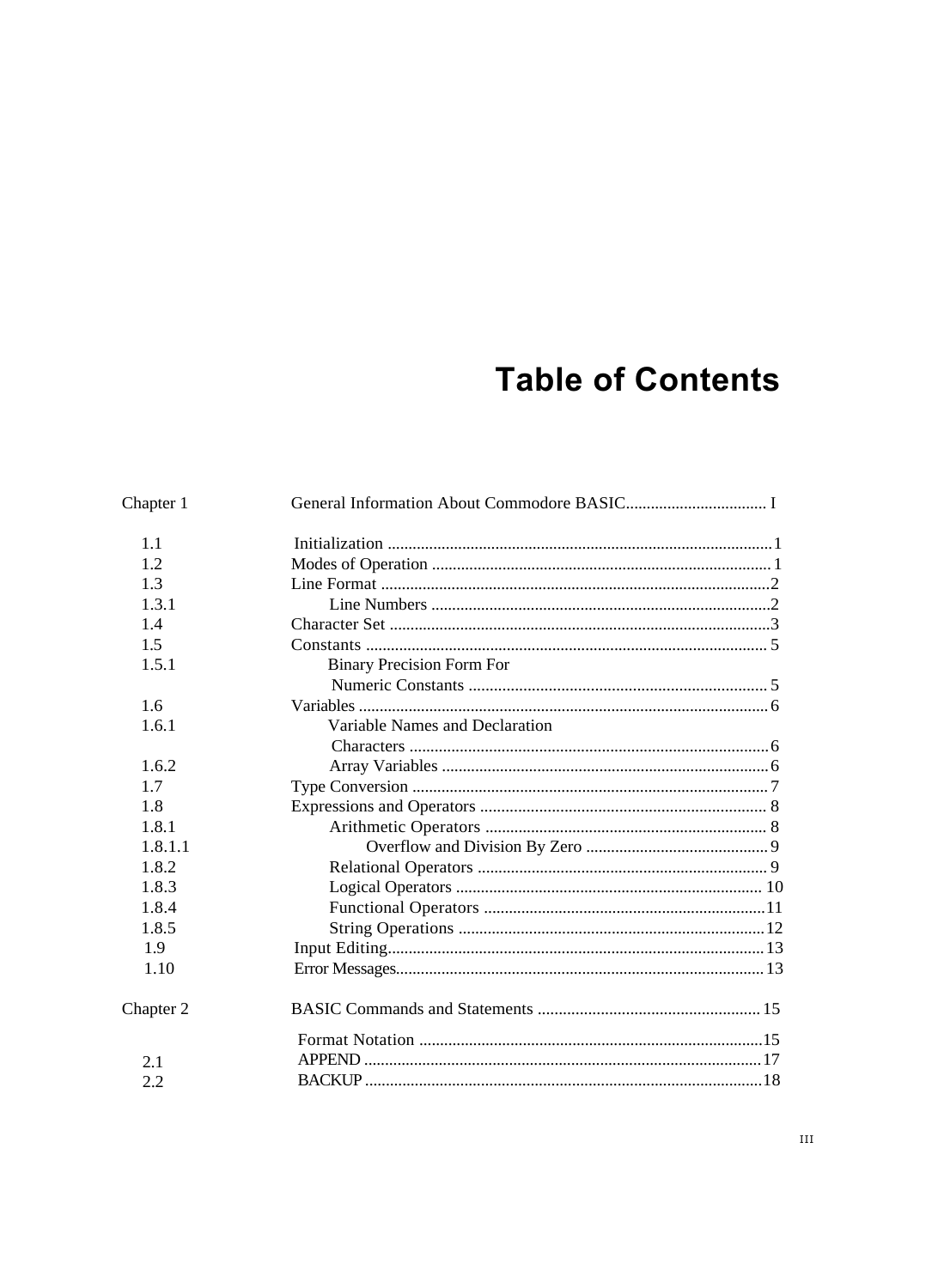# Table of Contents

| | | |
|---|---|---|
| Chapter 1 | General Information About Commodore BASIC | I |
| 1.1 | Initialization | 1 |
| 1.2 | Modes of Operation | 1 |
| 1.3 | Line Format | 2 |
| 1.3.1 | Line Numbers | 2 |
| 1.4 | Character Set | 3 |
| 1.5 | Constants | 5 |
| 1.5.1 | Binary Precision Form For Numeric Constants | 5 |
| 1.6 | Variables | 6 |
| 1.6.1 | Variable Names and Declaration Characters | 6 |
| 1.6.2 | Array Variables | 6 |
| 1.7 | Type Conversion | 7 |
| 1.8 | Expressions and Operators | 8 |
| 1.8.1 | Arithmetic Operators | 8 |
| 1.8.1.1 | Overflow and Division By Zero | 9 |
| 1.8.2 | Relational Operators | 9 |
| 1.8.3 | Logical Operators | 10 |
| 1.8.4 | Functional Operators | 11 |
| 1.8.5 | String Operations | 12 |
| 1.9 | Input Editing | 13 |
| 1.10 | Error Messages | 13 |
| Chapter 2 | BASIC Commands and Statements | 15 |
| | Format Notation | 15 |
| 2.1 | APPEND | 17 |
| 2.2 | BACKUP | 18 |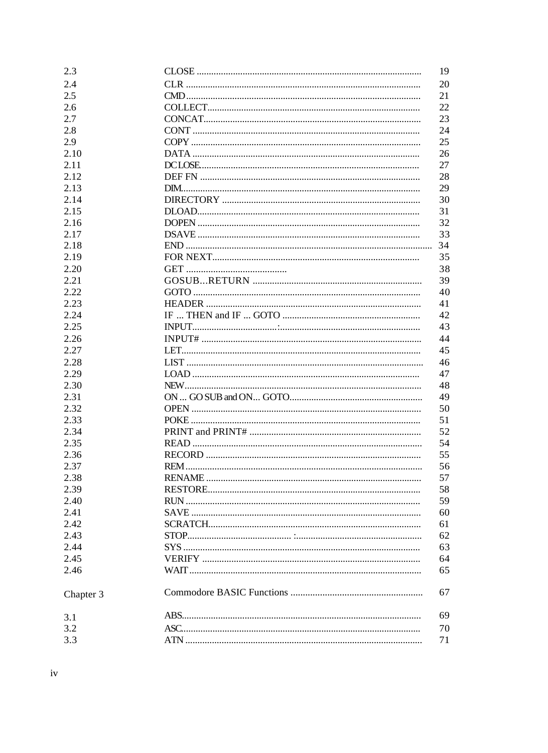| | | |
|---|---|---|
| 2.3 | CLOSE | 19 |
| 2.4 | CLR | 20 |
| 2.5 | CMD | 21 |
| 2.6 | COLLECT | 22 |
| 2.7 | CONCAT | 23 |
| 2.8 | CONT | 24 |
| 2.9 | COPY | 25 |
| 2.10 | DATA | 26 |
| 2.11 | DCLOSE | 27 |
| 2.12 | DEF FN | 28 |
| 2.13 | DIM | 29 |
| 2.14 | DIRECTORY | 30 |
| 2.15 | DLOAD | 31 |
| 2.16 | DOPEN | 32 |
| 2.17 | DSAVE | 33 |
| 2.18 | END | 34 |
| 2.19 | FOR NEXT | 35 |
| 2.20 | GET | 38 |
| 2.21 | GOSUB...RETURN | 39 |
| 2.22 | GOTO | 40 |
| 2.23 | HEADER | 41 |
| 2.24 | IF ... THEN and IF ... GOTO | 42 |
| 2.25 | INPUT | 43 |
| 2.26 | INPUT# | 44 |
| 2.27 | LET | 45 |
| 2.28 | LIST | 46 |
| 2.29 | LOAD | 47 |
| 2.30 | NEW | 48 |
| 2.31 | ON ... GO SUB and ON... GOTO | 49 |
| 2.32 | OPEN | 50 |
| 2.33 | POKE | 51 |
| 2.34 | PRINT and PRINT# | 52 |
| 2.35 | READ | 54 |
| 2.36 | RECORD | 55 |
| 2.37 | REM | 56 |
| 2.38 | RENAME | 57 |
| 2.39 | RESTORE | 58 |
| 2.40 | RUN | 59 |
| 2.41 | SAVE | 60 |
| 2.42 | SCRATCH | 61 |
| 2.43 | STOP | 62 |
| 2.44 | SYS | 63 |
| 2.45 | VERIFY | 64 |
| 2.46 | WAIT | 65 |
| Chapter 3 | Commodore BASIC Functions | 67 |
| 3.1 | ABS | 69 |
| 3.2 | ASC | 70 |
| 3.3 | ATN | 71 |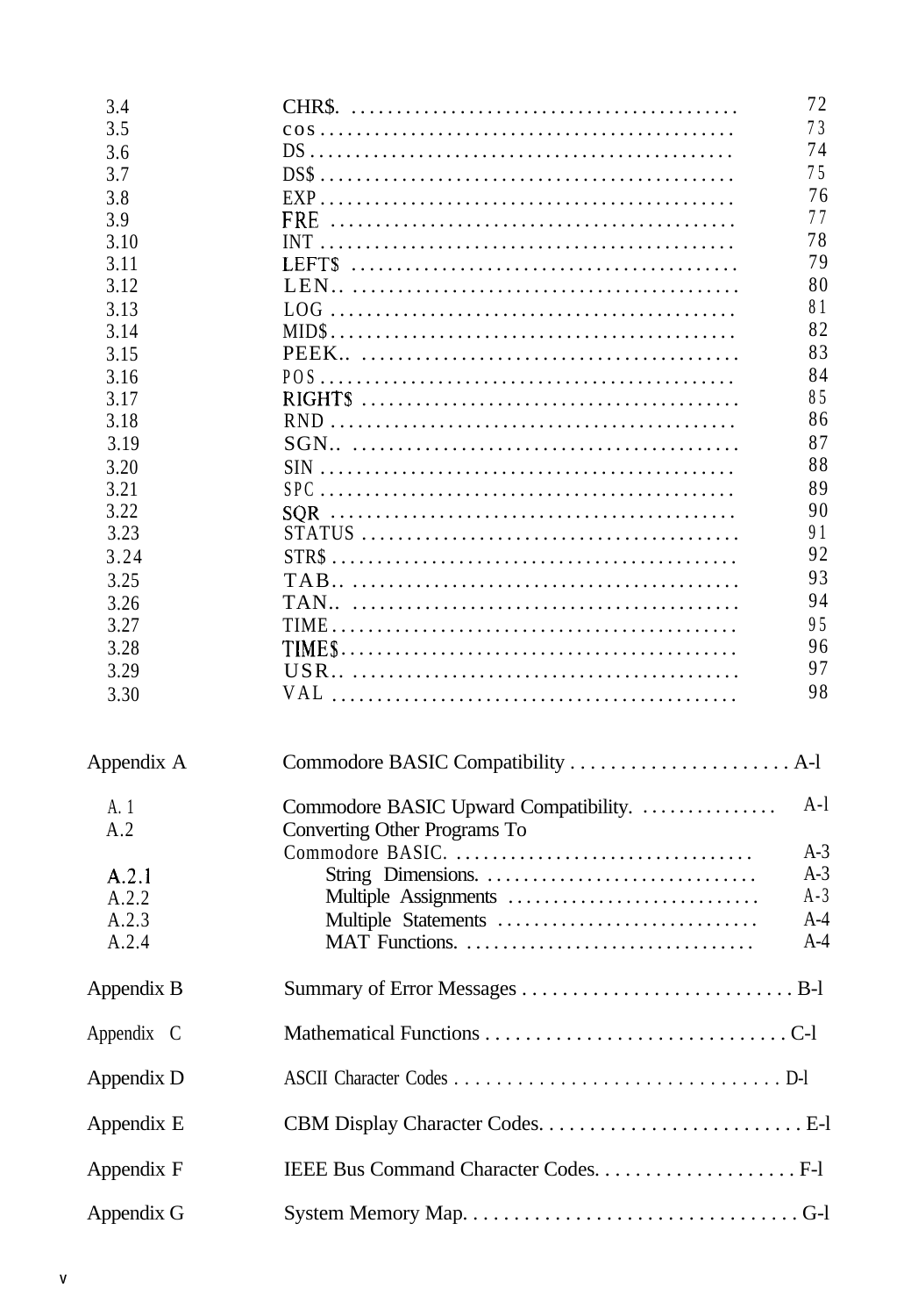| | | |
|---|---|---|
| 3.4 | CHR$ | 72 |
| 3.5 | COS | 73 |
| 3.6 | DS | 74 |
| 3.7 | DS$ | 75 |
| 3.8 | EXP | 76 |
| 3.9 | FRE | 77 |
| 3.10 | INT | 78 |
| 3.11 | LEFT$ | 79 |
| 3.12 | LEN | 80 |
| 3.13 | LOG | 81 |
| 3.14 | MID$ | 82 |
| 3.15 | PEEK | 83 |
| 3.16 | POS | 84 |
| 3.17 | RIGHT$ | 85 |
| 3.18 | RND | 86 |
| 3.19 | SGN | 87 |
| 3.20 | SIN | 88 |
| 3.21 | SPC | 89 |
| 3.22 | SQR | 90 |
| 3.23 | STATUS | 91 |
| 3.24 | STR$ | 92 |
| 3.25 | TAB | 93 |
| 3.26 | TAN | 94 |
| 3.27 | TIME | 95 |
| 3.28 | TIME$ | 96 |
| 3.29 | USR | 97 |
| 3.30 | VAL | 98 |

| | | |
|---|---|---|
| Appendix A | Commodore BASIC Compatibility | A-l |
| A.1 | Commodore BASIC Upward Compatibility. | A-l |
| A.2 | Converting Other Programs To Commodore BASIC. | A-3 |
| A.2.1 | String Dimensions. | A-3 |
| A.2.2 | Multiple Assignments | A-3 |
| A.2.3 | Multiple Statements | A-4 |
| A.2.4 | MAT Functions. | A-4 |
| Appendix B | Summary of Error Messages | B-l |
| Appendix C | Mathematical Functions | C-l |
| Appendix D | ASCII Character Codes | D-l |
| Appendix E | CBM Display Character Codes. | E-l |
| Appendix F | IEEE Bus Command Character Codes. | F-l |
| Appendix G | System Memory Map. | G-l |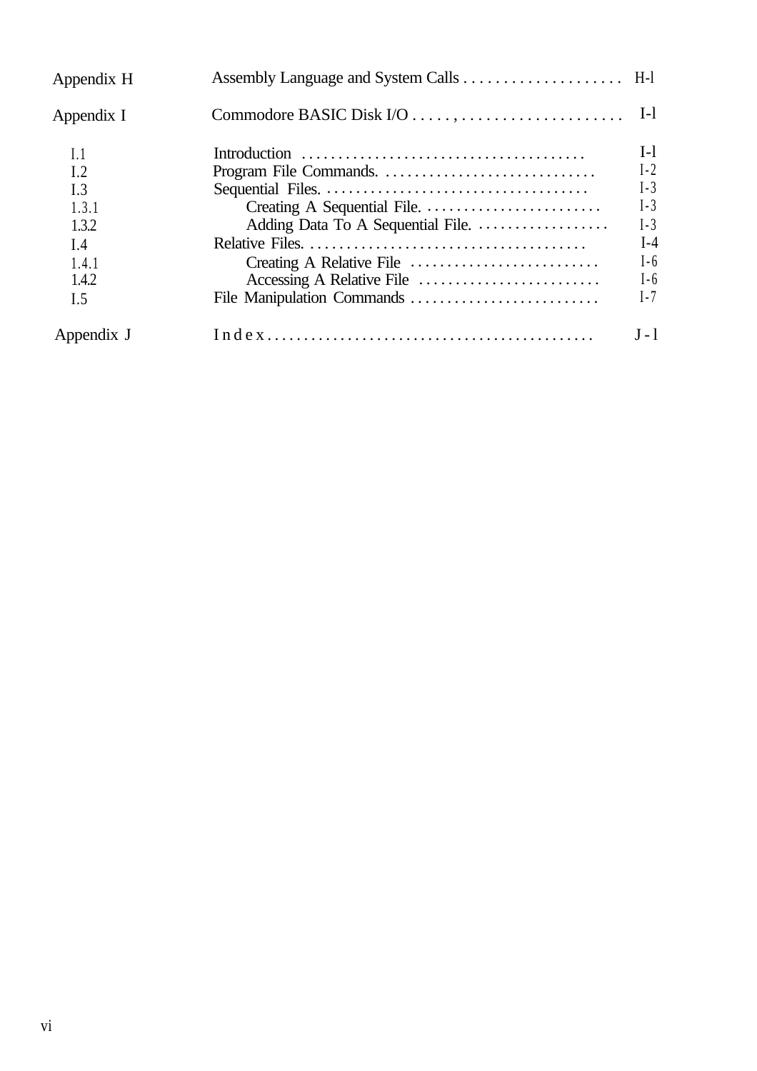| | | |
|---|---|---|
| Appendix H | Assembly Language and System Calls | H-l |
| Appendix I | Commodore BASIC Disk I/O | I-l |
| I.1 | Introduction | I-l |
| I.2 | Program File Commands. | I-2 |
| I.3 | Sequential Files. | I-3 |
| 1.3.1 | Creating A Sequential File. | I-3 |
| 1.3.2 | Adding Data To A Sequential File. | I-3 |
| I.4 | Relative Files. | I-4 |
| 1.4.1 | Creating A Relative File | I-6 |
| 1.4.2 | Accessing A Relative File | I-6 |
| I.5 | File Manipulation Commands | I-7 |
| Appendix J | Index | J-l |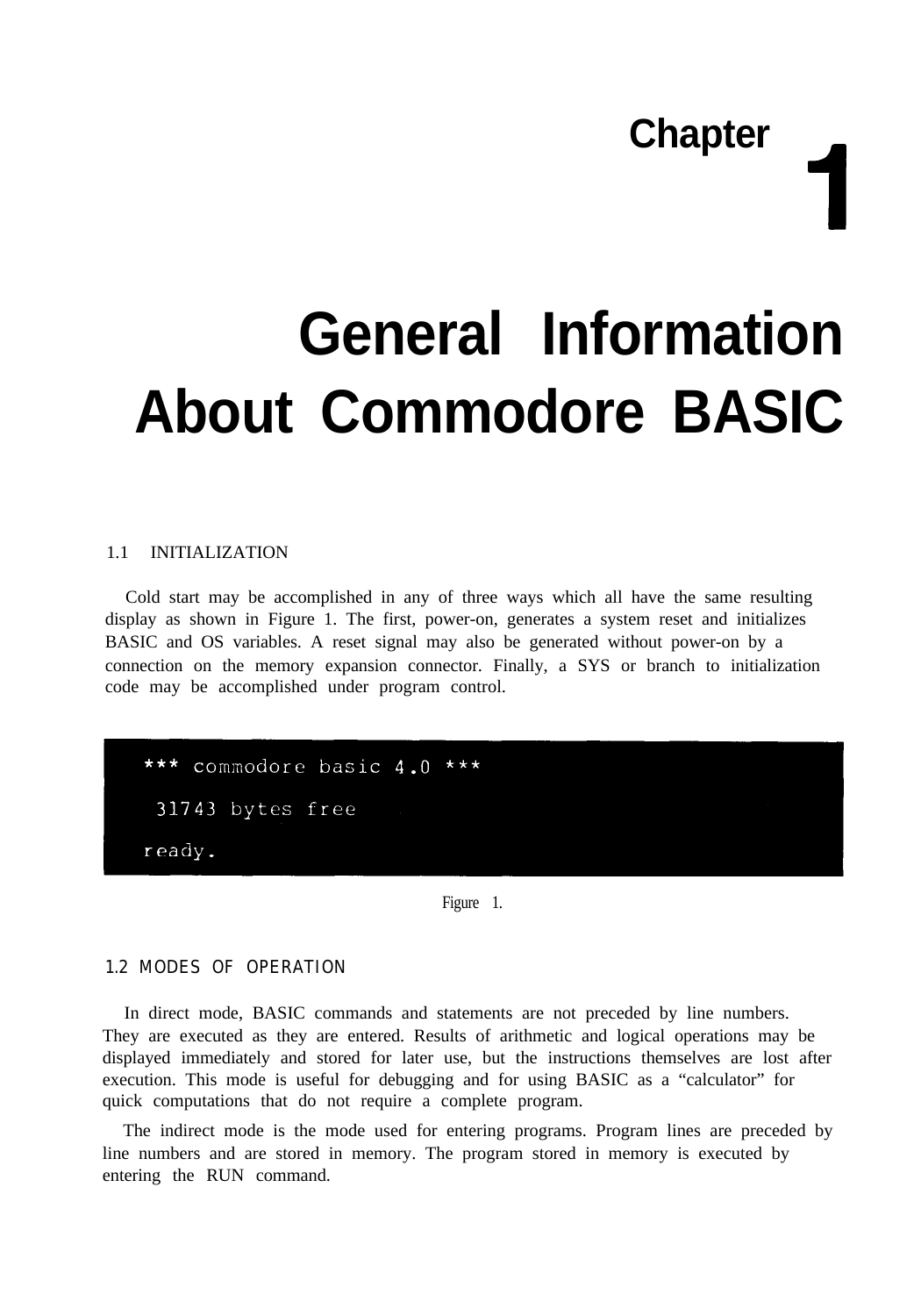# Chapter 1

# General Information About Commodore BASIC

## 1.1 INITIALIZATION

Cold start may be accomplished in any of three ways which all have the same resulting display as shown in Figure 1. The first, power-on, generates a system reset and initializes BASIC and OS variables. A reset signal may also be generated without power-on by a connection on the memory expansion connector. Finally, a SYS or branch to initialization code may be accomplished under program control.

```
*** commodore basic 4.0 ***

 31743 bytes free

ready.
```

Figure 1.

## 1.2 MODES OF OPERATION

In direct mode, BASIC commands and statements are not preceded by line numbers. They are executed as they are entered. Results of arithmetic and logical operations may be displayed immediately and stored for later use, but the instructions themselves are lost after execution. This mode is useful for debugging and for using BASIC as a "calculator" for quick computations that do not require a complete program.

The indirect mode is the mode used for entering programs. Program lines are preceded by line numbers and are stored in memory. The program stored in memory is executed by entering the RUN command.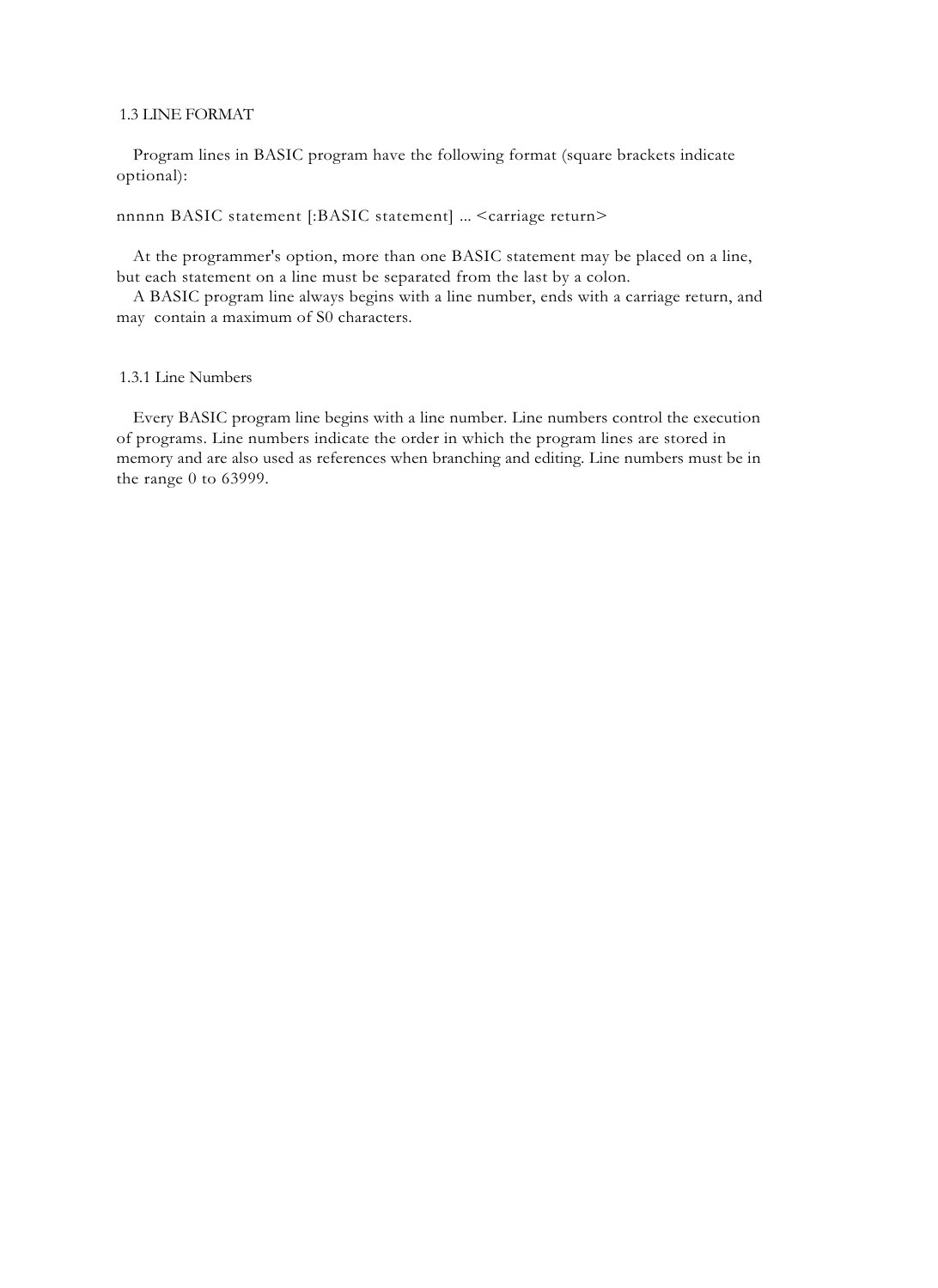## 1.3 LINE FORMAT

Program lines in BASIC program have the following format (square brackets indicate optional):

nnnnn BASIC statement [:BASIC statement] ... <carriage return>

At the programmer's option, more than one BASIC statement may be placed on a line, but each statement on a line must be separated from the last by a colon.

A BASIC program line always begins with a line number, ends with a carriage return, and may contain a maximum of S0 characters.

### 1.3.1 Line Numbers

Every BASIC program line begins with a line number. Line numbers control the execution of programs. Line numbers indicate the order in which the program lines are stored in memory and are also used as references when branching and editing. Line numbers must be in the range 0 to 63999.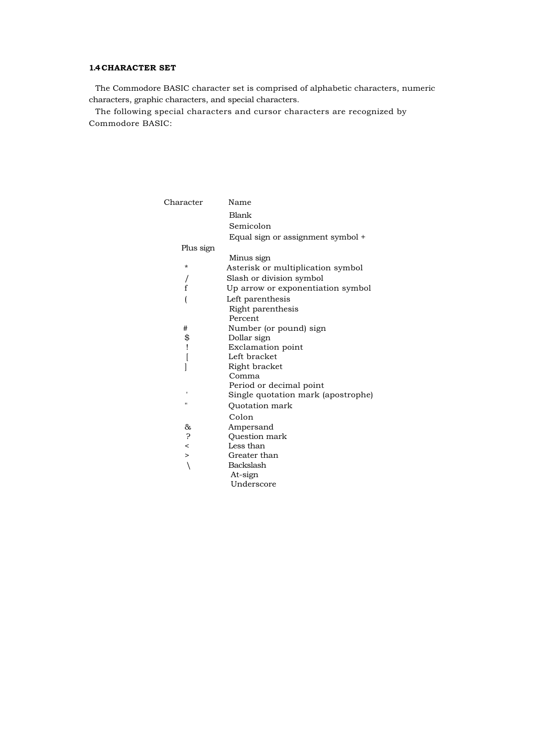### 1.4 CHARACTER SET

The Commodore BASIC character set is comprised of alphabetic characters, numeric characters, graphic characters, and special characters.

The following special characters and cursor characters are recognized by Commodore BASIC:

| Character | Name |
|---|---|
| | Blank |
| | Semicolon |
| | Equal sign or assignment symbol + |
| Plus sign | |
| | Minus sign |
| * | Asterisk or multiplication symbol |
| / | Slash or division symbol |
| f | Up arrow or exponentiation symbol |
| ( | Left parenthesis |
| | Right parenthesis |
| | Percent |
| # | Number (or pound) sign |
| $ | Dollar sign |
| ! | Exclamation point |
| [ | Left bracket |
| ] | Right bracket |
| | Comma |
| | Period or decimal point |
| ' | Single quotation mark (apostrophe) |
| " | Quotation mark |
| | Colon |
| & | Ampersand |
| ? | Question mark |
| < | Less than |
| > | Greater than |
| \ | Backslash |
| | At-sign |
| | Underscore |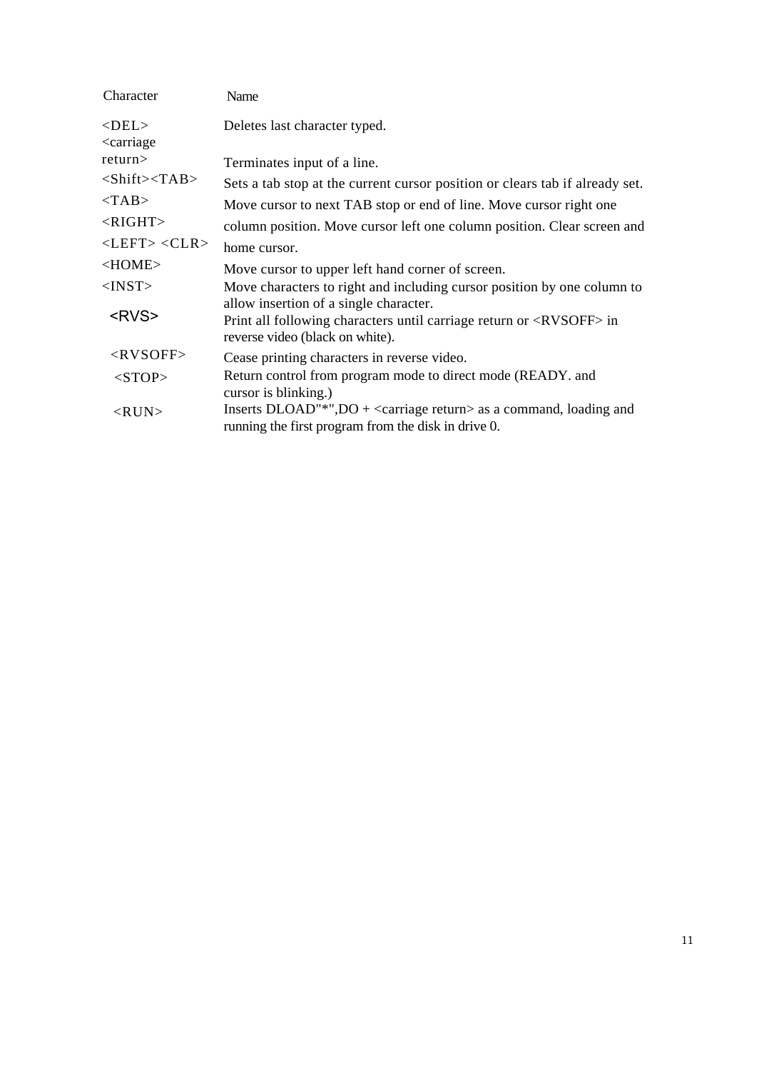| Character | Name |
| --- | --- |
| <DEL> | Deletes last character typed. |
| <carriage return> | Terminates input of a line. |
| <Shift><TAB> | Sets a tab stop at the current cursor position or clears tab if already set. |
| <TAB> | Move cursor to next TAB stop or end of line. |
| <RIGHT> | Move cursor right one column position. |
| <LEFT> | Move cursor left one column position. |
| <CLR> | Clear screen and home cursor. |
| <HOME> | Move cursor to upper left hand corner of screen. |
| <INST> | Move characters to right and including cursor position by one column to allow insertion of a single character. |
| <RVS> | Print all following characters until carriage return or <RVSOFF> in reverse video (black on white). |
| <RVSOFF> | Cease printing characters in reverse video. |
| <STOP> | Return control from program mode to direct mode (READY. and cursor is blinking.) |
| <RUN> | Inserts DLOAD"*",DO + <carriage return> as a command, loading and running the first program from the disk in drive 0. |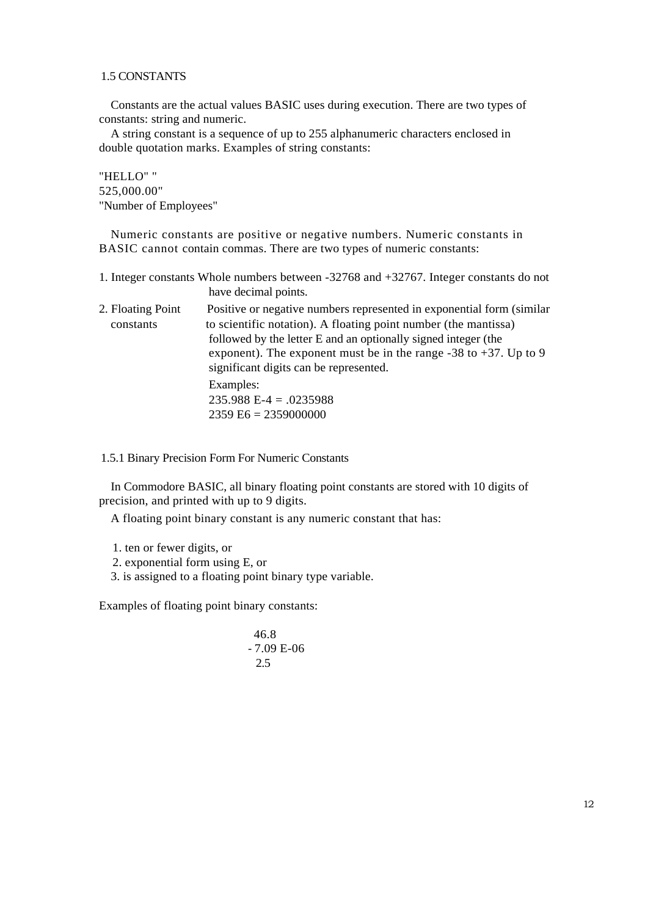## 1.5 CONSTANTS

Constants are the actual values BASIC uses during execution. There are two types of constants: string and numeric.

A string constant is a sequence of up to 255 alphanumeric characters enclosed in double quotation marks. Examples of string constants:

"HELLO" "
525,000.00"
"Number of Employees"

Numeric constants are positive or negative numbers. Numeric constants in BASIC cannot contain commas. There are two types of numeric constants:

1. Integer constants Whole numbers between -32768 and +32767. Integer constants do not have decimal points.
2. Floating Point constants Positive or negative numbers represented in exponential form (similar to scientific notation). A floating point number (the mantissa) followed by the letter E and an optionally signed integer (the exponent). The exponent must be in the range -38 to +37. Up to 9 significant digits can be represented.

   Examples:
   235.988 E-4 = .0235988
   2359 E6 = 2359000000

### 1.5.1 Binary Precision Form For Numeric Constants

In Commodore BASIC, all binary floating point constants are stored with 10 digits of precision, and printed with up to 9 digits.

A floating point binary constant is any numeric constant that has:

1. ten or fewer digits, or
2. exponential form using E, or
3. is assigned to a floating point binary type variable.

Examples of floating point binary constants:

46.8
- 7.09 E-06
2.5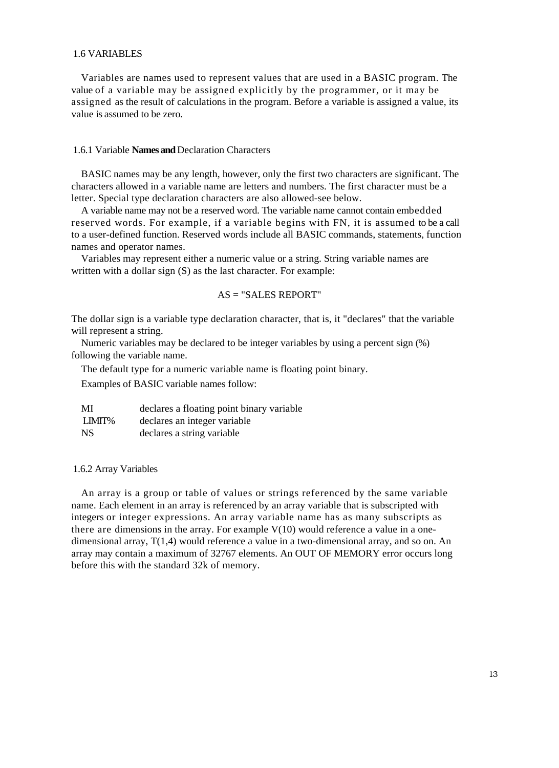## 1.6 VARIABLES

Variables are names used to represent values that are used in a BASIC program. The value of a variable may be assigned explicitly by the programmer, or it may be assigned as the result of calculations in the program. Before a variable is assigned a value, its value is assumed to be zero.

### 1.6.1 Variable **Names and** Declaration Characters

BASIC names may be any length, however, only the first two characters are significant. The characters allowed in a variable name are letters and numbers. The first character must be a letter. Special type declaration characters are also allowed-see below.

A variable name may not be a reserved word. The variable name cannot contain embedded reserved words. For example, if a variable begins with FN, it is assumed to be a call to a user-defined function. Reserved words include all BASIC commands, statements, function names and operator names.

Variables may represent either a numeric value or a string. String variable names are written with a dollar sign (S) as the last character. For example:

AS = "SALES REPORT"

The dollar sign is a variable type declaration character, that is, it "declares" that the variable will represent a string.

Numeric variables may be declared to be integer variables by using a percent sign (%) following the variable name.

The default type for a numeric variable name is floating point binary.

Examples of BASIC variable names follow:

| | |
|---|---|
| MI | declares a floating point binary variable |
| LIMIT% | declares an integer variable |
| NS | declares a string variable |

### 1.6.2 Array Variables

An array is a group or table of values or strings referenced by the same variable name. Each element in an array is referenced by an array variable that is subscripted with integers or integer expressions. An array variable name has as many subscripts as there are dimensions in the array. For example V(10) would reference a value in a one-dimensional array, T(1,4) would reference a value in a two-dimensional array, and so on. An array may contain a maximum of 32767 elements. An OUT OF MEMORY error occurs long before this with the standard 32k of memory.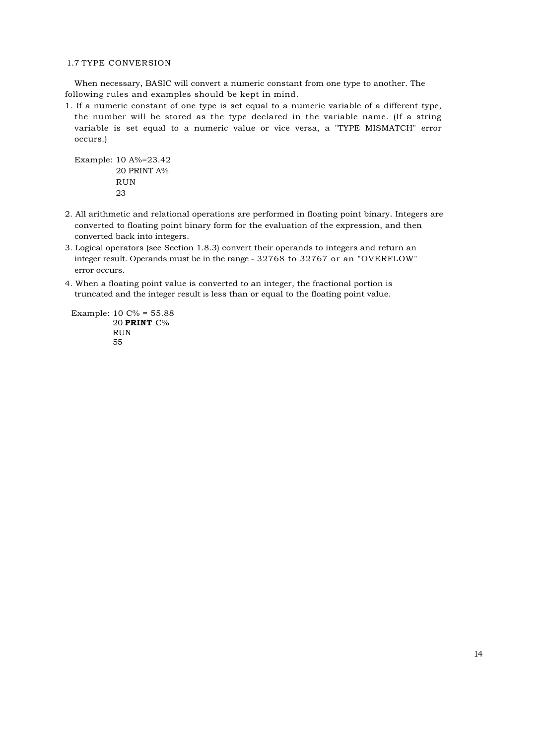## 1.7 TYPE CONVERSION

When necessary, BASIC will convert a numeric constant from one type to another. The following rules and examples should be kept in mind.

1. If a numeric constant of one type is set equal to a numeric variable of a different type, the number will be stored as the type declared in the variable name. (If a string variable is set equal to a numeric value or vice versa, a "TYPE MISMATCH" error occurs.)

   Example:
   ```
   10 A%=23.42
   20 PRINT A%
   RUN
   23
   ```

2. All arithmetic and relational operations are performed in floating point binary. Integers are converted to floating point binary form for the evaluation of the expression, and then converted back into integers.
3. Logical operators (see Section 1.8.3) convert their operands to integers and return an integer result. Operands must be in the range - 32768 to 32767 or an "OVERFLOW" error occurs.
4. When a floating point value is converted to an integer, the fractional portion is truncated and the integer result is less than or equal to the floating point value.

   Example:
   ```
   10 C% = 55.88
   20 PRINT C%
   RUN
   55
   ```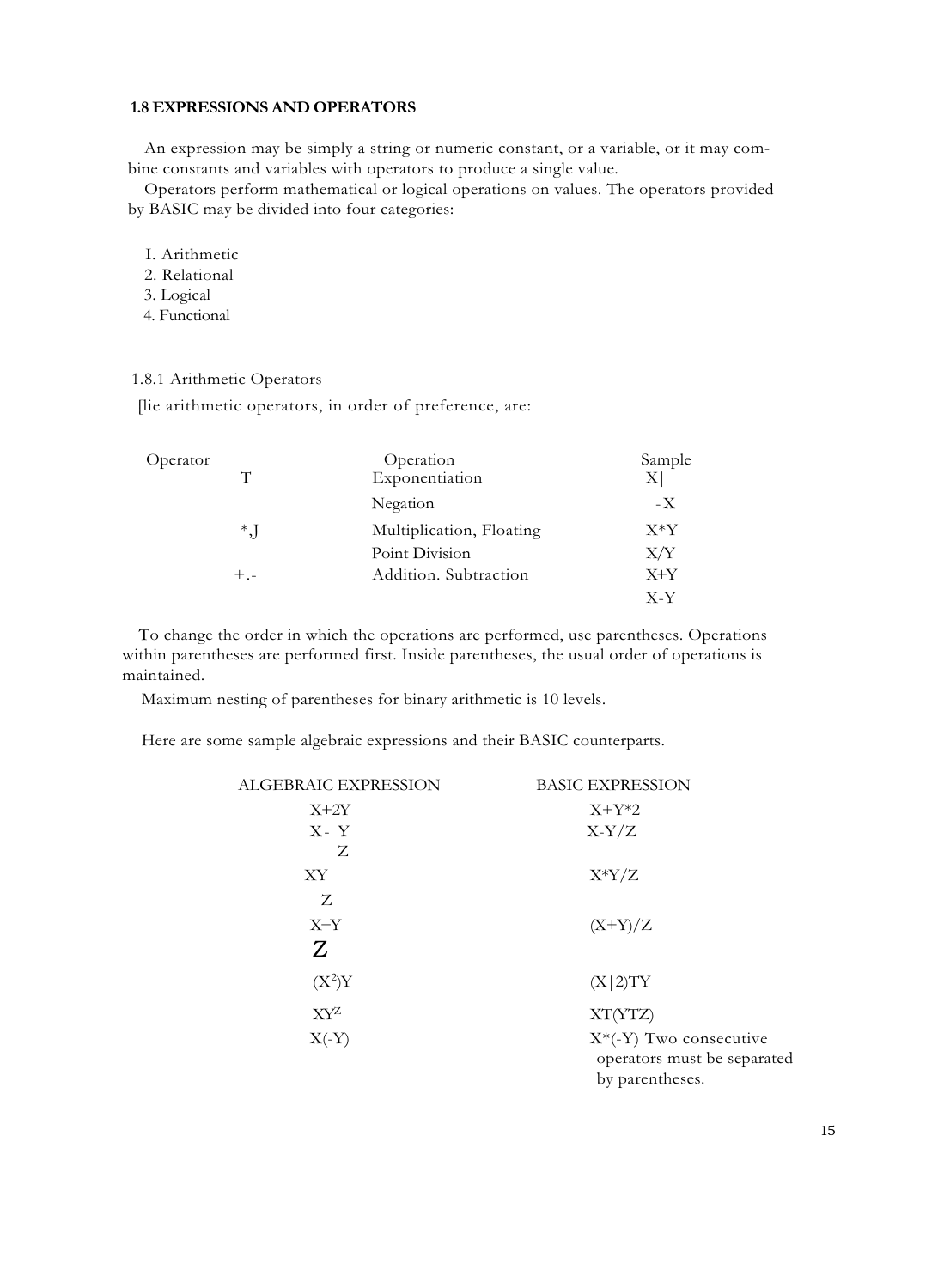### 1.8 EXPRESSIONS AND OPERATORS

An expression may be simply a string or numeric constant, or a variable, or it may combine constants and variables with operators to produce a single value.

Operators perform mathematical or logical operations on values. The operators provided by BASIC may be divided into four categories:

I. Arithmetic
2. Relational
3. Logical
4. Functional

#### 1.8.1 Arithmetic Operators

[lie arithmetic operators, in order of preference, are:

| Operator | Operation | Sample |
|---|---|---|
| T | Exponentiation | X\| |
| | Negation | -X |
| *,J | Multiplication, Floating Point Division | X*Y<br>X/Y |
| +.- | Addition. Subtraction | X+Y<br>X-Y |

To change the order in which the operations are performed, use parentheses. Operations within parentheses are performed first. Inside parentheses, the usual order of operations is maintained.

Maximum nesting of parentheses for binary arithmetic is 10 levels.

Here are some sample algebraic expressions and their BASIC counterparts.

| ALGEBRAIC EXPRESSION | BASIC EXPRESSION |
|---|---|
| X+2Y | X+Y*2 |
| $X-\frac{Y}{Z}$ | X-Y/Z |
| $\frac{XY}{Z}$ | X*Y/Z |
| $\frac{X+Y}{Z}$ | (X+Y)/Z |
| $(X^2)Y$ | (X\|2)TY |
| $XY^Z$ | XT(YTZ) |
| X(-Y) | X*(-Y) Two consecutive operators must be separated by parentheses. |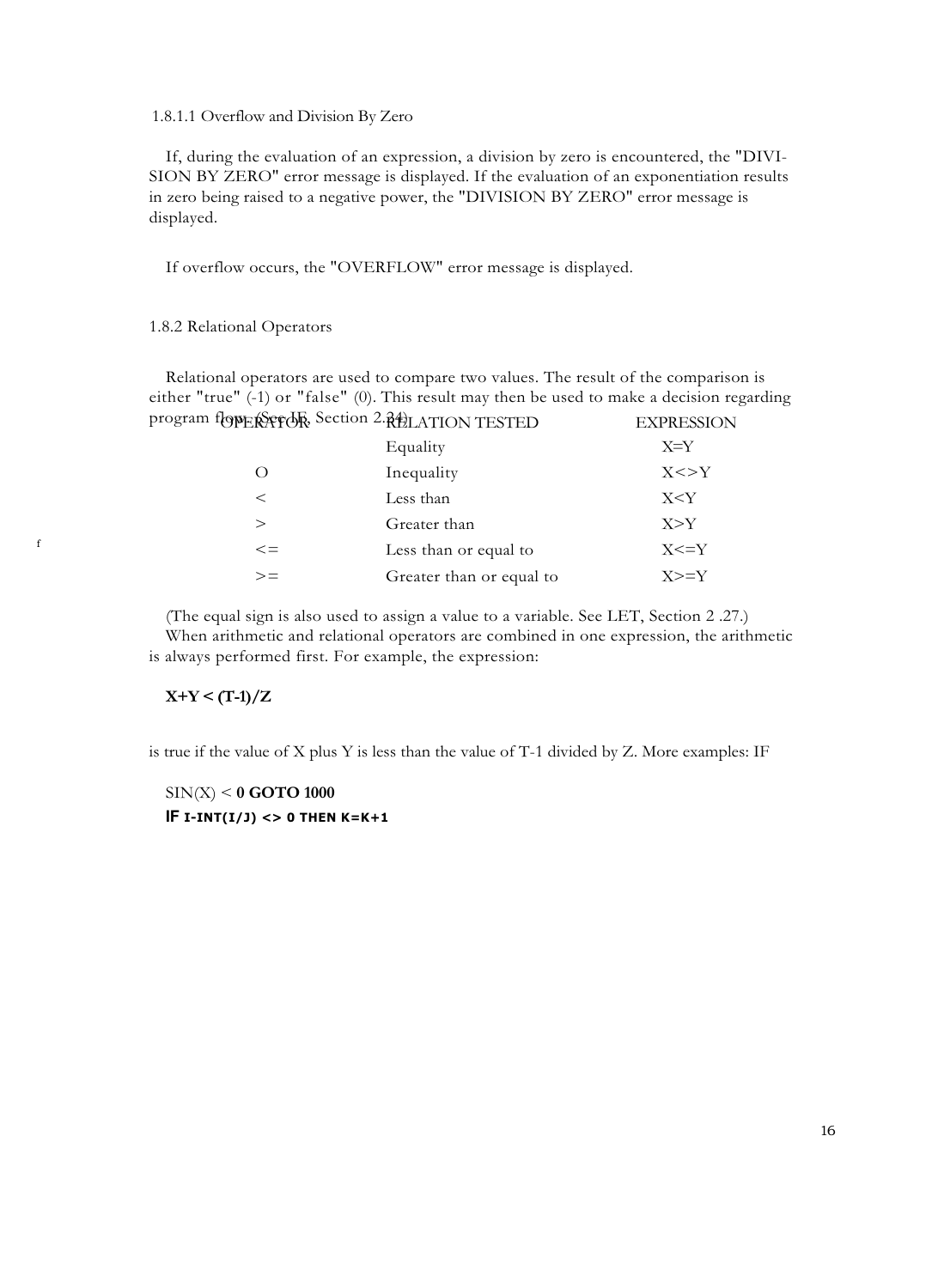1.8.1.1 Overflow and Division By Zero

If, during the evaluation of an expression, a division by zero is encountered, the "DIVISION BY ZERO" error message is displayed. If the evaluation of an exponentiation results in zero being raised to a negative power, the "DIVISION BY ZERO" error message is displayed.

If overflow occurs, the "OVERFLOW" error message is displayed.

1.8.2 Relational Operators

Relational operators are used to compare two values. The result of the comparison is either "true" (-1) or "false" (0). This result may then be used to make a decision regarding program flow. (See IF, Section 2.24)

| OPERATOR | RELATION TESTED | EXPRESSION |
|---|---|---|
| = | Equality | X=Y |
| <> | Inequality | X<>Y |
| < | Less than | X<Y |
| > | Greater than | X>Y |
| <= | Less than or equal to | X<=Y |
| >= | Greater than or equal to | X>=Y |

(The equal sign is also used to assign a value to a variable. See LET, Section 2 .27.)

When arithmetic and relational operators are combined in one expression, the arithmetic is always performed first. For example, the expression:

```
X+Y < (T-1)/Z
```

is true if the value of X plus Y is less than the value of T-1 divided by Z. More examples:

```
IF SIN(X) < 0 GOTO 1000
IF I-INT(I/J) <> 0 THEN K=K+1
```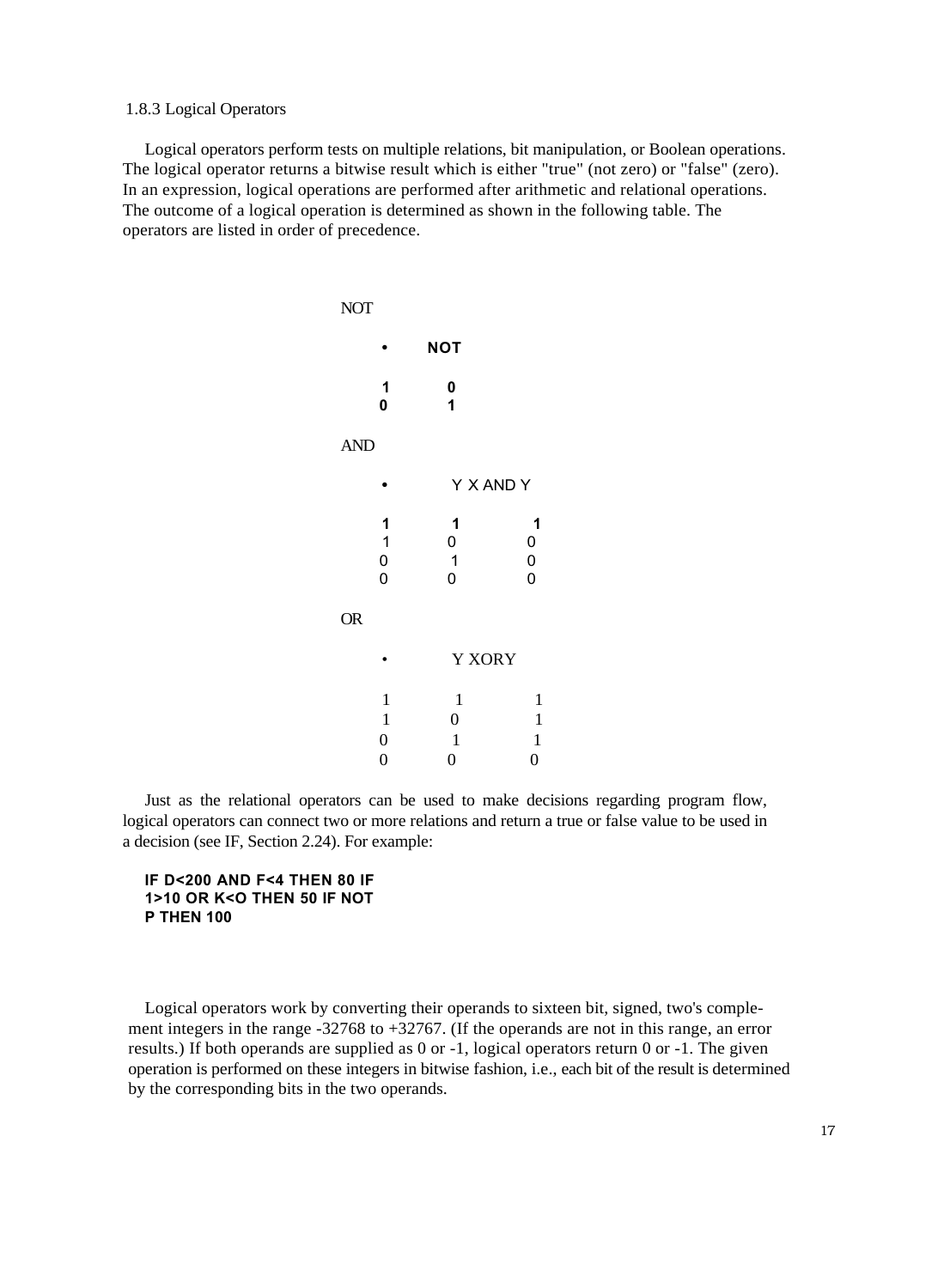1.8.3 Logical Operators

Logical operators perform tests on multiple relations, bit manipulation, or Boolean operations. The logical operator returns a bitwise result which is either "true" (not zero) or "false" (zero). In an expression, logical operations are performed after arithmetic and relational operations. The outcome of a logical operation is determined as shown in the following table. The operators are listed in order of precedence.

NOT

| • | NOT |
|---|---|
| 1 | 0 |
| 0 | 1 |

AND

| • | Y | X AND Y |
|---|---|---|
| 1 | 1 | 1 |
| 1 | 0 | 0 |
| 0 | 1 | 0 |
| 0 | 0 | 0 |

OR

| • | Y | XORY |
|---|---|---|
| 1 | 1 | 1 |
| 1 | 0 | 1 |
| 0 | 1 | 1 |
| 0 | 0 | 0 |

Just as the relational operators can be used to make decisions regarding program flow, logical operators can connect two or more relations and return a true or false value to be used in a decision (see IF, Section 2.24). For example:

```
IF D<200 AND F<4 THEN 80 IF
1>10 OR K<O THEN 50 IF NOT
P THEN 100
```

Logical operators work by converting their operands to sixteen bit, signed, two's complement integers in the range -32768 to +32767. (If the operands are not in this range, an error results.) If both operands are supplied as 0 or -1, logical operators return 0 or -1. The given operation is performed on these integers in bitwise fashion, i.e., each bit of the result is determined by the corresponding bits in the two operands.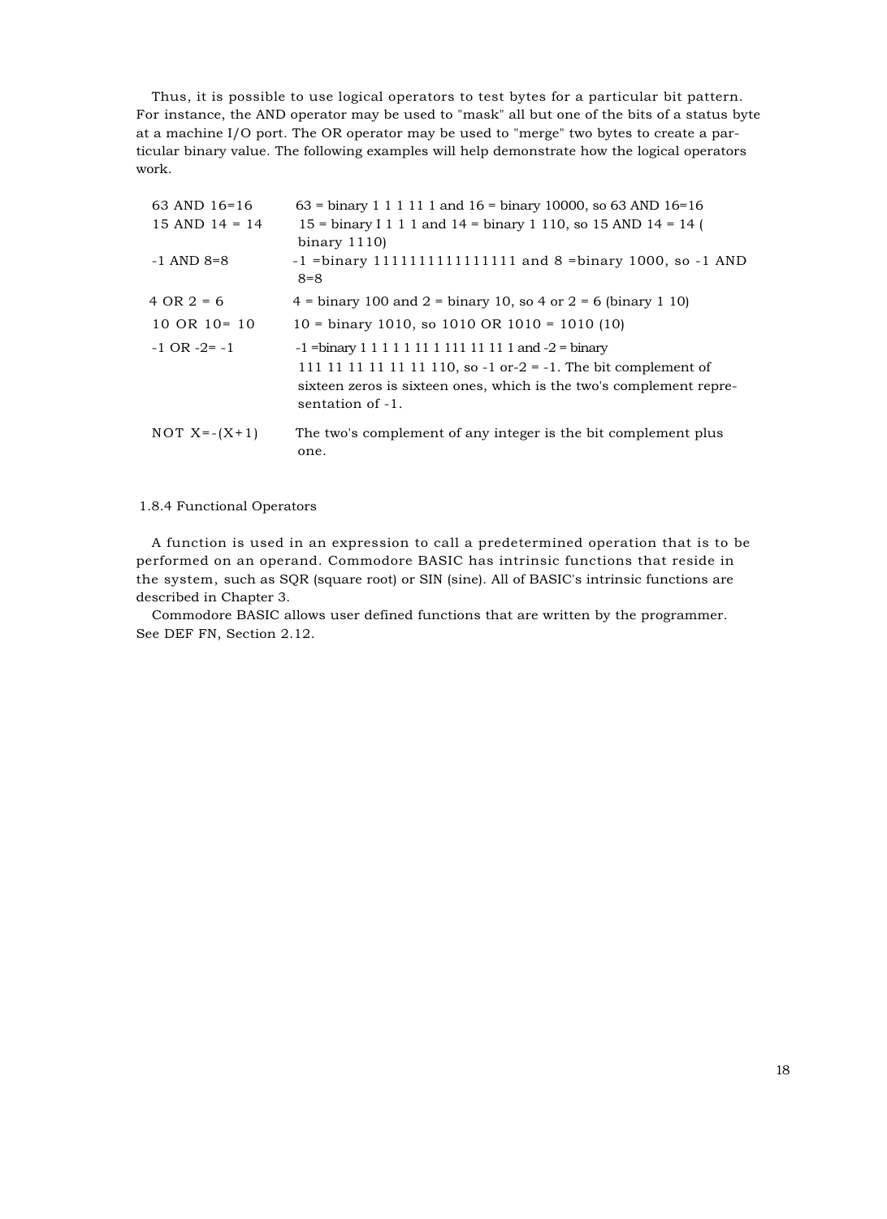Thus, it is possible to use logical operators to test bytes for a particular bit pattern. For instance, the AND operator may be used to "mask" all but one of the bits of a status byte at a machine I/O port. The OR operator may be used to "merge" two bytes to create a particular binary value. The following examples will help demonstrate how the logical operators work.

| | |
|---|---|
| 63 AND 16=16 | 63 = binary 1 1 1 11 1 and 16 = binary 10000, so 63 AND 16=16 |
| 15 AND 14 = 14 | 15 = binary I 1 1 1 and 14 = binary 1 110, so 15 AND 14 = 14 ( binary 1110) |
| -1 AND 8=8 | -1 =binary 1111111111111111 and 8 =binary 1000, so -1 AND 8=8 |
| 4 OR 2 = 6 | 4 = binary 100 and 2 = binary 10, so 4 or 2 = 6 (binary 1 10) |
| 10 OR 10= 10 | 10 = binary 1010, so 1010 OR 1010 = 1010 (10) |
| -1 OR -2= -1 | -1 =binary 1 1 1 1 1 11 1 111 11 11 1 and -2 = binary 111 11 11 11 11 11 110, so -1 or-2 = -1. The bit complement of sixteen zeros is sixteen ones, which is the two's complement representation of -1. |
| NOT X=-(X+1) | The two's complement of any integer is the bit complement plus one. |

### 1.8.4 Functional Operators

A function is used in an expression to call a predetermined operation that is to be performed on an operand. Commodore BASIC has intrinsic functions that reside in the system, such as SQR (square root) or SIN (sine). All of BASIC's intrinsic functions are described in Chapter 3.

Commodore BASIC allows user defined functions that are written by the programmer. See DEF FN, Section 2.12.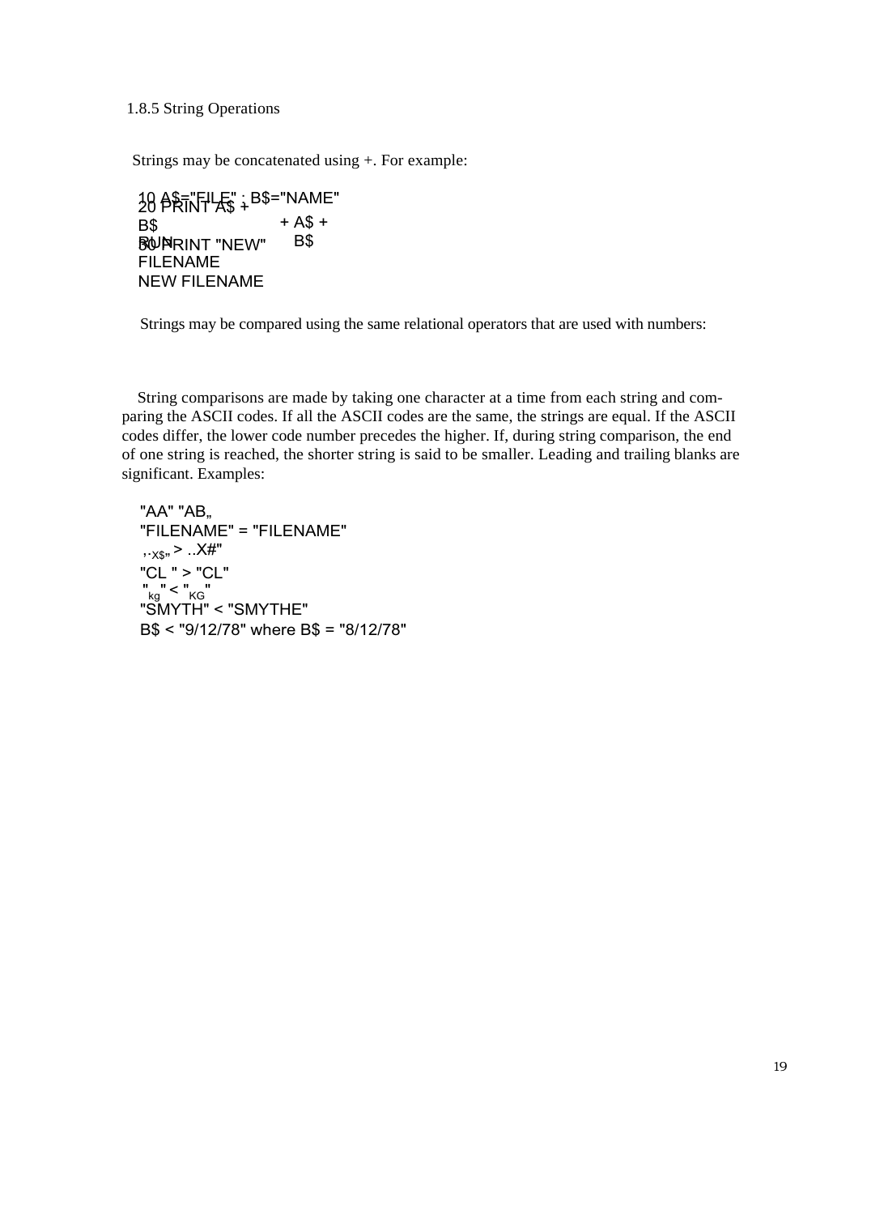### 1.8.5 String Operations

Strings may be concatenated using +. For example:

```
10 A$="FILE" : B$="NAME"
20 PRINT A$ + B$
30 PRINT "NEW" + A$ + B$
RUN
FILENAME
NEW FILENAME
```

Strings may be compared using the same relational operators that are used with numbers:

String comparisons are made by taking one character at a time from each string and comparing the ASCII codes. If all the ASCII codes are the same, the strings are equal. If the ASCII codes differ, the lower code number precedes the higher. If, during string comparison, the end of one string is reached, the shorter string is said to be smaller. Leading and trailing blanks are significant. Examples:

```
"AA" "AB„
"FILENAME" = "FILENAME"
,·X$„ > ..X#"
"CL " > "CL"
"kg" < "KG"
"SMYTH" < "SMYTHE"
B$ < "9/12/78" where B$ = "8/12/78"
```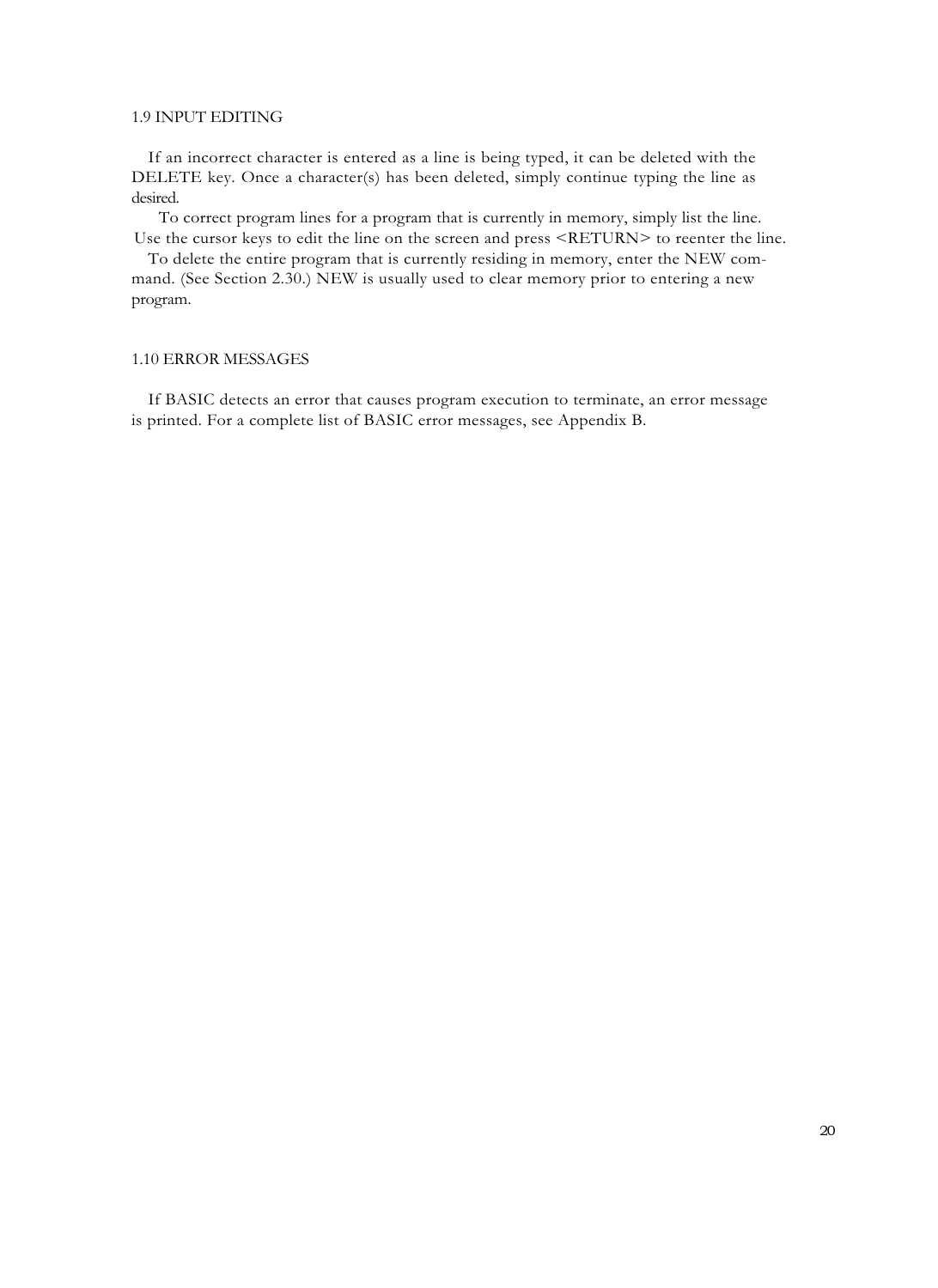## 1.9 INPUT EDITING

If an incorrect character is entered as a line is being typed, it can be deleted with the DELETE key. Once a character(s) has been deleted, simply continue typing the line as desired.

To correct program lines for a program that is currently in memory, simply list the line. Use the cursor keys to edit the line on the screen and press <RETURN> to reenter the line.

To delete the entire program that is currently residing in memory, enter the NEW command. (See Section 2.30.) NEW is usually used to clear memory prior to entering a new program.

## 1.10 ERROR MESSAGES

If BASIC detects an error that causes program execution to terminate, an error message is printed. For a complete list of BASIC error messages, see Appendix B.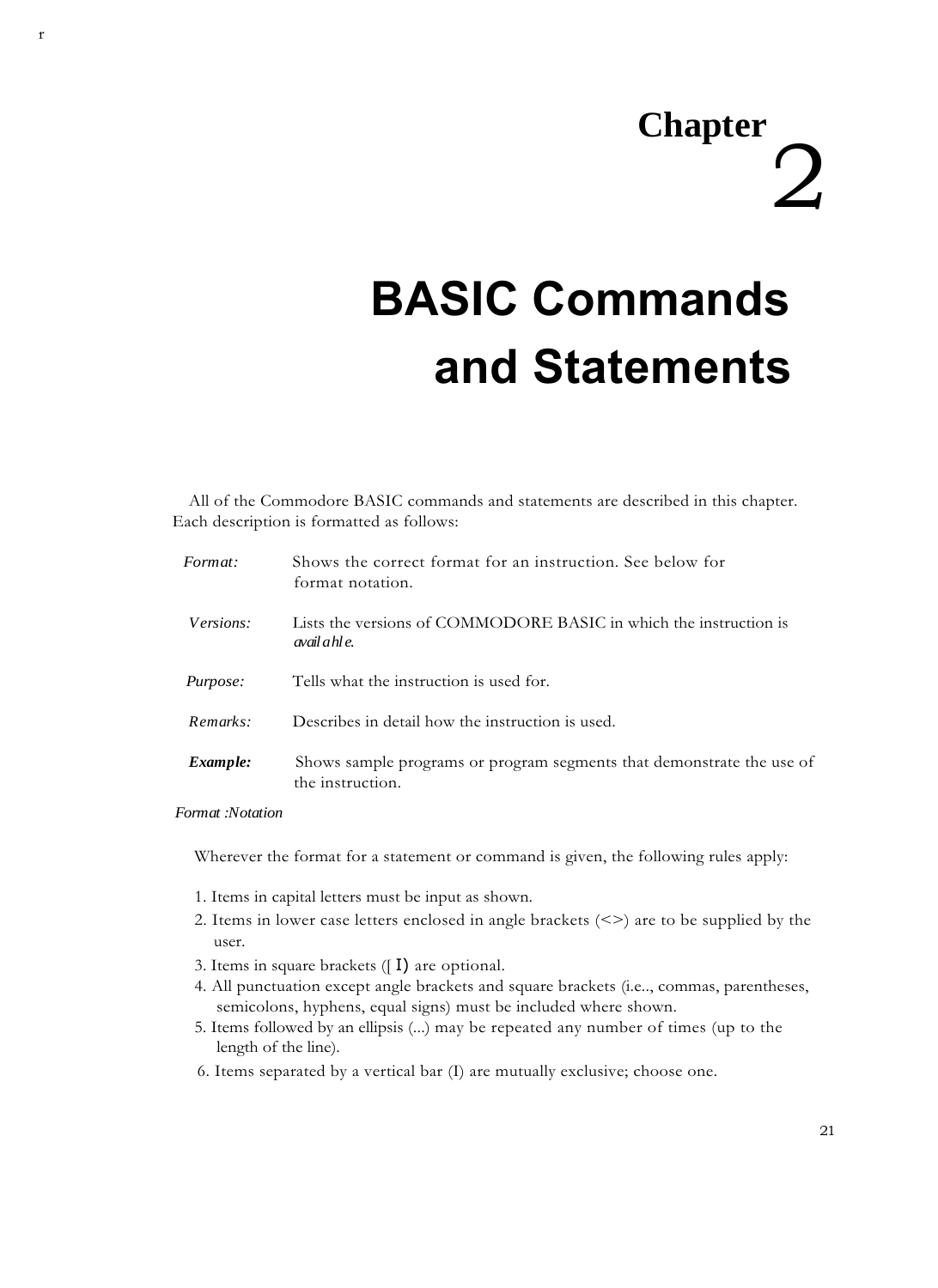# Chapter 2

# BASIC Commands and Statements

All of the Commodore BASIC commands and statements are described in this chapter. Each description is formatted as follows:

| | |
|---|---|
| *Format:* | Shows the correct format for an instruction. See below for format notation. |
| *Versions:* | Lists the versions of COMMODORE BASIC in which the instruction is available. |
| *Purpose:* | Tells what the instruction is used for. |
| *Remarks:* | Describes in detail how the instruction is used. |
| ***Example:*** | Shows sample programs or program segments that demonstrate the use of the instruction. |

*Format :Notation*

Wherever the format for a statement or command is given, the following rules apply:

1. Items in capital letters must be input as shown.
2. Items in lower case letters enclosed in angle brackets (<>) are to be supplied by the user.
3. Items in square brackets ([ ]) are optional.
4. All punctuation except angle brackets and square brackets (i.e.., commas, parentheses, semicolons, hyphens, equal signs) must be included where shown.
5. Items followed by an ellipsis (...) may be repeated any number of times (up to the length of the line).
6. Items separated by a vertical bar (I) are mutually exclusive; choose one.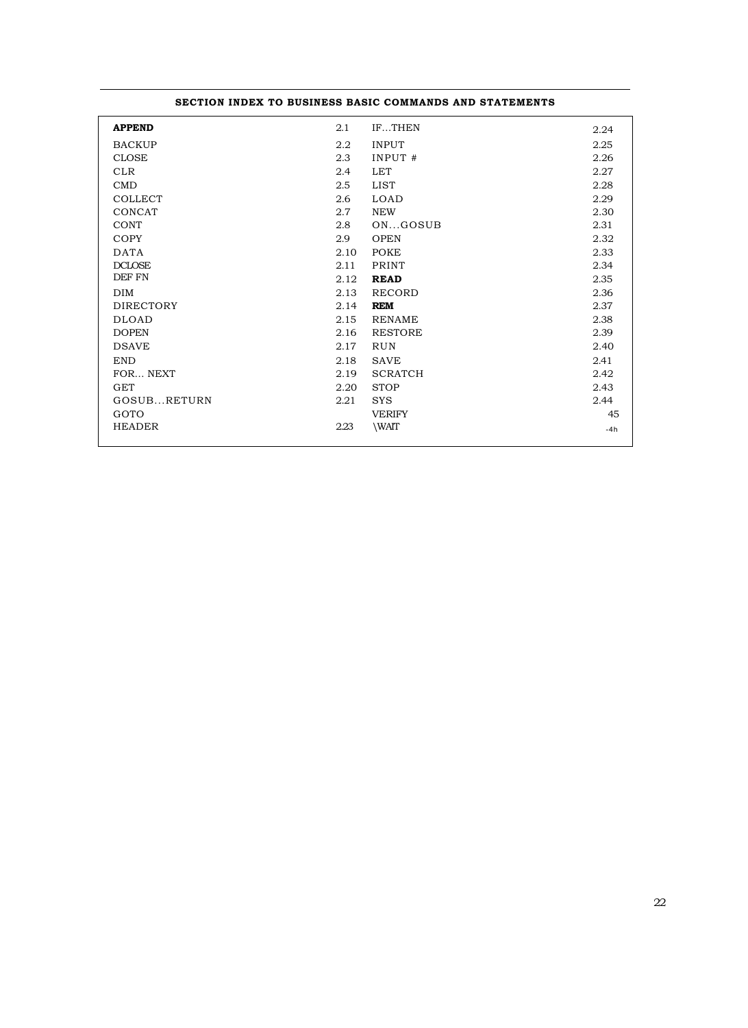## SECTION INDEX TO BUSINESS BASIC COMMANDS AND STATEMENTS

| | | | |
|---|---|---|---|
| **APPEND** | 2.1 | IF...THEN | 2.24 |
| BACKUP | 2.2 | INPUT | 2.25 |
| CLOSE | 2.3 | INPUT # | 2.26 |
| CLR | 2.4 | LET | 2.27 |
| CMD | 2.5 | LIST | 2.28 |
| COLLECT | 2.6 | LOAD | 2.29 |
| CONCAT | 2.7 | NEW | 2.30 |
| CONT | 2.8 | ON...GOSUB | 2.31 |
| COPY | 2.9 | OPEN | 2.32 |
| DATA | 2.10 | POKE | 2.33 |
| DCLOSE | 2.11 | PRINT | 2.34 |
| DEF FN | 2.12 | **READ** | 2.35 |
| DIM | 2.13 | RECORD | 2.36 |
| DIRECTORY | 2.14 | **REM** | 2.37 |
| DLOAD | 2.15 | RENAME | 2.38 |
| DOPEN | 2.16 | RESTORE | 2.39 |
| DSAVE | 2.17 | RUN | 2.40 |
| END | 2.18 | SAVE | 2.41 |
| FOR... NEXT | 2.19 | SCRATCH | 2.42 |
| GET | 2.20 | STOP | 2.43 |
| GOSUB...RETURN | 2.21 | SYS | 2.44 |
| GOTO | | VERIFY | 45 |
| HEADER | 2.23 | \WAIT | -4h |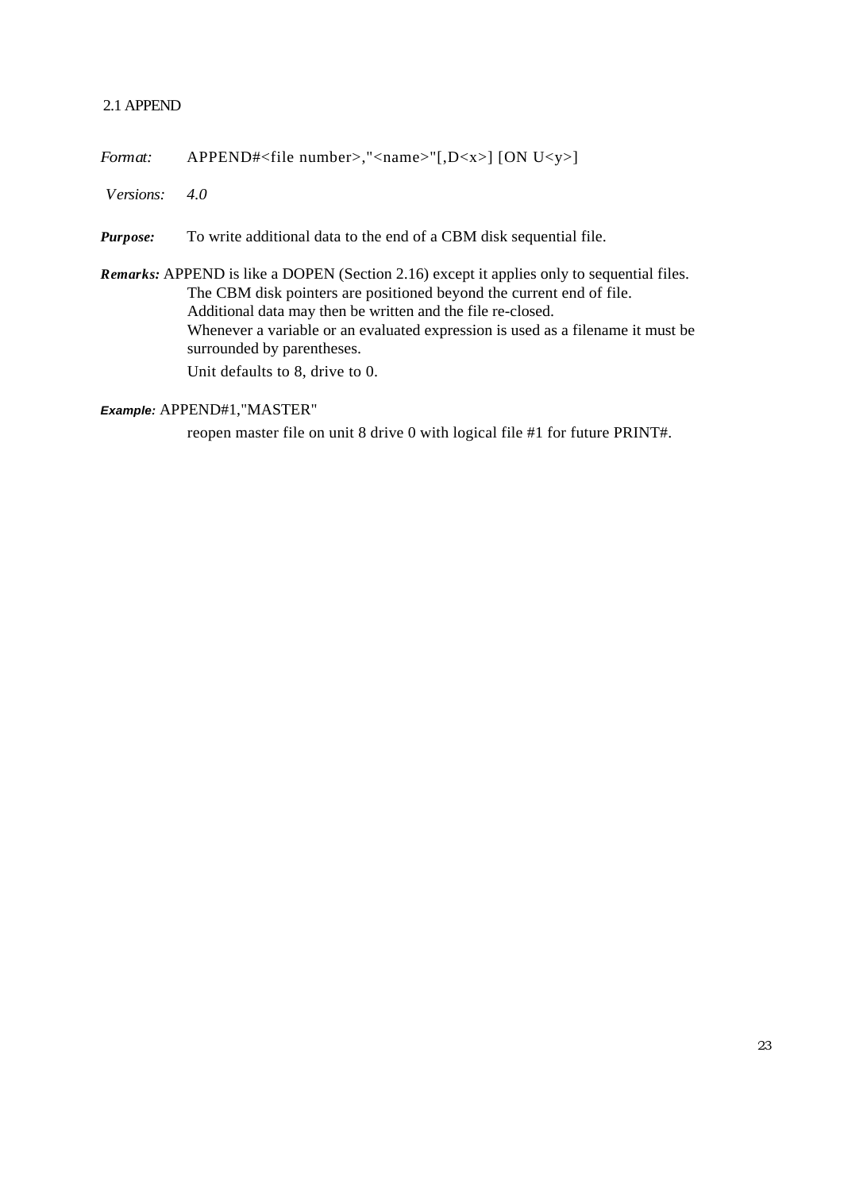## 2.1 APPEND

*Format:* APPEND#<file number>,"<name>"[,D<x>] [ON U<y>]

*Versions:* *4.0*

***Purpose:*** To write additional data to the end of a CBM disk sequential file.

***Remarks:*** APPEND is like a DOPEN (Section 2.16) except it applies only to sequential files.
The CBM disk pointers are positioned beyond the current end of file.
Additional data may then be written and the file re-closed.
Whenever a variable or an evaluated expression is used as a filename it must be surrounded by parentheses.

Unit defaults to 8, drive to 0.

***Example:*** APPEND#1,"MASTER"

reopen master file on unit 8 drive 0 with logical file #1 for future PRINT#.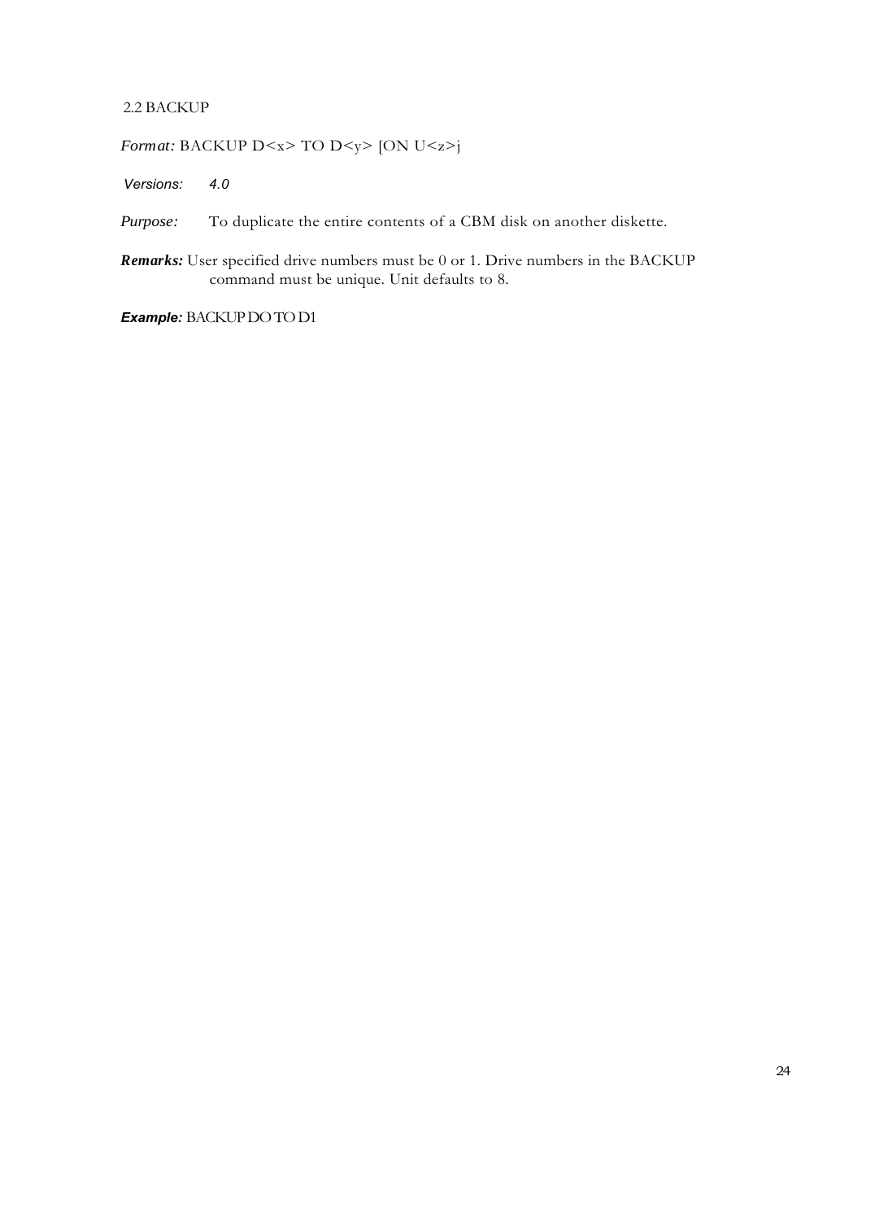## 2.2 BACKUP

*Format:* BACKUP D<x> TO D<y> [ON U<z>j

*Versions:* *4.0*

*Purpose:* To duplicate the entire contents of a CBM disk on another diskette.

***Remarks:*** User specified drive numbers must be 0 or 1. Drive numbers in the BACKUP command must be unique. Unit defaults to 8.

***Example:*** BACKUP DO TO D1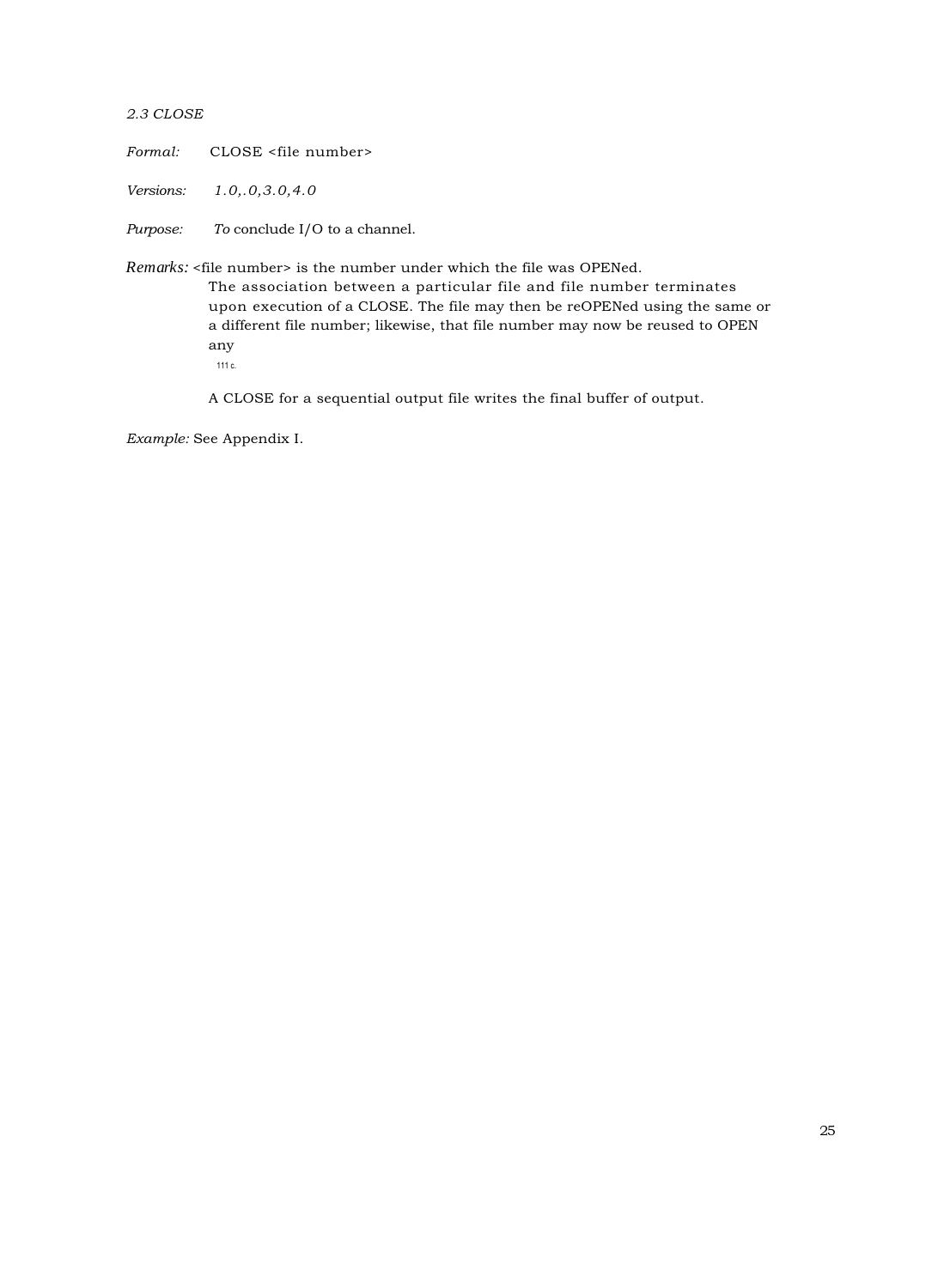*2.3 CLOSE*

*Formal:* CLOSE <file number>

*Versions:* *1.0,.0,3.0,4.0*

*Purpose:* *To* conclude I/O to a channel.

*Remarks:* <file number> is the number under which the file was OPENed.
The association between a particular file and file number terminates upon execution of a CLOSE. The file may then be reOPENed using the same or a different file number; likewise, that file number may now be reused to OPEN any
111 c.

A CLOSE for a sequential output file writes the final buffer of output.

*Example:* See Appendix I.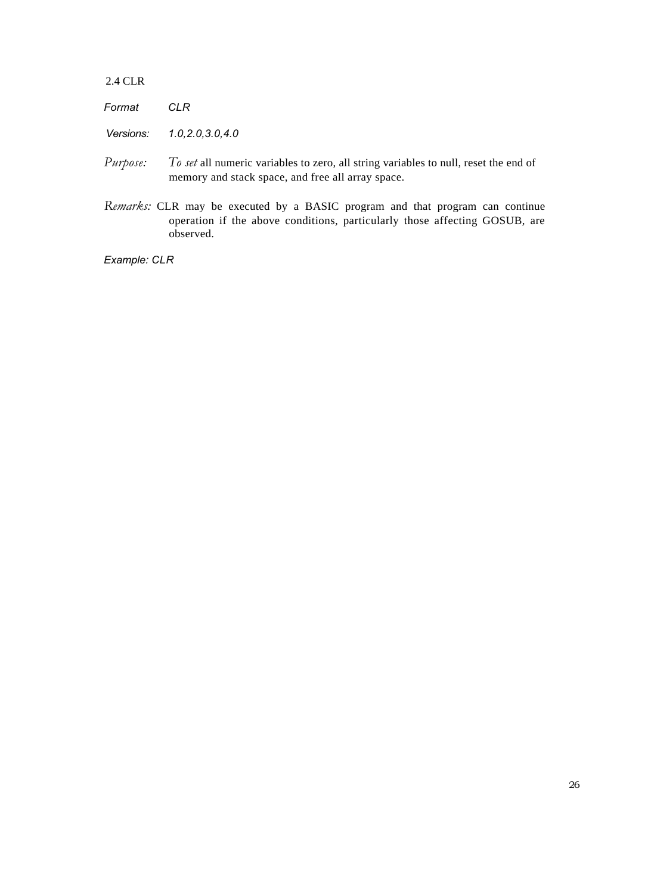## 2.4 CLR

*Format* *CLR*

*Versions:* *1.0,2.0,3.0,4.0*

*Purpose:* *To set* all numeric variables to zero, all string variables to null, reset the end of memory and stack space, and free all array space.

*Remarks:* CLR may be executed by a BASIC program and that program can continue operation if the above conditions, particularly those affecting GOSUB, are observed.

*Example: CLR*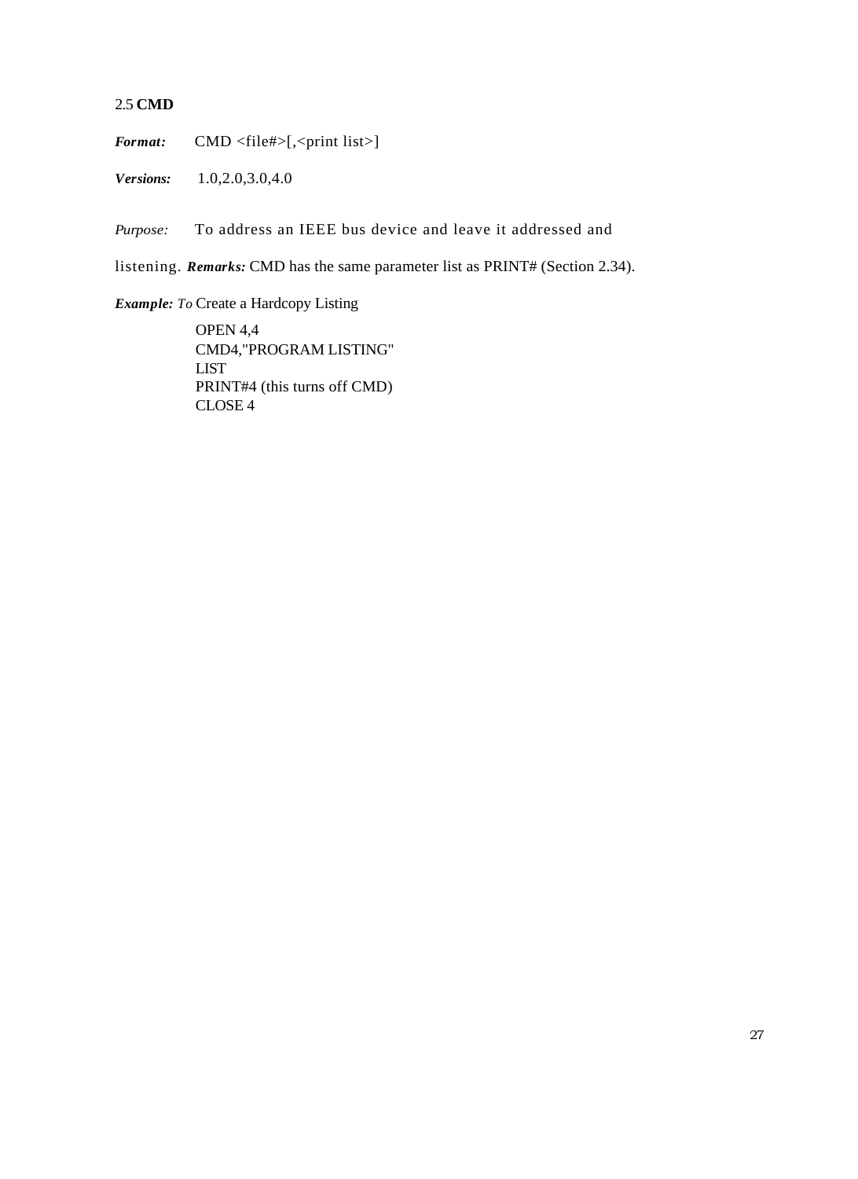## 2.5 **CMD**

***Format:*** CMD <file#>[,<print list>]

***Versions:*** 1.0,2.0,3.0,4.0

*Purpose:* To address an IEEE bus device and leave it addressed and listening.

***Remarks:*** CMD has the same parameter list as PRINT# (Section 2.34).

***Example:*** *To* Create a Hardcopy Listing

```
OPEN 4,4
CMD4,"PROGRAM LISTING"
LIST
PRINT#4 (this turns off CMD)
CLOSE 4
```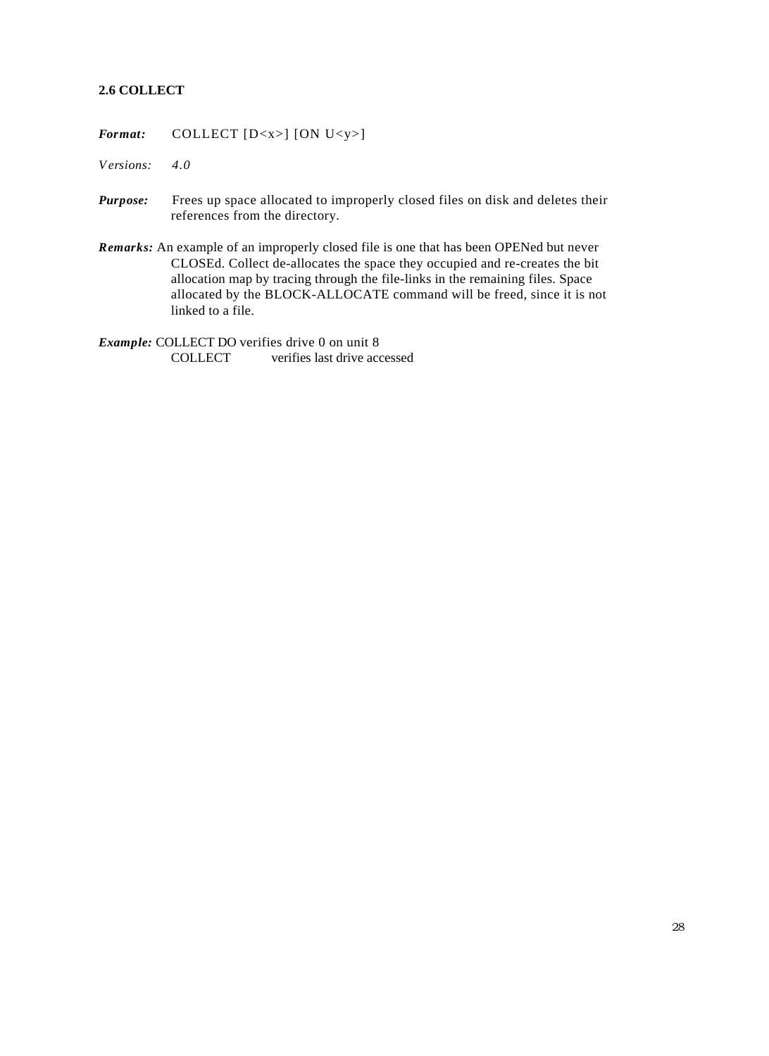### 2.6 COLLECT

***Format:*** COLLECT [D<x>] [ON U<y>]

*Versions:* *4.0*

***Purpose:*** Frees up space allocated to improperly closed files on disk and deletes their references from the directory.

***Remarks:*** An example of an improperly closed file is one that has been OPENed but never CLOSEd. Collect de-allocates the space they occupied and re-creates the bit allocation map by tracing through the file-links in the remaining files. Space allocated by the BLOCK-ALLOCATE command will be freed, since it is not linked to a file.

***Example:*** COLLECT DO verifies drive 0 on unit 8
COLLECT verifies last drive accessed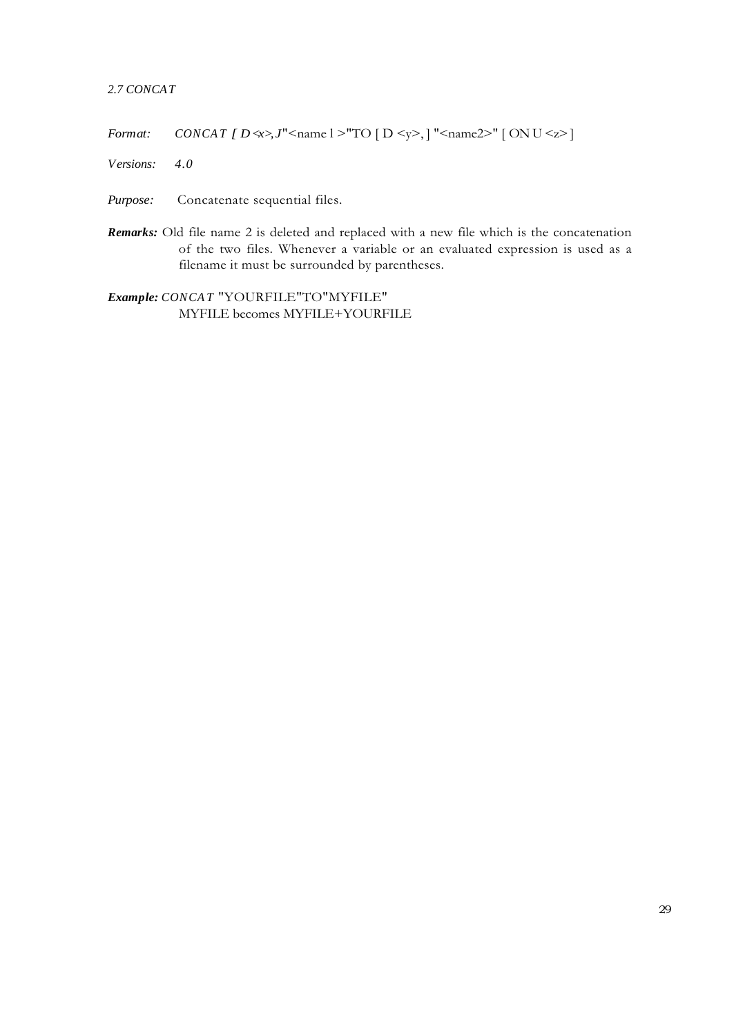*2.7 CONCAT*

*Format:* *CONCAT [ D<x>, J*"<name l >"TO [ D <y>, ] "<name2>" [ ON U <z> ]

*Versions:* *4.0*

*Purpose:* Concatenate sequential files.

***Remarks:*** Old file name 2 is deleted and replaced with a new file which is the concatenation of the two files. Whenever a variable or an evaluated expression is used as a filename it must be surrounded by parentheses.

***Example:*** *CONCAT* "YOURFILE"TO"MYFILE"
MYFILE becomes MYFILE+YOURFILE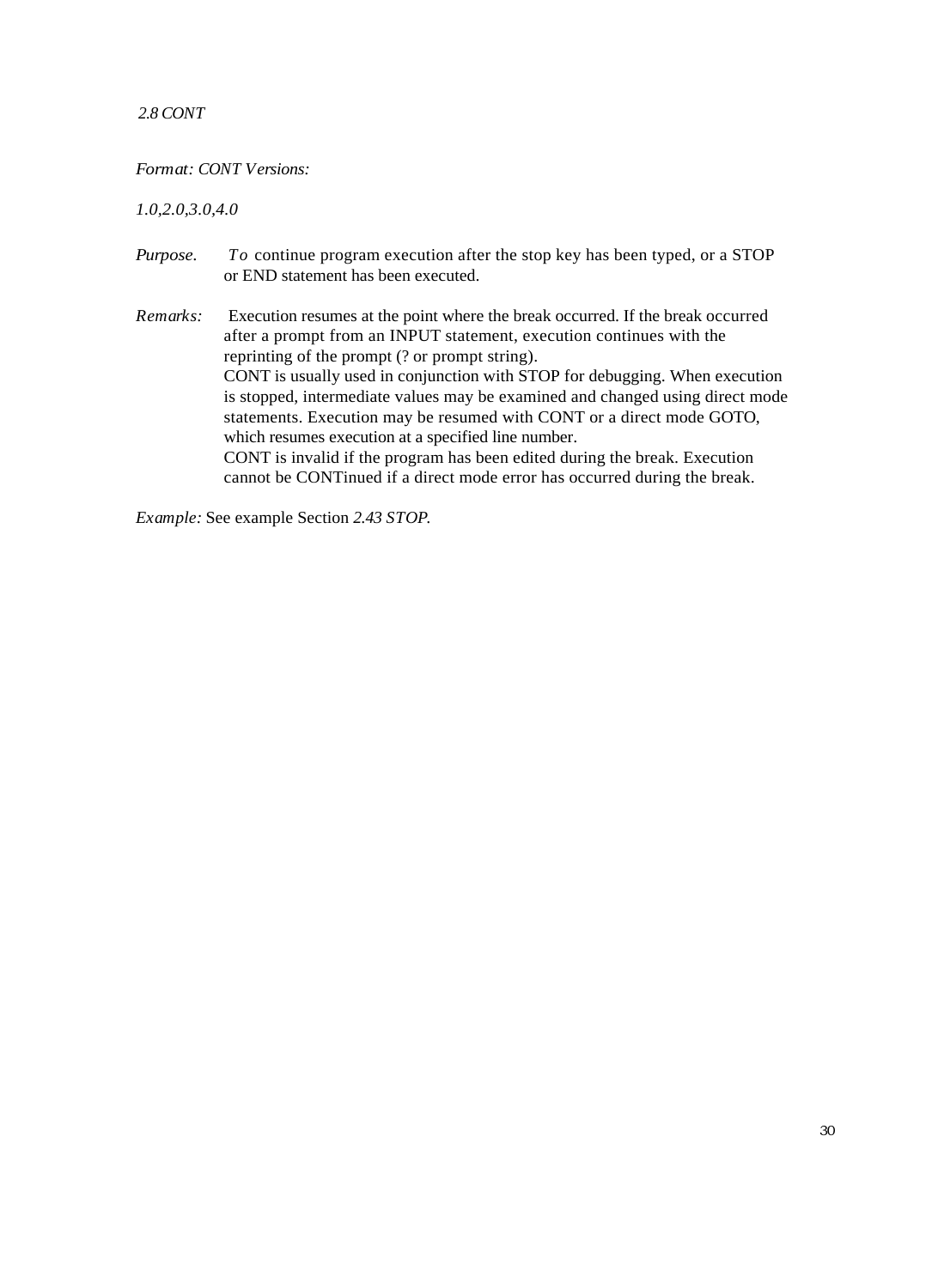## *2.8 CONT*

*Format: CONT Versions:*

*1.0,2.0,3.0,4.0*

*Purpose.* To continue program execution after the stop key has been typed, or a STOP or END statement has been executed.

*Remarks:* Execution resumes at the point where the break occurred. If the break occurred after a prompt from an INPUT statement, execution continues with the reprinting of the prompt (? or prompt string).
CONT is usually used in conjunction with STOP for debugging. When execution is stopped, intermediate values may be examined and changed using direct mode statements. Execution may be resumed with CONT or a direct mode GOTO, which resumes execution at a specified line number.
CONT is invalid if the program has been edited during the break. Execution cannot be CONTinued if a direct mode error has occurred during the break.

*Example:* See example Section *2.43 STOP.*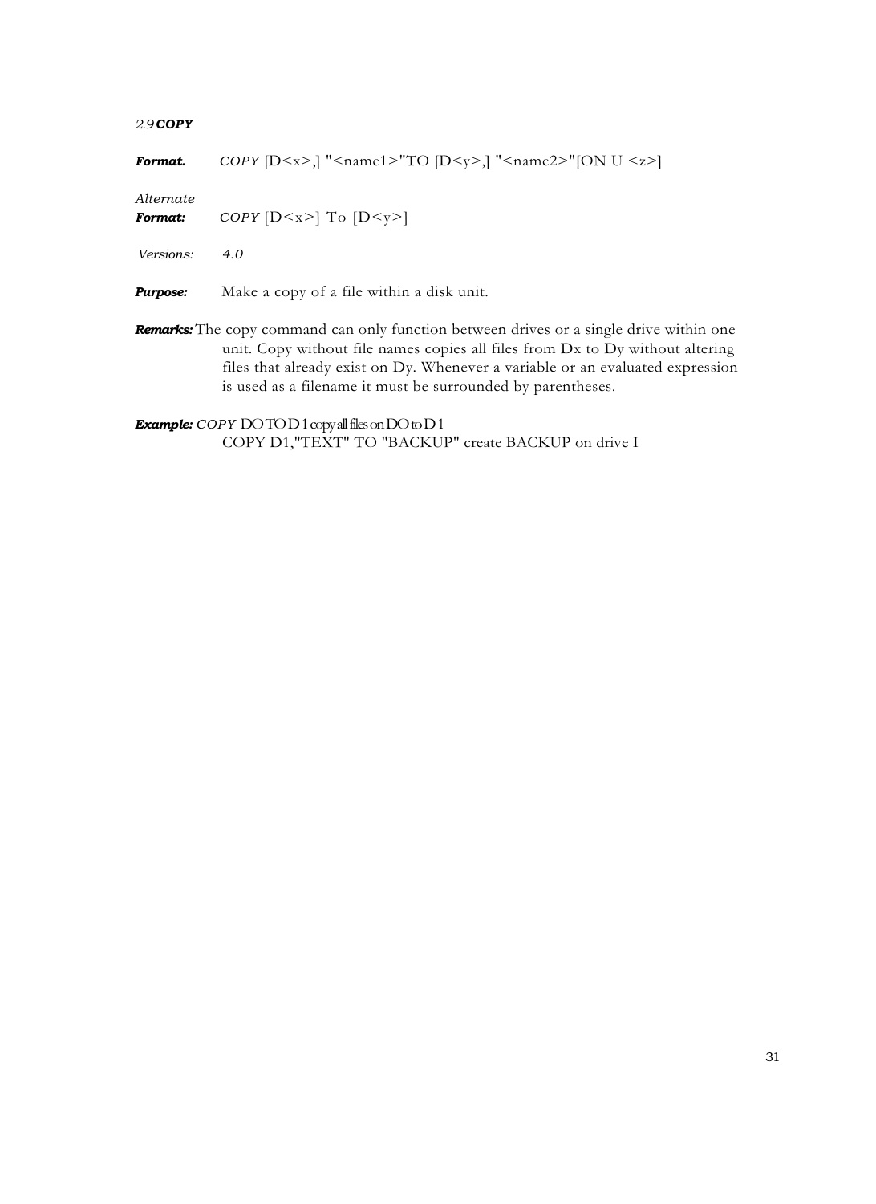### *2.9* ***COPY***

***Format.*** *COPY* [D<x>,] "<name1>"TO [D<y>,] "<name2>"[ON U <z>]

*Alternate*
***Format:*** *COPY* [D<x>] To [D<y>]

*Versions:* *4.0*

***Purpose:*** Make a copy of a file within a disk unit.

***Remarks:*** The copy command can only function between drives or a single drive within one unit. Copy without file names copies all files from Dx to Dy without altering files that already exist on Dy. Whenever a variable or an evaluated expression is used as a filename it must be surrounded by parentheses.

***Example:*** *COPY* DO TO D1 copy all files on DO to D1
COPY D1,"TEXT" TO "BACKUP" create BACKUP on drive I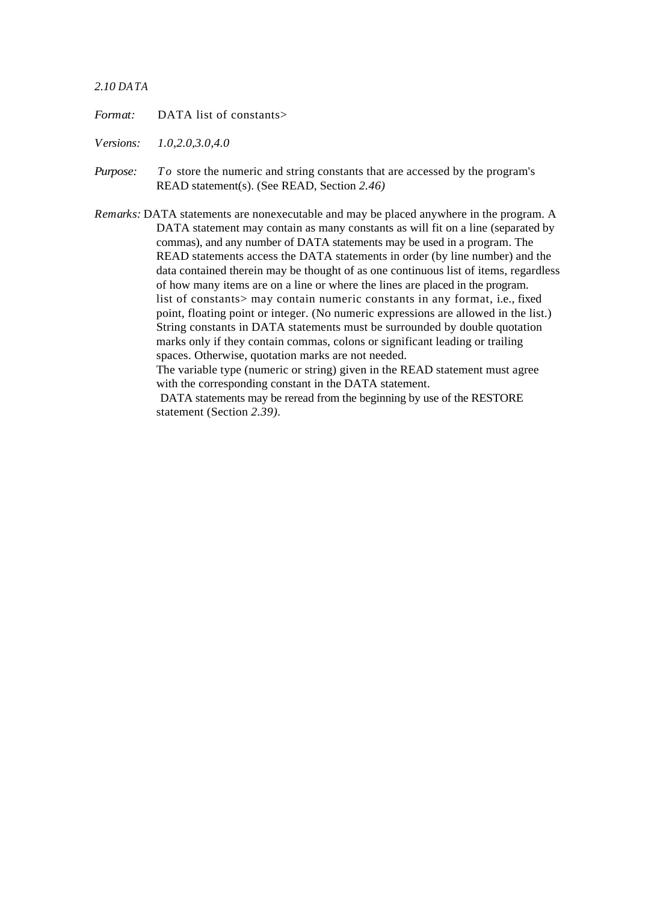## 2.10 DATA

*Format:* DATA list of constants>

*Versions:* *1.0,2.0,3.0,4.0*

*Purpose:* To store the numeric and string constants that are accessed by the program's READ statement(s). (See READ, Section *2.46)*

*Remarks:* DATA statements are nonexecutable and may be placed anywhere in the program. A DATA statement may contain as many constants as will fit on a line (separated by commas), and any number of DATA statements may be used in a program. The READ statements access the DATA statements in order (by line number) and the data contained therein may be thought of as one continuous list of items, regardless of how many items are on a line or where the lines are placed in the program.

list of constants> may contain numeric constants in any format, i.e., fixed point, floating point or integer. (No numeric expressions are allowed in the list.) String constants in DATA statements must be surrounded by double quotation marks only if they contain commas, colons or significant leading or trailing spaces. Otherwise, quotation marks are not needed.

The variable type (numeric or string) given in the READ statement must agree with the corresponding constant in the DATA statement.

DATA statements may be reread from the beginning by use of the RESTORE statement (Section *2.39)*.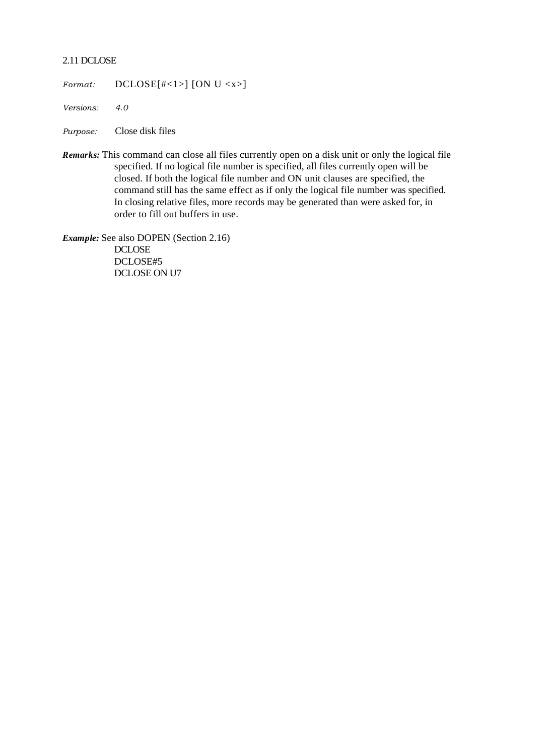## 2.11 DCLOSE

*Format:* DCLOSE[#<1>] [ON U <x>]

*Versions:* *4.0*

*Purpose:* Close disk files

***Remarks:*** This command can close all files currently open on a disk unit or only the logical file specified. If no logical file number is specified, all files currently open will be closed. If both the logical file number and ON unit clauses are specified, the command still has the same effect as if only the logical file number was specified. In closing relative files, more records may be generated than were asked for, in order to fill out buffers in use.

***Example:*** See also DOPEN (Section 2.16)

```
DCLOSE
DCLOSE#5
DCLOSE ON U7
```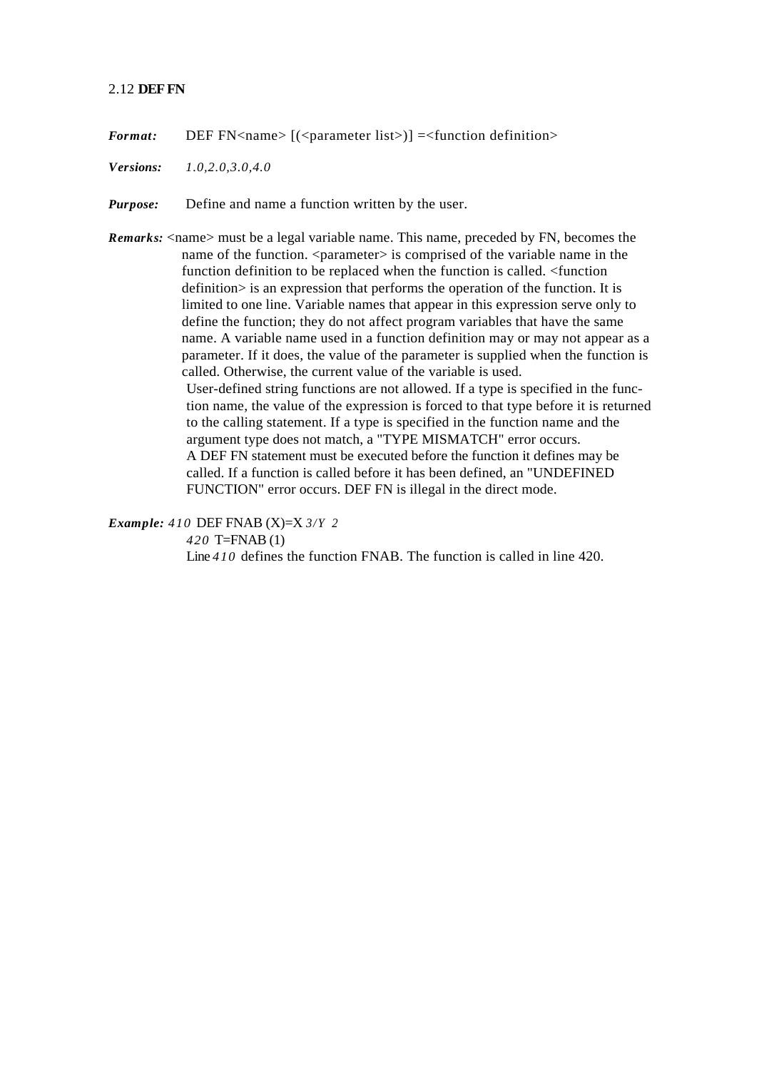## 2.12 DEF FN

***Format:*** DEF FN<name> [(<parameter list>)] =<function definition>

***Versions:*** *1.0,2.0,3.0,4.0*

***Purpose:*** Define and name a function written by the user.

***Remarks:*** <name> must be a legal variable name. This name, preceded by FN, becomes the name of the function. <parameter> is comprised of the variable name in the function definition to be replaced when the function is called. <function definition> is an expression that performs the operation of the function. It is limited to one line. Variable names that appear in this expression serve only to define the function; they do not affect program variables that have the same name. A variable name used in a function definition may or may not appear as a parameter. If it does, the value of the parameter is supplied when the function is called. Otherwise, the current value of the variable is used.

User-defined string functions are not allowed. If a type is specified in the function name, the value of the expression is forced to that type before it is returned to the calling statement. If a type is specified in the function name and the argument type does not match, a "TYPE MISMATCH" error occurs.

A DEF FN statement must be executed before the function it defines may be called. If a function is called before it has been defined, an "UNDEFINED FUNCTION" error occurs. DEF FN is illegal in the direct mode.

***Example:***

```
410 DEF FNAB (X)=X 3/Y 2
420 T=FNAB (1)
```

Line 410 defines the function FNAB. The function is called in line 420.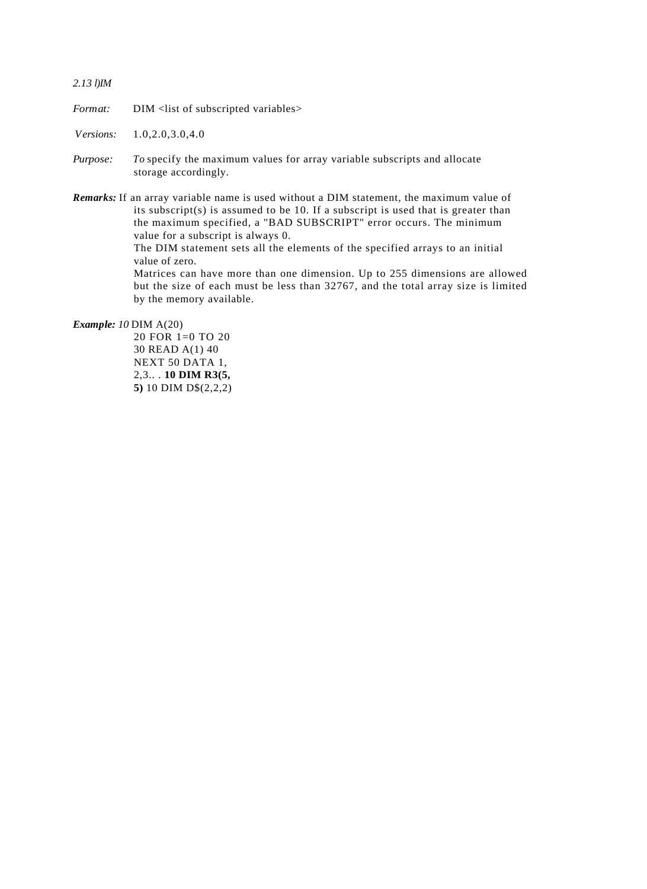*2.13 l)IM*

*Format:* DIM <list of subscripted variables>

*Versions:* 1.0,2.0,3.0,4.0

*Purpose:* *To* specify the maximum values for array variable subscripts and allocate storage accordingly.

***Remarks:*** If an array variable name is used without a DIM statement, the maximum value of its subscript(s) is assumed to be 10. If a subscript is used that is greater than the maximum specified, a "BAD SUBSCRIPT" error occurs. The minimum value for a subscript is always 0.
The DIM statement sets all the elements of the specified arrays to an initial value of zero.
Matrices can have more than one dimension. Up to 255 dimensions are allowed but the size of each must be less than 32767, and the total array size is limited by the memory available.

***Example:*** *10* DIM A(20)
20 FOR 1=0 TO 20
30 READ A(1) 40
NEXT 50 DATA 1,
2,3.. . **10 DIM R3(5,**
**5)** 10 DIM D$(2,2,2)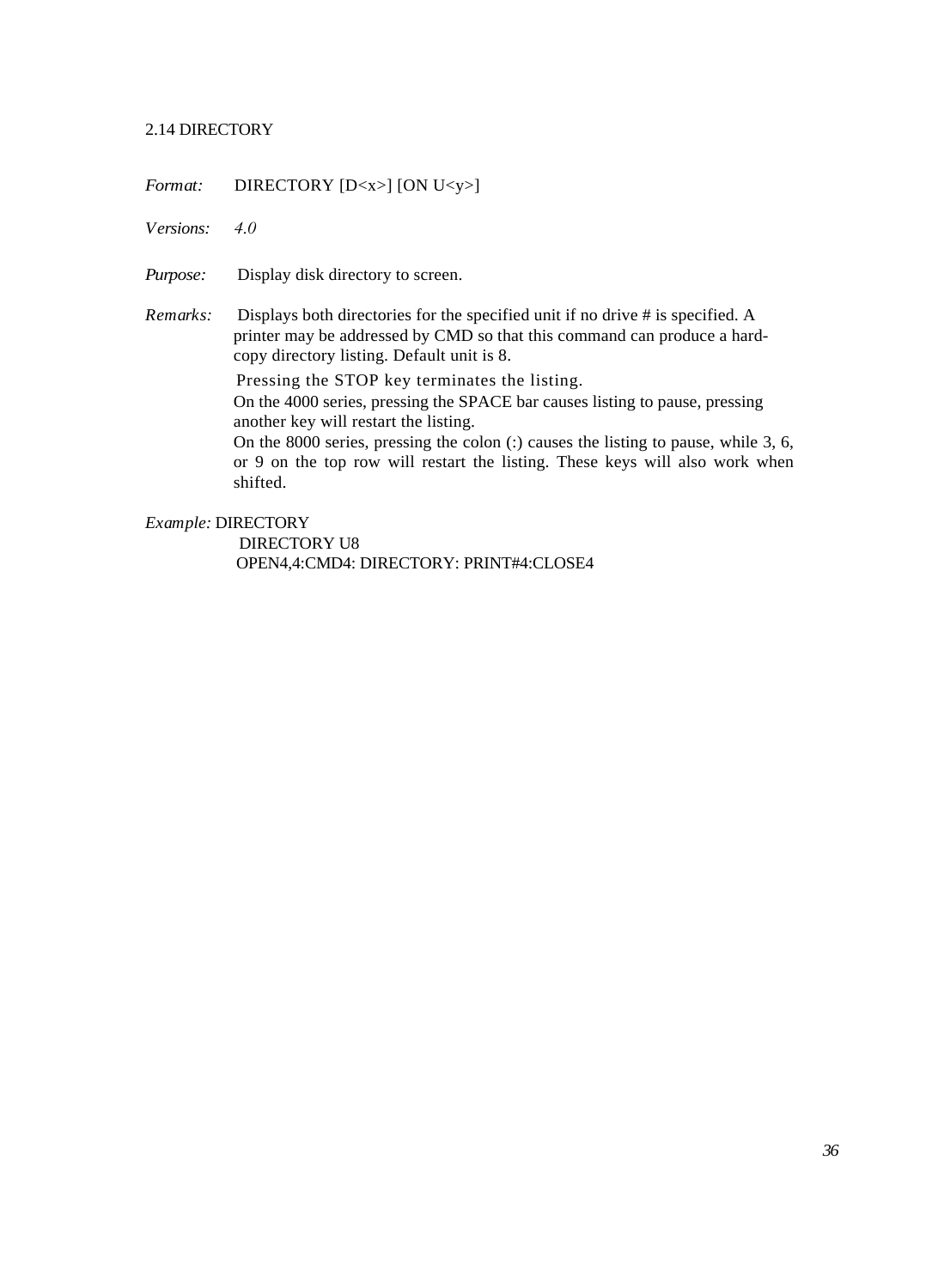## 2.14 DIRECTORY

*Format:* DIRECTORY [D<x>] [ON U<y>]

*Versions:* *4.0*

*Purpose:* Display disk directory to screen.

*Remarks:* Displays both directories for the specified unit if no drive # is specified. A printer may be addressed by CMD so that this command can produce a hard-copy directory listing. Default unit is 8.

Pressing the STOP key terminates the listing.

On the 4000 series, pressing the SPACE bar causes listing to pause, pressing another key will restart the listing.

On the 8000 series, pressing the colon (:) causes the listing to pause, while 3, 6, or 9 on the top row will restart the listing. These keys will also work when shifted.

*Example:*

```
DIRECTORY
DIRECTORY U8
OPEN4,4:CMD4: DIRECTORY: PRINT#4:CLOSE4
```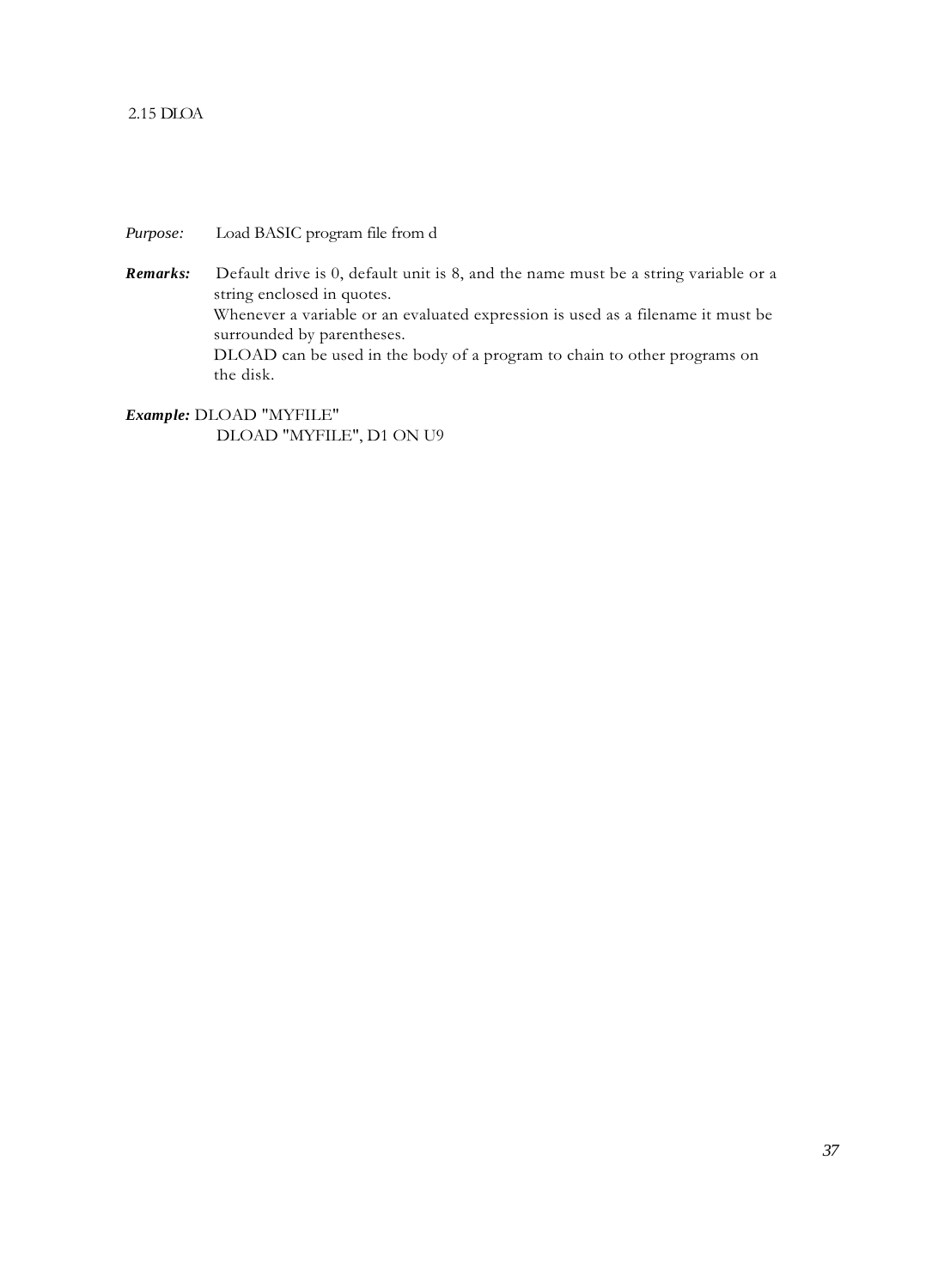## 2.15 DLOA

*Purpose:* Load BASIC program file from d

***Remarks:*** Default drive is 0, default unit is 8, and the name must be a string variable or a string enclosed in quotes.
Whenever a variable or an evaluated expression is used as a filename it must be surrounded by parentheses.
DLOAD can be used in the body of a program to chain to other programs on the disk.

***Example:***

```
DLOAD "MYFILE"
DLOAD "MYFILE", D1 ON U9
```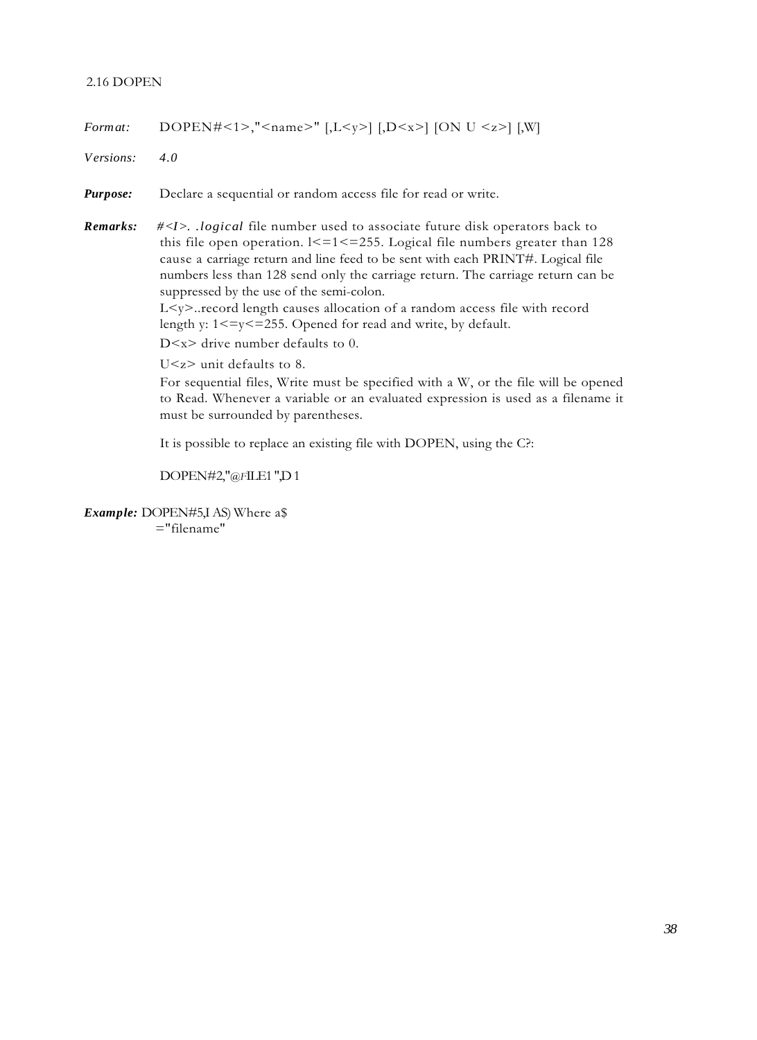## 2.16 DOPEN

*Format:* DOPEN#<1>,"<name>" [,L<y>] [,D<x>] [ON U <z>] [,W]

*Versions:* *4.0*

***Purpose:*** Declare a sequential or random access file for read or write.

***Remarks:*** *#<I>. .logical* file number used to associate future disk operators back to this file open operation. l<=1<=255. Logical file numbers greater than 128 cause a carriage return and line feed to be sent with each PRINT#. Logical file numbers less than 128 send only the carriage return. The carriage return can be suppressed by the use of the semi-colon.

L<y>..record length causes allocation of a random access file with record length y: 1<=y<=255. Opened for read and write, by default.

D<x> drive number defaults to 0.

U<z> unit defaults to 8.

For sequential files, Write must be specified with a W, or the file will be opened to Read. Whenever a variable or an evaluated expression is used as a filename it must be surrounded by parentheses.

It is possible to replace an existing file with DOPEN, using the C?:

DOPEN#2,"@FILE1 ",D 1

***Example:*** DOPEN#5,I AS) Where a$ ="filename"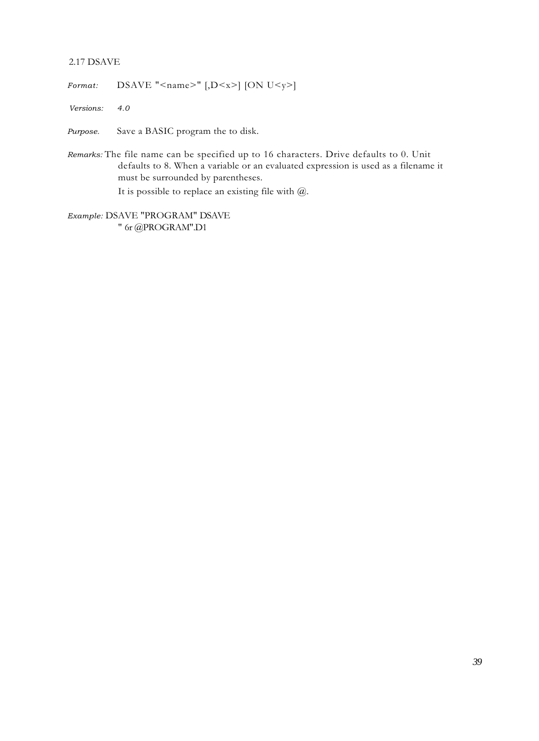## 2.17 DSAVE

*Format:* DSAVE "<name>" [,D<x>] [ON U<y>]

*Versions:* 4.0

*Purpose.* Save a BASIC program the to disk.

*Remarks:* The file name can be specified up to 16 characters. Drive defaults to 0. Unit defaults to 8. When a variable or an evaluated expression is used as a filename it must be surrounded by parentheses.

It is possible to replace an existing file with @.

*Example:* DSAVE "PROGRAM" DSAVE
" 6r @PROGRAM".D1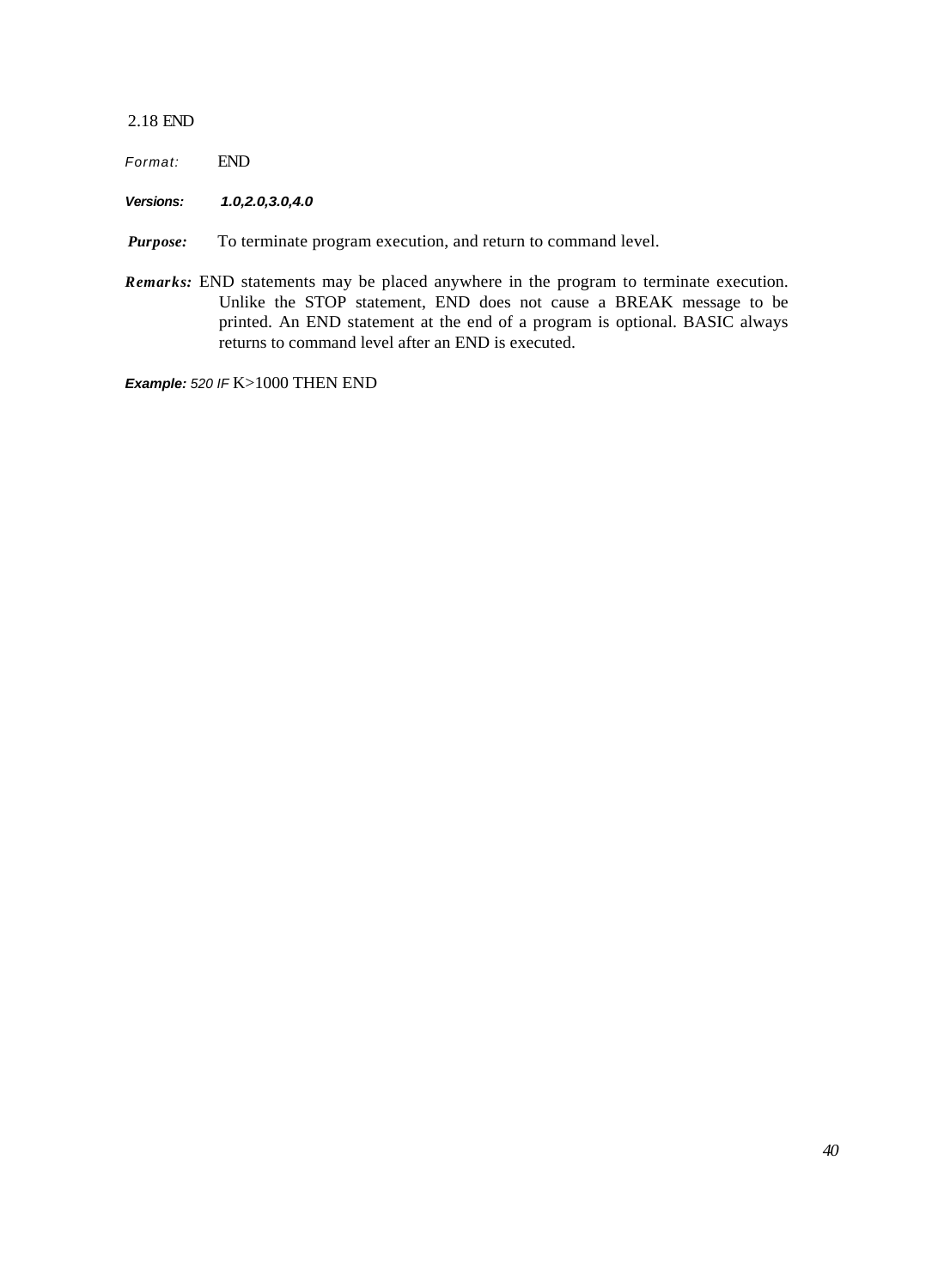## 2.18 END

*Format:* END

***Versions:*** ***1.0,2.0,3.0,4.0***

***Purpose:*** To terminate program execution, and return to command level.

***Remarks:*** END statements may be placed anywhere in the program to terminate execution. Unlike the STOP statement, END does not cause a BREAK message to be printed. An END statement at the end of a program is optional. BASIC always returns to command level after an END is executed.

***Example:*** `520 IF K>1000 THEN END`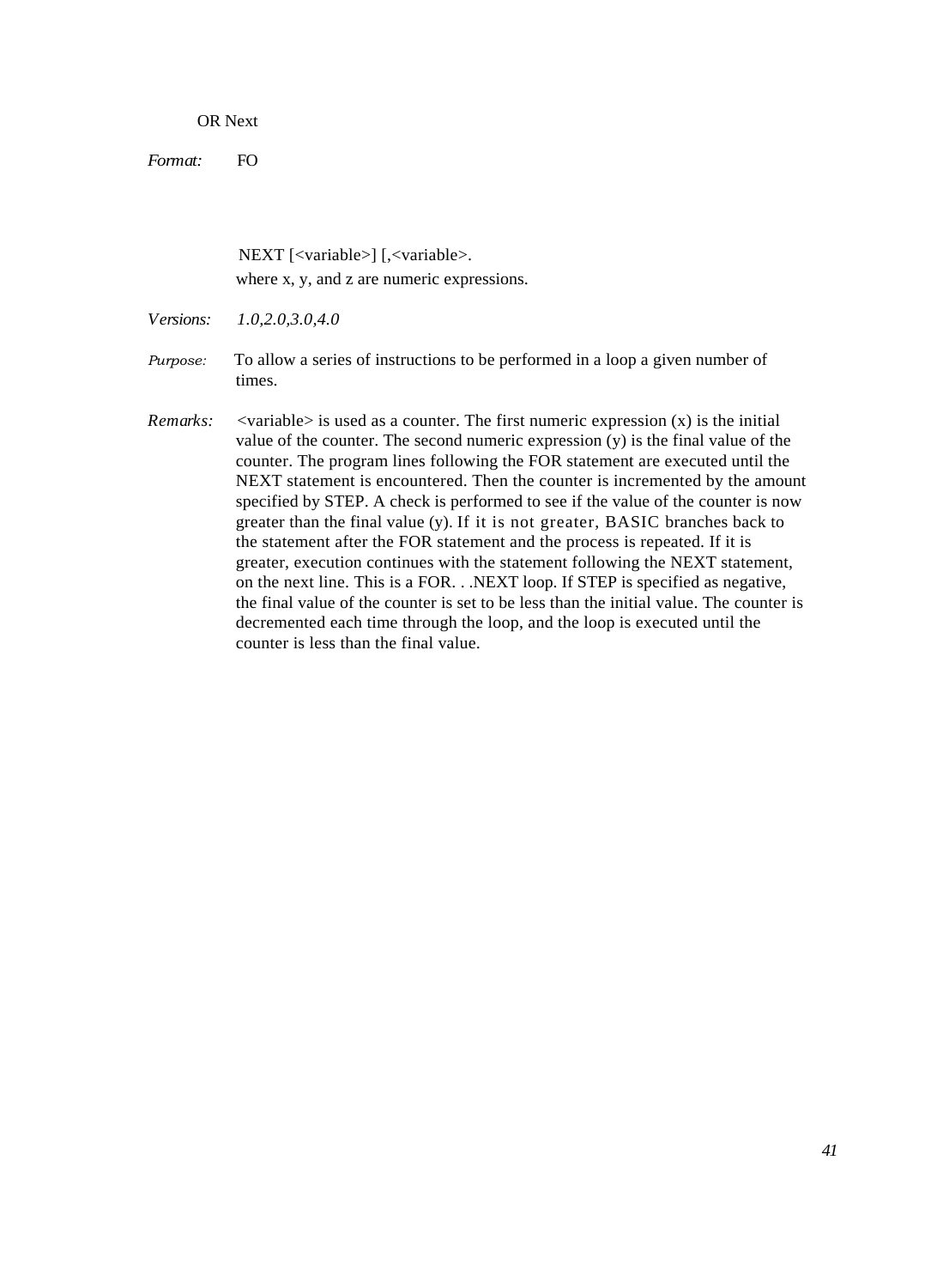OR Next

*Format:* FO

NEXT [<variable>] [,<variable>.
where x, y, and z are numeric expressions.

*Versions:* *1.0,2.0,3.0,4.0*

*Purpose:* To allow a series of instructions to be performed in a loop a given number of times.

*Remarks:* <variable> is used as a counter. The first numeric expression (x) is the initial value of the counter. The second numeric expression (y) is the final value of the counter. The program lines following the FOR statement are executed until the NEXT statement is encountered. Then the counter is incremented by the amount specified by STEP. A check is performed to see if the value of the counter is now greater than the final value (y). If it is not greater, BASIC branches back to the statement after the FOR statement and the process is repeated. If it is greater, execution continues with the statement following the NEXT statement, on the next line. This is a FOR. . .NEXT loop. If STEP is specified as negative, the final value of the counter is set to be less than the initial value. The counter is decremented each time through the loop, and the loop is executed until the counter is less than the final value.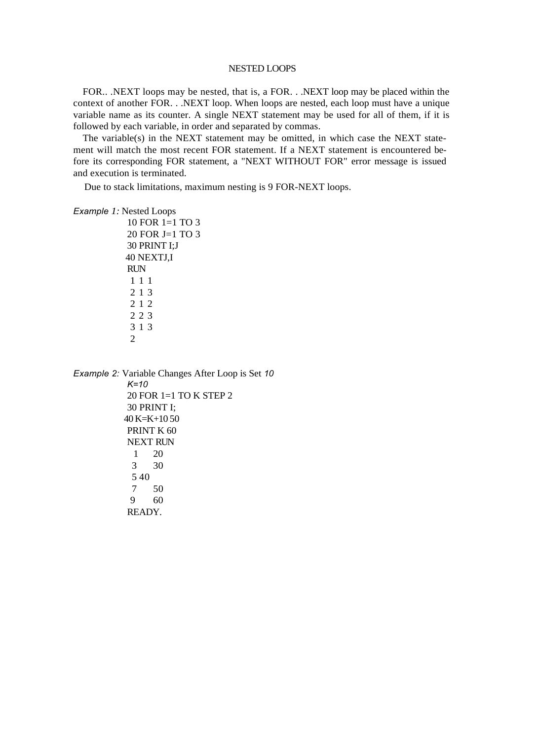## NESTED LOOPS

FOR.. .NEXT loops may be nested, that is, a FOR. . .NEXT loop may be placed within the context of another FOR. . .NEXT loop. When loops are nested, each loop must have a unique variable name as its counter. A single NEXT statement may be used for all of them, if it is followed by each variable, in order and separated by commas.

The variable(s) in the NEXT statement may be omitted, in which case the NEXT statement will match the most recent FOR statement. If a NEXT statement is encountered before its corresponding FOR statement, a "NEXT WITHOUT FOR" error message is issued and execution is terminated.

Due to stack limitations, maximum nesting is 9 FOR-NEXT loops.

*Example 1:* Nested Loops

```
10 FOR 1=1 TO 3
20 FOR J=1 TO 3
30 PRINT I;J
40 NEXTJ,I
RUN
 1 1 1
 2 1 3
 2 1 2
 2 2 3
 3 1 3
 2
```

*Example 2:* Variable Changes After Loop is Set *10*

```
K=10
20 FOR 1=1 TO K STEP 2
30 PRINT I;
40 K=K+10 50
PRINT K 60
NEXT RUN
  1     20
 3      30
 5 40
 7      50
9       60
READY.
```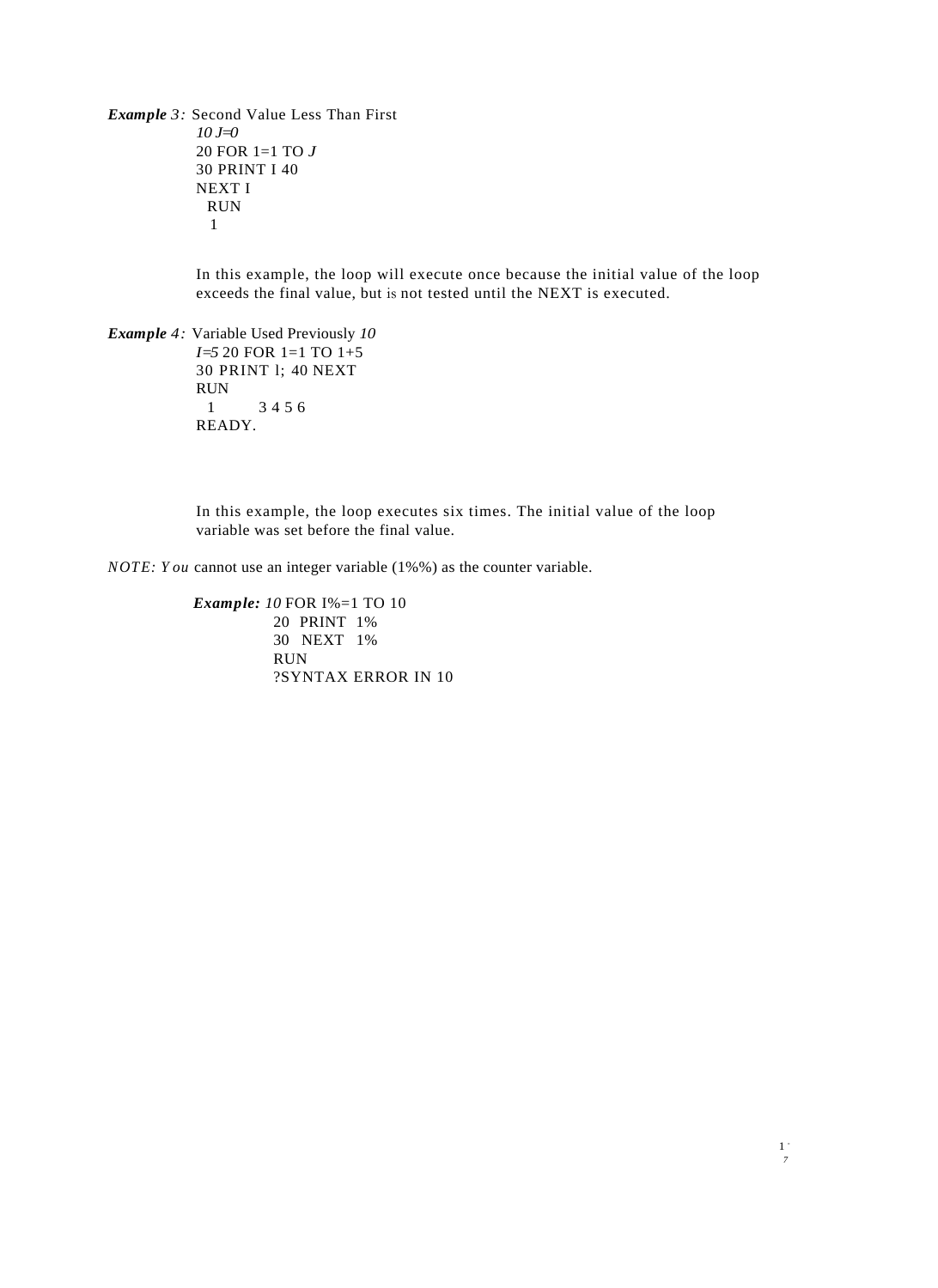***Example** 3:* Second Value Less Than First

```
10 J=0
20 FOR 1=1 TO J
30 PRINT I 40
NEXT I
  RUN
   1
```

In this example, the loop will execute once because the initial value of the loop exceeds the final value, but is not tested until the NEXT is executed.

***Example** 4:* Variable Used Previously

```
10
I=5 20 FOR 1=1 TO 1+5
30 PRINT l; 40 NEXT
RUN
  1         3 4 5 6
READY.
```

In this example, the loop executes six times. The initial value of the loop variable was set before the final value.

*NOTE: You* cannot use an integer variable (1%%) as the counter variable.

***Example:***

```
10 FOR I%=1 TO 10
20  PRINT  1%
30  NEXT  1%
RUN
?SYNTAX ERROR IN 10
```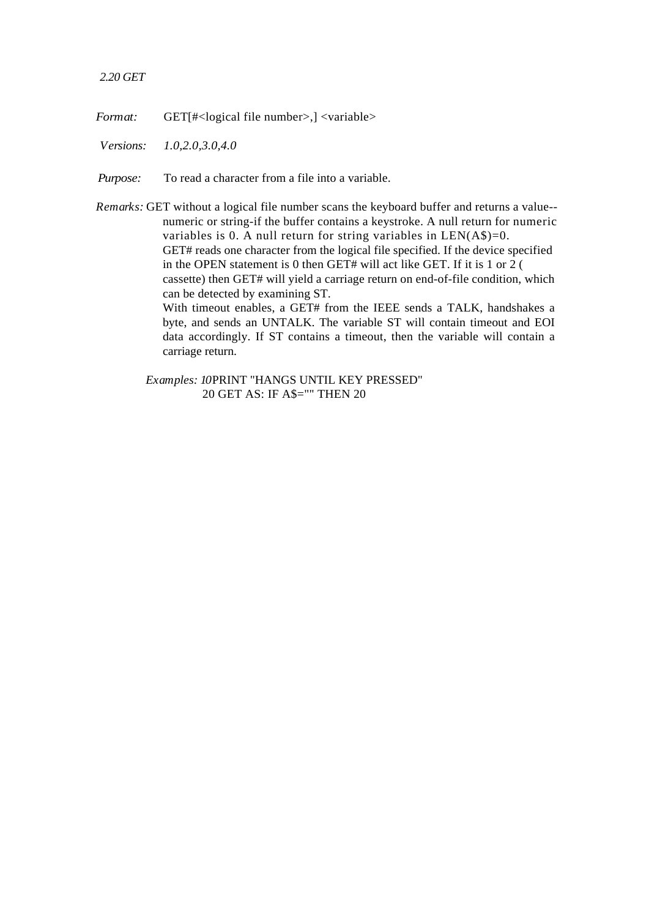### 2.20 GET

*Format:* GET[#<logical file number>,] <variable>

*Versions:* *1.0,2.0,3.0,4.0*

*Purpose:* To read a character from a file into a variable.

*Remarks:* GET without a logical file number scans the keyboard buffer and returns a value--numeric or string-if the buffer contains a keystroke. A null return for numeric variables is 0. A null return for string variables in LEN(A$)=0.
GET# reads one character from the logical file specified. If the device specified in the OPEN statement is 0 then GET# will act like GET. If it is 1 or 2 ( cassette) then GET# will yield a carriage return on end-of-file condition, which can be detected by examining ST.
With timeout enables, a GET# from the IEEE sends a TALK, handshakes a byte, and sends an UNTALK. The variable ST will contain timeout and EOI data accordingly. If ST contains a timeout, then the variable will contain a carriage return.

*Examples:*

```
10PRINT "HANGS UNTIL KEY PRESSED"
20 GET AS: IF A$="" THEN 20
```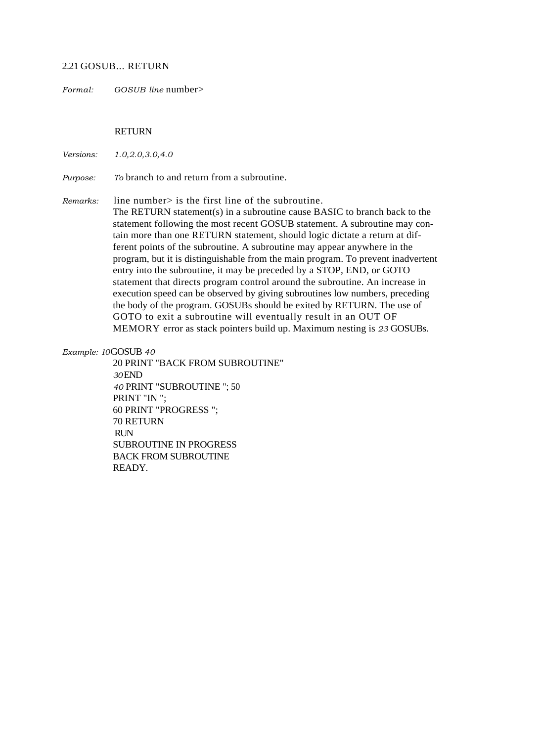## 2.21 GOSUB... RETURN

*Formal:* *GOSUB line* number>

RETURN

*Versions:* *1.0,2.0,3.0,4.0*

*Purpose:* *To* branch to and return from a subroutine.

*Remarks:* line number> is the first line of the subroutine.
The RETURN statement(s) in a subroutine cause BASIC to branch back to the statement following the most recent GOSUB statement. A subroutine may contain more than one RETURN statement, should logic dictate a return at different points of the subroutine. A subroutine may appear anywhere in the program, but it is distinguishable from the main program. To prevent inadvertent entry into the subroutine, it may be preceded by a STOP, END, or GOTO statement that directs program control around the subroutine. An increase in execution speed can be observed by giving subroutines low numbers, preceding the body of the program. GOSUBs should be exited by RETURN. The use of GOTO to exit a subroutine will eventually result in an OUT OF MEMORY error as stack pointers build up. Maximum nesting is *23* GOSUBs.

*Example:*

```
10 GOSUB 40
20 PRINT "BACK FROM SUBROUTINE"
30 END
40 PRINT "SUBROUTINE "; 50
PRINT "IN ";
60 PRINT "PROGRESS ";
70 RETURN
RUN
SUBROUTINE IN PROGRESS
BACK FROM SUBROUTINE
READY.
```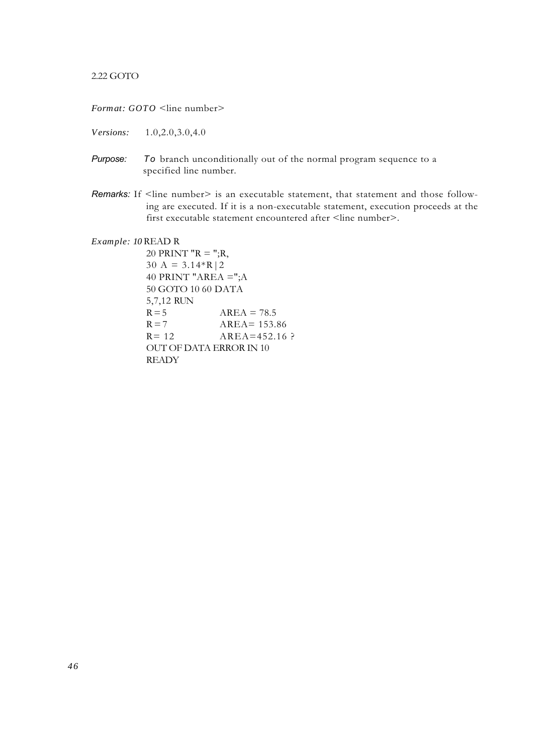## 2.22 GOTO

*Format:* *GOTO* <line number>

*Versions:* 1.0,2.0,3.0,4.0

*Purpose:* To branch unconditionally out of the normal program sequence to a specified line number.

*Remarks:* If <line number> is an executable statement, that statement and those following are executed. If it is a non-executable statement, execution proceeds at the first executable statement encountered after <line number>.

*Example:*

```
10 READ R
20 PRINT "R = ";R,
30 A = 3.14*R|2
40 PRINT "AREA =";A
50 GOTO 10 60 DATA
5,7,12 RUN
R=5            AREA = 78.5
R=7            AREA= 153.86
R= 12          AREA=452.16 ?
OUT OF DATA ERROR IN 10
READY
```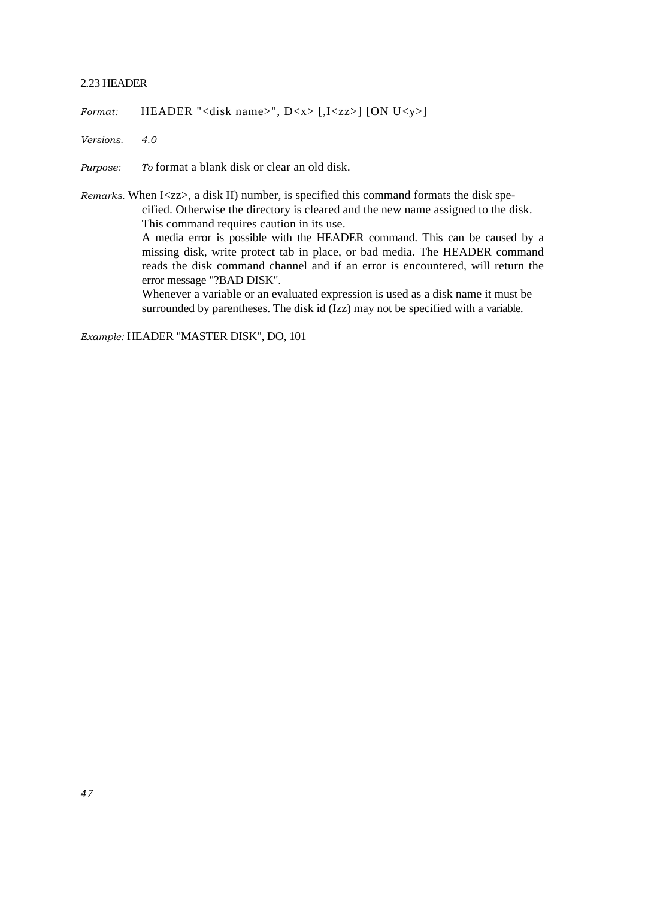## 2.23 HEADER

*Format:* HEADER "<disk name>", D<x> [,I<zz>] [ON U<y>]

*Versions.* 4.0

*Purpose:* To format a blank disk or clear an old disk.

*Remarks.* When I<zz>, a disk II) number, is specified this command formats the disk specified. Otherwise the directory is cleared and the new name assigned to the disk. This command requires caution in its use.
A media error is possible with the HEADER command. This can be caused by a missing disk, write protect tab in place, or bad media. The HEADER command reads the disk command channel and if an error is encountered, will return the error message "?BAD DISK".
Whenever a variable or an evaluated expression is used as a disk name it must be surrounded by parentheses. The disk id (Izz) may not be specified with a variable.

*Example:* HEADER "MASTER DISK", DO, 101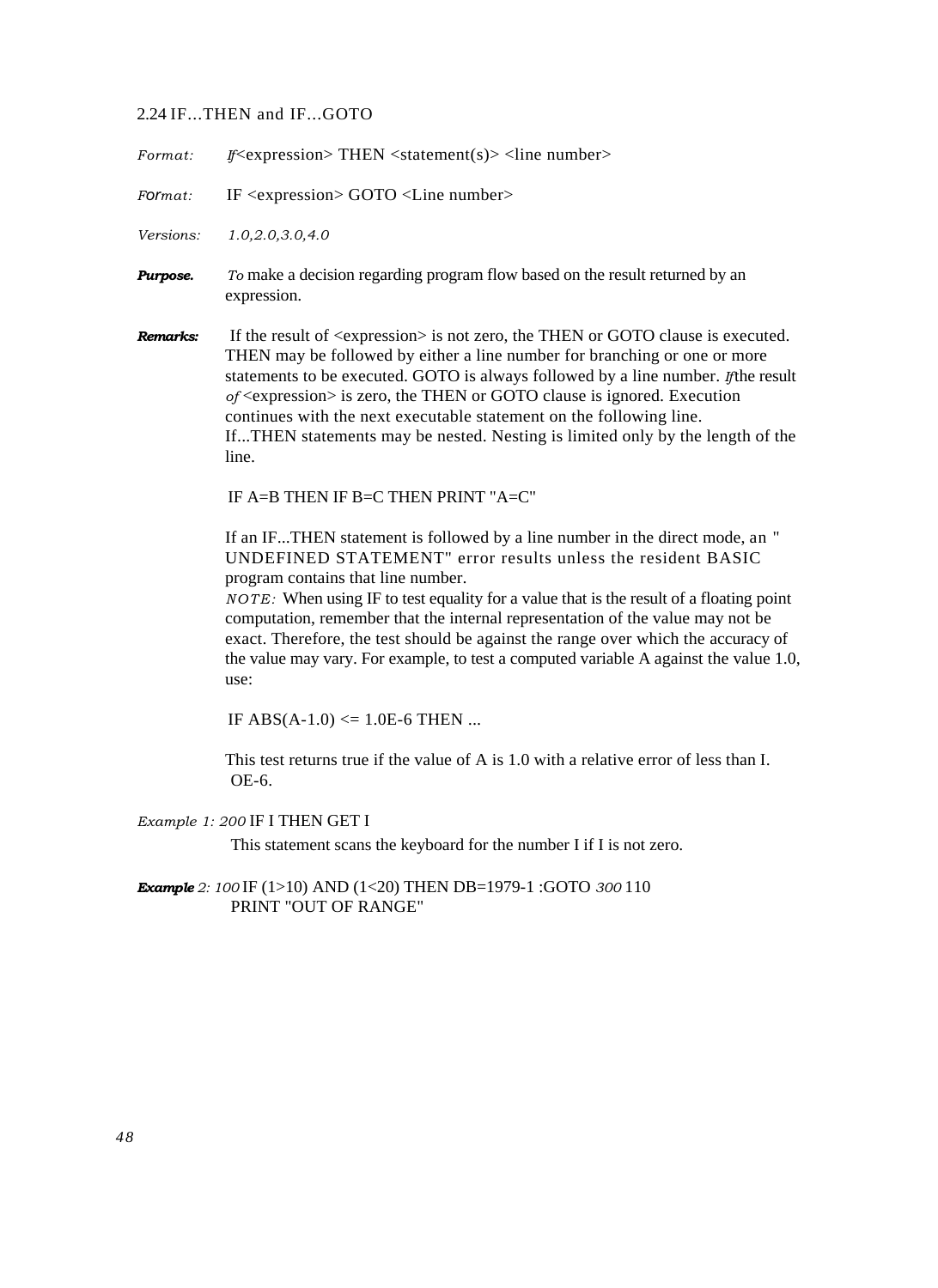## 2.24 IF...THEN and IF...GOTO

*Format:* IF <expression> THEN <statement(s)> <line number>

*Format:* IF <expression> GOTO <Line number>

*Versions:* *1.0,2.0,3.0,4.0*

***Purpose.*** To make a decision regarding program flow based on the result returned by an expression.

***Remarks:*** If the result of <expression> is not zero, the THEN or GOTO clause is executed. THEN may be followed by either a line number for branching or one or more statements to be executed. GOTO is always followed by a line number. If the result of <expression> is zero, the THEN or GOTO clause is ignored. Execution continues with the next executable statement on the following line.
If...THEN statements may be nested. Nesting is limited only by the length of the line.

```
IF A=B THEN IF B=C THEN PRINT "A=C"
```

If an IF...THEN statement is followed by a line number in the direct mode, an " UNDEFINED STATEMENT" error results unless the resident BASIC program contains that line number.
*NOTE:* When using IF to test equality for a value that is the result of a floating point computation, remember that the internal representation of the value may not be exact. Therefore, the test should be against the range over which the accuracy of the value may vary. For example, to test a computed variable A against the value 1.0, use:

```
IF ABS(A-1.0) <= 1.0E-6 THEN ...
```

This test returns true if the value of A is 1.0 with a relative error of less than I. OE-6.

*Example 1:* *200* IF I THEN GET I

This statement scans the keyboard for the number I if I is not zero.

***Example** 2:* *100* IF (1>10) AND (1<20) THEN DB=1979-1 :GOTO *300* 110 PRINT "OUT OF RANGE"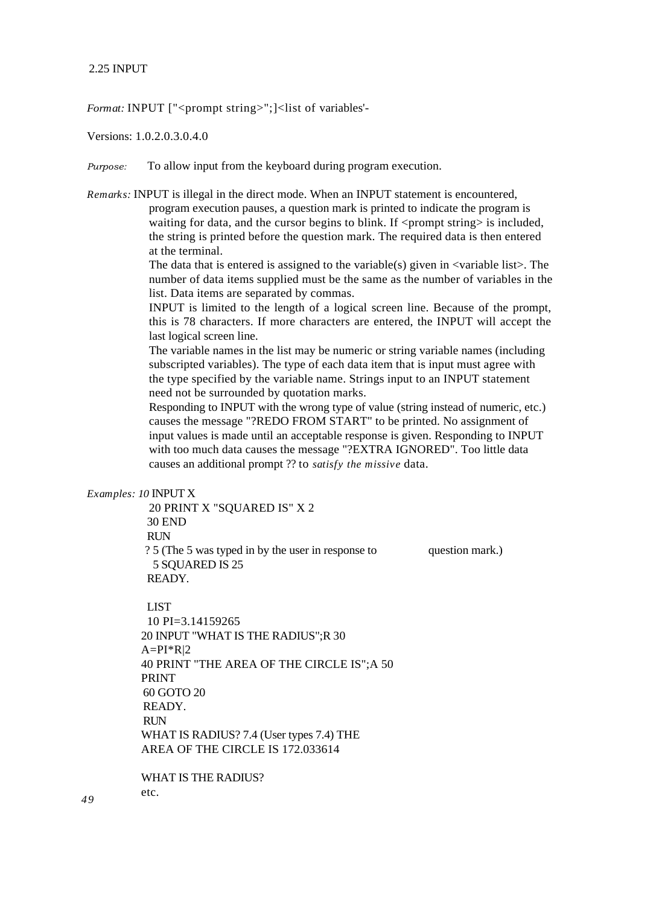## 2.25 INPUT

*Format:* INPUT ["<prompt string>";]<list of variables'-

Versions: 1.0.2.0.3.0.4.0

*Purpose:* To allow input from the keyboard during program execution.

*Remarks:* INPUT is illegal in the direct mode. When an INPUT statement is encountered, program execution pauses, a question mark is printed to indicate the program is waiting for data, and the cursor begins to blink. If <prompt string> is included, the string is printed before the question mark. The required data is then entered at the terminal.

The data that is entered is assigned to the variable(s) given in <variable list>. The number of data items supplied must be the same as the number of variables in the list. Data items are separated by commas.

INPUT is limited to the length of a logical screen line. Because of the prompt, this is 78 characters. If more characters are entered, the INPUT will accept the last logical screen line.

The variable names in the list may be numeric or string variable names (including subscripted variables). The type of each data item that is input must agree with the type specified by the variable name. Strings input to an INPUT statement need not be surrounded by quotation marks.

Responding to INPUT with the wrong type of value (string instead of numeric, etc.) causes the message "?REDO FROM START" to be printed. No assignment of input values is made until an acceptable response is given. Responding to INPUT with too much data causes the message "?EXTRA IGNORED". Too little data causes an additional prompt ?? to *satisfy the missive* data.

*Examples:*

```
10 INPUT X
20 PRINT X "SQUARED IS" X 2
30 END
RUN
? 5 (The 5 was typed in by the user in response to question mark.)
 5 SQUARED IS 25
READY.

LIST
10 PI=3.14159265
20 INPUT "WHAT IS THE RADIUS";R
30 A=PI*R|2
40 PRINT "THE AREA OF THE CIRCLE IS";A
50 PRINT
60 GOTO 20
READY.
RUN
WHAT IS RADIUS? 7.4 (User types 7.4)
THE AREA OF THE CIRCLE IS 172.033614

WHAT IS THE RADIUS?
etc.
```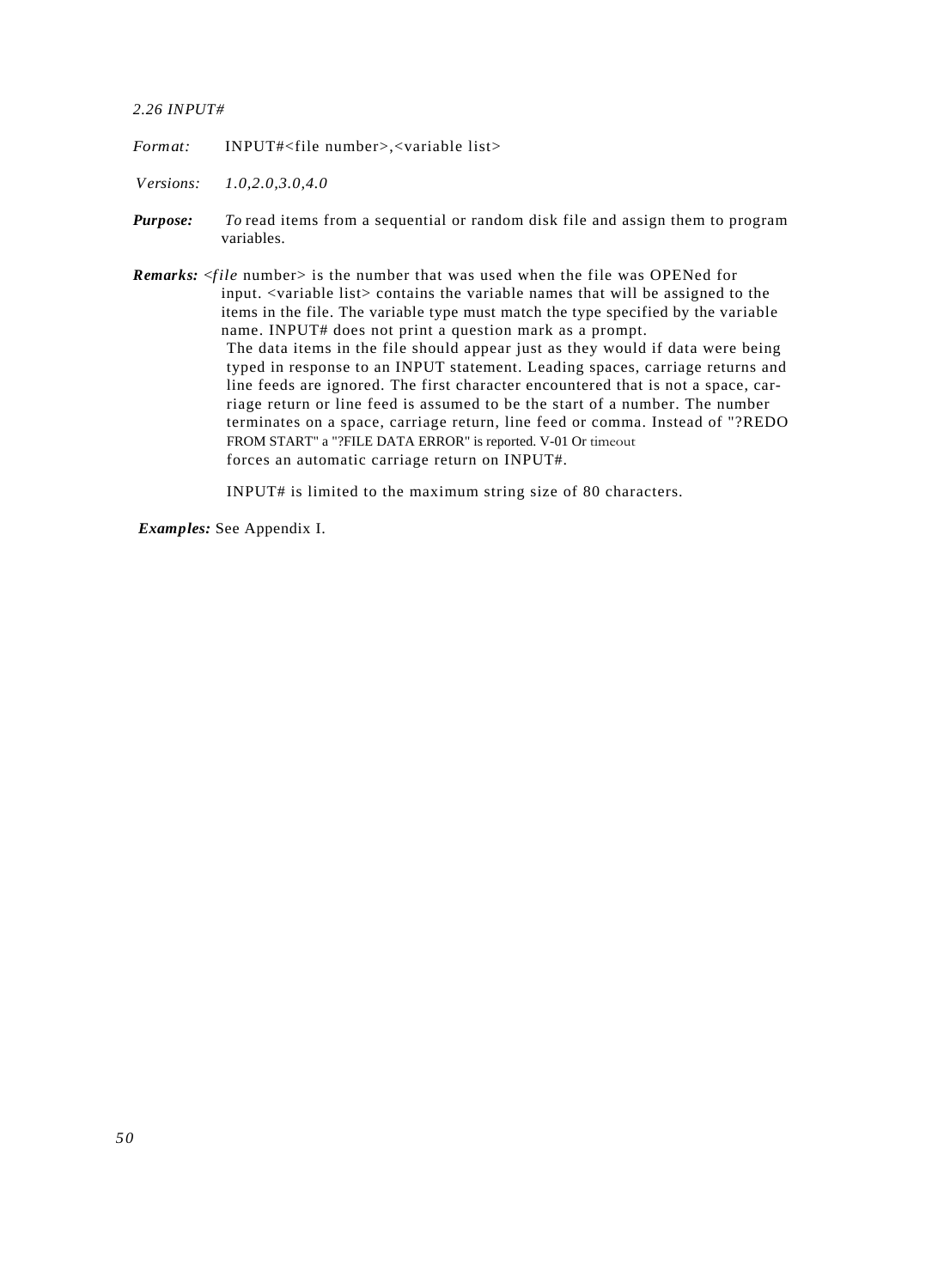## *2.26 INPUT#*

*Format:* INPUT#<file number>,<variable list>

*Versions:* *1.0,2.0,3.0,4.0*

***Purpose:*** *To* read items from a sequential or random disk file and assign them to program variables.

***Remarks:*** <*file* number> is the number that was used when the file was OPENed for input. <variable list> contains the variable names that will be assigned to the items in the file. The variable type must match the type specified by the variable name. INPUT# does not print a question mark as a prompt.

The data items in the file should appear just as they would if data were being typed in response to an INPUT statement. Leading spaces, carriage returns and line feeds are ignored. The first character encountered that is not a space, carriage return or line feed is assumed to be the start of a number. The number terminates on a space, carriage return, line feed or comma. Instead of "?REDO FROM START" a "?FILE DATA ERROR" is reported. V-01 Or timeout forces an automatic carriage return on INPUT#.

INPUT# is limited to the maximum string size of 80 characters.

***Examples:*** See Appendix I.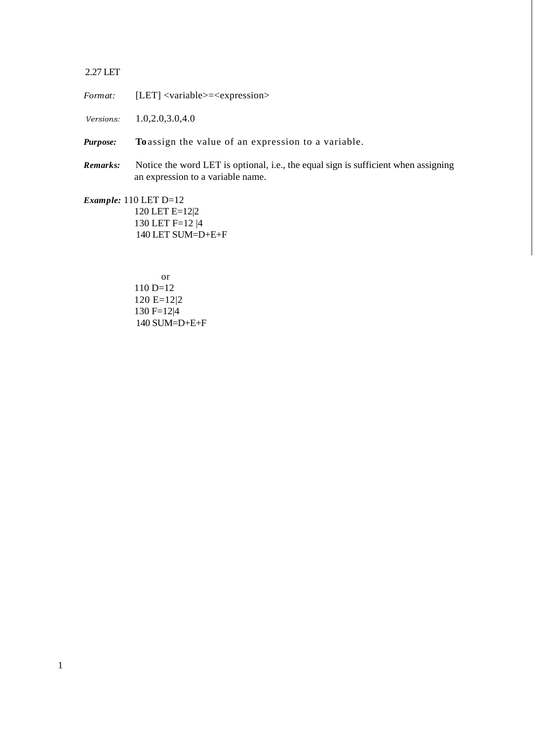## 2.27 LET

*Format:* [LET] <variable>=<expression>

*Versions:* 1.0,2.0,3.0,4.0

***Purpose:*** **To** assign the value of an expression to a variable.

***Remarks:*** Notice the word LET is optional, i.e., the equal sign is sufficient when assigning an expression to a variable name.

***Example:***

```
110 LET D=12
120 LET E=12|2
130 LET F=12 |4
140 LET SUM=D+E+F
```

or

```
110 D=12
120 E=12|2
130 F=12|4
140 SUM=D+E+F
```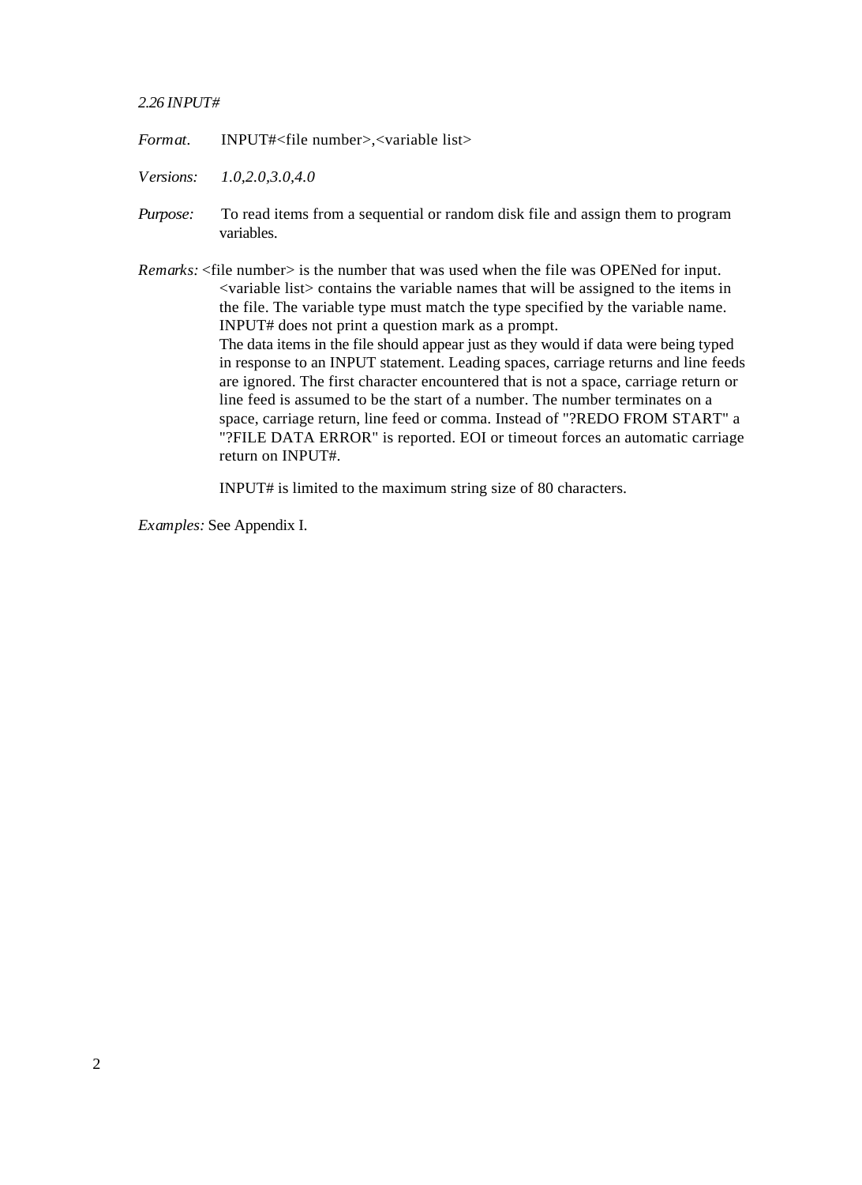### *2.26 INPUT#*

*Format.* INPUT#<file number>,<variable list>

*Versions:* *1.0,2.0,3.0,4.0*

*Purpose:* To read items from a sequential or random disk file and assign them to program variables.

*Remarks:* <file number> is the number that was used when the file was OPENed for input. <variable list> contains the variable names that will be assigned to the items in the file. The variable type must match the type specified by the variable name. INPUT# does not print a question mark as a prompt.
The data items in the file should appear just as they would if data were being typed in response to an INPUT statement. Leading spaces, carriage returns and line feeds are ignored. The first character encountered that is not a space, carriage return or line feed is assumed to be the start of a number. The number terminates on a space, carriage return, line feed or comma. Instead of "?REDO FROM START" a "?FILE DATA ERROR" is reported. EOI or timeout forces an automatic carriage return on INPUT#.

INPUT# is limited to the maximum string size of 80 characters.

*Examples:* See Appendix I.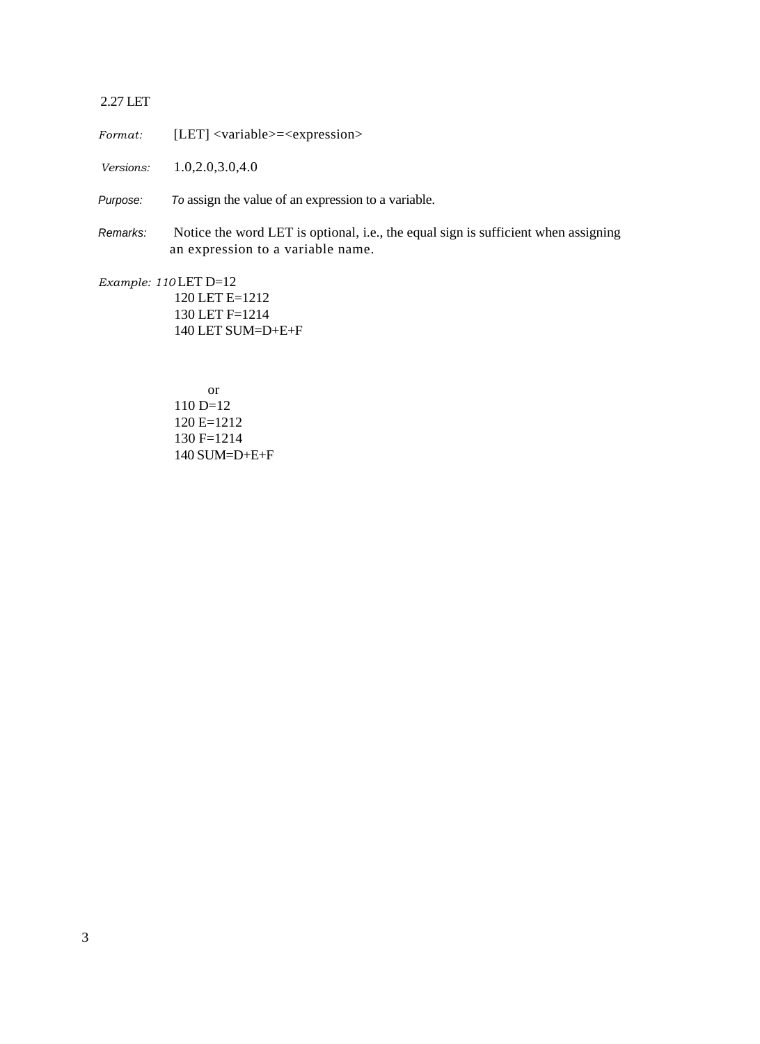## 2.27 LET

*Format:* [LET] <variable>=<expression>

*Versions:* 1.0,2.0,3.0,4.0

*Purpose:* To assign the value of an expression to a variable.

*Remarks:* Notice the word LET is optional, i.e., the equal sign is sufficient when assigning an expression to a variable name.

*Example:*

```
110 LET D=12
120 LET E=1212
130 LET F=1214
140 LET SUM=D+E+F
```

or

```
110 D=12
120 E=1212
130 F=1214
140 SUM=D+E+F
```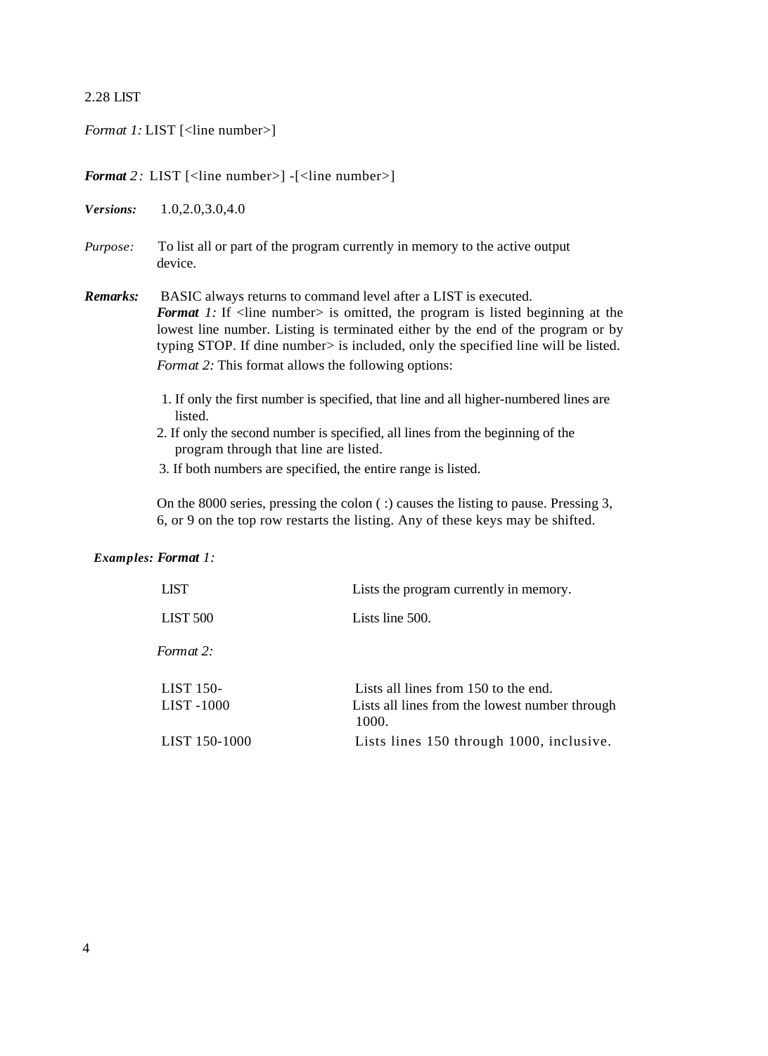## 2.28 LIST

*Format 1:* LIST [<line number>]

***Format 2:*** LIST [<line number>] -[<line number>]

***Versions:*** 1.0,2.0,3.0,4.0

*Purpose:* To list all or part of the program currently in memory to the active output device.

***Remarks:*** BASIC always returns to command level after a LIST is executed.

***Format 1:*** If <line number> is omitted, the program is listed beginning at the lowest line number. Listing is terminated either by the end of the program or by typing STOP. If dine number> is included, only the specified line will be listed.

*Format 2:* This format allows the following options:

1. If only the first number is specified, that line and all higher-numbered lines are listed.
2. If only the second number is specified, all lines from the beginning of the program through that line are listed.
3. If both numbers are specified, the entire range is listed.

On the 8000 series, pressing the colon ( :) causes the listing to pause. Pressing 3, 6, or 9 on the top row restarts the listing. Any of these keys may be shifted.

***Examples: Format 1:***

| | |
|---|---|
| LIST | Lists the program currently in memory. |
| LIST 500 | Lists line 500. |

*Format 2:*

| | |
|---|---|
| LIST 150- | Lists all lines from 150 to the end. |
| LIST -1000 | Lists all lines from the lowest number through 1000. |
| LIST 150-1000 | Lists lines 150 through 1000, inclusive. |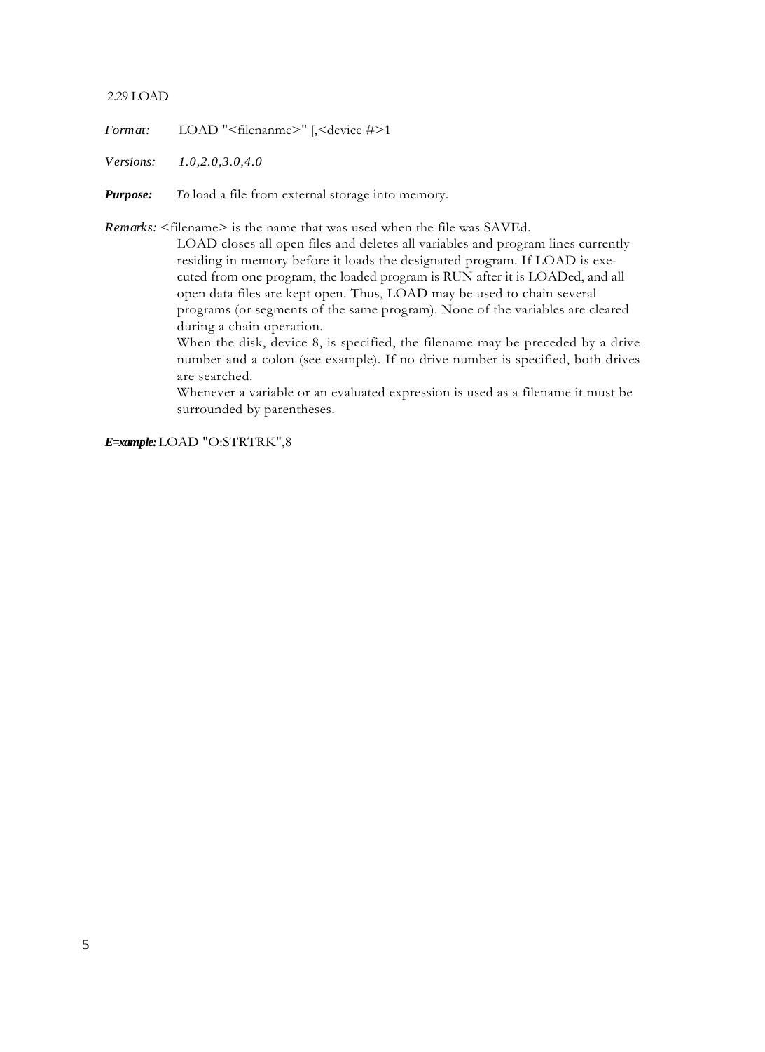2.29 LOAD

*Format:* LOAD "<filenanme>" [,<device #>1

*Versions:* *1.0,2.0,3.0,4.0*

***Purpose:*** *To* load a file from external storage into memory.

*Remarks:* <filename> is the name that was used when the file was SAVEd.
LOAD closes all open files and deletes all variables and program lines currently residing in memory before it loads the designated program. If LOAD is executed from one program, the loaded program is RUN after it is LOADed, and all open data files are kept open. Thus, LOAD may be used to chain several programs (or segments of the same program). None of the variables are cleared during a chain operation.
When the disk, device 8, is specified, the filename may be preceded by a drive number and a colon (see example). If no drive number is specified, both drives are searched.
Whenever a variable or an evaluated expression is used as a filename it must be surrounded by parentheses.

***E=xample:*** LOAD "O:STRTRK",8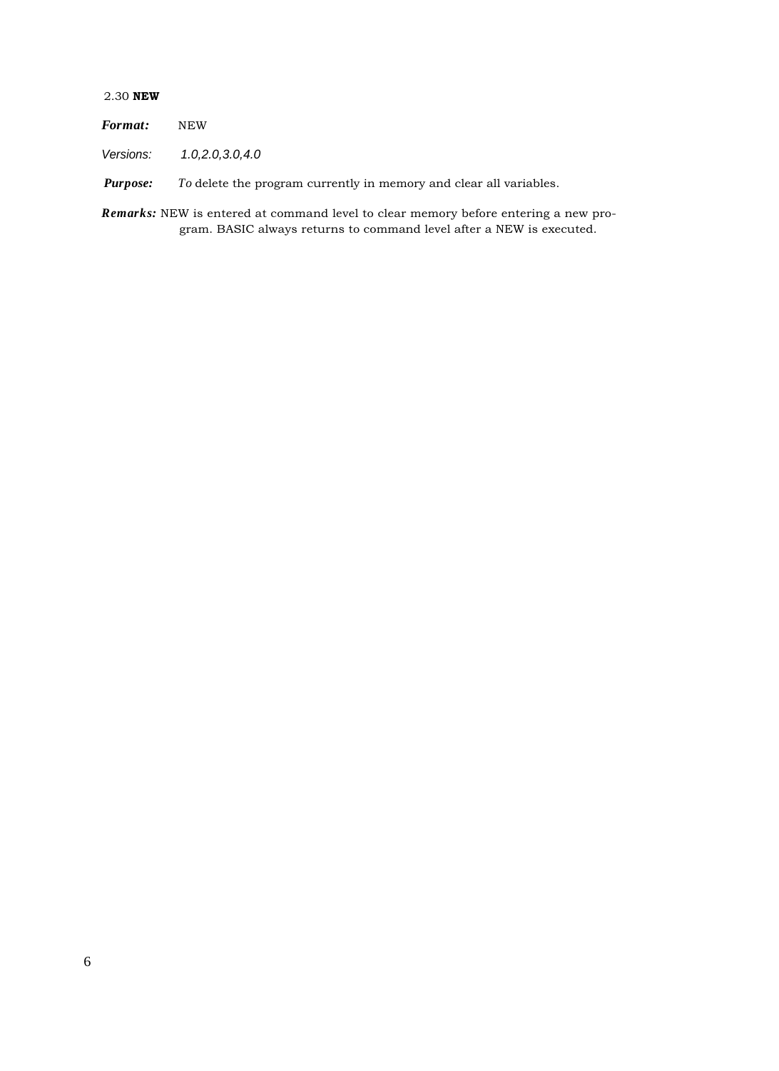## 2.30 **NEW**

***Format:*** NEW

*Versions:* *1.0,2.0,3.0,4.0*

***Purpose:*** *To* delete the program currently in memory and clear all variables.

***Remarks:*** NEW is entered at command level to clear memory before entering a new program. BASIC always returns to command level after a NEW is executed.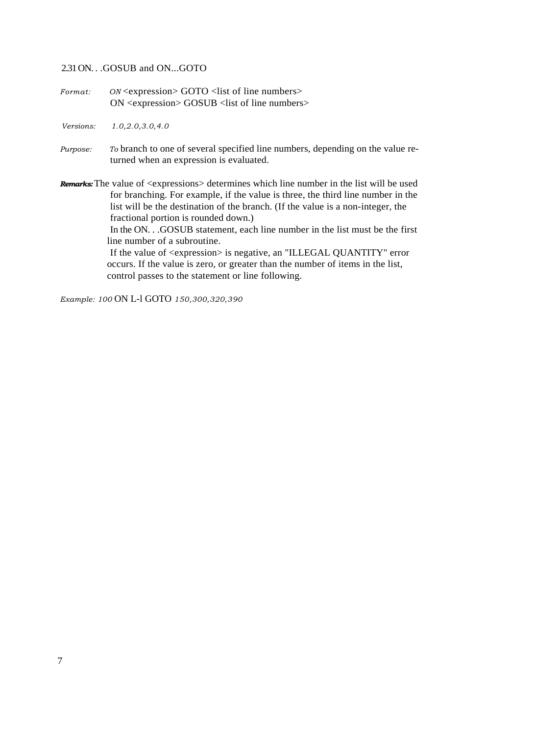## 2.31 ON. . .GOSUB and ON...GOTO

*Format:* ON <expression> GOTO <list of line numbers>
ON <expression> GOSUB <list of line numbers>

*Versions:* 1.0,2.0,3.0,4.0

*Purpose:* To branch to one of several specified line numbers, depending on the value returned when an expression is evaluated.

***Remarks:*** The value of <expressions> determines which line number in the list will be used for branching. For example, if the value is three, the third line number in the list will be the destination of the branch. (If the value is a non-integer, the fractional portion is rounded down.)

In the ON. . .GOSUB statement, each line number in the list must be the first line number of a subroutine.

If the value of <expression> is negative, an "ILLEGAL QUANTITY" error occurs. If the value is zero, or greater than the number of items in the list, control passes to the statement or line following.

*Example:*

```
100 ON L-l GOTO 150,300,320,390
```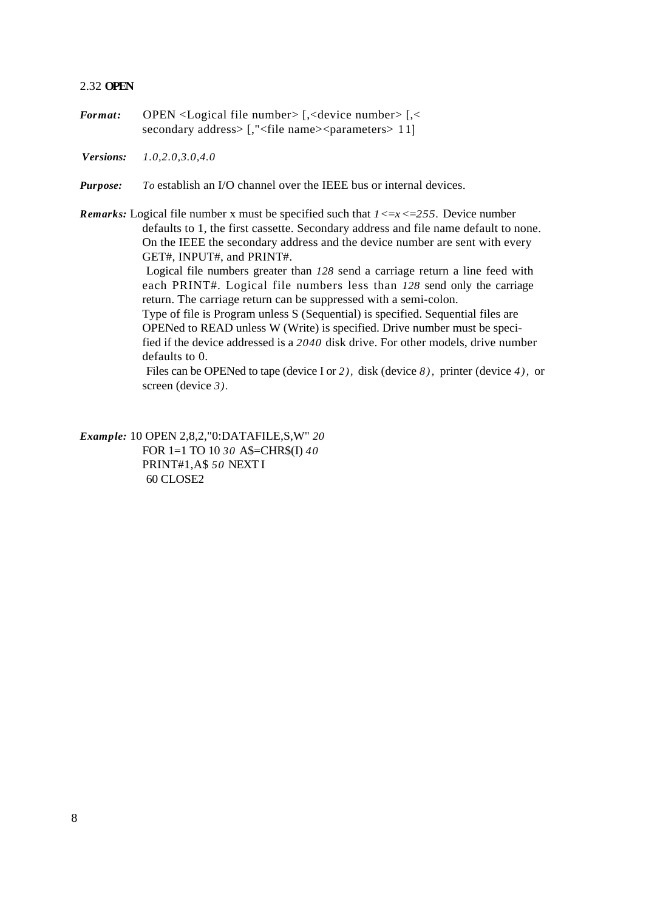## 2.32 **OPEN**

***Format:*** OPEN <Logical file number> [,<device number> [,< secondary address> [,"<file name><parameters> 11]

***Versions:*** *1.0,2.0,3.0,4.0*

***Purpose:*** *To* establish an I/O channel over the IEEE bus or internal devices.

***Remarks:*** Logical file number x must be specified such that *1<=x<=255*. Device number defaults to 1, the first cassette. Secondary address and file name default to none. On the IEEE the secondary address and the device number are sent with every GET#, INPUT#, and PRINT#.

Logical file numbers greater than *128* send a carriage return a line feed with each PRINT#. Logical file numbers less than *128* send only the carriage return. The carriage return can be suppressed with a semi-colon.

Type of file is Program unless S (Sequential) is specified. Sequential files are OPENed to READ unless W (Write) is specified. Drive number must be specified if the device addressed is a *2040* disk drive. For other models, drive number defaults to 0.

Files can be OPENed to tape (device I or *2)*, disk (device *8)*, printer (device *4)*, or screen (device *3)*.

***Example:*** 10 OPEN 2,8,2,"0:DATAFILE,S,W" *20* FOR 1=1 TO 10 *30* A$=CHR$(I) *40* PRINT#1,A$ *50* NEXT I
60 CLOSE2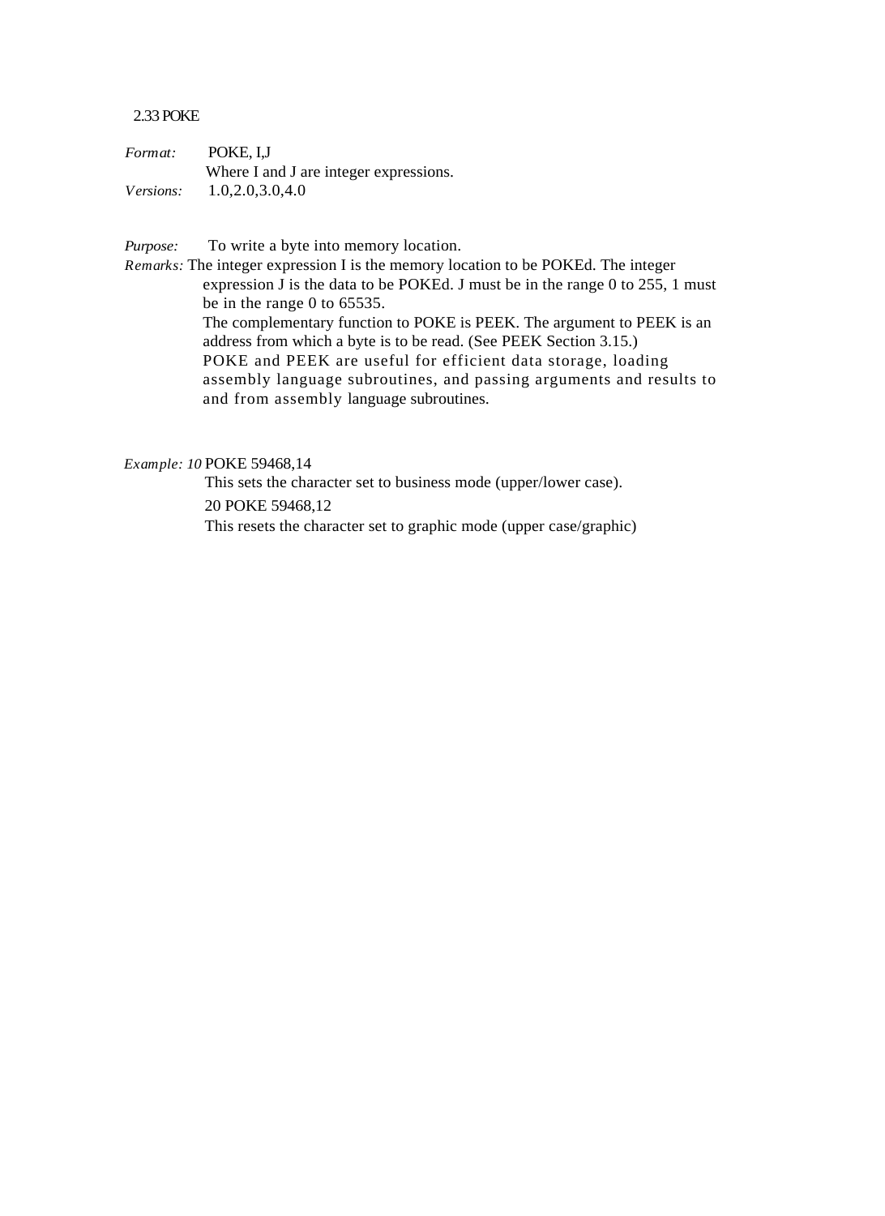## 2.33 POKE

*Format:* POKE, I,J
Where I and J are integer expressions.

*Versions:* 1.0,2.0,3.0,4.0

*Purpose:* To write a byte into memory location.

*Remarks:* The integer expression I is the memory location to be POKEd. The integer expression J is the data to be POKEd. J must be in the range 0 to 255, 1 must be in the range 0 to 65535.

The complementary function to POKE is PEEK. The argument to PEEK is an address from which a byte is to be read. (See PEEK Section 3.15.)

POKE and PEEK are useful for efficient data storage, loading assembly language subroutines, and passing arguments and results to and from assembly language subroutines.

*Example: 10* POKE 59468,14

This sets the character set to business mode (upper/lower case).

20 POKE 59468,12

This resets the character set to graphic mode (upper case/graphic)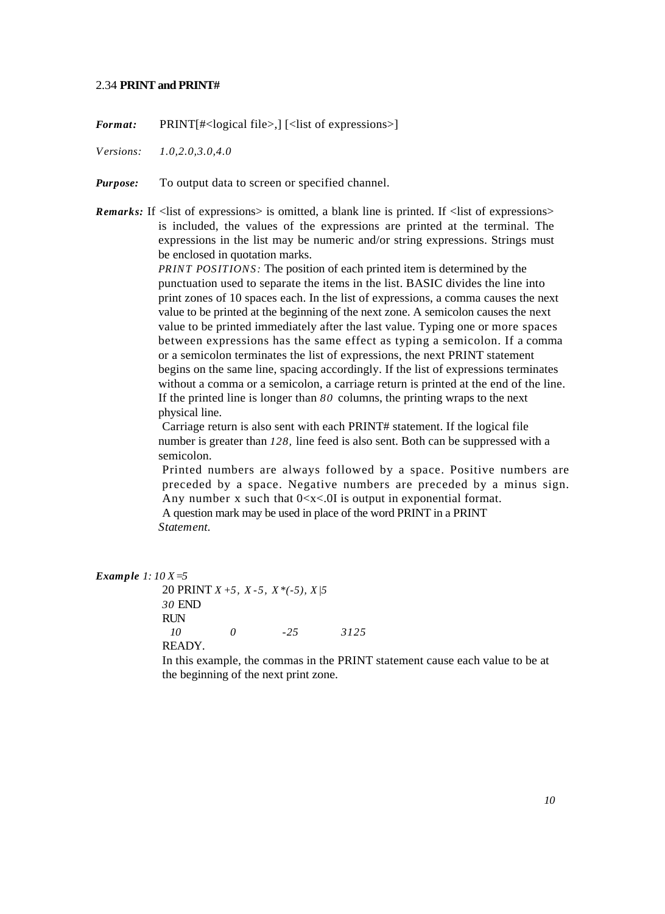### 2.34 PRINT and PRINT#

***Format:*** PRINT[#<logical file>,] [<list of expressions>]

*Versions:* *1.0,2.0,3.0,4.0*

***Purpose:*** To output data to screen or specified channel.

***Remarks:*** If <list of expressions> is omitted, a blank line is printed. If <list of expressions> is included, the values of the expressions are printed at the terminal. The expressions in the list may be numeric and/or string expressions. Strings must be enclosed in quotation marks.

*PRINT POSITIONS:* The position of each printed item is determined by the punctuation used to separate the items in the list. BASIC divides the line into print zones of 10 spaces each. In the list of expressions, a comma causes the next value to be printed at the beginning of the next zone. A semicolon causes the next value to be printed immediately after the last value. Typing one or more spaces between expressions has the same effect as typing a semicolon. If a comma or a semicolon terminates the list of expressions, the next PRINT statement begins on the same line, spacing accordingly. If the list of expressions terminates without a comma or a semicolon, a carriage return is printed at the end of the line. If the printed line is longer than *80* columns, the printing wraps to the next physical line.

Carriage return is also sent with each PRINT# statement. If the logical file number is greater than *128,* line feed is also sent. Both can be suppressed with a semicolon.

Printed numbers are always followed by a space. Positive numbers are preceded by a space. Negative numbers are preceded by a minus sign. Any number x such that 0<x<.0I is output in exponential format.

A question mark may be used in place of the word PRINT in a PRINT *Statement.*

***Example** 1:*

```
10 X=5
20 PRINT X+5, X-5, X*(-5), X|5
30 END
RUN
 10        0        -25       3125
READY.
```

In this example, the commas in the PRINT statement cause each value to be at the beginning of the next print zone.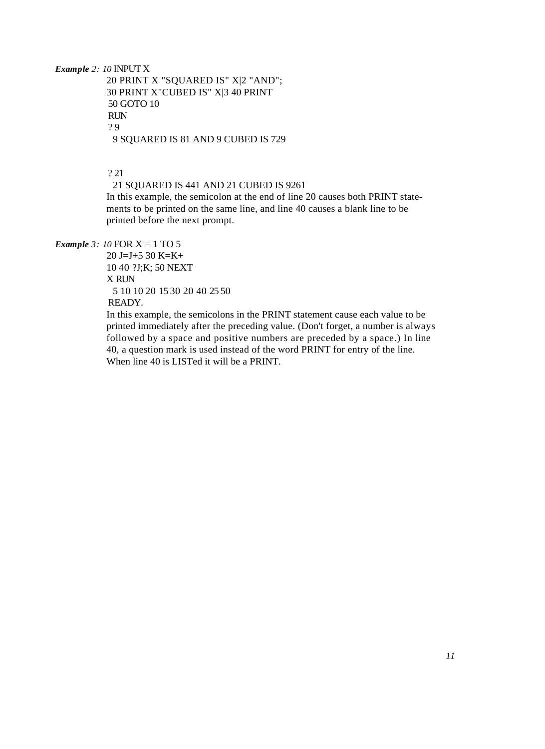***Example 2:*** *10* INPUT X

```
20 PRINT X "SQUARED IS" X|2 "AND";
30 PRINT X"CUBED IS" X|3 40 PRINT
50 GOTO 10
RUN
? 9
 9 SQUARED IS 81 AND 9 CUBED IS 729


? 21
 21 SQUARED IS 441 AND 21 CUBED IS 9261
```

In this example, the semicolon at the end of line 20 causes both PRINT statements to be printed on the same line, and line 40 causes a blank line to be printed before the next prompt.

***Example 3:*** *10* FOR X = 1 TO 5

```
20 J=J+5 30 K=K+
10 40 ?J;K; 50 NEXT
X RUN
 5 10 10 20 15 30 20 40 25 50
READY.
```

In this example, the semicolons in the PRINT statement cause each value to be printed immediately after the preceding value. (Don't forget, a number is always followed by a space and positive numbers are preceded by a space.) In line 40, a question mark is used instead of the word PRINT for entry of the line. When line 40 is LISTed it will be a PRINT.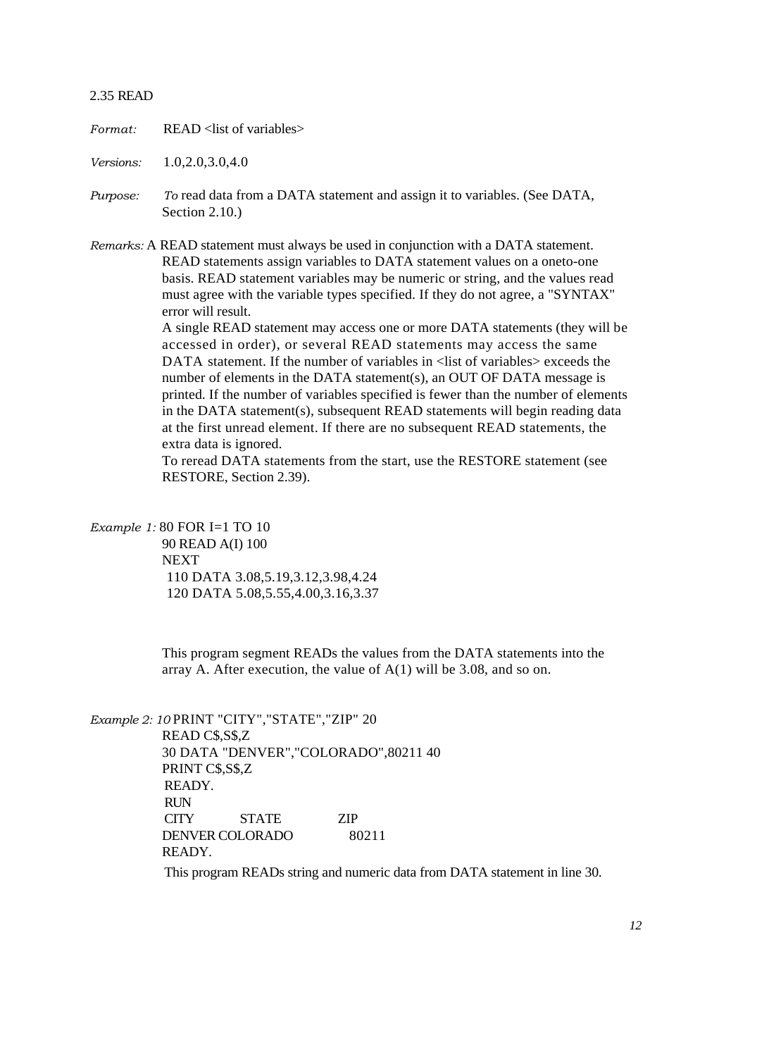## 2.35 READ

*Format:* READ <list of variables>

*Versions:* 1.0,2.0,3.0,4.0

*Purpose:* *To* read data from a DATA statement and assign it to variables. (See DATA, Section 2.10.)

*Remarks:* A READ statement must always be used in conjunction with a DATA statement. READ statements assign variables to DATA statement values on a oneto-one basis. READ statement variables may be numeric or string, and the values read must agree with the variable types specified. If they do not agree, a "SYNTAX" error will result.

A single READ statement may access one or more DATA statements (they will be accessed in order), or several READ statements may access the same DATA statement. If the number of variables in <list of variables> exceeds the number of elements in the DATA statement(s), an OUT OF DATA message is printed. If the number of variables specified is fewer than the number of elements in the DATA statement(s), subsequent READ statements will begin reading data at the first unread element. If there are no subsequent READ statements, the extra data is ignored.

To reread DATA statements from the start, use the RESTORE statement (see RESTORE, Section 2.39).

*Example 1:*

```
80 FOR I=1 TO 10
90 READ A(I)
100 NEXT
110 DATA 3.08,5.19,3.12,3.98,4.24
120 DATA 5.08,5.55,4.00,3.16,3.37
```

This program segment READs the values from the DATA statements into the array A. After execution, the value of A(1) will be 3.08, and so on.

*Example 2:*

```
10 PRINT "CITY","STATE","ZIP"
20 READ C$,S$,Z
30 DATA "DENVER","COLORADO",80211
40 PRINT C$,S$,Z
READY.
RUN
CITY      STATE       ZIP
DENVER COLORADO       80211
READY.
```

This program READs string and numeric data from DATA statement in line 30.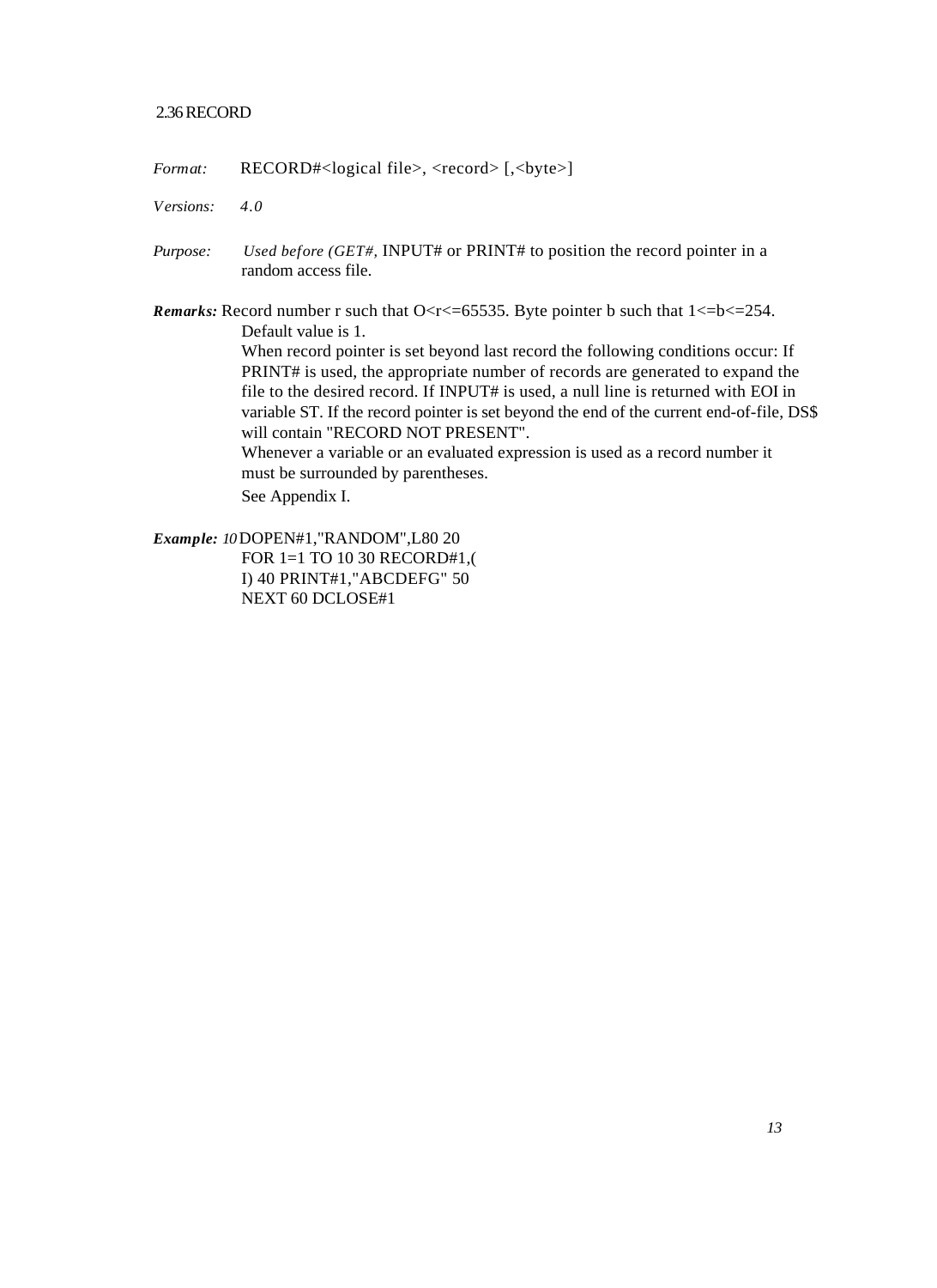## 2.36 RECORD

*Format:* RECORD#<logical file>, <record> [,<byte>]

*Versions:* *4.0*

*Purpose:* *Used before (GET#,* INPUT# or PRINT# to position the record pointer in a random access file.

***Remarks:*** Record number r such that O<r<=65535. Byte pointer b such that 1<=b<=254. Default value is 1.

When record pointer is set beyond last record the following conditions occur: If PRINT# is used, the appropriate number of records are generated to expand the file to the desired record. If INPUT# is used, a null line is returned with EOI in variable ST. If the record pointer is set beyond the end of the current end-of-file, DS$ will contain "RECORD NOT PRESENT".

Whenever a variable or an evaluated expression is used as a record number it must be surrounded by parentheses.

See Appendix I.

***Example:*** *10* DOPEN#1,"RANDOM",L80 20 FOR 1=1 TO 10 30 RECORD#1,( I) 40 PRINT#1,"ABCDEFG" 50 NEXT 60 DCLOSE#1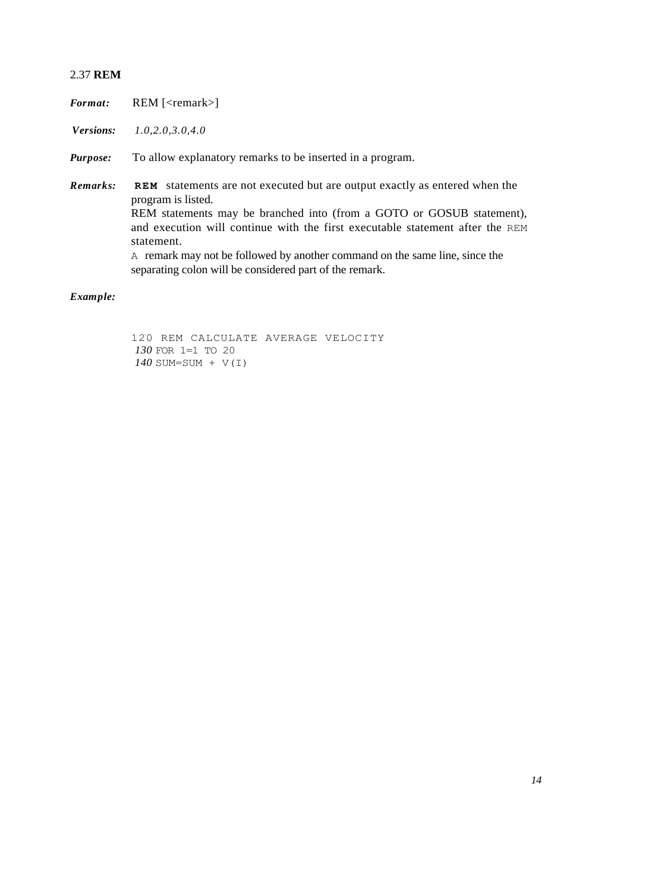## 2.37 **REM**

***Format:*** REM [<remark>]

***Versions:*** *1.0,2.0,3.0,4.0*

***Purpose:*** To allow explanatory remarks to be inserted in a program.

***Remarks:*** **REM** statements are not executed but are output exactly as entered when the program is listed.
REM statements may be branched into (from a GOTO or GOSUB statement), and execution will continue with the first executable statement after the REM statement.
A remark may not be followed by another command on the same line, since the separating colon will be considered part of the remark.

***Example:***

```
120 REM CALCULATE AVERAGE VELOCITY
130 FOR 1=1 TO 20
140 SUM=SUM + V(I)
```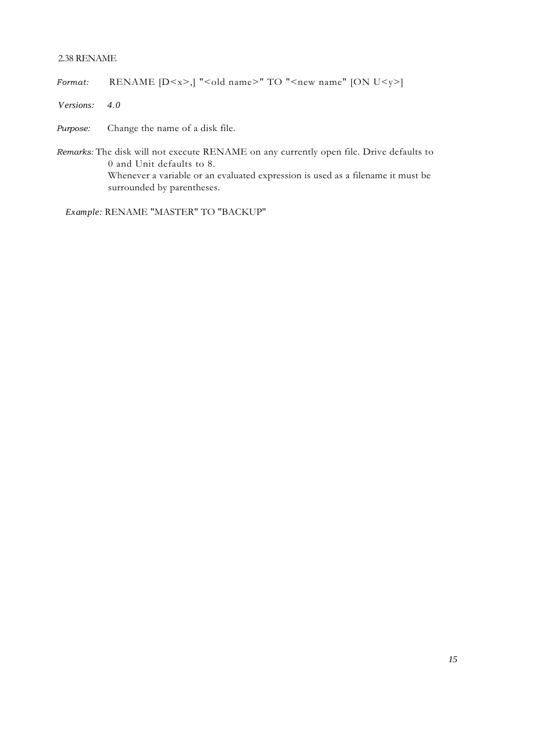### 2.38 RENAME

*Format:* RENAME [D<x>,] "<old name>" TO "<new name" [ON U<y>]

*Versions:* 4.0

*Purpose:* Change the name of a disk file.

*Remarks:* The disk will not execute RENAME on any currently open file. Drive defaults to 0 and Unit defaults to 8.
Whenever a variable or an evaluated expression is used as a filename it must be surrounded by parentheses.

*Example:* RENAME "MASTER" TO "BACKUP"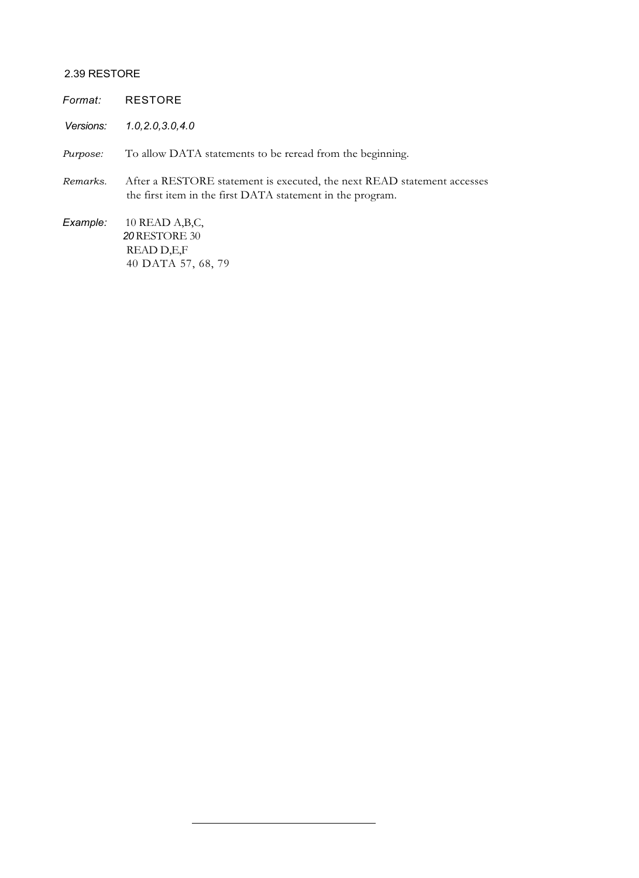## 2.39 RESTORE

*Format:* RESTORE

*Versions:* *1.0,2.0,3.0,4.0*

*Purpose:* To allow DATA statements to be reread from the beginning.

*Remarks.* After a RESTORE statement is executed, the next READ statement accesses the first item in the first DATA statement in the program.

*Example:*

```
10 READ A,B,C,
20 RESTORE 30
 READ D,E,F
40 DATA 57, 68, 79
```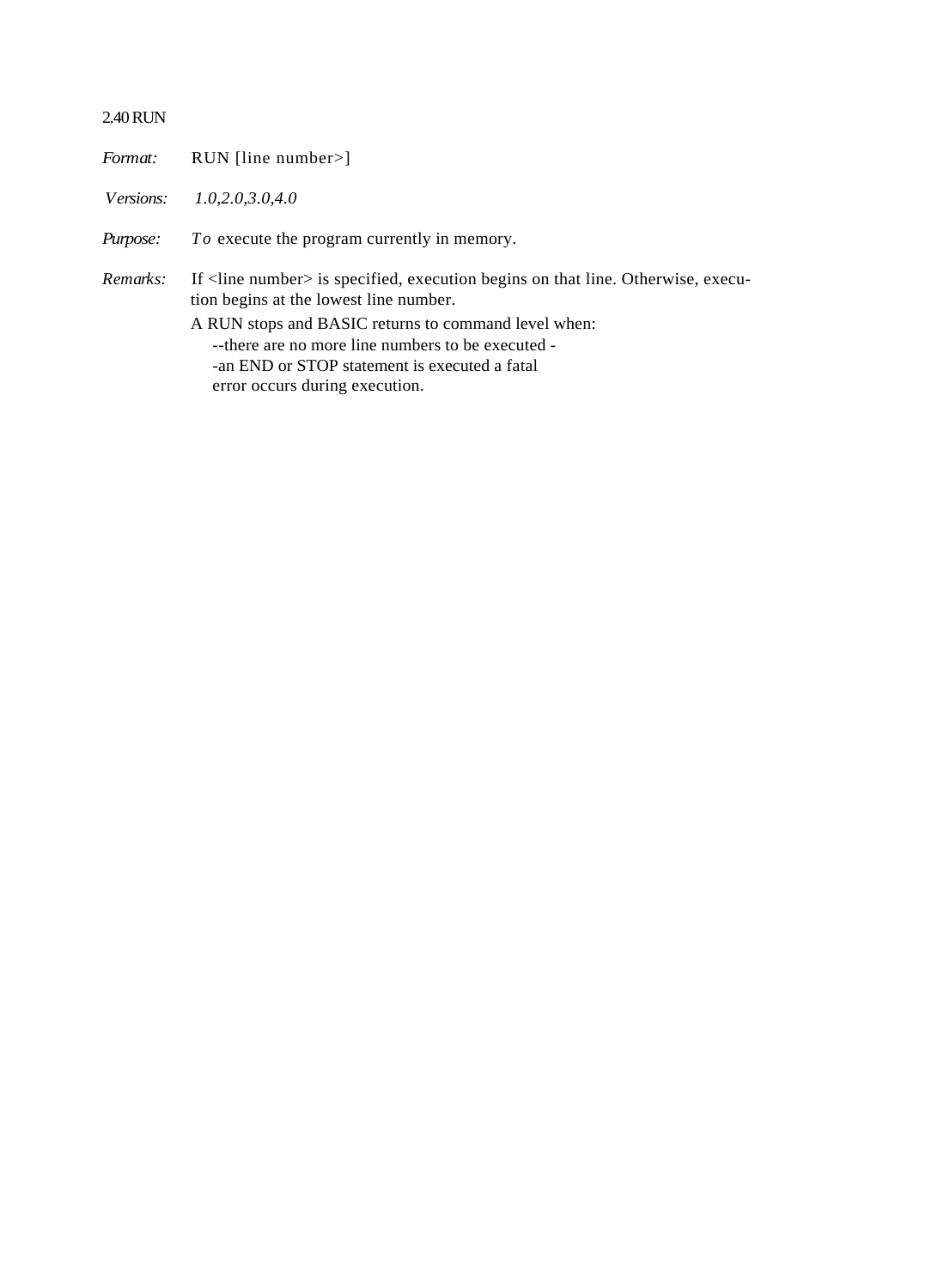## 2.40 RUN

*Format:* RUN [line number>]

*Versions:* *1.0,2.0,3.0,4.0*

*Purpose:* To execute the program currently in memory.

*Remarks:* If <line number> is specified, execution begins on that line. Otherwise, execution begins at the lowest line number.

A RUN stops and BASIC returns to command level when:

--there are no more line numbers to be executed -
-an END or STOP statement is executed a fatal
error occurs during execution.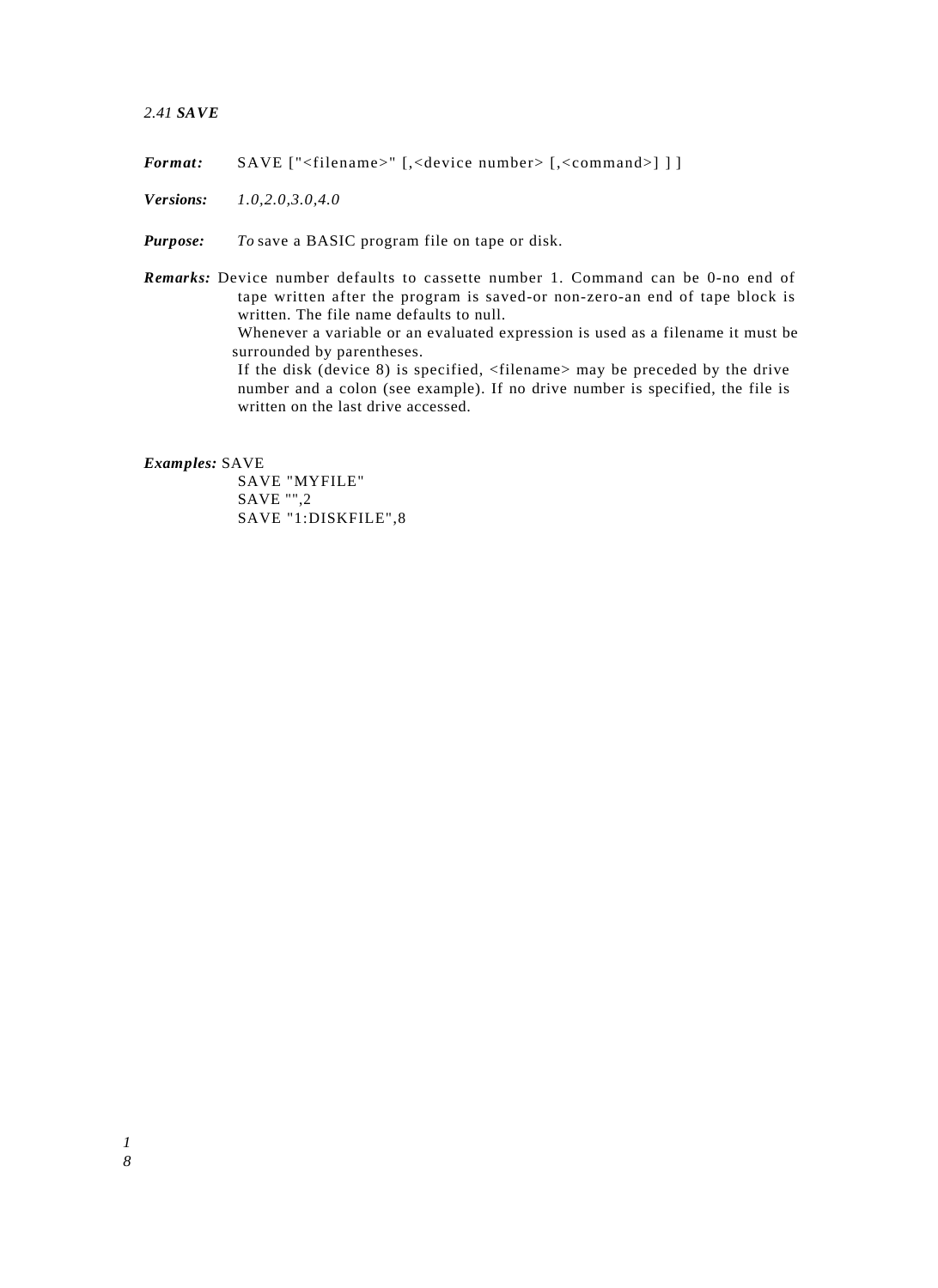### *2.41* ***SAVE***

***Format:*** SAVE ["<filename>" [,<device number> [,<command>] ] ]

***Versions:*** *1.0,2.0,3.0,4.0*

***Purpose:*** *To* save a BASIC program file on tape or disk.

***Remarks:*** Device number defaults to cassette number 1. Command can be 0-no end of tape written after the program is saved-or non-zero-an end of tape block is written. The file name defaults to null.
Whenever a variable or an evaluated expression is used as a filename it must be surrounded by parentheses.
If the disk (device 8) is specified, <filename> may be preceded by the drive number and a colon (see example). If no drive number is specified, the file is written on the last drive accessed.

***Examples:***

```
SAVE
SAVE "MYFILE"
SAVE "",2
SAVE "1:DISKFILE",8
```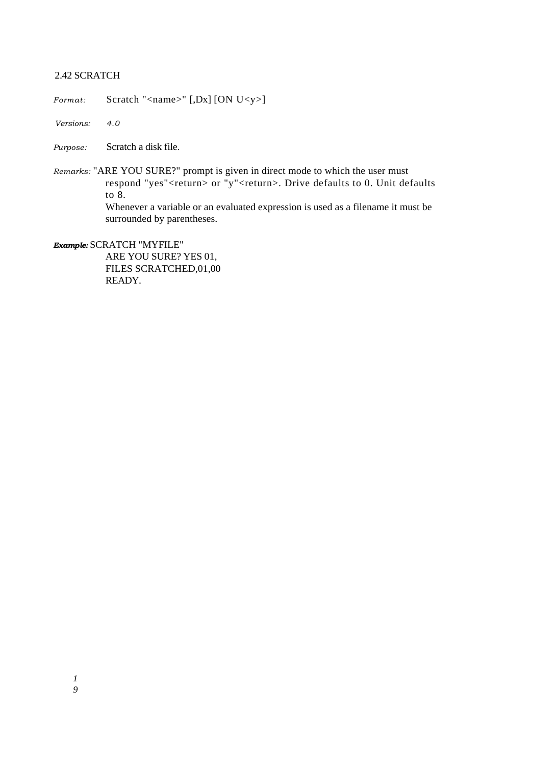## 2.42 SCRATCH

*Format:* Scratch "<name>" [,Dx] [ON U<y>]

*Versions:* *4.0*

*Purpose:* Scratch a disk file.

*Remarks:* "ARE YOU SURE?" prompt is given in direct mode to which the user must respond "yes"<return> or "y"<return>. Drive defaults to 0. Unit defaults to 8.
Whenever a variable or an evaluated expression is used as a filename it must be surrounded by parentheses.

***Example:*** SCRATCH "MYFILE"
ARE YOU SURE? YES 01,
FILES SCRATCHED,01,00
READY.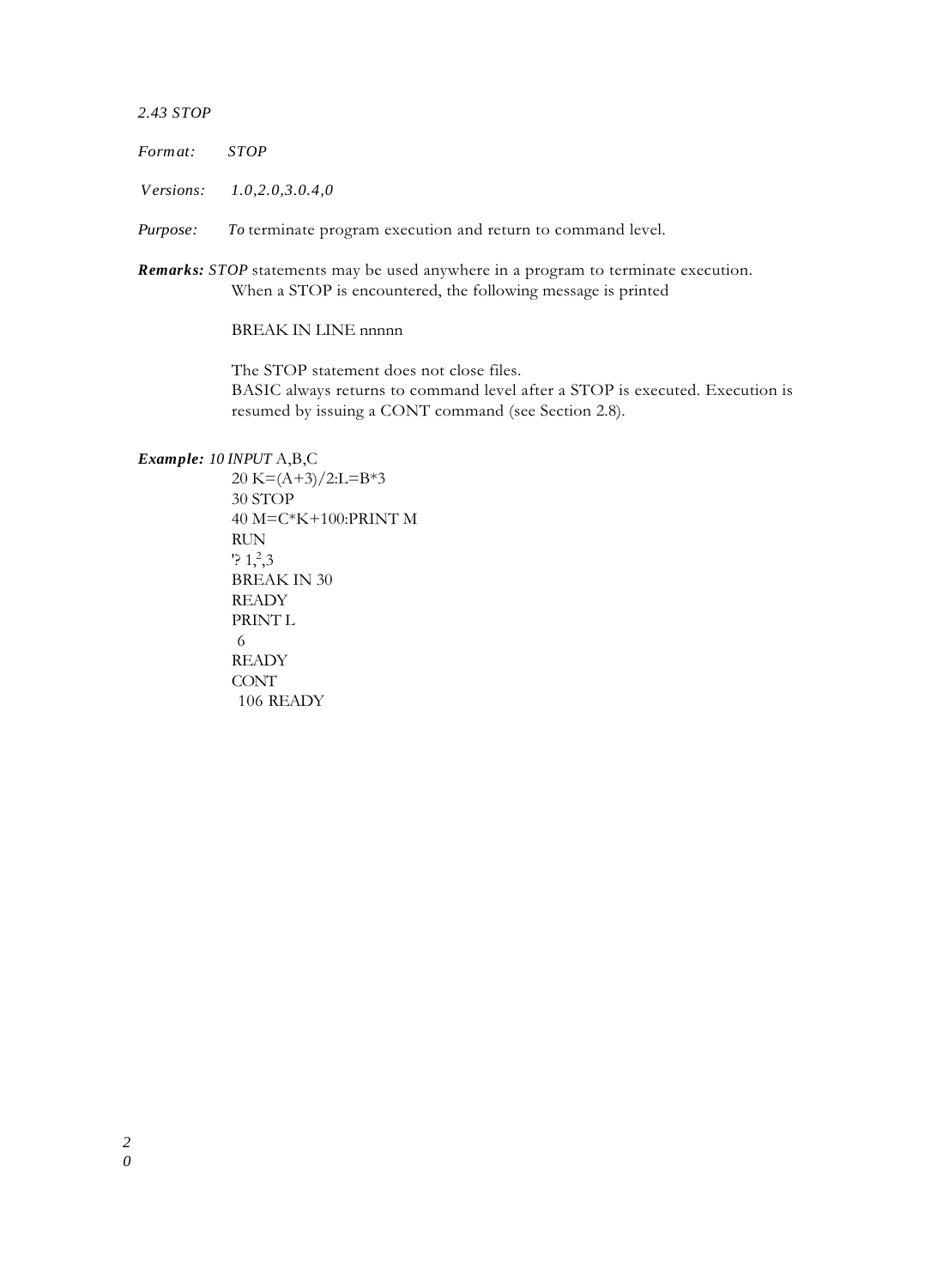### *2.43 STOP*

*Format:* *STOP*

*Versions:* *1.0,2.0,3.0.4,0*

*Purpose:* *To* terminate program execution and return to command level.

***Remarks:*** *STOP* statements may be used anywhere in a program to terminate execution. When a STOP is encountered, the following message is printed

BREAK IN LINE nnnnn

The STOP statement does not close files.
BASIC always returns to command level after a STOP is executed. Execution is resumed by issuing a CONT command (see Section 2.8).

***Example:***

```
10 INPUT A,B,C
20 K=(A+3)/2:L=B*3
30 STOP
40 M=C*K+100:PRINT M
RUN
'? 1,2,3
BREAK IN 30
READY
PRINT L
 6
READY
CONT
 106 READY
```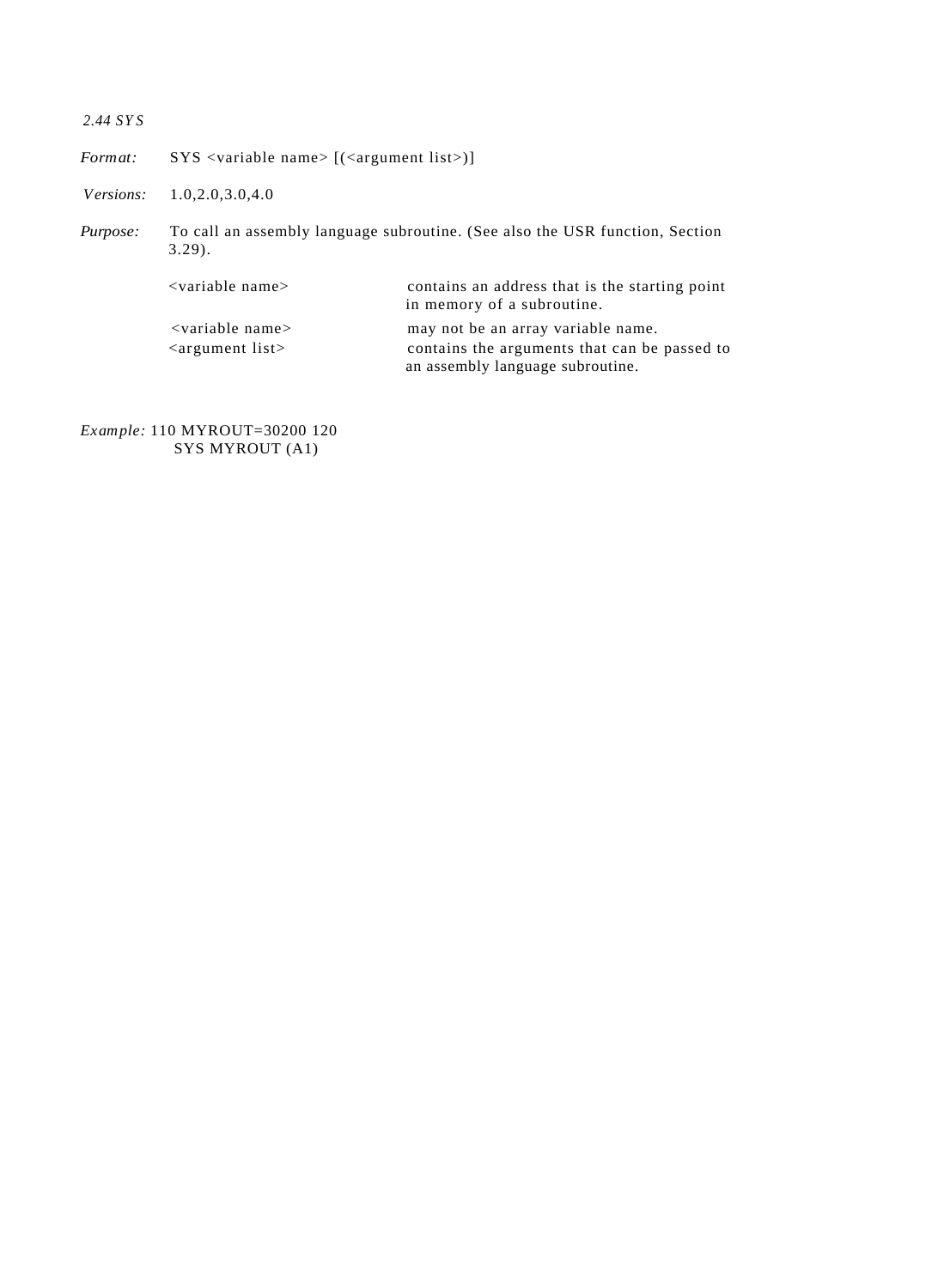### *2.44 SYS*

*Format:* SYS <variable name> [(<argument list>)]

*Versions:* 1.0,2.0,3.0,4.0

*Purpose:* To call an assembly language subroutine. (See also the USR function, Section 3.29).

| | |
|---|---|
| <variable name> | contains an address that is the starting point in memory of a subroutine. |
| <variable name> | may not be an array variable name. |
| <argument list> | contains the arguments that can be passed to an assembly language subroutine. |

*Example:* 110 MYROUT=30200 120
SYS MYROUT (A1)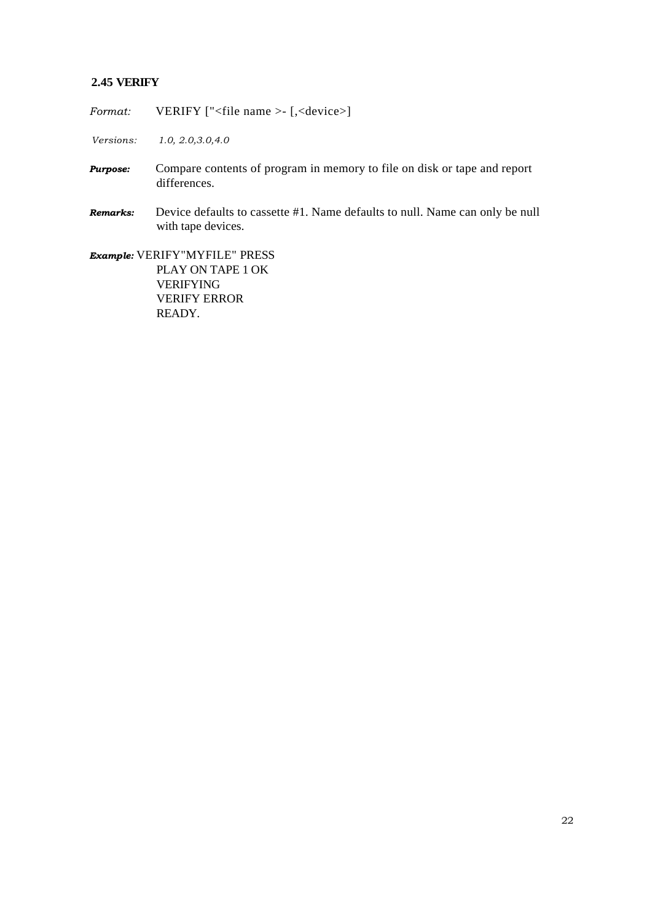## 2.45 VERIFY

*Format:* VERIFY ["<file name >- [,<device>]

*Versions:* *1.0, 2.0,3.0,4.0*

***Purpose:*** Compare contents of program in memory to file on disk or tape and report differences.

***Remarks:*** Device defaults to cassette #1. Name defaults to null. Name can only be null with tape devices.

***Example:*** VERIFY"MYFILE" PRESS

```
PLAY ON TAPE 1 OK
VERIFYING
VERIFY ERROR
READY.
```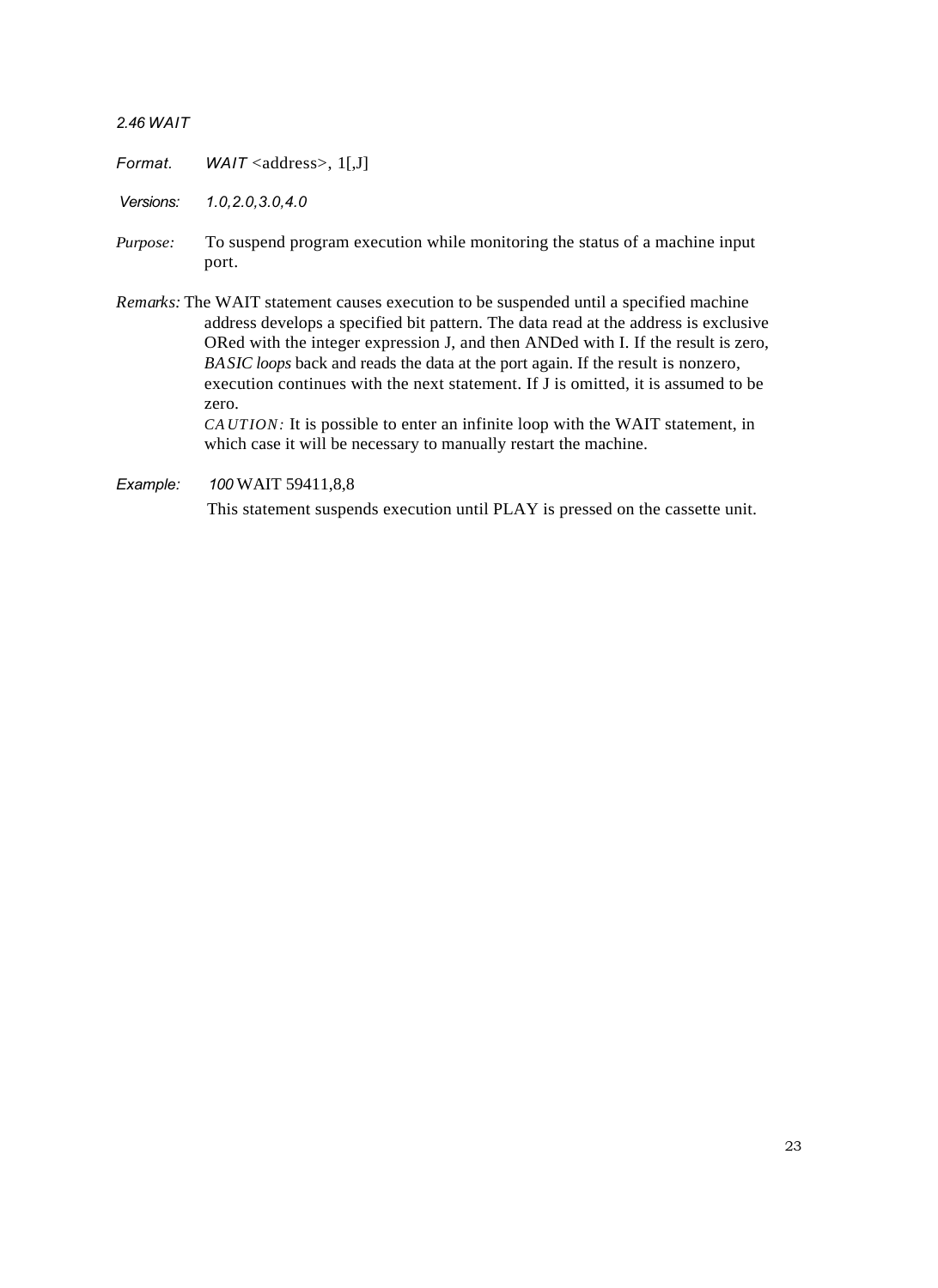### 2.46 WAIT

*Format.* *WAIT* <address>, 1[,J]

*Versions:* *1.0,2.0,3.0,4.0*

*Purpose:* To suspend program execution while monitoring the status of a machine input port.

*Remarks:* The WAIT statement causes execution to be suspended until a specified machine address develops a specified bit pattern. The data read at the address is exclusive ORed with the integer expression J, and then ANDed with I. If the result is zero, *BASIC loops* back and reads the data at the port again. If the result is nonzero, execution continues with the next statement. If J is omitted, it is assumed to be zero.

*CAUTION:* It is possible to enter an infinite loop with the WAIT statement, in which case it will be necessary to manually restart the machine.

*Example:* *100* WAIT 59411,8,8

This statement suspends execution until PLAY is pressed on the cassette unit.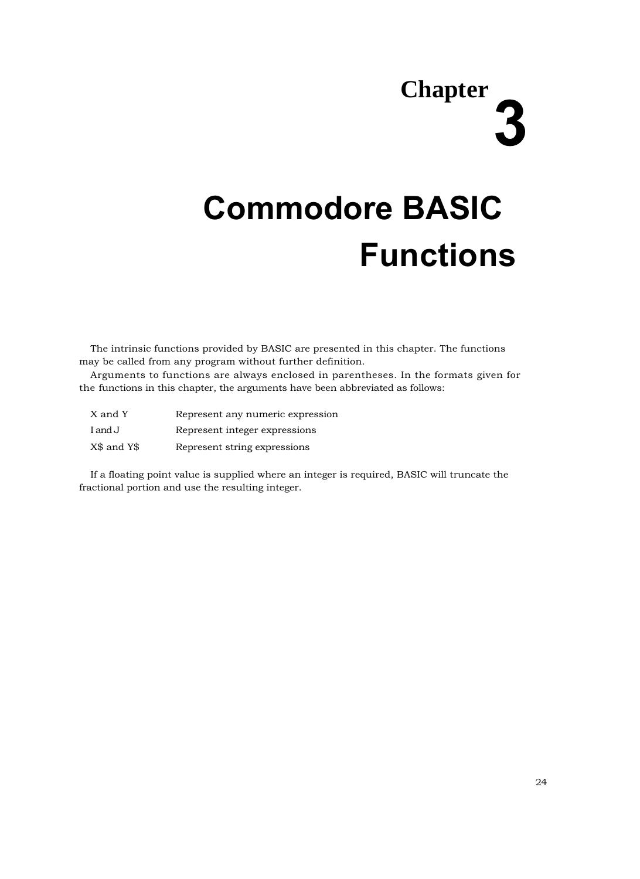# Chapter 3

# Commodore BASIC Functions

The intrinsic functions provided by BASIC are presented in this chapter. The functions may be called from any program without further definition.

Arguments to functions are always enclosed in parentheses. In the formats given for the functions in this chapter, the arguments have been abbreviated as follows:

| | |
|---|---|
| X and Y | Represent any numeric expression |
| I and J | Represent integer expressions |
| X$ and Y$ | Represent string expressions |

If a floating point value is supplied where an integer is required, BASIC will truncate the fractional portion and use the resulting integer.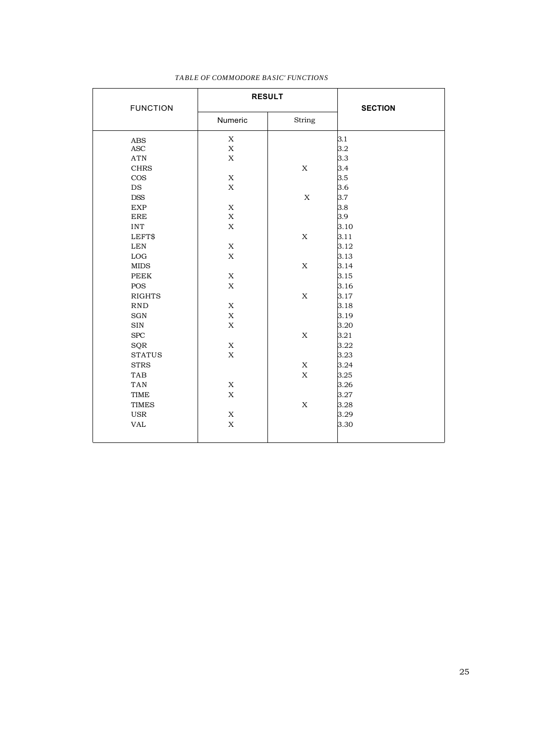*TABLE OF COMMODORE BASIC' FUNCTIONS*

| FUNCTION | RESULT | | SECTION |
|---|---|---|---|
| | Numeric | String | |
| ABS | X | | 3.1 |
| ASC | X | | 3.2 |
| ATN | X | | 3.3 |
| CHRS | | X | 3.4 |
| COS | X | | 3.5 |
| DS | X | | 3.6 |
| DSS | | X | 3.7 |
| EXP | X | | 3.8 |
| ERE | X | | 3.9 |
| INT | X | | 3.10 |
| LEFT$ | | X | 3.11 |
| LEN | X | | 3.12 |
| LOG | X | | 3.13 |
| MIDS | | X | 3.14 |
| PEEK | X | | 3.15 |
| POS | X | | 3.16 |
| RIGHTS | | X | 3.17 |
| RND | X | | 3.18 |
| SGN | X | | 3.19 |
| SIN | X | | 3.20 |
| SPC | | X | 3.21 |
| SQR | X | | 3.22 |
| STATUS | X | | 3.23 |
| STRS | | X | 3.24 |
| TAB | | X | 3.25 |
| TAN | X | | 3.26 |
| TIME | X | | 3.27 |
| TIMES | | X | 3.28 |
| USR | X | | 3.29 |
| VAL | X | | 3.30 |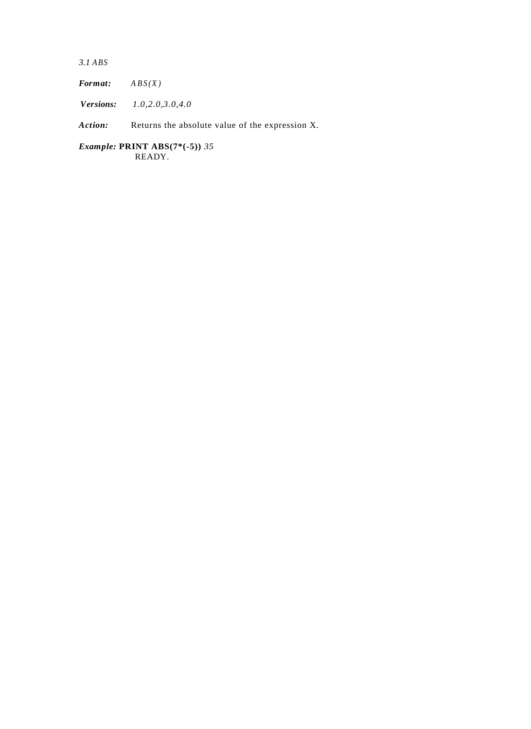*3.1 ABS*

***Format:*** *ABS(X)*

***Versions:*** *1.0,2.0,3.0,4.0*

***Action:*** Returns the absolute value of the expression X.

***Example:*** **PRINT ABS(7*(-5))** *35*
READY.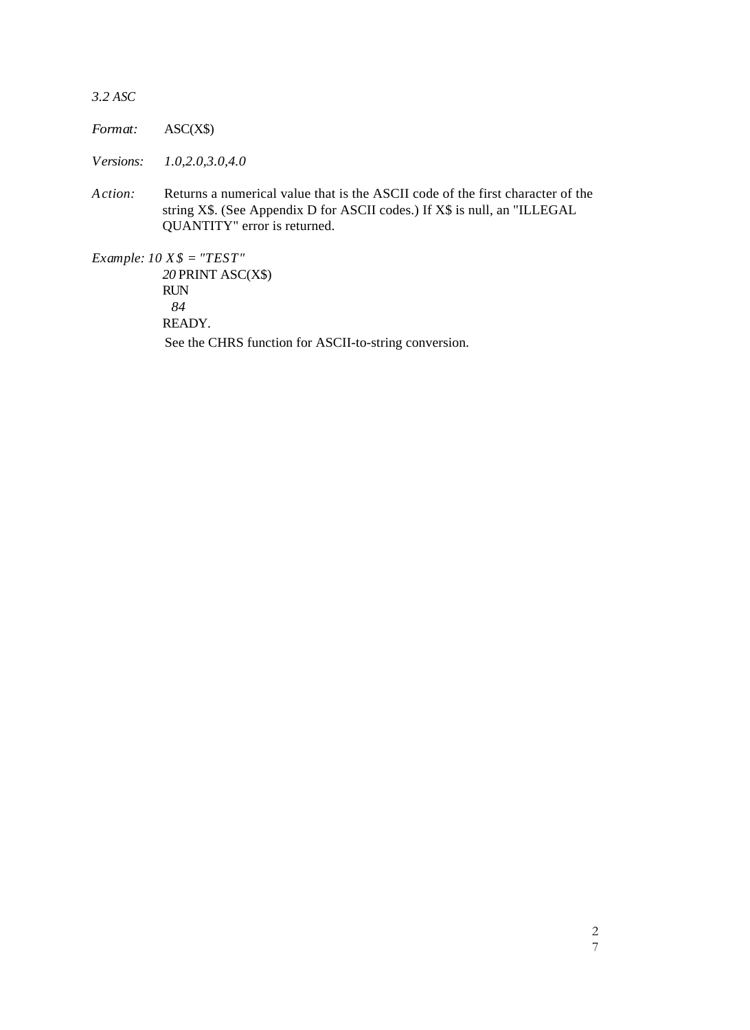*3.2 ASC*

*Format:* ASC(X$)

*Versions:* *1.0,2.0,3.0,4.0*

*Action:* Returns a numerical value that is the ASCII code of the first character of the string X$. (See Appendix D for ASCII codes.) If X$ is null, an "ILLEGAL QUANTITY" error is returned.

*Example:*

```
10 X$ = "TEST"
20 PRINT ASC(X$)
RUN
 84
READY.
```

See the CHRS function for ASCII-to-string conversion.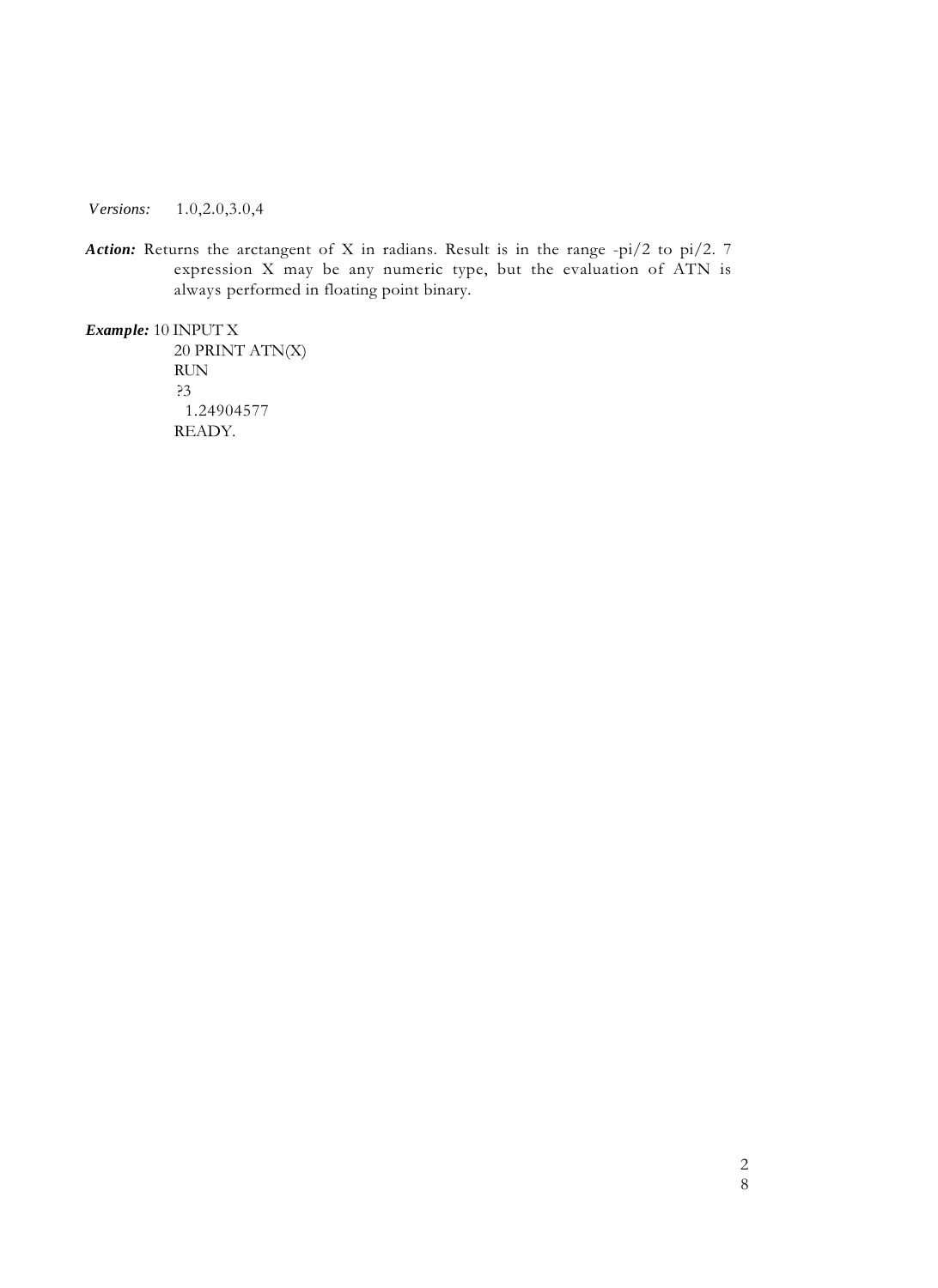*Versions:* 1.0,2.0,3.0,4

***Action:*** Returns the arctangent of X in radians. Result is in the range -pi/2 to pi/2. 7 expression X may be any numeric type, but the evaluation of ATN is always performed in floating point binary.

***Example:***

```
10 INPUT X
20 PRINT ATN(X)
RUN
?3
 1.24904577
READY.
```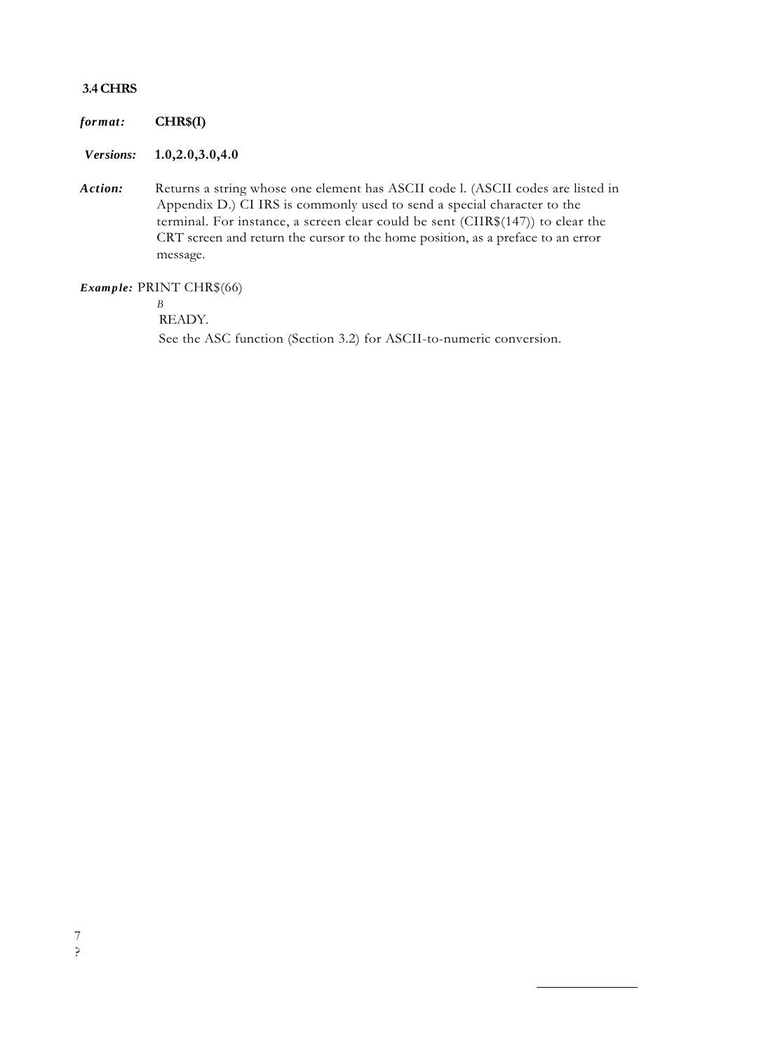### 3.4 CHRS

*format:* **CHR$(I)**

*Versions:* **1.0,2.0,3.0,4.0**

*Action:* Returns a string whose one element has ASCII code l. (ASCII codes are listed in Appendix D.) CI IRS is commonly used to send a special character to the terminal. For instance, a screen clear could be sent (CIIR$(147)) to clear the CRT screen and return the cursor to the home position, as a preface to an error message.

*Example:* PRINT CHR$(66)

```
B
READY.
```

See the ASC function (Section 3.2) for ASCII-to-numeric conversion.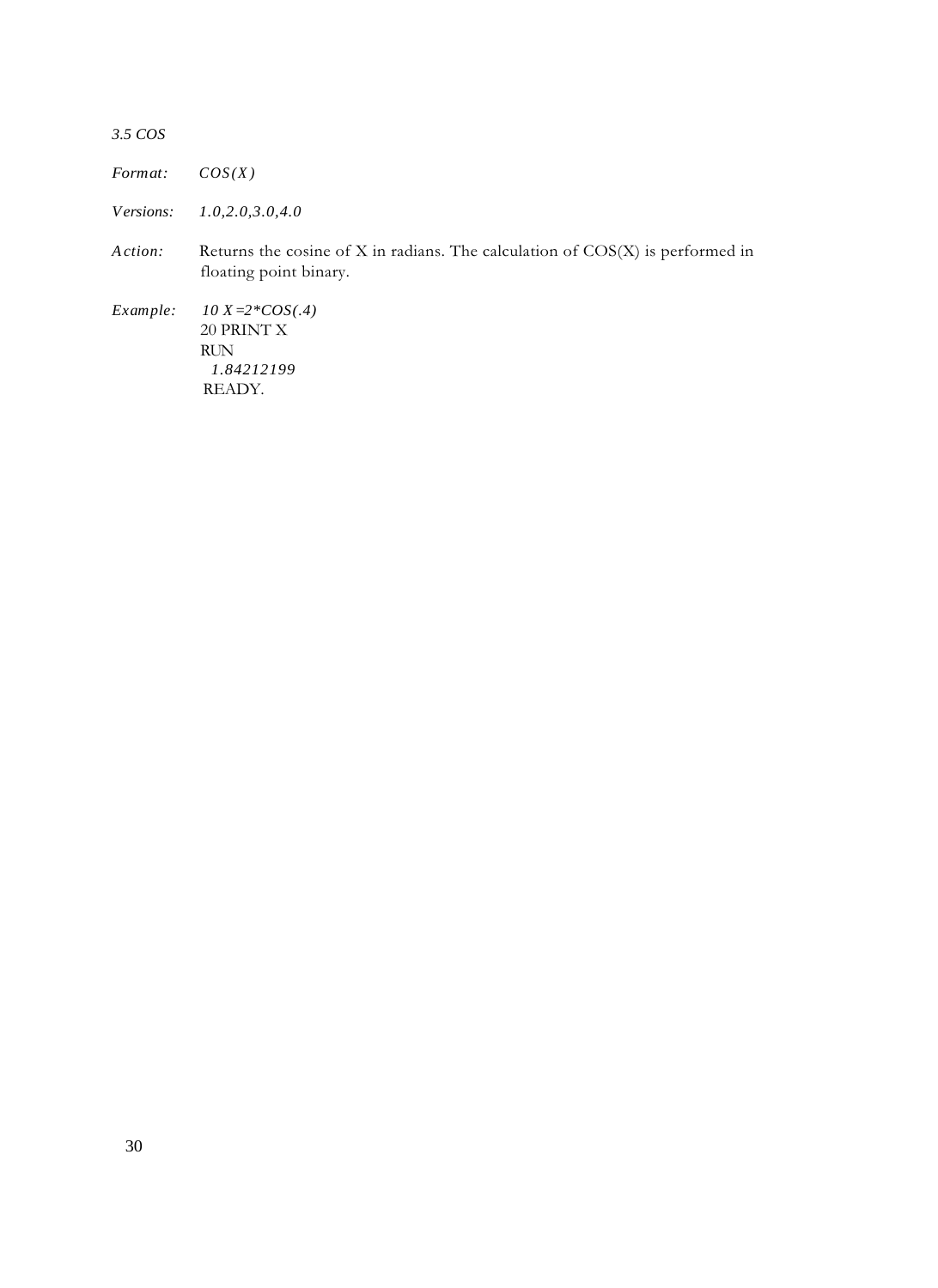*3.5 COS*

*Format:* *COS(X)*

*Versions:* *1.0,2.0,3.0,4.0*

*Action:* Returns the cosine of X in radians. The calculation of COS(X) is performed in floating point binary.

*Example:*

```
10 X=2*COS(.4)
20 PRINT X
RUN
 1.84212199
READY.
```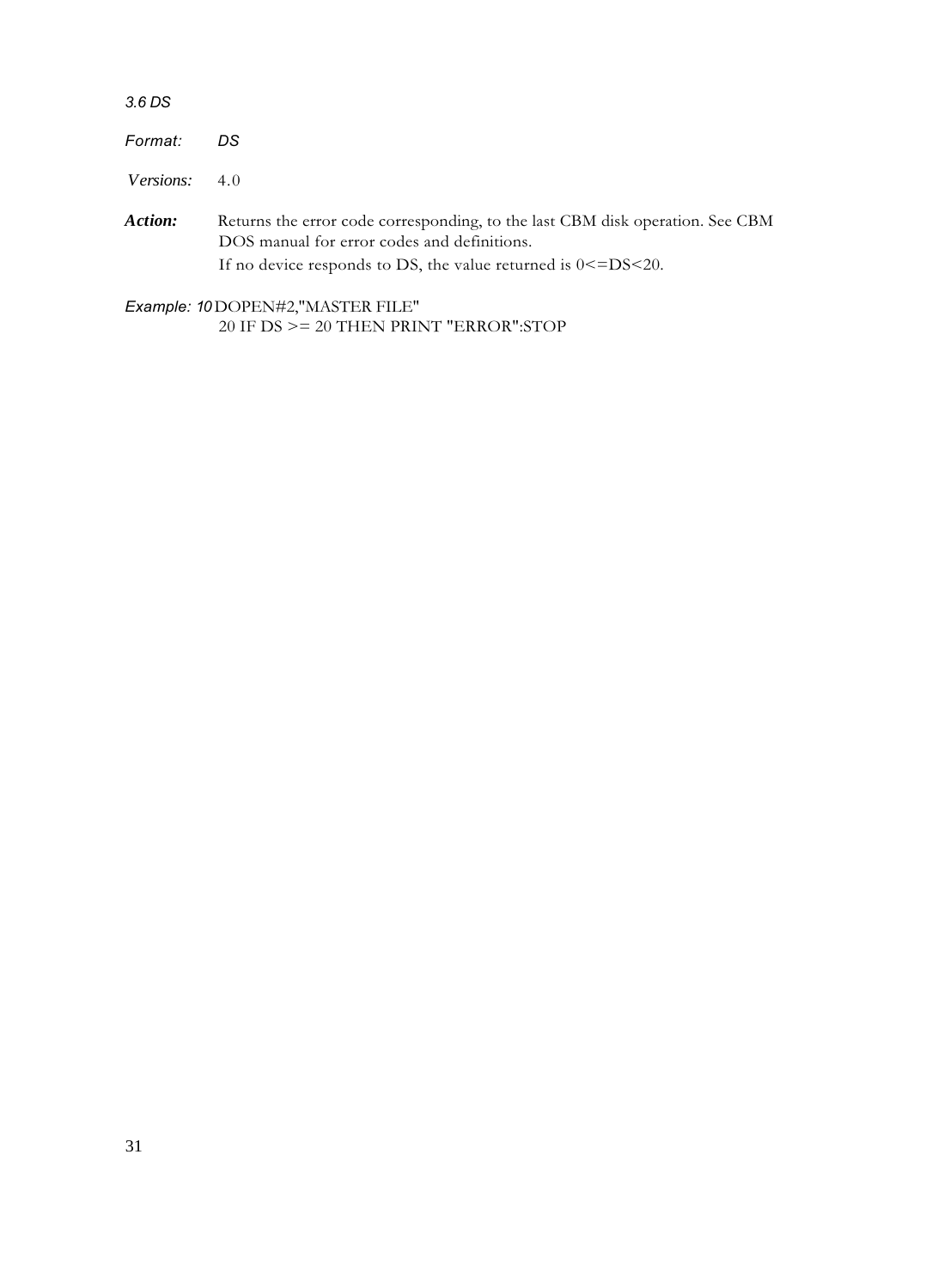### 3.6 DS

*Format:* DS

*Versions:* 4.0

***Action:*** Returns the error code corresponding, to the last CBM disk operation. See CBM DOS manual for error codes and definitions.
If no device responds to DS, the value returned is 0<=DS<20.

*Example:*

```
10 DOPEN#2,"MASTER FILE"
20 IF DS >= 20 THEN PRINT "ERROR":STOP
```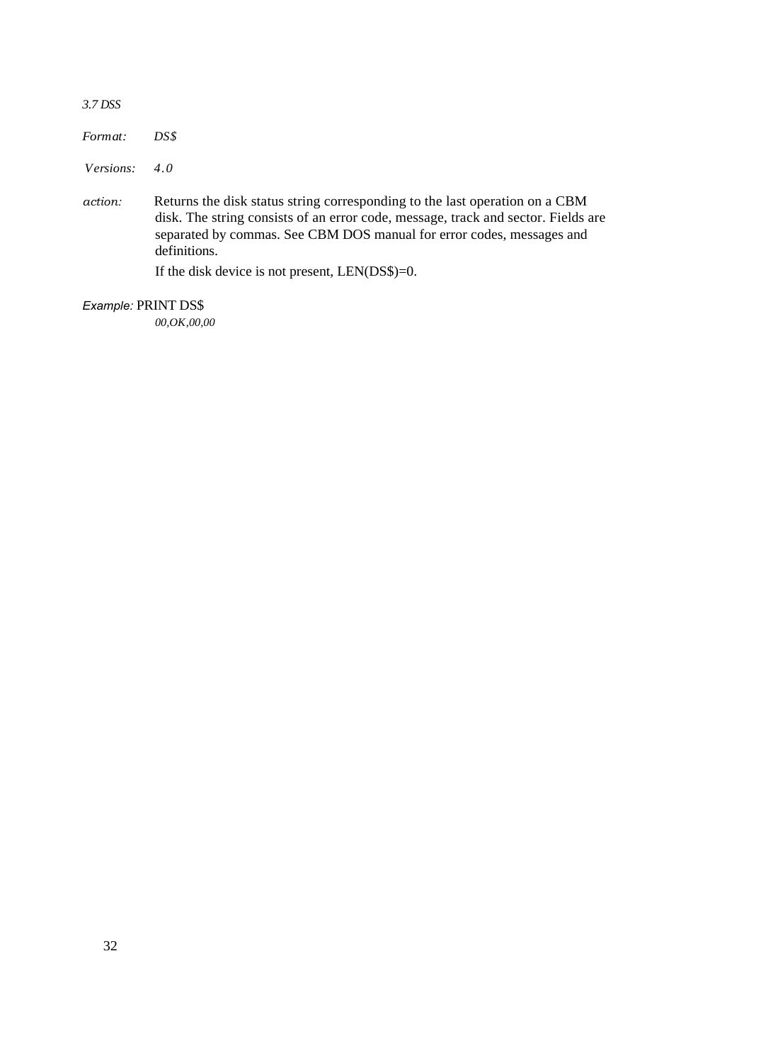*3.7 DSS*

*Format:* *DS$*

*Versions:* *4.0*

*action:* Returns the disk status string corresponding to the last operation on a CBM disk. The string consists of an error code, message, track and sector. Fields are separated by commas. See CBM DOS manual for error codes, messages and definitions.

If the disk device is not present, LEN(DS$)=0.

*Example:* PRINT DS$

*00,OK,00,00*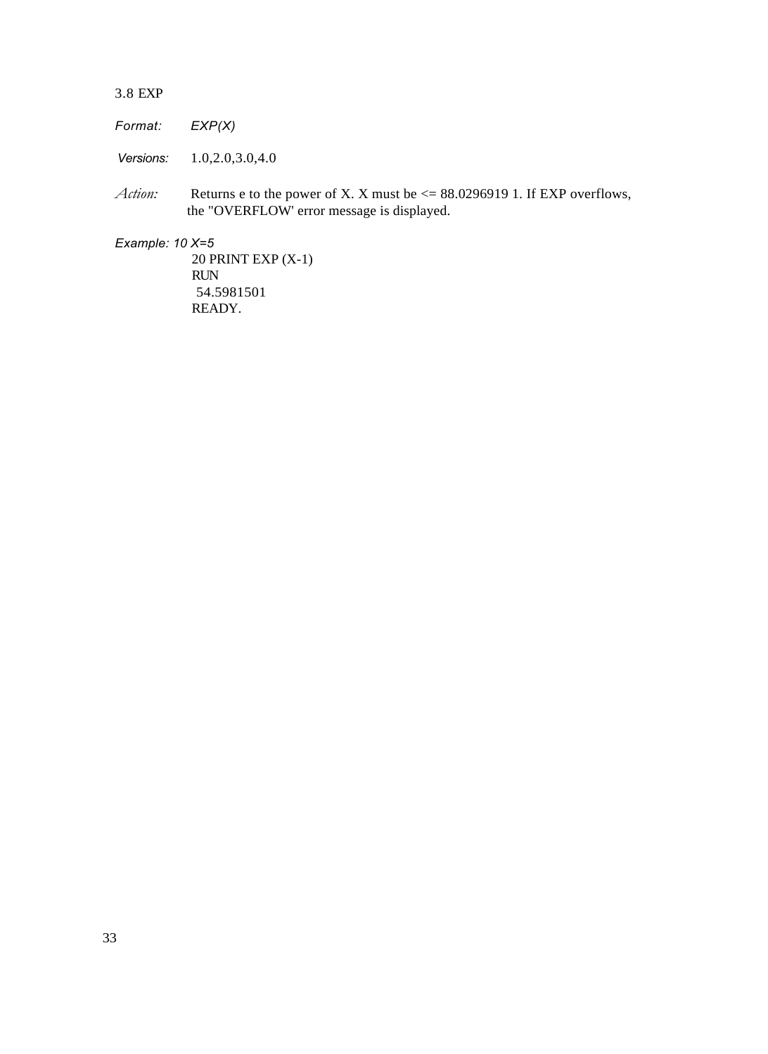### 3.8 EXP

*Format:* *EXP(X)*

*Versions:* 1.0,2.0,3.0,4.0

*Action:* Returns e to the power of X. X must be <= 88.0296919 1. If EXP overflows, the "OVERFLOW' error message is displayed.

*Example:*

```
10 X=5
20 PRINT EXP (X-1)
RUN
 54.5981501
READY.
```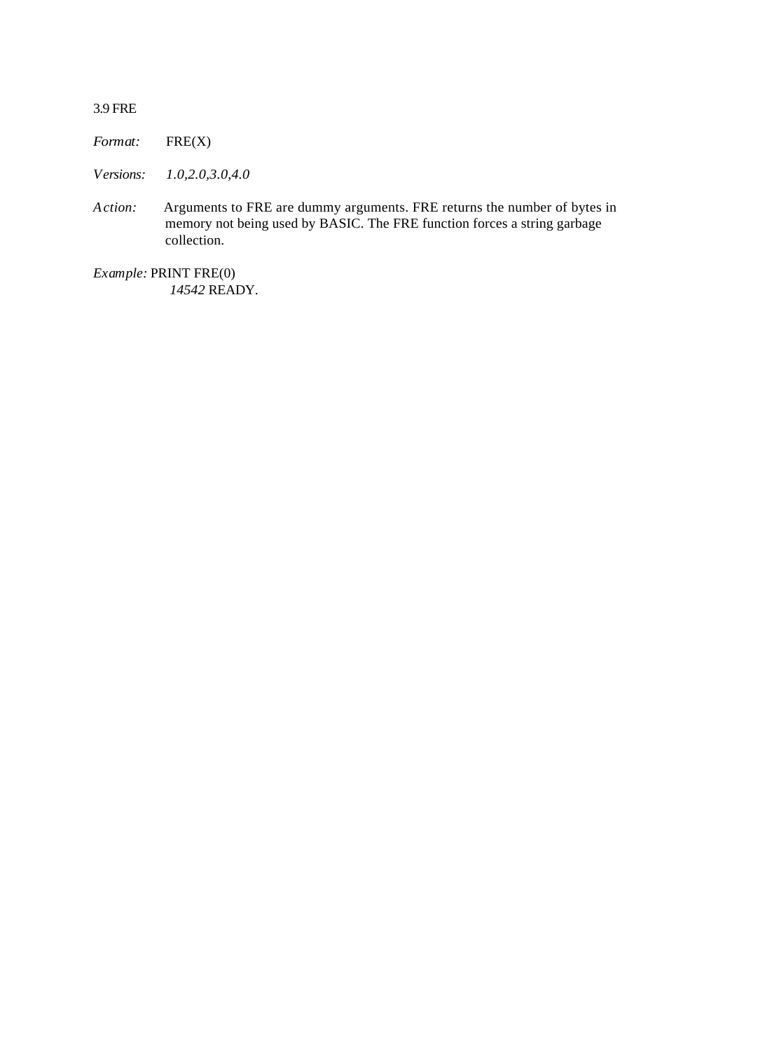### 3.9 FRE

*Format:* FRE(X)

*Versions:* *1.0,2.0,3.0,4.0*

*Action:* Arguments to FRE are dummy arguments. FRE returns the number of bytes in memory not being used by BASIC. The FRE function forces a string garbage collection.

*Example:* PRINT FRE(0)
*14542* READY.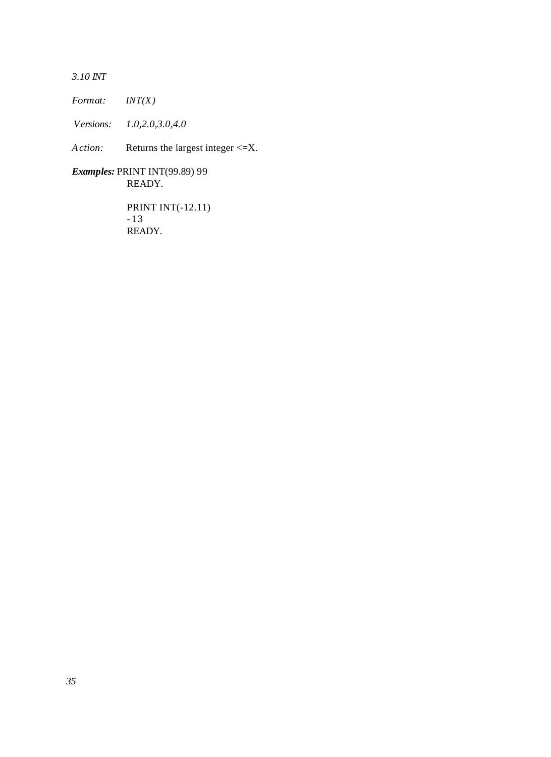*3.10 INT*

*Format:* *INT(X)*

*Versions:* *1.0,2.0,3.0,4.0*

*Action:* Returns the largest integer <=X.

***Examples:*** PRINT INT(99.89) 99
READY.

PRINT INT(-12.11)
-13
READY.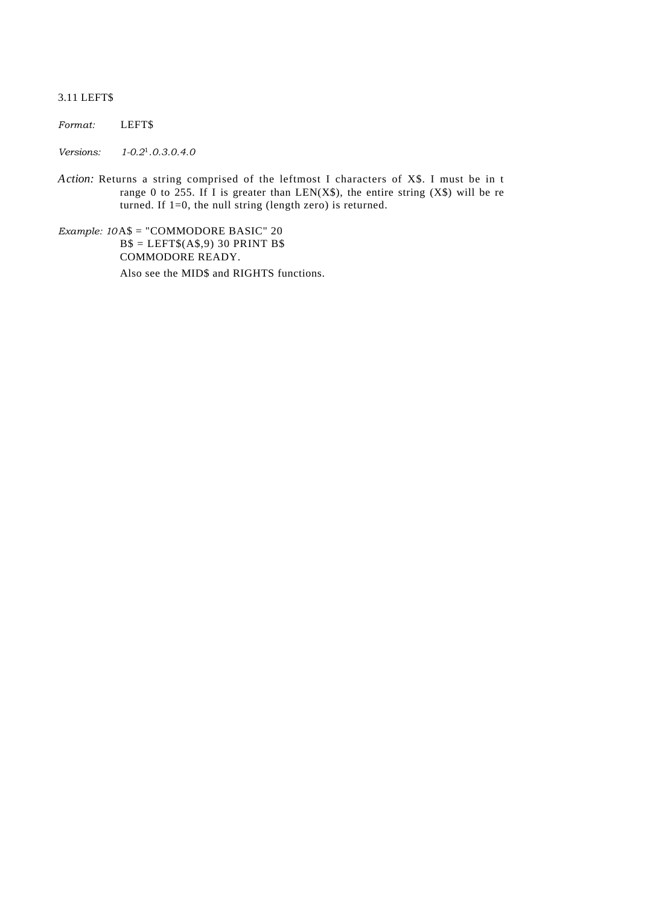## 3.11 LEFT$

*Format:* LEFT$

*Versions:* *1-0.2[1].0.3.0.4.0*

*Action:* Returns a string comprised of the leftmost I characters of X$. I must be in t range 0 to 255. If I is greater than LEN(X$), the entire string (X$) will be re turned. If 1=0, the null string (length zero) is returned.

*Example:*

```
10 A$ = "COMMODORE BASIC" 20
B$ = LEFT$(A$,9) 30 PRINT B$
COMMODORE READY.
```

Also see the MID$ and RIGHTS functions.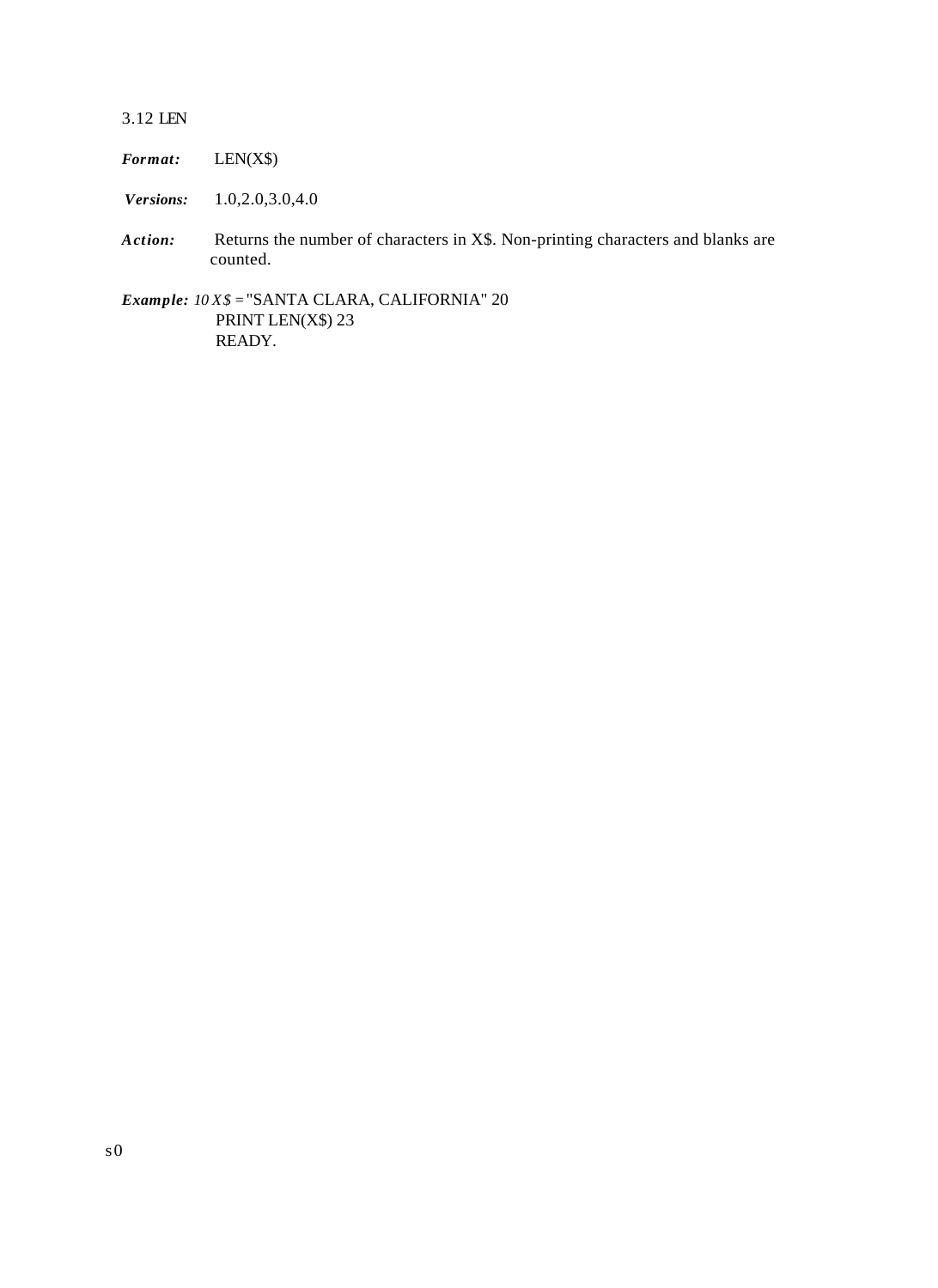## 3.12 LEN

***Format:*** LEN(X$)

***Versions:*** 1.0,2.0,3.0,4.0

***Action:*** Returns the number of characters in X$. Non-printing characters and blanks are counted.

***Example:***

```
10 X$ = "SANTA CLARA, CALIFORNIA" 20
PRINT LEN(X$) 23
READY.
```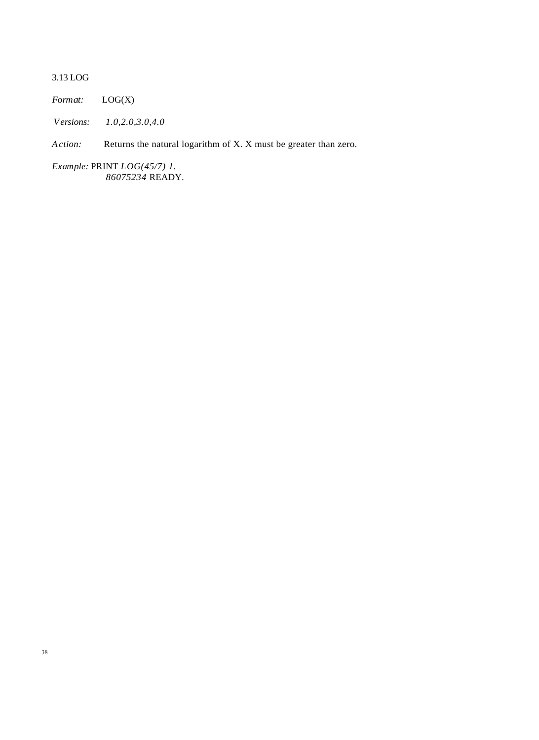### 3.13 LOG

*Format:* LOG(X)

*Versions:* *1.0,2.0,3.0,4.0*

*Action:* Returns the natural logarithm of X. X must be greater than zero.

*Example:* PRINT *LOG(45/7) 1.*
*86075234* READY.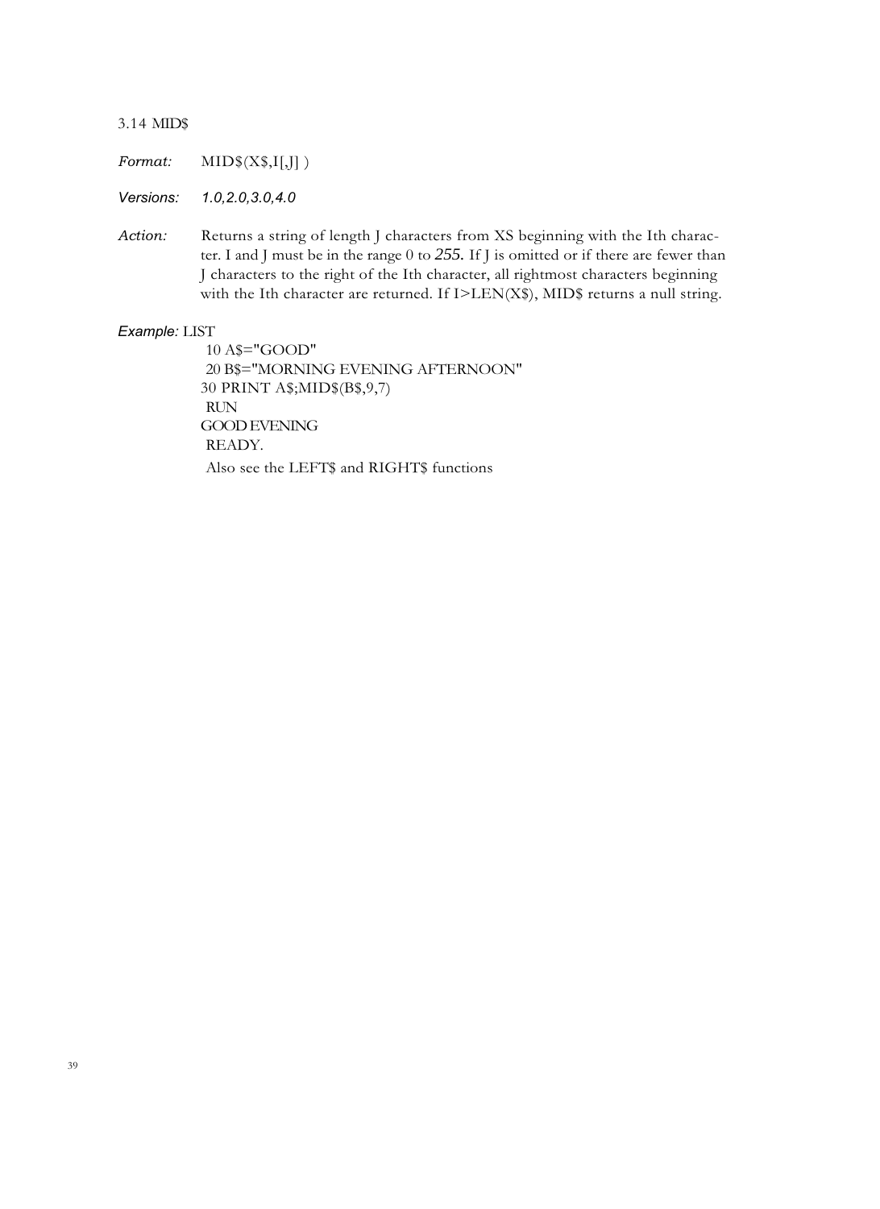### 3.14 MID$

*Format:* MID$(X$,I[,J] )

*Versions:* *1.0,2.0,3.0,4.0*

*Action:* Returns a string of length J characters from XS beginning with the Ith character. I and J must be in the range 0 to 255. If J is omitted or if there are fewer than J characters to the right of the Ith character, all rightmost characters beginning with the Ith character are returned. If I>LEN(X$), MID$ returns a null string.

*Example:* LIST

```
10 A$="GOOD"
20 B$="MORNING EVENING AFTERNOON"
30 PRINT A$;MID$(B$,9,7)
RUN
GOOD EVENING
READY.
```

Also see the LEFT$ and RIGHT$ functions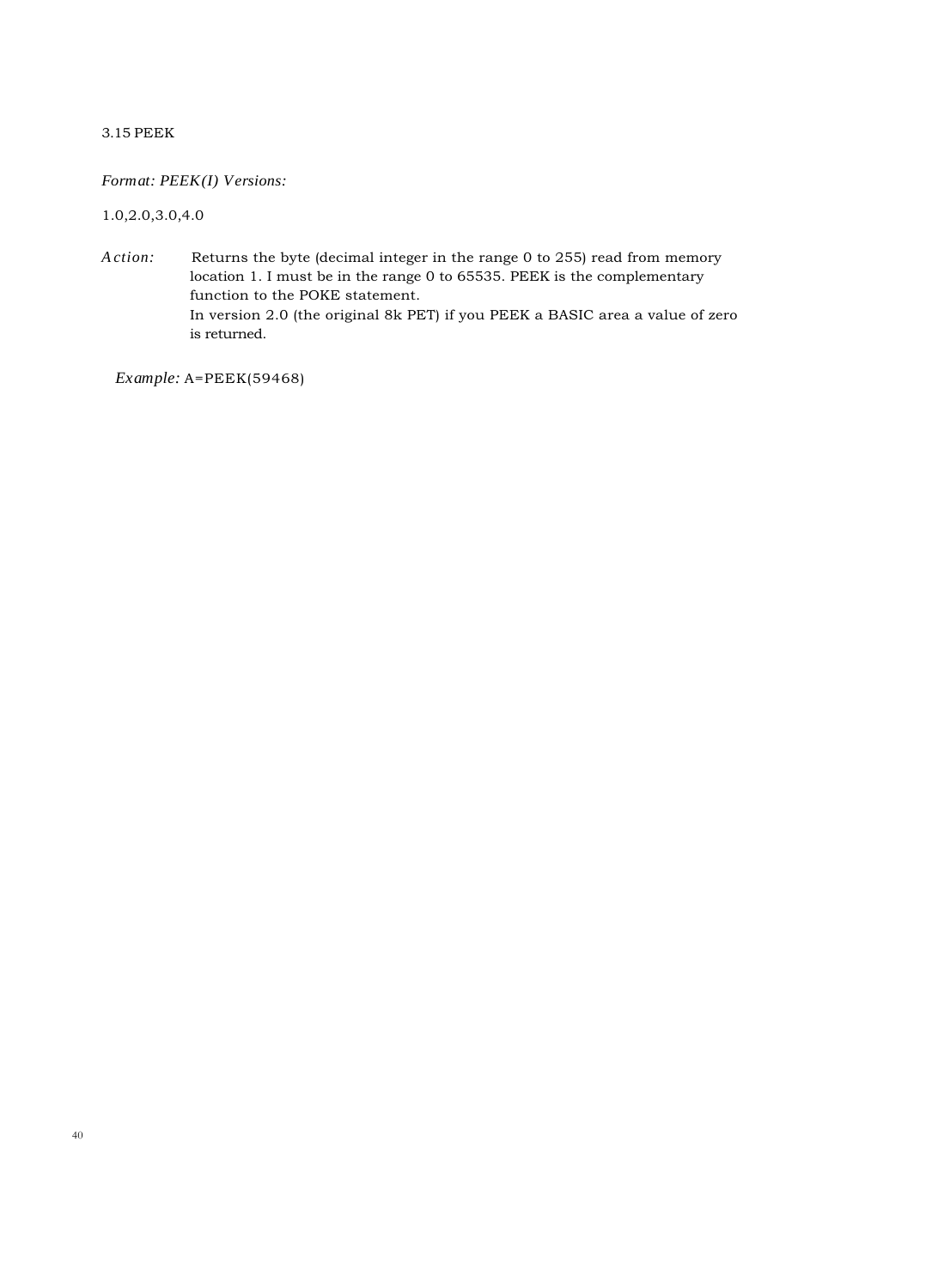## 3.15 PEEK

*Format: PEEK(I) Versions:*

1.0,2.0,3.0,4.0

*Action:* Returns the byte (decimal integer in the range 0 to 255) read from memory location 1. I must be in the range 0 to 65535. PEEK is the complementary function to the POKE statement.
In version 2.0 (the original 8k PET) if you PEEK a BASIC area a value of zero is returned.

*Example:* A=PEEK(59468)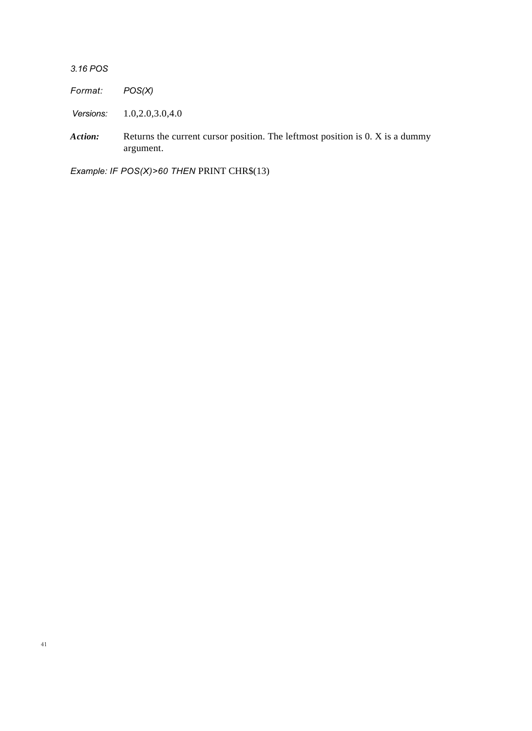### 3.16 POS

*Format:* *POS(X)*

*Versions:* 1.0,2.0,3.0,4.0

***Action:*** Returns the current cursor position. The leftmost position is 0. X is a dummy argument.

*Example: IF POS(X)>60 THEN* PRINT CHR$(13)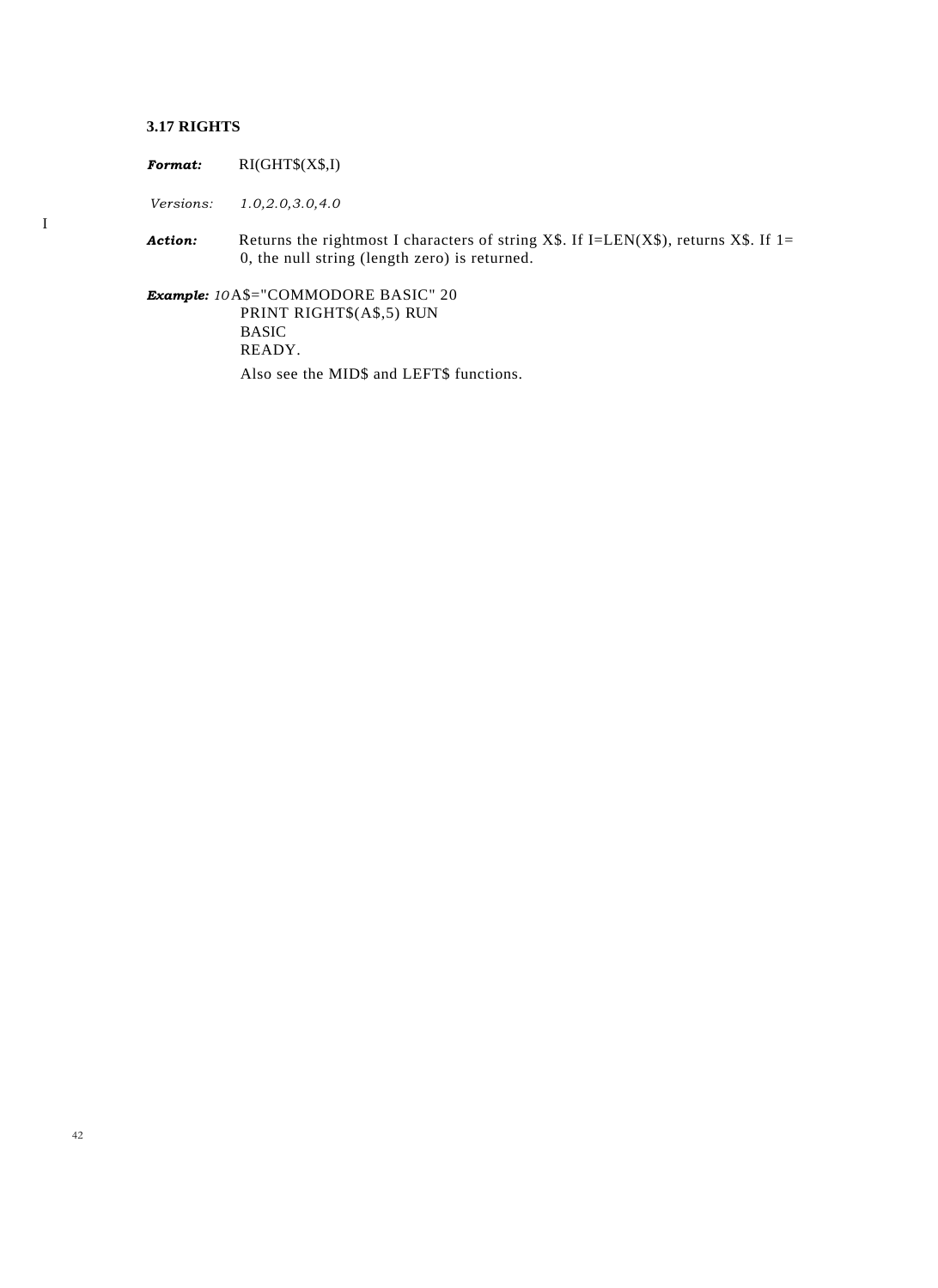### 3.17 RIGHTS

***Format:*** RI(GHT$(X$,I)

*Versions:* *1.0,2.0,3.0,4.0*

I

***Action:*** Returns the rightmost I characters of string X$. If I=LEN(X$), returns X$. If 1= 0, the null string (length zero) is returned.

***Example:*** *10* A$="COMMODORE BASIC" 20 PRINT RIGHT$(A$,5) RUN
BASIC
READY.

Also see the MID$ and LEFT$ functions.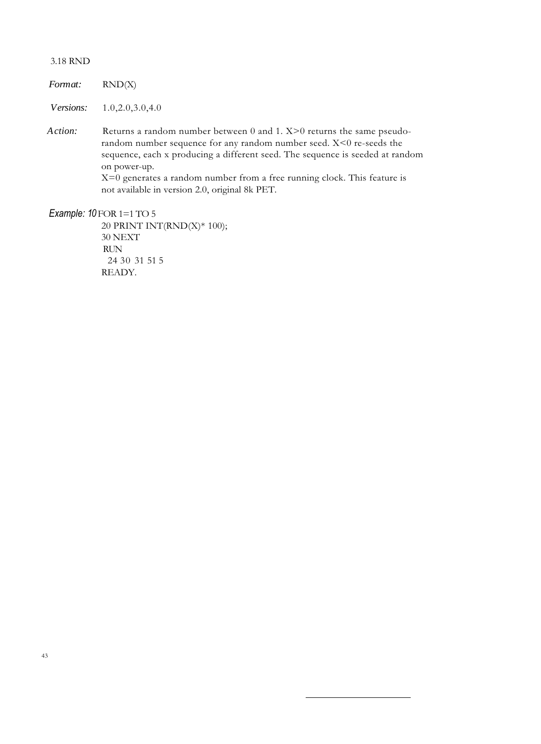## 3.18 RND

*Format:* RND(X)

*Versions:* 1.0,2.0,3.0,4.0

*Action:* Returns a random number between 0 and 1. X>0 returns the same pseudo-random number sequence for any random number seed. X<0 re-seeds the sequence, each x producing a different seed. The sequence is seeded at random on power-up.
X=0 generates a random number from a free running clock. This feature is not available in version 2.0, original 8k PET.

*Example:*

```
10 FOR 1=1 TO 5
20 PRINT INT(RND(X)* 100);
30 NEXT
RUN
 24 30  31 51 5
READY.
```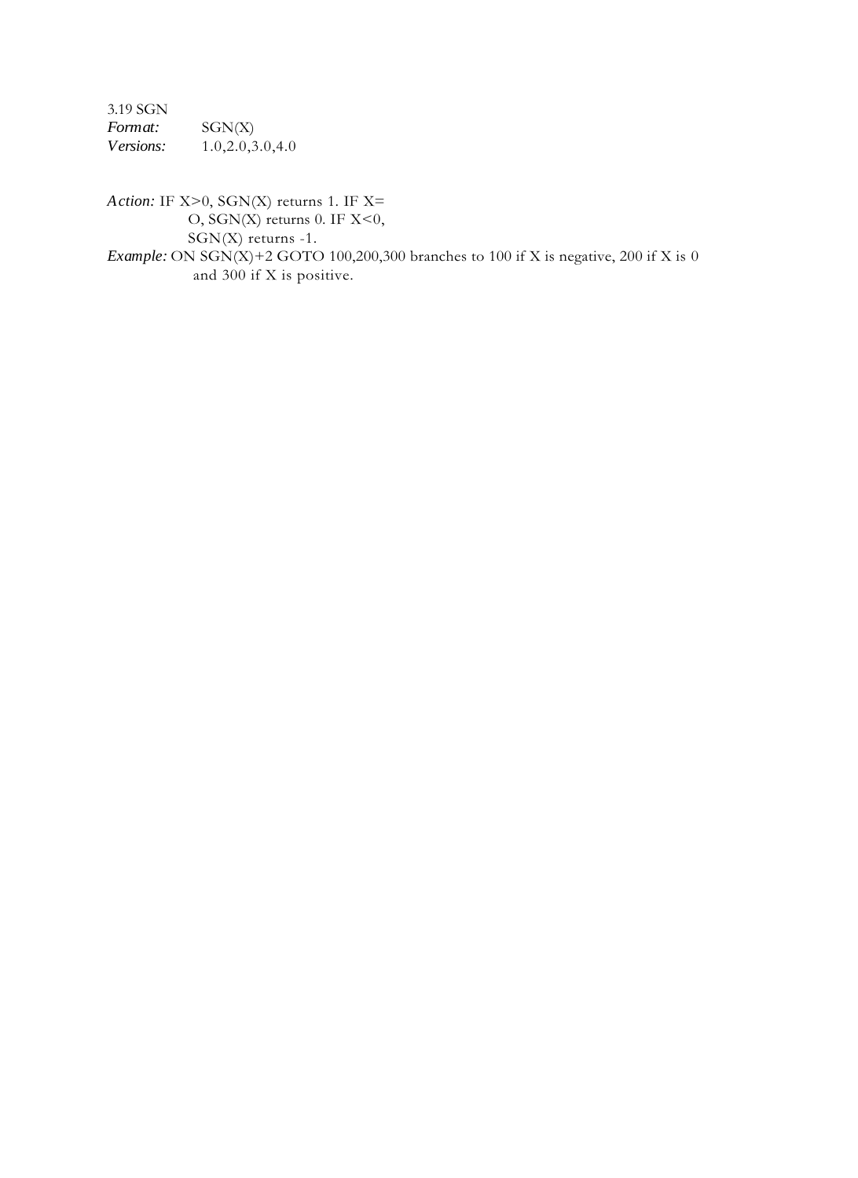### 3.19 SGN

*Format:* SGN(X)

*Versions:* 1.0,2.0,3.0,4.0

*Action:* IF X>0, SGN(X) returns 1. IF X= O, SGN(X) returns 0. IF X<0, SGN(X) returns -1.

*Example:* ON SGN(X)+2 GOTO 100,200,300 branches to 100 if X is negative, 200 if X is 0 and 300 if X is positive.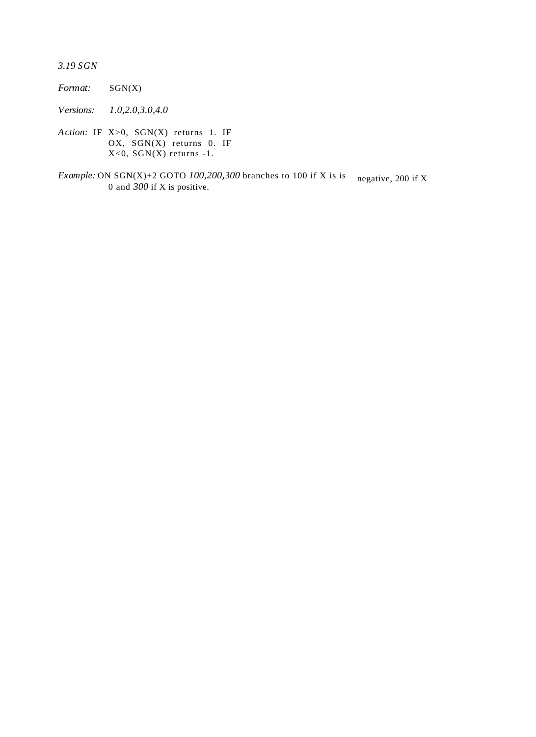### *3.19 SGN*

*Format:* SGN(X)

*Versions:* *1.0,2.0,3.0,4.0*

*Action:* IF X>0, SGN(X) returns 1. IF OX, SGN(X) returns 0. IF X<0, SGN(X) returns -1.

*Example:* ON SGN(X)+2 GOTO *100,200,300* branches to 100 if X is is negative, 200 if X 0 and *300* if X is positive.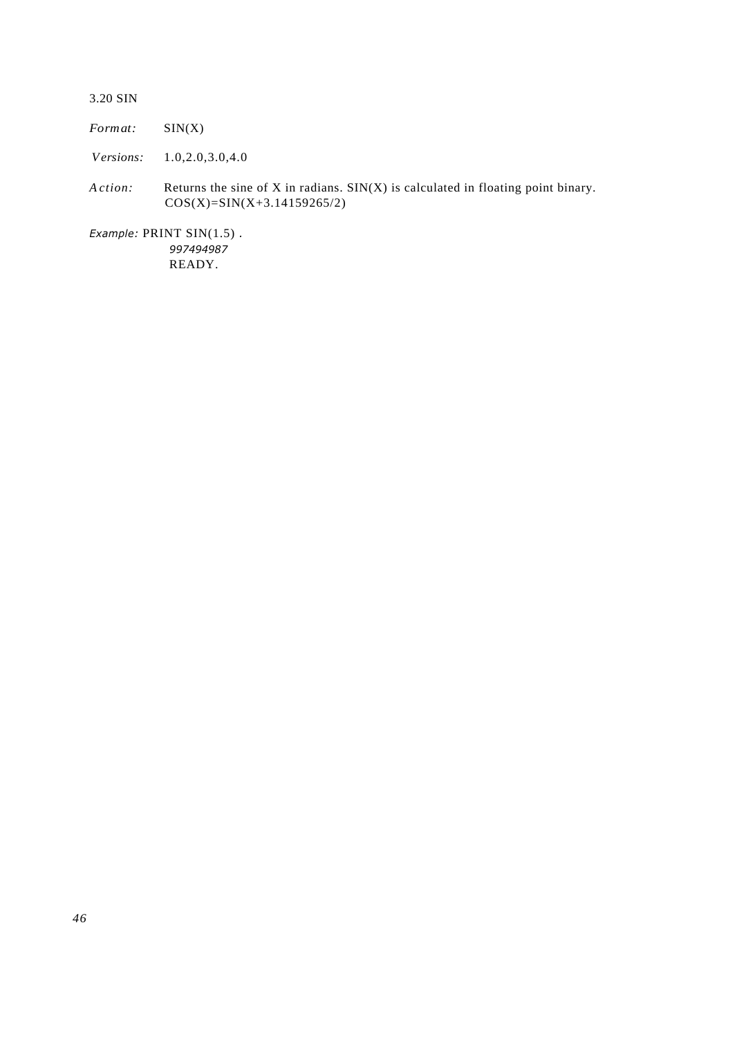### 3.20 SIN

*Format:* SIN(X)

*Versions:* 1.0,2.0,3.0,4.0

*Action:* Returns the sine of X in radians. SIN(X) is calculated in floating point binary. COS(X)=SIN(X+3.14159265/2)

*Example:* PRINT SIN(1.5) .

```
 997494987
READY.
```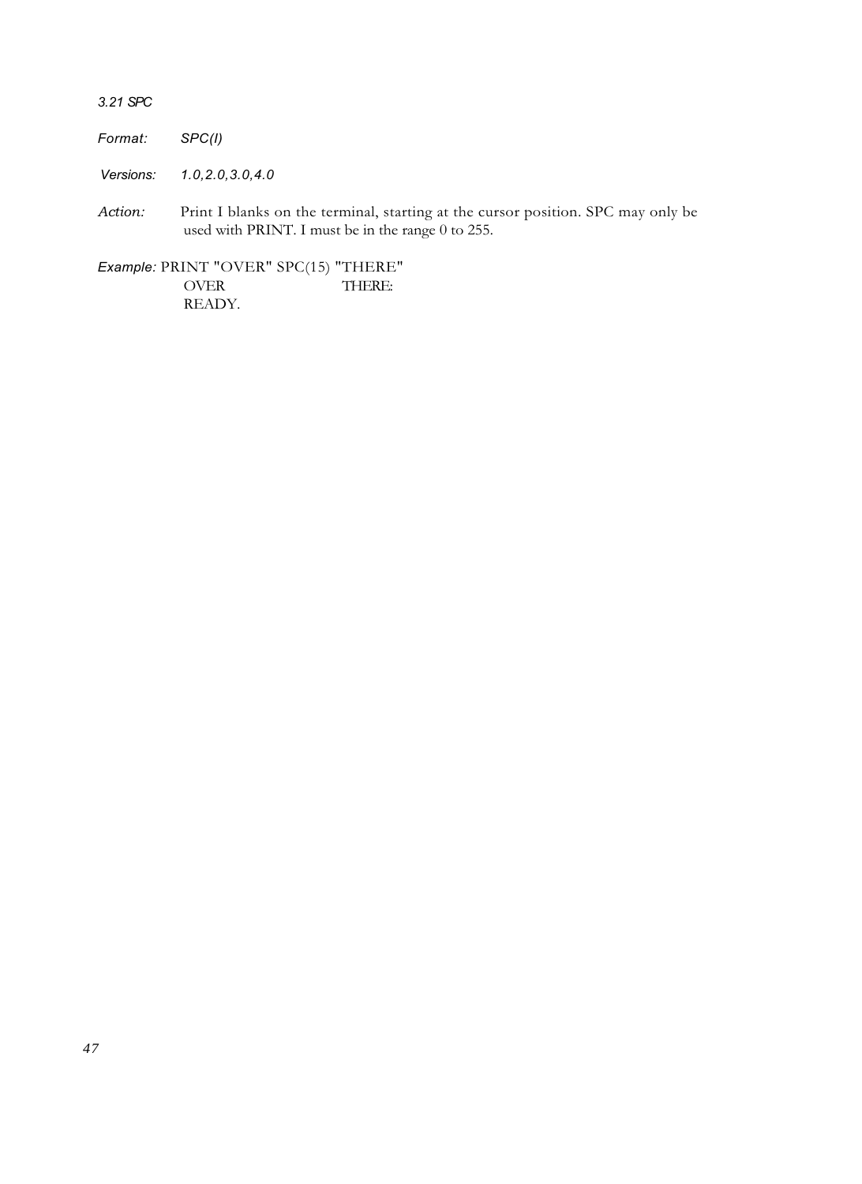### 3.21 SPC

*Format:* *SPC(I)*

*Versions:* *1.0,2.0,3.0,4.0*

*Action:* Print I blanks on the terminal, starting at the cursor position. SPC may only be used with PRINT. I must be in the range 0 to 255.

*Example:* PRINT "OVER" SPC(15) "THERE"

```
OVER               THERE:
READY.
```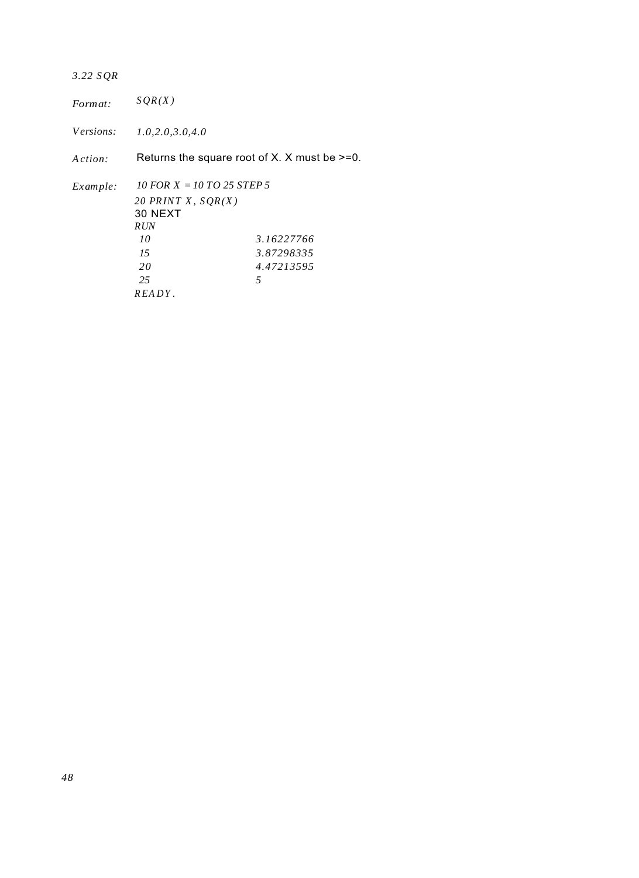### 3.22 SQR

*Format:* SQR(X)

*Versions:* 1.0,2.0,3.0,4.0

*Action:* Returns the square root of X. X must be >=0.

*Example:*

```
10 FOR X = 10 TO 25 STEP 5
20 PRINT X, SQR(X)
30 NEXT
RUN
 10                       3.16227766
 15                       3.87298335
 20                       4.47213595
 25                       5
READY.
```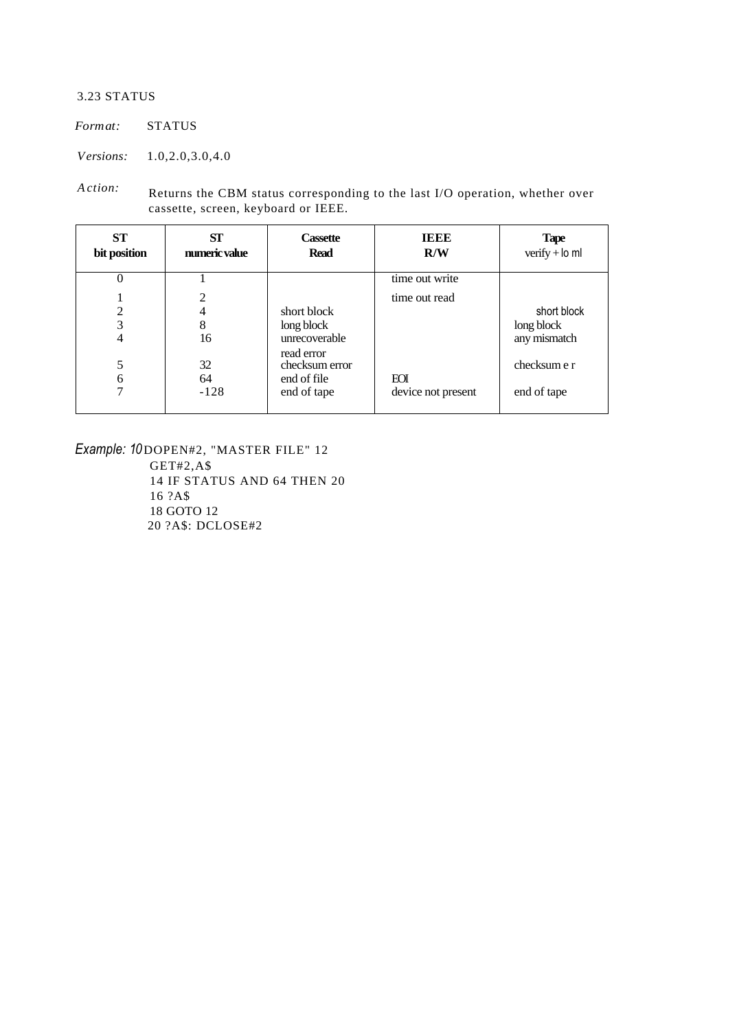## 3.23 STATUS

*Format:* STATUS

*Versions:* 1.0,2.0,3.0,4.0

*Action:* Returns the CBM status corresponding to the last I/O operation, whether over cassette, screen, keyboard or IEEE.

| **ST bit position** | **ST numeric value** | **Cassette Read** | **IEEE R/W** | **Tape** verify + lo ml |
|---|---|---|---|---|
| 0 | 1 | | time out write | |
| 1 | 2 | | time out read | |
| 2 | 4 | short block | | short block |
| 3 | 8 | long block | | long block |
| 4 | 16 | unrecoverable read error | | any mismatch |
| 5 | 32 | checksum error | | checksum e r |
| 6 | 64 | end of file | EOI | |
| 7 | -128 | end of tape | device not present | end of tape |

*Example:*

```
10 DOPEN#2, "MASTER FILE"
12 GET#2,A$
14 IF STATUS AND 64 THEN 20
16 ?A$
18 GOTO 12
20 ?A$: DCLOSE#2
```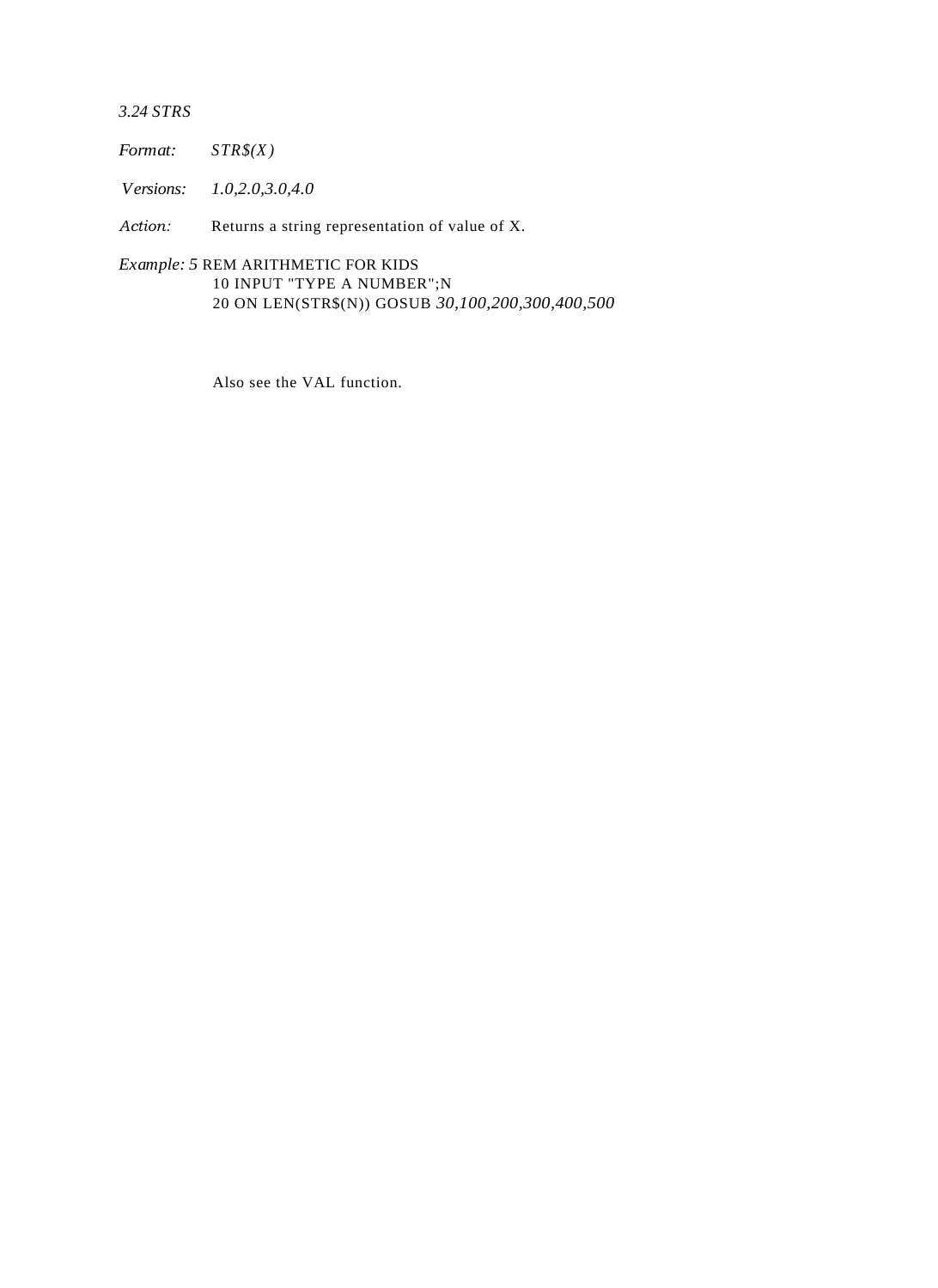### 3.24 STRS

*Format:* *STR$(X)*

*Versions:* *1.0,2.0,3.0,4.0*

*Action:* Returns a string representation of value of X.

*Example:*

```
5 REM ARITHMETIC FOR KIDS
10 INPUT "TYPE A NUMBER";N
20 ON LEN(STR$(N)) GOSUB 30,100,200,300,400,500
```

Also see the VAL function.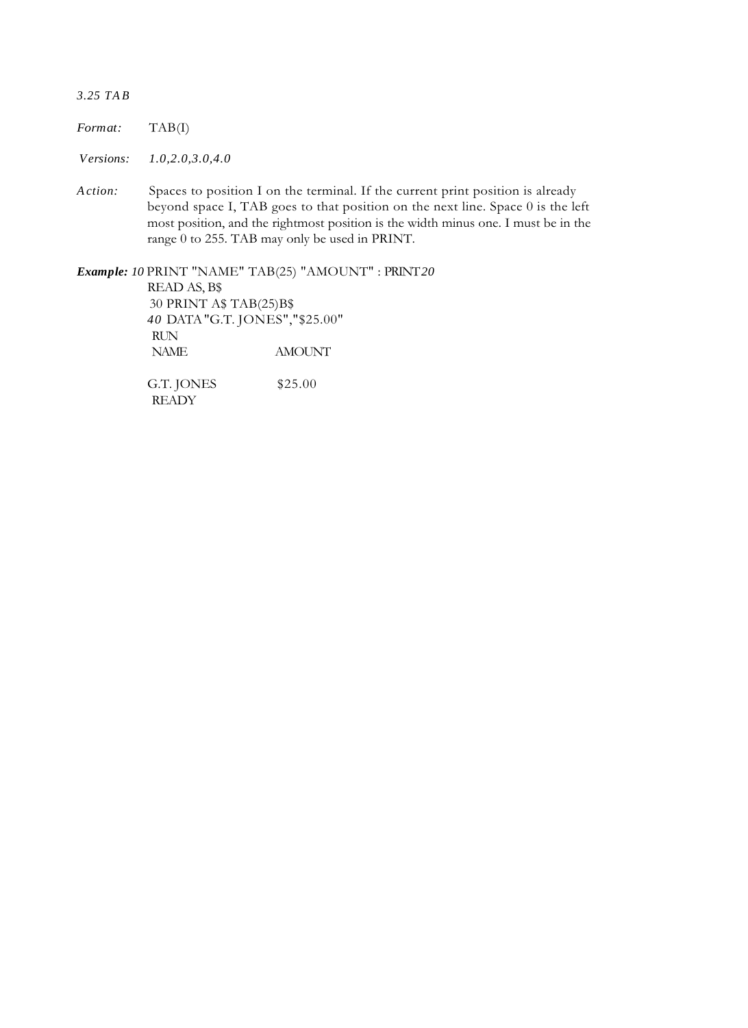*3.25 TAB*

*Format:* TAB(I)

*Versions:* *1.0,2.0,3.0,4.0*

*Action:* Spaces to position I on the terminal. If the current print position is already beyond space I, TAB goes to that position on the next line. Space 0 is the left most position, and the rightmost position is the width minus one. I must be in the range 0 to 255. TAB may only be used in PRINT.

***Example:***

```
10 PRINT "NAME" TAB(25) "AMOUNT" : PRINT
20 READ AS, B$
30 PRINT A$ TAB(25)B$
40 DATA "G.T. JONES","$25.00"
RUN
NAME                     AMOUNT

G.T. JONES               $25.00
READY
```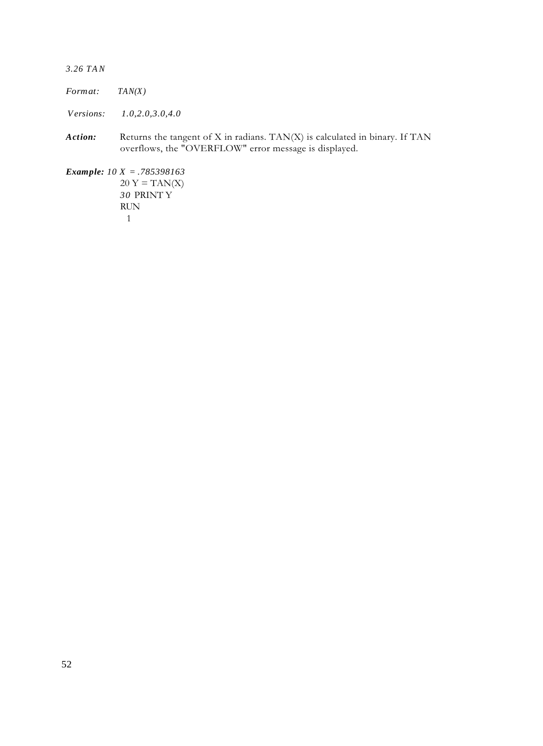### 3.26 TAN

*Format:* *TAN(X)*

*Versions:* *1.0,2.0,3.0,4.0*

***Action:*** Returns the tangent of X in radians. TAN(X) is calculated in binary. If TAN overflows, the "OVERFLOW" error message is displayed.

***Example:***

```
10 X = .785398163
20 Y = TAN(X)
30 PRINT Y
RUN
 1
```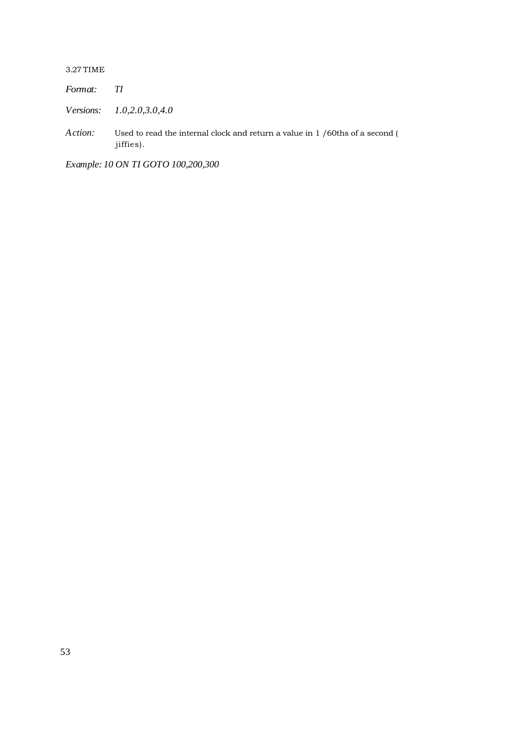### 3.27 TIME

*Format:* *TI*

*Versions:* *1.0,2.0,3.0,4.0*

*Action:* Used to read the internal clock and return a value in 1 /60ths of a second ( jiffies).

*Example: 10 ON TI GOTO 100,200,300*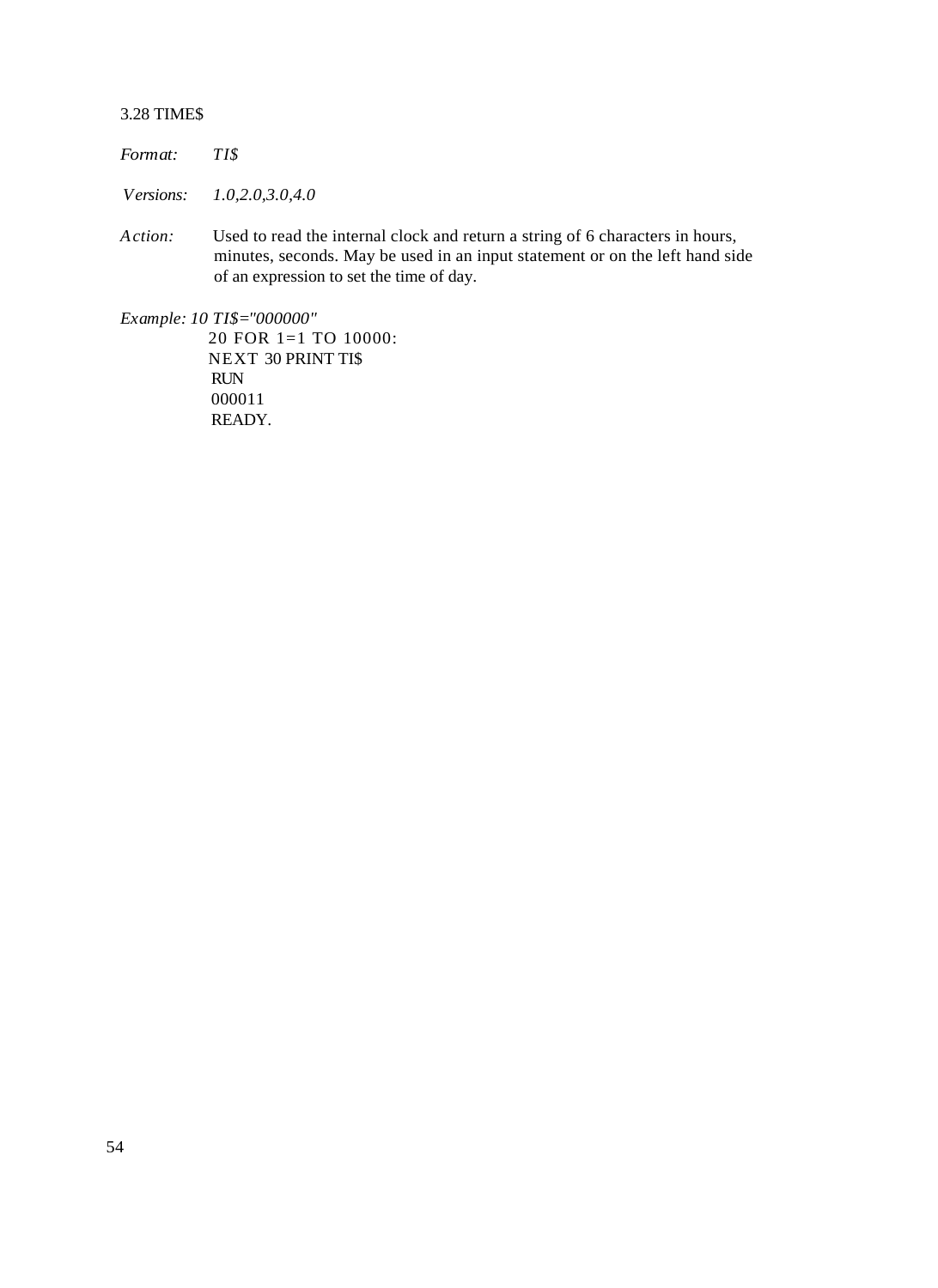3.28 TIME$

*Format:* *TI$*

*Versions:* *1.0,2.0,3.0,4.0*

*Action:* Used to read the internal clock and return a string of 6 characters in hours, minutes, seconds. May be used in an input statement or on the left hand side of an expression to set the time of day.

*Example:*

```
10 TI$="000000"
20 FOR 1=1 TO 10000:
NEXT 30 PRINT TI$
RUN
000011
READY.
```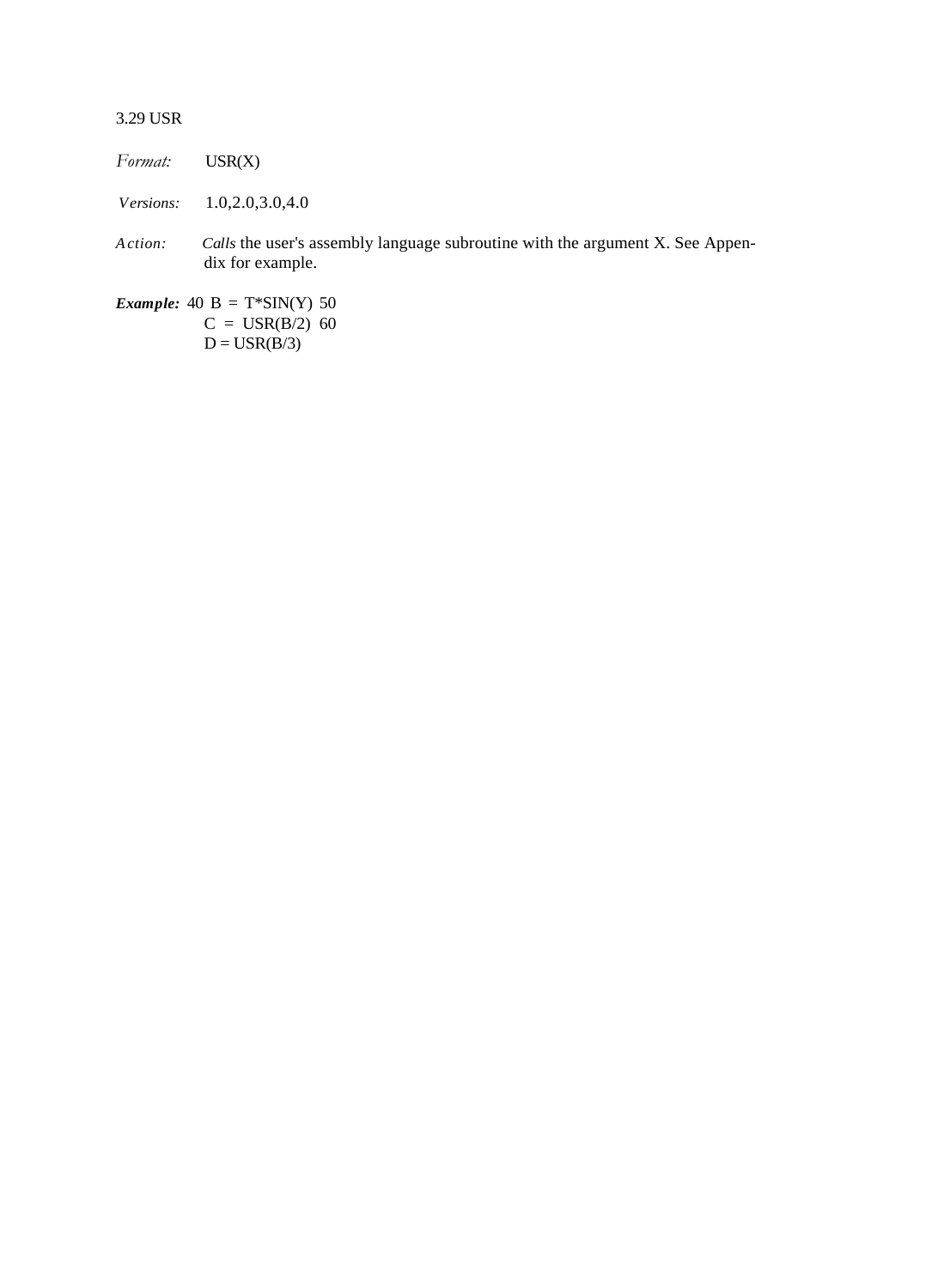3.29 USR

*Format:* USR(X)

*Versions:* 1.0,2.0,3.0,4.0

*Action:* *Calls* the user's assembly language subroutine with the argument X. See Appendix for example.

***Example:***

```
40 B = T*SIN(Y)
50 C = USR(B/2)
60 D = USR(B/3)
```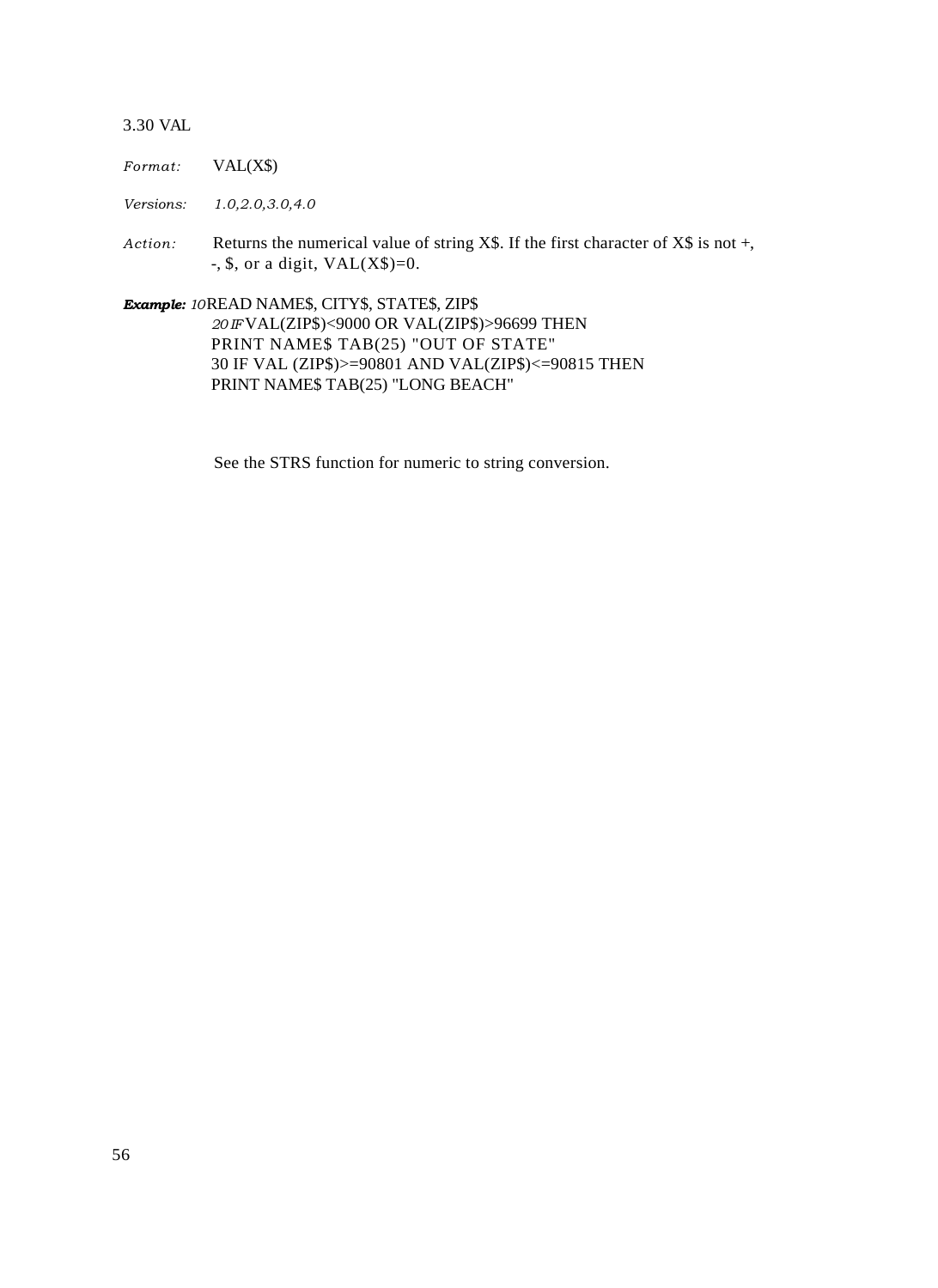### 3.30 VAL

*Format:* VAL(X$)

*Versions:* *1.0,2.0,3.0,4.0*

*Action:* Returns the numerical value of string X$. If the first character of X$ is not +, -, $, or a digit, VAL(X$)=0.

***Example:***

```
10 READ NAME$, CITY$, STATE$, ZIP$
20 IF VAL(ZIP$)<9000 OR VAL(ZIP$)>96699 THEN
PRINT NAME$ TAB(25) "OUT OF STATE"
30 IF VAL (ZIP$)>=90801 AND VAL(ZIP$)<=90815 THEN
PRINT NAME$ TAB(25) "LONG BEACH"
```

See the STRS function for numeric to string conversion.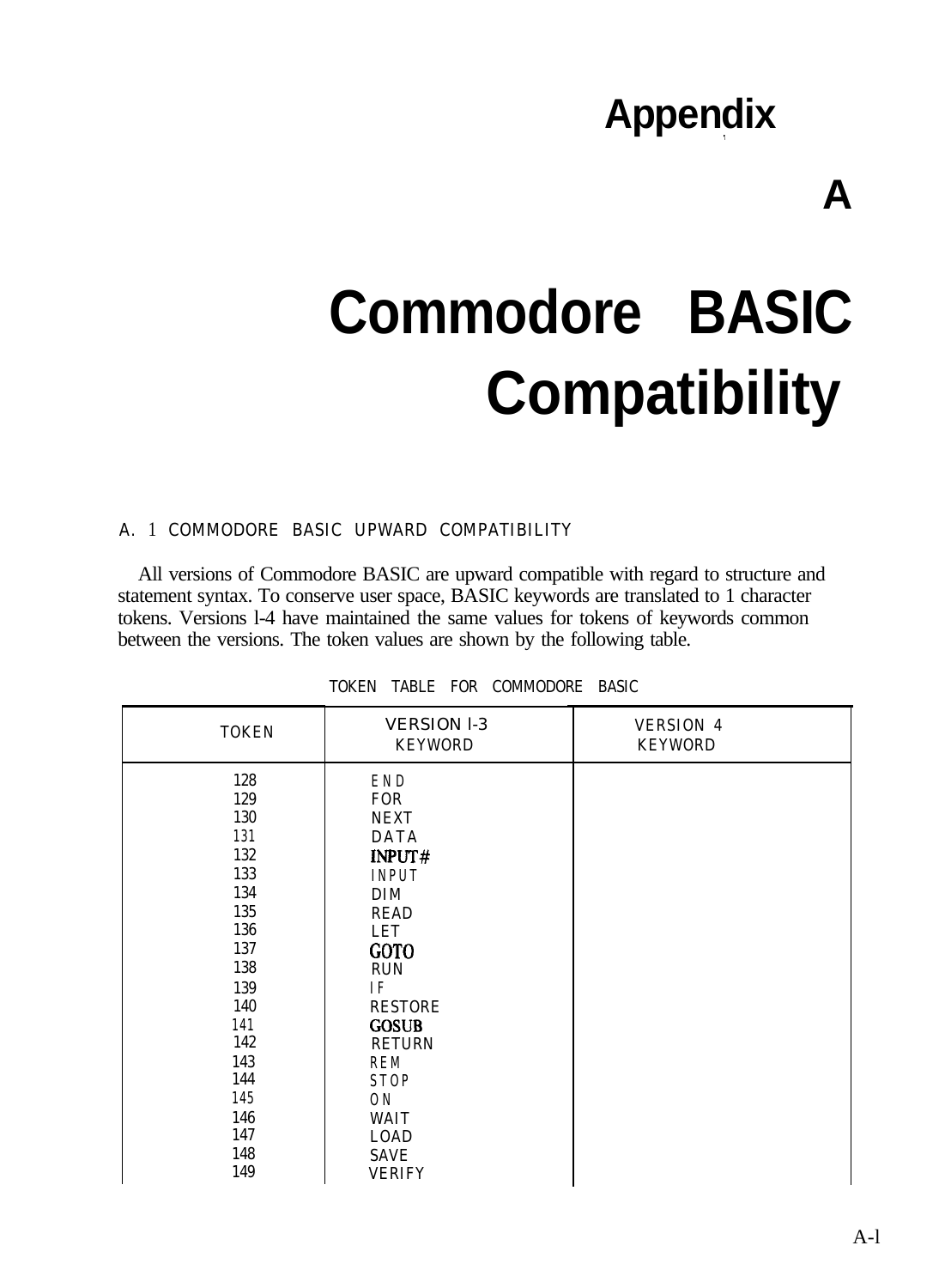# Appendix A

# Commodore BASIC Compatibility

## A. 1 COMMODORE BASIC UPWARD COMPATIBILITY

All versions of Commodore BASIC are upward compatible with regard to structure and statement syntax. To conserve user space, BASIC keywords are translated to 1 character tokens. Versions l-4 have maintained the same values for tokens of keywords common between the versions. The token values are shown by the following table.

TOKEN TABLE FOR COMMODORE BASIC

| TOKEN | VERSION l-3 KEYWORD | VERSION 4 KEYWORD |
|---|---|---|
| 128 | END | |
| 129 | FOR | |
| 130 | NEXT | |
| 131 | DATA | |
| 132 | INPUT# | |
| 133 | INPUT | |
| 134 | DIM | |
| 135 | READ | |
| 136 | LET | |
| 137 | GOTO | |
| 138 | RUN | |
| 139 | IF | |
| 140 | RESTORE | |
| 141 | GOSUB | |
| 142 | RETURN | |
| 143 | REM | |
| 144 | STOP | |
| 145 | ON | |
| 146 | WAIT | |
| 147 | LOAD | |
| 148 | SAVE | |
| 149 | VERIFY | |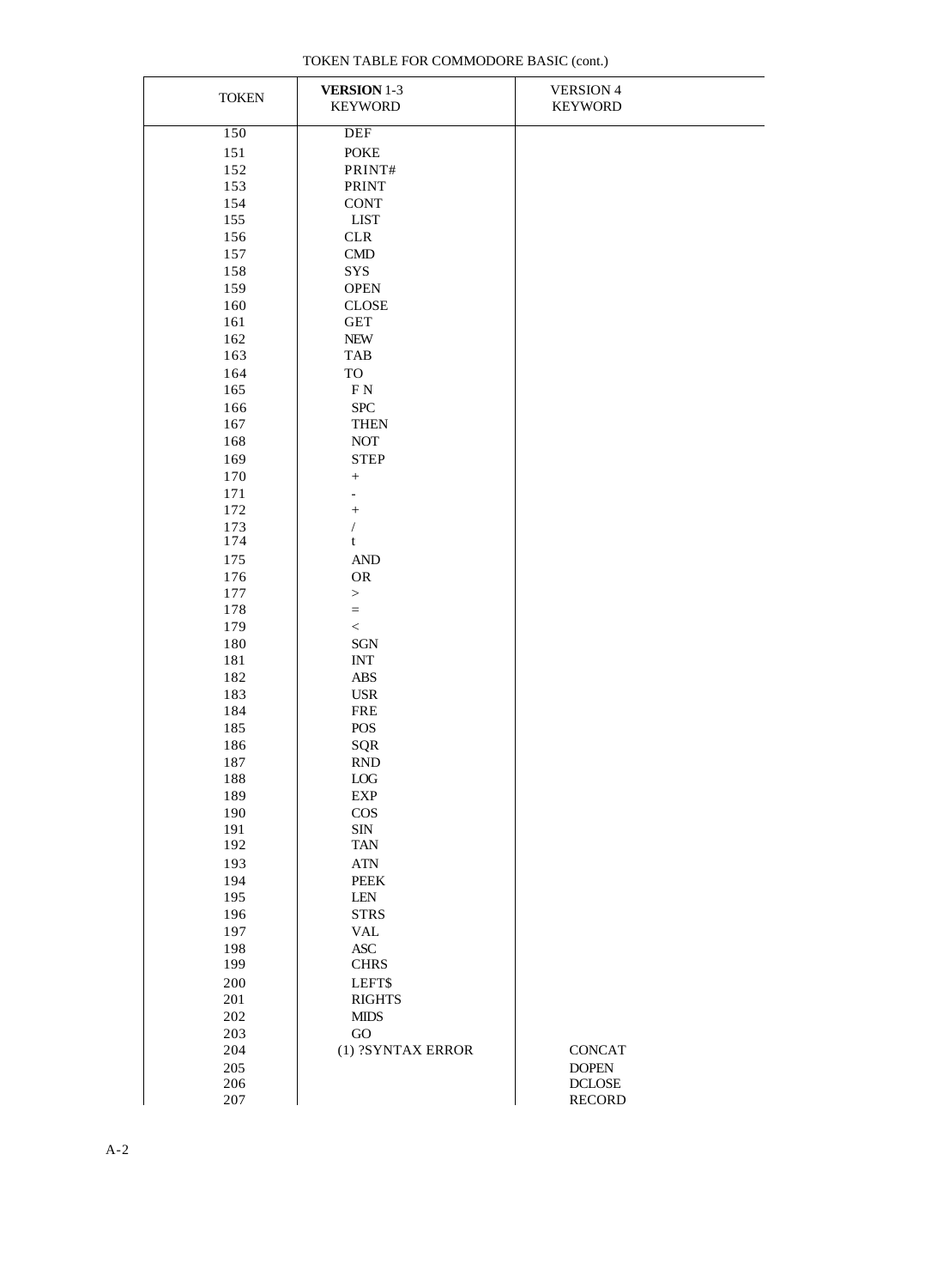TOKEN TABLE FOR COMMODORE BASIC (cont.)

| TOKEN | **VERSION** 1-3 KEYWORD | VERSION 4 KEYWORD |
|---|---|---|
| 150 | DEF | |
| 151 | POKE | |
| 152 | PRINT# | |
| 153 | PRINT | |
| 154 | CONT | |
| 155 | LIST | |
| 156 | CLR | |
| 157 | CMD | |
| 158 | SYS | |
| 159 | OPEN | |
| 160 | CLOSE | |
| 161 | GET | |
| 162 | NEW | |
| 163 | TAB | |
| 164 | TO | |
| 165 | F N | |
| 166 | SPC | |
| 167 | THEN | |
| 168 | NOT | |
| 169 | STEP | |
| 170 | + | |
| 171 | - | |
| 172 | + | |
| 173 | / | |
| 174 | t | |
| 175 | AND | |
| 176 | OR | |
| 177 | > | |
| 178 | = | |
| 179 | < | |
| 180 | SGN | |
| 181 | INT | |
| 182 | ABS | |
| 183 | USR | |
| 184 | FRE | |
| 185 | POS | |
| 186 | SQR | |
| 187 | RND | |
| 188 | LOG | |
| 189 | EXP | |
| 190 | COS | |
| 191 | SIN | |
| 192 | TAN | |
| 193 | ATN | |
| 194 | PEEK | |
| 195 | LEN | |
| 196 | STRS | |
| 197 | VAL | |
| 198 | ASC | |
| 199 | CHRS | |
| 200 | LEFT$ | |
| 201 | RIGHTS | |
| 202 | MIDS | |
| 203 | GO | |
| 204 | (1) ?SYNTAX ERROR | CONCAT |
| 205 | | DOPEN |
| 206 | | DCLOSE |
| 207 | | RECORD |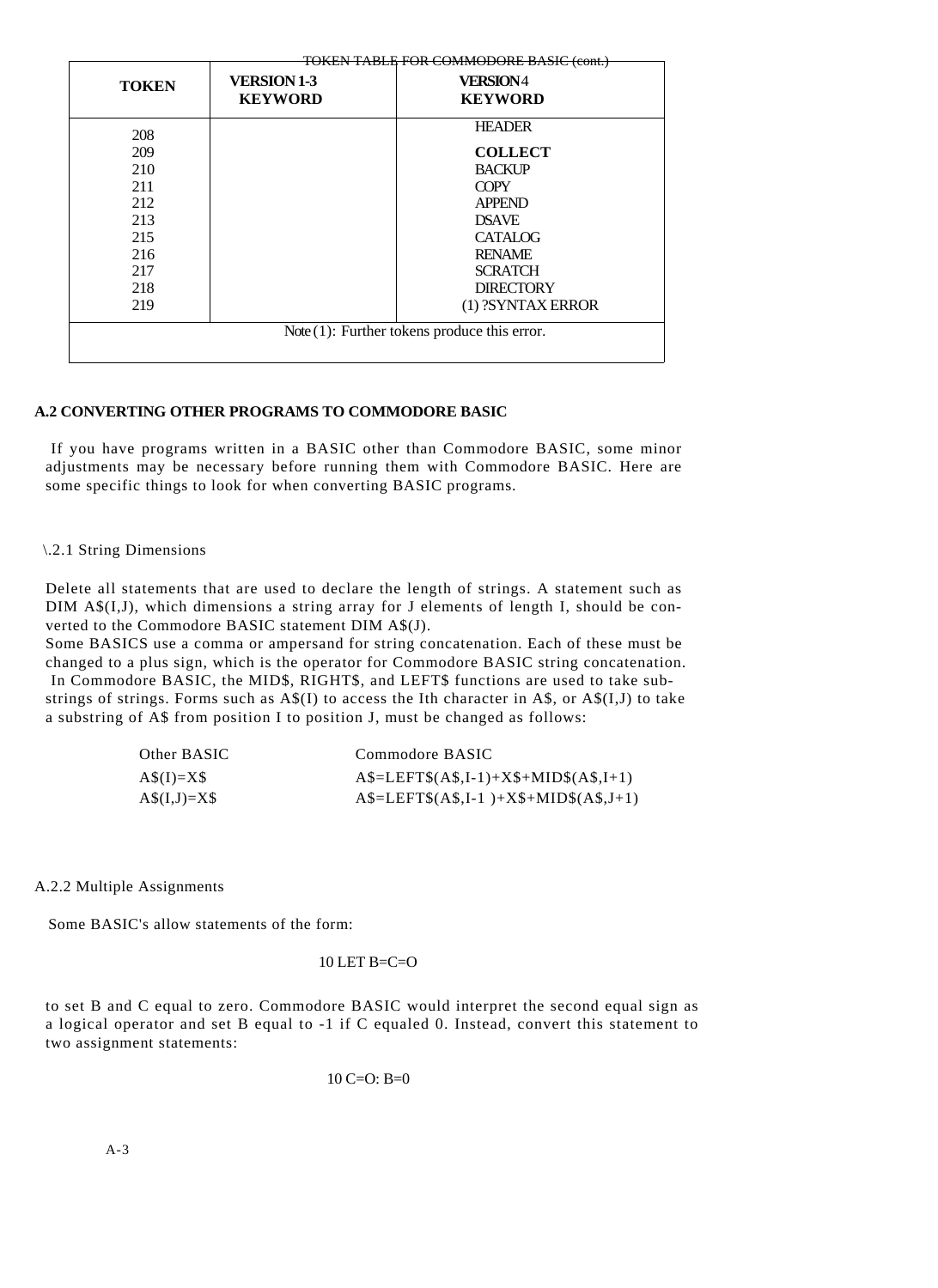TOKEN TABLE FOR COMMODORE BASIC (cont.)

| TOKEN | VERSION 1-3 KEYWORD | VERSION 4 KEYWORD |
|---|---|---|
| 208 | | HEADER |
| 209 | | **COLLECT** |
| 210 | | BACKUP |
| 211 | | COPY |
| 212 | | APPEND |
| 213 | | DSAVE |
| 215 | | CATALOG |
| 216 | | RENAME |
| 217 | | SCRATCH |
| 218 | | DIRECTORY |
| 219 | | (1) ?SYNTAX ERROR |

Note (1): Further tokens produce this error.

### A.2 CONVERTING OTHER PROGRAMS TO COMMODORE BASIC

If you have programs written in a BASIC other than Commodore BASIC, some minor adjustments may be necessary before running them with Commodore BASIC. Here are some specific things to look for when converting BASIC programs.

#### \.2.1 String Dimensions

Delete all statements that are used to declare the length of strings. A statement such as DIM A$(I,J), which dimensions a string array for J elements of length I, should be converted to the Commodore BASIC statement DIM A$(J).

Some BASICS use a comma or ampersand for string concatenation. Each of these must be changed to a plus sign, which is the operator for Commodore BASIC string concatenation.

In Commodore BASIC, the MID$, RIGHT$, and LEFT$ functions are used to take substrings of strings. Forms such as A$(I) to access the Ith character in A$, or A$(I,J) to take a substring of A$ from position I to position J, must be changed as follows:

| Other BASIC | Commodore BASIC |
|---|---|
| A$(I)=X$ | A$=LEFT$(A$,I-1)+X$+MID$(A$,I+1) |
| A$(I,J)=X$ | A$=LEFT$(A$,I-1 )+X$+MID$(A$,J+1) |

#### A.2.2 Multiple Assignments

Some BASIC's allow statements of the form:

```
10 LET B=C=O
```

to set B and C equal to zero. Commodore BASIC would interpret the second equal sign as a logical operator and set B equal to -1 if C equaled 0. Instead, convert this statement to two assignment statements:

```
10 C=O: B=0
```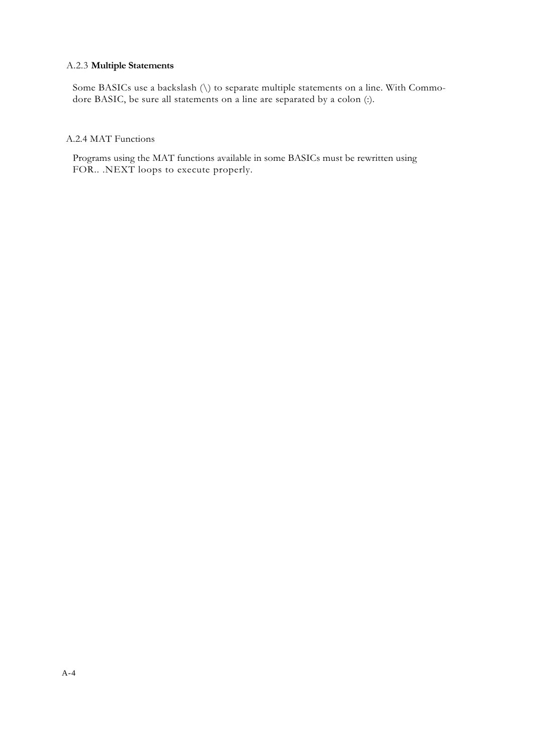### A.2.3 **Multiple Statements**

Some BASICs use a backslash (\) to separate multiple statements on a line. With Commodore BASIC, be sure all statements on a line are separated by a colon (:).

### A.2.4 MAT Functions

Programs using the MAT functions available in some BASICs must be rewritten using FOR.. .NEXT loops to execute properly.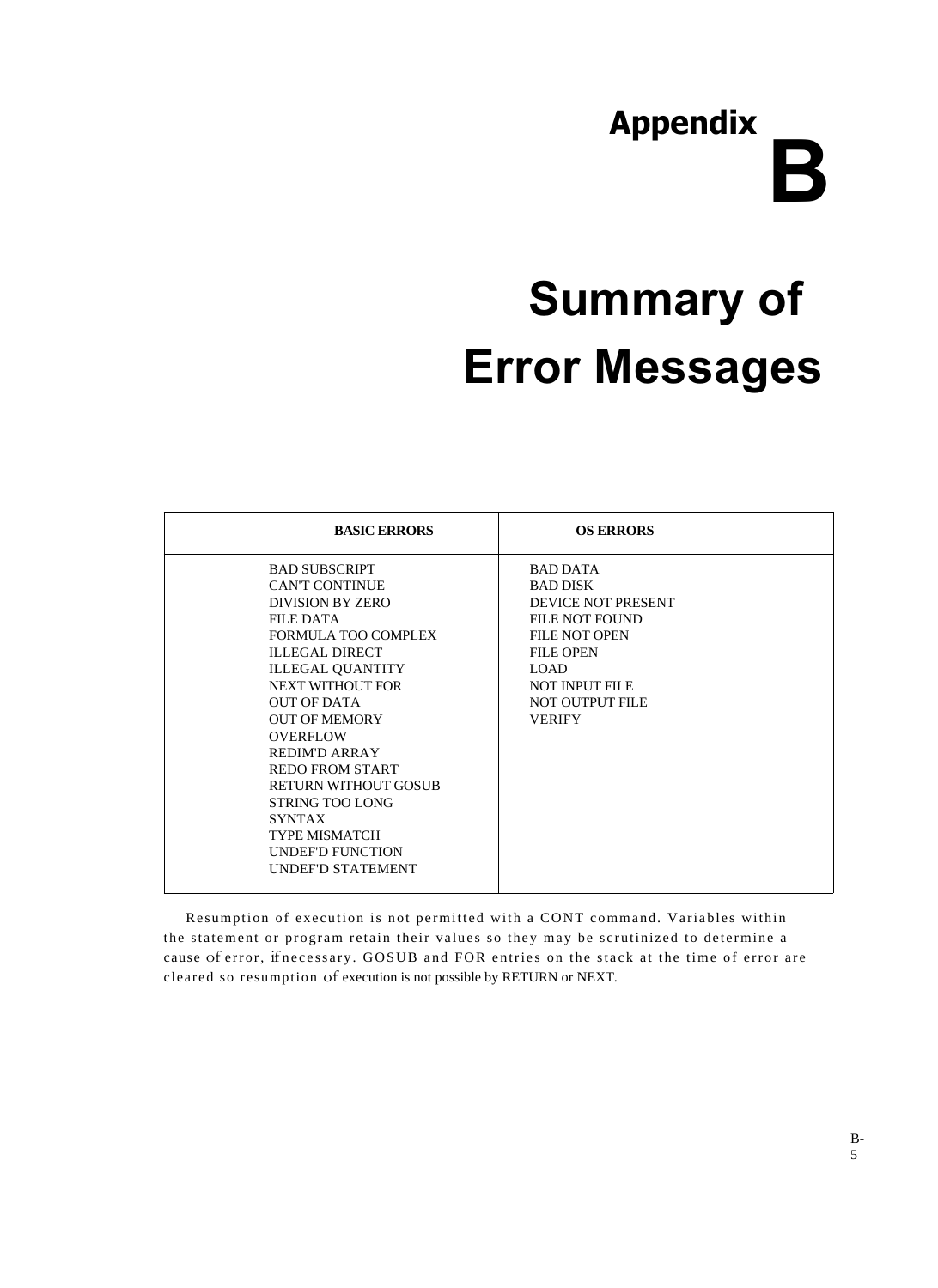# Appendix B

# Summary of Error Messages

| BASIC ERRORS | OS ERRORS |
|---|---|
| BAD SUBSCRIPT | BAD DATA |
| CAN'T CONTINUE | BAD DISK |
| DIVISION BY ZERO | DEVICE NOT PRESENT |
| FILE DATA | FILE NOT FOUND |
| FORMULA TOO COMPLEX | FILE NOT OPEN |
| ILLEGAL DIRECT | FILE OPEN |
| ILLEGAL QUANTITY | LOAD |
| NEXT WITHOUT FOR | NOT INPUT FILE |
| OUT OF DATA | NOT OUTPUT FILE |
| OUT OF MEMORY | VERIFY |
| OVERFLOW | |
| REDIM'D ARRAY | |
| REDO FROM START | |
| RETURN WITHOUT GOSUB | |
| STRING TOO LONG | |
| SYNTAX | |
| TYPE MISMATCH | |
| UNDEF'D FUNCTION | |
| UNDEF'D STATEMENT | |

Resumption of execution is not permitted with a CONT command. Variables within the statement or program retain their values so they may be scrutinized to determine a cause of error, if necessary. GOSUB and FOR entries on the stack at the time of error are cleared so resumption of execution is not possible by RETURN or NEXT.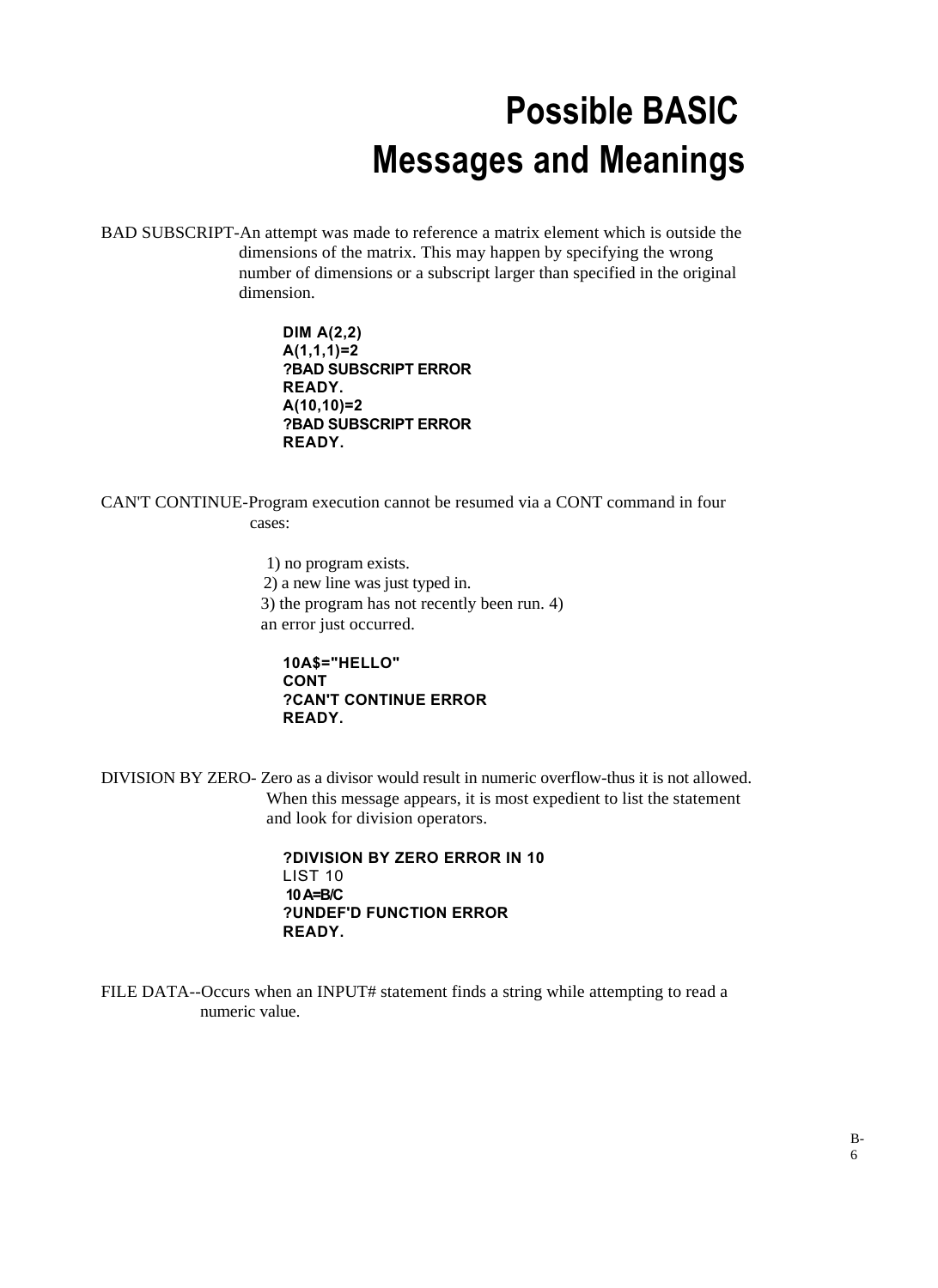# Possible BASIC Messages and Meanings

BAD SUBSCRIPT-An attempt was made to reference a matrix element which is outside the dimensions of the matrix. This may happen by specifying the wrong number of dimensions or a subscript larger than specified in the original dimension.

```
DIM A(2,2)
A(1,1,1)=2
?BAD SUBSCRIPT ERROR
READY.
A(10,10)=2
?BAD SUBSCRIPT ERROR
READY.
```

CAN'T CONTINUE-Program execution cannot be resumed via a CONT command in four cases:

1) no program exists.
2) a new line was just typed in.
3) the program has not recently been run.
4) an error just occurred.

```
10A$="HELLO"
CONT
?CAN'T CONTINUE ERROR
READY.
```

DIVISION BY ZERO- Zero as a divisor would result in numeric overflow-thus it is not allowed. When this message appears, it is most expedient to list the statement and look for division operators.

```
?DIVISION BY ZERO ERROR IN 10
LIST 10
 10 A=B/C
?UNDEF'D FUNCTION ERROR
READY.
```

FILE DATA--Occurs when an INPUT# statement finds a string while attempting to read a numeric value.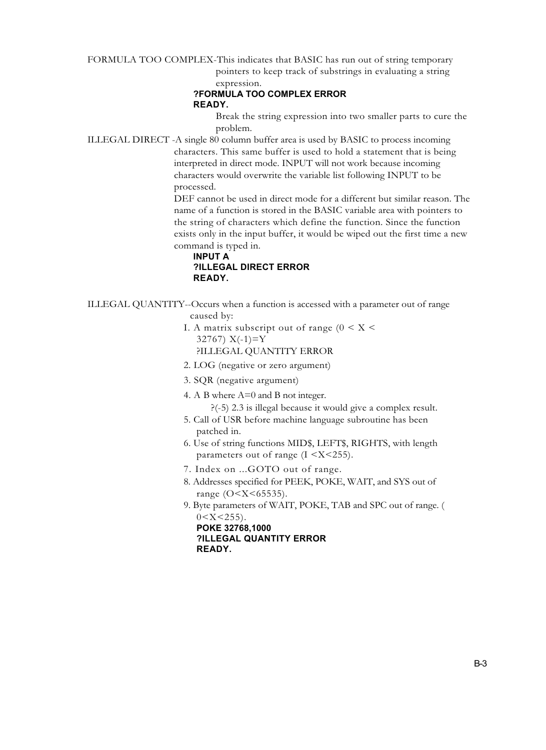FORMULA TOO COMPLEX-This indicates that BASIC has run out of string temporary pointers to keep track of substrings in evaluating a string expression.

```
?FORMULA TOO COMPLEX ERROR
READY.
```

Break the string expression into two smaller parts to cure the problem.

ILLEGAL DIRECT -A single 80 column buffer area is used by BASIC to process incoming characters. This same buffer is used to hold a statement that is being interpreted in direct mode. INPUT will not work because incoming characters would overwrite the variable list following INPUT to be processed.

DEF cannot be used in direct mode for a different but similar reason. The name of a function is stored in the BASIC variable area with pointers to the string of characters which define the function. Since the function exists only in the input buffer, it would be wiped out the first time a new command is typed in.

```
INPUT A
?ILLEGAL DIRECT ERROR
READY.
```

ILLEGAL QUANTITY--Occurs when a function is accessed with a parameter out of range caused by:

I. A matrix subscript out of range (0 < X < 32767) X(-1)=Y
   ?ILLEGAL QUANTITY ERROR
2. LOG (negative or zero argument)
3. SQR (negative argument)
4. A B where A=0 and B not integer.
   ?(-5) 2.3 is illegal because it would give a complex result.
5. Call of USR before machine language subroutine has been patched in.
6. Use of string functions MID$, LEFT$, RIGHTS, with length parameters out of range (I <X<255).
7. Index on ...GOTO out of range.
8. Addresses specified for PEEK, POKE, WAIT, and SYS out of range (O<X<65535).
9. Byte parameters of WAIT, POKE, TAB and SPC out of range. ( 0<X<255).

```
POKE 32768,1000
?ILLEGAL QUANTITY ERROR
READY.
```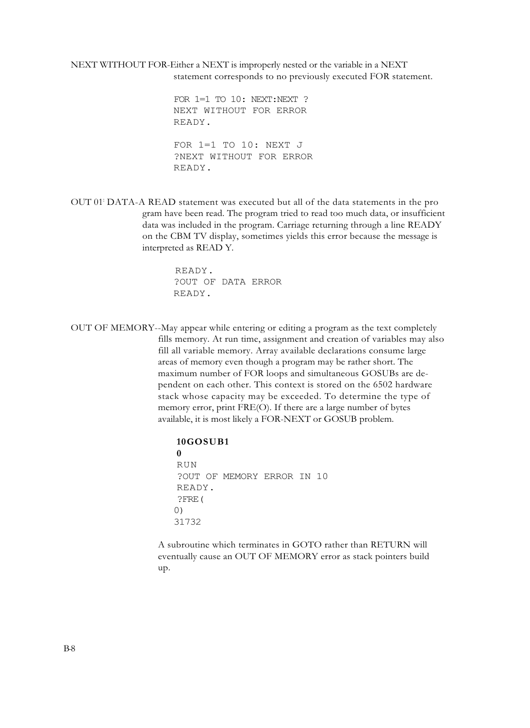NEXT WITHOUT FOR-Either a NEXT is improperly nested or the variable in a NEXT statement corresponds to no previously executed FOR statement.

```
FOR 1=1 TO 10: NEXT:NEXT ?
NEXT WITHOUT FOR ERROR
READY.

FOR 1=1 TO 10: NEXT J
?NEXT WITHOUT FOR ERROR
READY.
```

OUT 01: DATA-A READ statement was executed but all of the data statements in the pro gram have been read. The program tried to read too much data, or insufficient data was included in the program. Carriage returning through a line READY on the CBM TV display, sometimes yields this error because the message is interpreted as READ Y.

```
READY.
?OUT OF DATA ERROR
READY.
```

OUT OF MEMORY--May appear while entering or editing a program as the text completely fills memory. At run time, assignment and creation of variables may also fill all variable memory. Array available declarations consume large areas of memory even though a program may be rather short. The maximum number of FOR loops and simultaneous GOSUBs are dependent on each other. This context is stored on the 6502 hardware stack whose capacity may be exceeded. To determine the type of memory error, print FRE(O). If there are a large number of bytes available, it is most likely a FOR-NEXT or GOSUB problem.

```
10GOSUB1
0
RUN
?OUT OF MEMORY ERROR IN 10
READY.
?FRE(
0)
31732
```

A subroutine which terminates in GOTO rather than RETURN will eventually cause an OUT OF MEMORY error as stack pointers build up.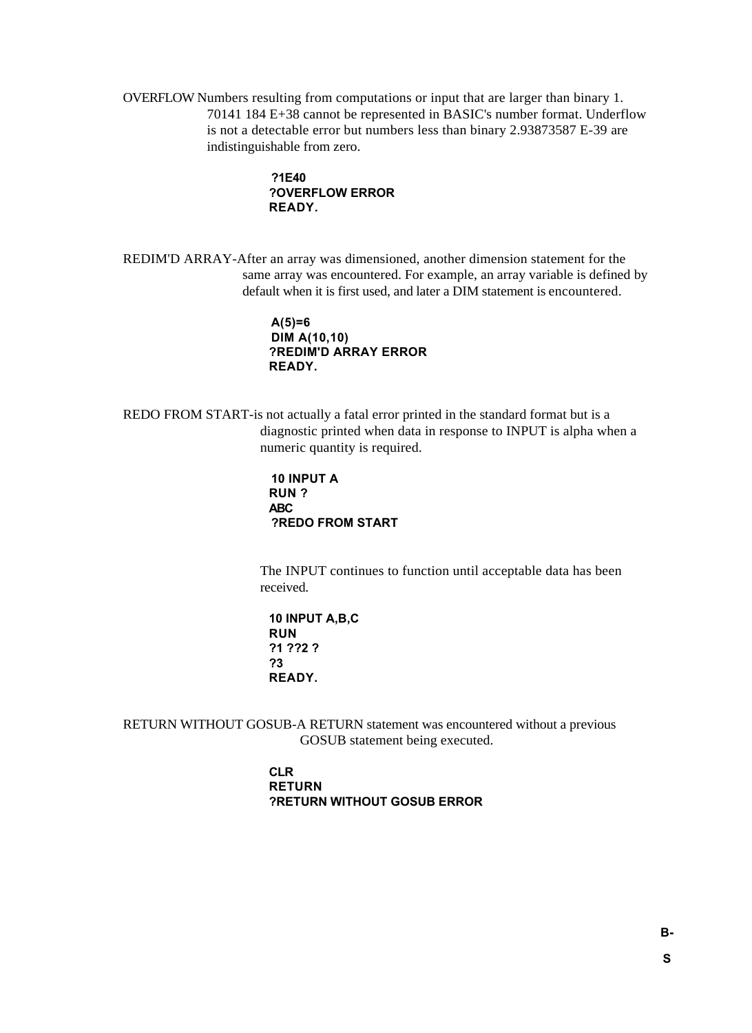OVERFLOW Numbers resulting from computations or input that are larger than binary 1. 70141 184 E+38 cannot be represented in BASIC's number format. Underflow is not a detectable error but numbers less than binary 2.93873587 E-39 are indistinguishable from zero.

```
?1E40
?OVERFLOW ERROR
READY.
```

REDIM'D ARRAY-After an array was dimensioned, another dimension statement for the same array was encountered. For example, an array variable is defined by default when it is first used, and later a DIM statement is encountered.

```
A(5)=6
DIM A(10,10)
?REDIM'D ARRAY ERROR
READY.
```

REDO FROM START-is not actually a fatal error printed in the standard format but is a diagnostic printed when data in response to INPUT is alpha when a numeric quantity is required.

```
10 INPUT A
RUN ?
ABC
?REDO FROM START
```

The INPUT continues to function until acceptable data has been received.

```
10 INPUT A,B,C
RUN
?1 ??2 ?
?3
READY.
```

RETURN WITHOUT GOSUB-A RETURN statement was encountered without a previous GOSUB statement being executed.

```
CLR
RETURN
?RETURN WITHOUT GOSUB ERROR
```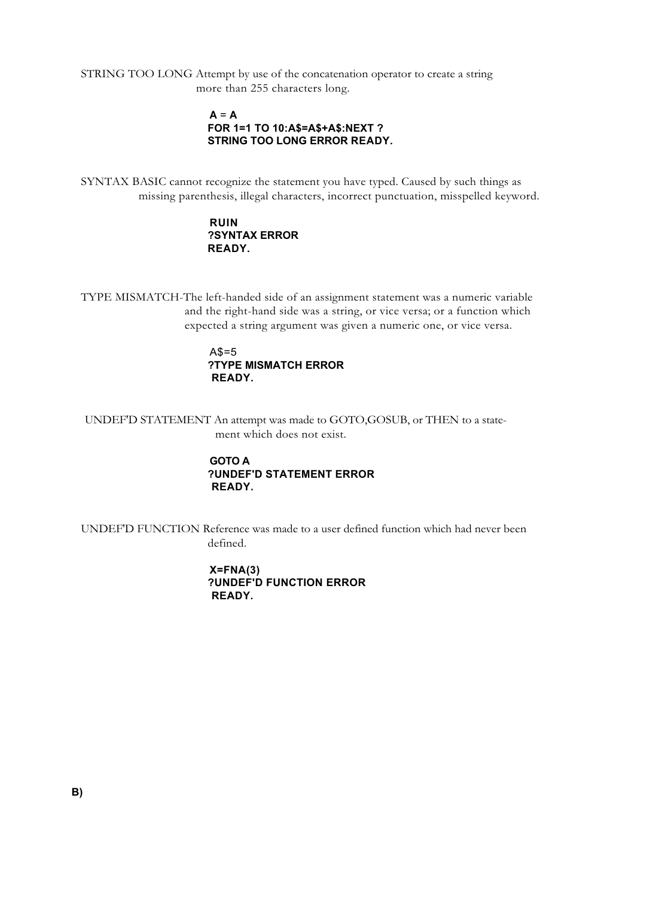STRING TOO LONG Attempt by use of the concatenation operator to create a string more than 255 characters long.

```
A = A
FOR 1=1 TO 10:A$=A$+A$:NEXT ?
STRING TOO LONG ERROR READY.
```

SYNTAX BASIC cannot recognize the statement you have typed. Caused by such things as missing parenthesis, illegal characters, incorrect punctuation, misspelled keyword.

```
RUIN
?SYNTAX ERROR
READY.
```

TYPE MISMATCH-The left-handed side of an assignment statement was a numeric variable and the right-hand side was a string, or vice versa; or a function which expected a string argument was given a numeric one, or vice versa.

```
A$=5
?TYPE MISMATCH ERROR
READY.
```

UNDEF'D STATEMENT An attempt was made to GOTO,GOSUB, or THEN to a statement which does not exist.

```
GOTO A
?UNDEF'D STATEMENT ERROR
READY.
```

UNDEF'D FUNCTION Reference was made to a user defined function which had never been defined.

```
X=FNA(3)
?UNDEF'D FUNCTION ERROR
READY.
```

**B)**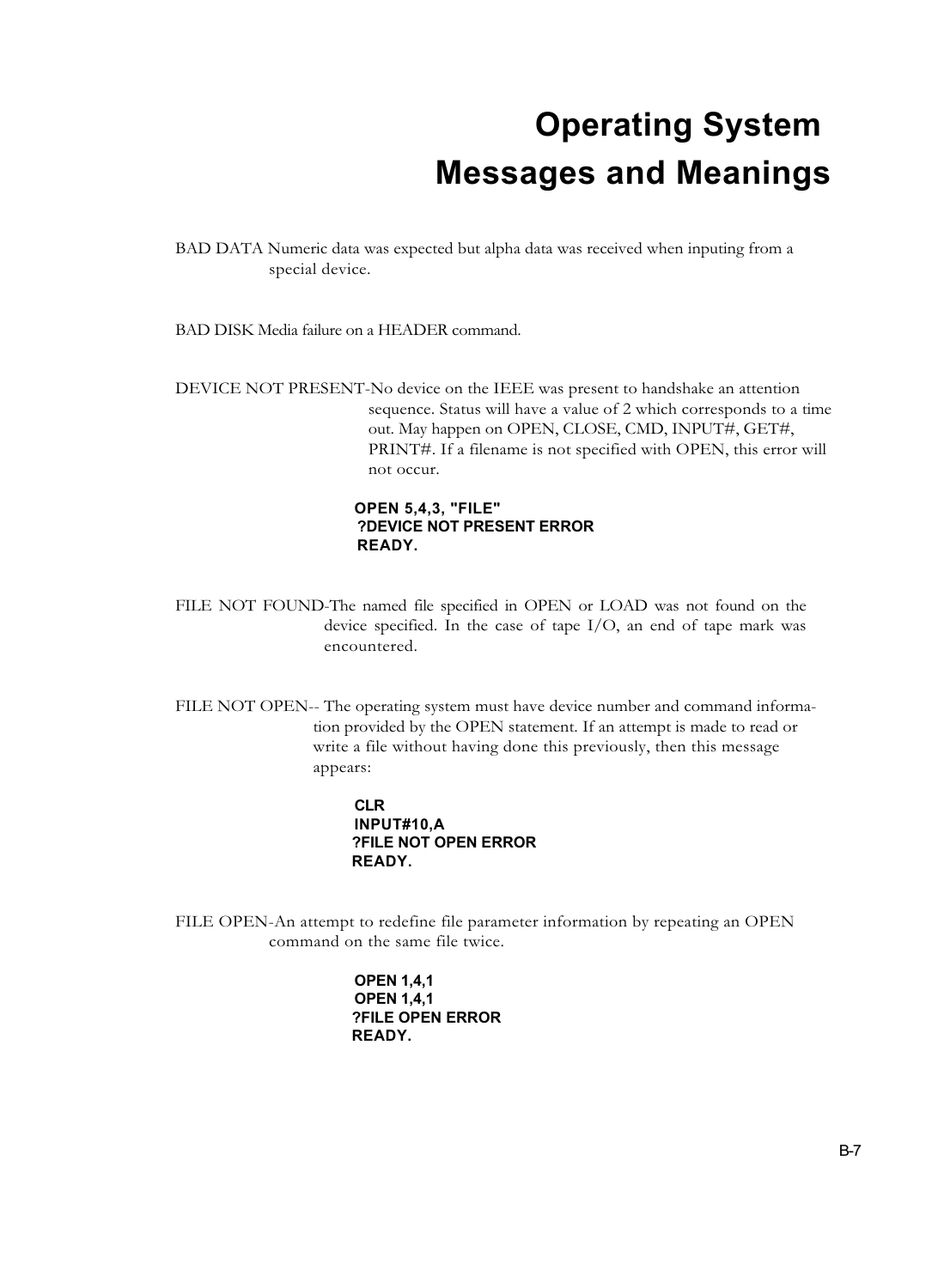# Operating System Messages and Meanings

BAD DATA Numeric data was expected but alpha data was received when inputing from a special device.

BAD DISK Media failure on a HEADER command.

DEVICE NOT PRESENT-No device on the IEEE was present to handshake an attention sequence. Status will have a value of 2 which corresponds to a time out. May happen on OPEN, CLOSE, CMD, INPUT#, GET#, PRINT#. If a filename is not specified with OPEN, this error will not occur.

```
OPEN 5,4,3, "FILE"
?DEVICE NOT PRESENT ERROR
READY.
```

FILE NOT FOUND-The named file specified in OPEN or LOAD was not found on the device specified. In the case of tape I/O, an end of tape mark was encountered.

FILE NOT OPEN-- The operating system must have device number and command information provided by the OPEN statement. If an attempt is made to read or write a file without having done this previously, then this message appears:

```
CLR
INPUT#10,A
?FILE NOT OPEN ERROR
READY.
```

FILE OPEN-An attempt to redefine file parameter information by repeating an OPEN command on the same file twice.

```
OPEN 1,4,1
OPEN 1,4,1
?FILE OPEN ERROR
READY.
```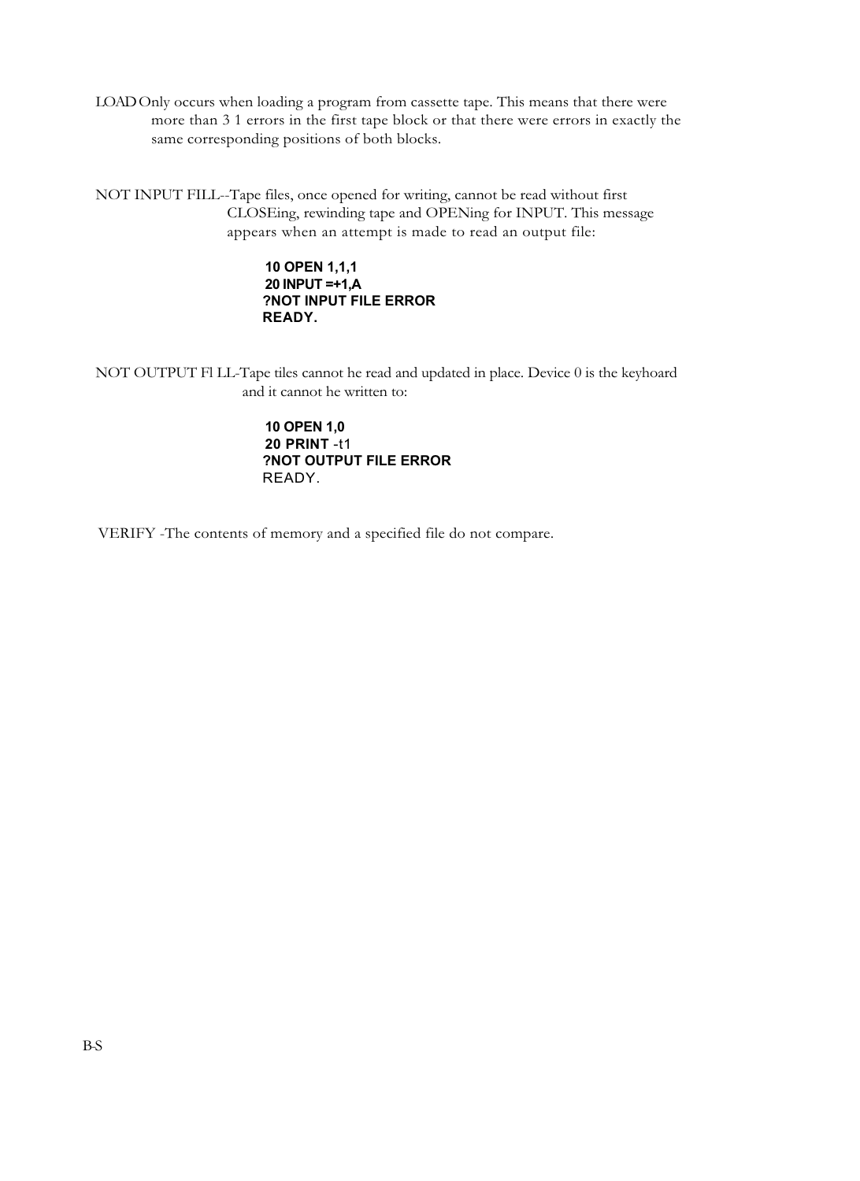LOAD Only occurs when loading a program from cassette tape. This means that there were more than 3 1 errors in the first tape block or that there were errors in exactly the same corresponding positions of both blocks.

NOT INPUT FILL--Tape files, once opened for writing, cannot be read without first CLOSEing, rewinding tape and OPENing for INPUT. This message appears when an attempt is made to read an output file:

```
10 OPEN 1,1,1
20 INPUT =+1,A
?NOT INPUT FILE ERROR
READY.
```

NOT OUTPUT Fl LL-Tape tiles cannot he read and updated in place. Device 0 is the keyhoard and it cannot he written to:

```
10 OPEN 1,0
20 PRINT -t1
?NOT OUTPUT FILE ERROR
READY.
```

VERIFY -The contents of memory and a specified file do not compare.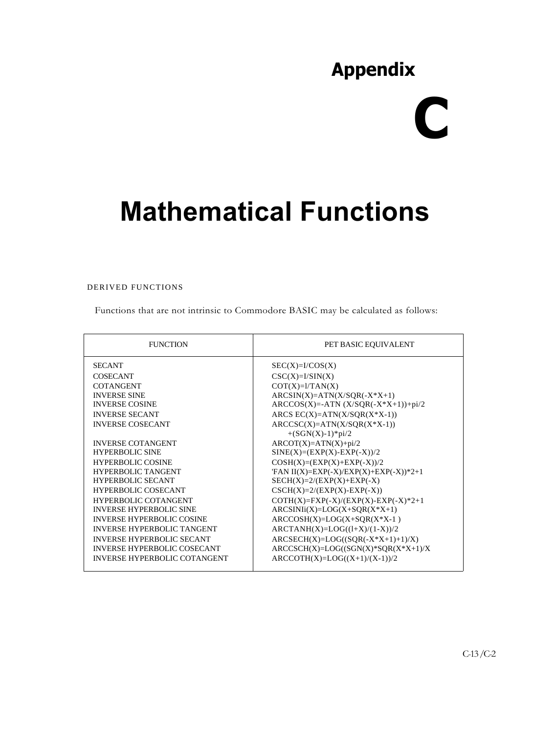# Appendix C

# Mathematical Functions

## DERIVED FUNCTIONS

Functions that are not intrinsic to Commodore BASIC may be calculated as follows:

| FUNCTION | PET BASIC EQUIVALENT |
|---|---|
| SECANT | SEC(X)=I/COS(X) |
| COSECANT | CSC(X)=I/SIN(X) |
| COTANGENT | COT(X)=l/TAN(X) |
| INVERSE SINE | ARCSIN(X)=ATN(X/SQR(-X*X+1) |
| INVERSE COSINE | ARCCOS(X)=-ATN (X/SQR(-X*X+1))+pi/2 |
| INVERSE SECANT | ARCS EC(X)=ATN(X/SQR(X*X-1)) |
| INVERSE COSECANT | ARCCSC(X)=ATN(X/SQR(X*X-1)) +(SGN(X)-1)*pi/2 |
| INVERSE COTANGENT | ARCOT(X)=ATN(X)+pi/2 |
| HYPERBOLIC SINE | SINE(X)=(EXP(X)-EXP(-X))/2 |
| HYPERBOLIC COSINE | COSH(X)=(EXP(X)+EXP(-X))/2 |
| HYPERBOLIC TANGENT | 'FAN II(X)=EXP(-X)/EXP(X)+EXP(-X))*2+1 |
| HYPERBOLIC SECANT | SECH(X)=2/(EXP(X)+EXP(-X) |
| HYPERBOLIC COSECANT | CSCH(X)=2/(EXP(X)-EXP(-X)) |
| HYPERBOLIC COTANGENT | COTH(X)=FXP(-X)/(EXP(X)-EXP(-X)*2+1 |
| INVERSE HYPERBOLIC SINE | ARCSINIi(X)=LOG(X+SQR(X*X+1) |
| INVERSE HYPERBOLIC COSINE | ARCCOSH(X)=LOG(X+SQR(X*X-1 ) |
| INVERSE HYPERBOLIC TANGENT | ARCTANH(X)=LOG((l+X)/(1-X))/2 |
| INVERSE HYPERBOLIC SECANT | ARCSECH(X)=LOG((SQR(-X*X+1)+1)/X) |
| INVERSE HYPERBOLIC COSECANT | ARCCSCH(X)=LOG((SGN(X)*SQR(X*X+1)/X |
| INVERSE HYPERBOLIC COTANGENT | ARCCOTH(X)=LOG((X+1)/(X-1))/2 |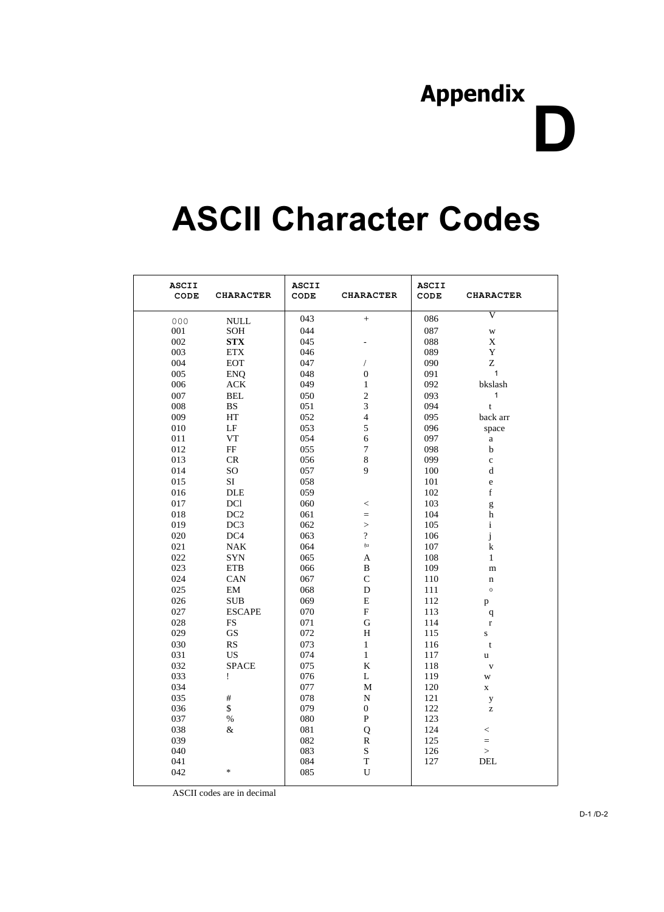# Appendix D

# ASCII Character Codes

| ASCII CODE | CHARACTER | ASCII CODE | CHARACTER | ASCII CODE | CHARACTER |
|---|---|---|---|---|---|
| 000 | NULL | 043 | + | 086 | V |
| 001 | SOH | 044 | | 087 | w |
| 002 | **STX** | 045 | - | 088 | X |
| 003 | ETX | 046 | | 089 | Y |
| 004 | EOT | 047 | / | 090 | Z |
| 005 | ENQ | 048 | 0 | 091 | 1 |
| 006 | ACK | 049 | 1 | 092 | bkslash |
| 007 | BEL | 050 | 2 | 093 | 1 |
| 008 | BS | 051 | 3 | 094 | t |
| 009 | HT | 052 | 4 | 095 | back arr |
| 010 | LF | 053 | 5 | 096 | space |
| 011 | VT | 054 | 6 | 097 | a |
| 012 | FF | 055 | 7 | 098 | b |
| 013 | CR | 056 | 8 | 099 | c |
| 014 | SO | 057 | 9 | 100 | d |
| 015 | SI | 058 | | 101 | e |
| 016 | DLE | 059 | | 102 | f |
| 017 | DCl | 060 | < | 103 | g |
| 018 | DC2 | 061 | = | 104 | h |
| 019 | DC3 | 062 | > | 105 | i |
| 020 | DC4 | 063 | ? | 106 | j |
| 021 | NAK | 064 | (u | 107 | k |
| 022 | SYN | 065 | A | 108 | 1 |
| 023 | ETB | 066 | B | 109 | m |
| 024 | CAN | 067 | C | 110 | n |
| 025 | EM | 068 | D | 111 | o |
| 026 | SUB | 069 | E | 112 | p |
| 027 | ESCAPE | 070 | F | 113 | q |
| 028 | FS | 071 | G | 114 | r |
| 029 | GS | 072 | H | 115 | s |
| 030 | RS | 073 | 1 | 116 | t |
| 031 | US | 074 | 1 | 117 | u |
| 032 | SPACE | 075 | K | 118 | v |
| 033 | ! | 076 | L | 119 | w |
| 034 | | 077 | M | 120 | x |
| 035 | # | 078 | N | 121 | y |
| 036 | $ | 079 | 0 | 122 | z |
| 037 | % | 080 | P | 123 | |
| 038 | & | 081 | Q | 124 | < |
| 039 | | 082 | R | 125 | = |
| 040 | | 083 | S | 126 | > |
| 041 | | 084 | T | 127 | DEL |
| 042 | * | 085 | U | | |

ASCII codes are in decimal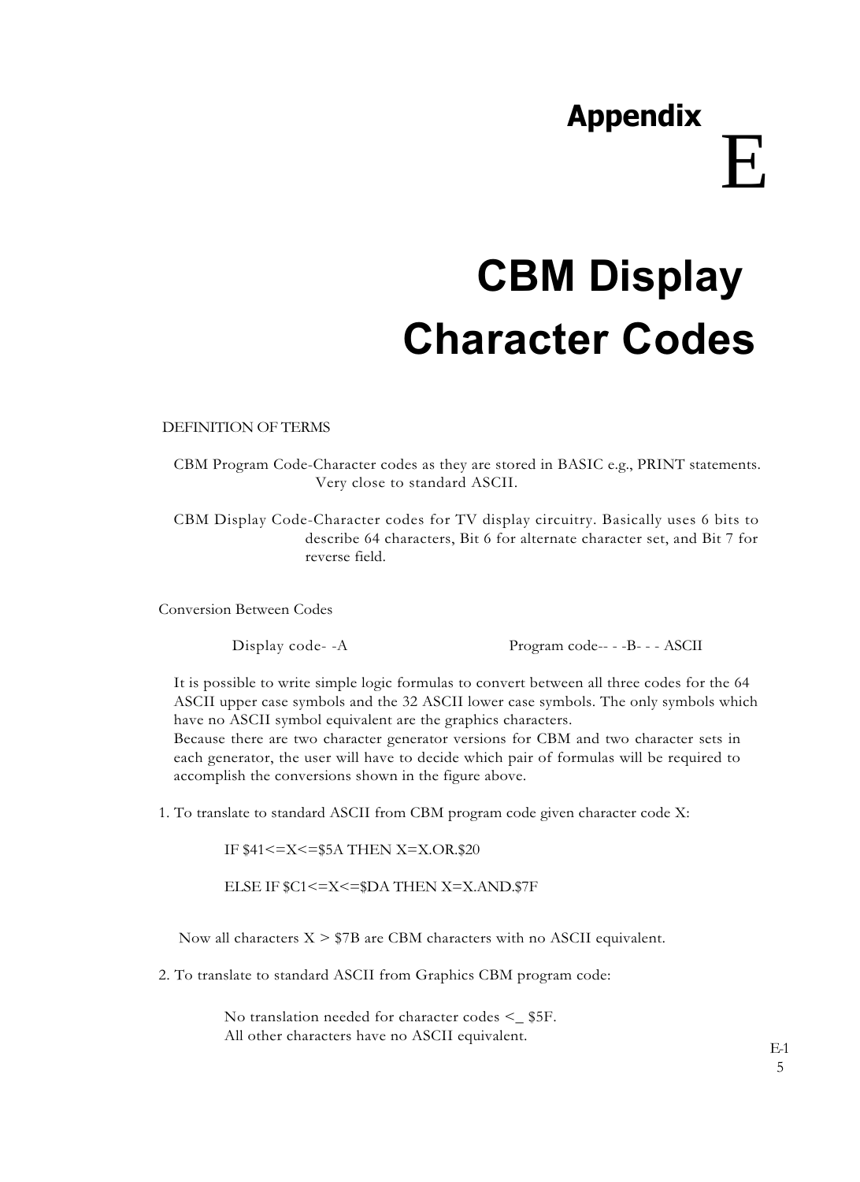# Appendix E

# CBM Display Character Codes

DEFINITION OF TERMS

CBM Program Code-Character codes as they are stored in BASIC e.g., PRINT statements. Very close to standard ASCII.

CBM Display Code-Character codes for TV display circuitry. Basically uses 6 bits to describe 64 characters, Bit 6 for alternate character set, and Bit 7 for reverse field.

Conversion Between Codes

Display code- -A                    Program code-- - -B- - - ASCII

It is possible to write simple logic formulas to convert between all three codes for the 64 ASCII upper case symbols and the 32 ASCII lower case symbols. The only symbols which have no ASCII symbol equivalent are the graphics characters.
Because there are two character generator versions for CBM and two character sets in each generator, the user will have to decide which pair of formulas will be required to accomplish the conversions shown in the figure above.

1. To translate to standard ASCII from CBM program code given character code X:

```
IF $41<=X<=$5A THEN X=X.OR.$20

ELSE IF $C1<=X<=$DA THEN X=X.AND.$7F
```

Now all characters X > $7B are CBM characters with no ASCII equivalent.

2. To translate to standard ASCII from Graphics CBM program code:

No translation needed for character codes <_ $5F.
All other characters have no ASCII equivalent.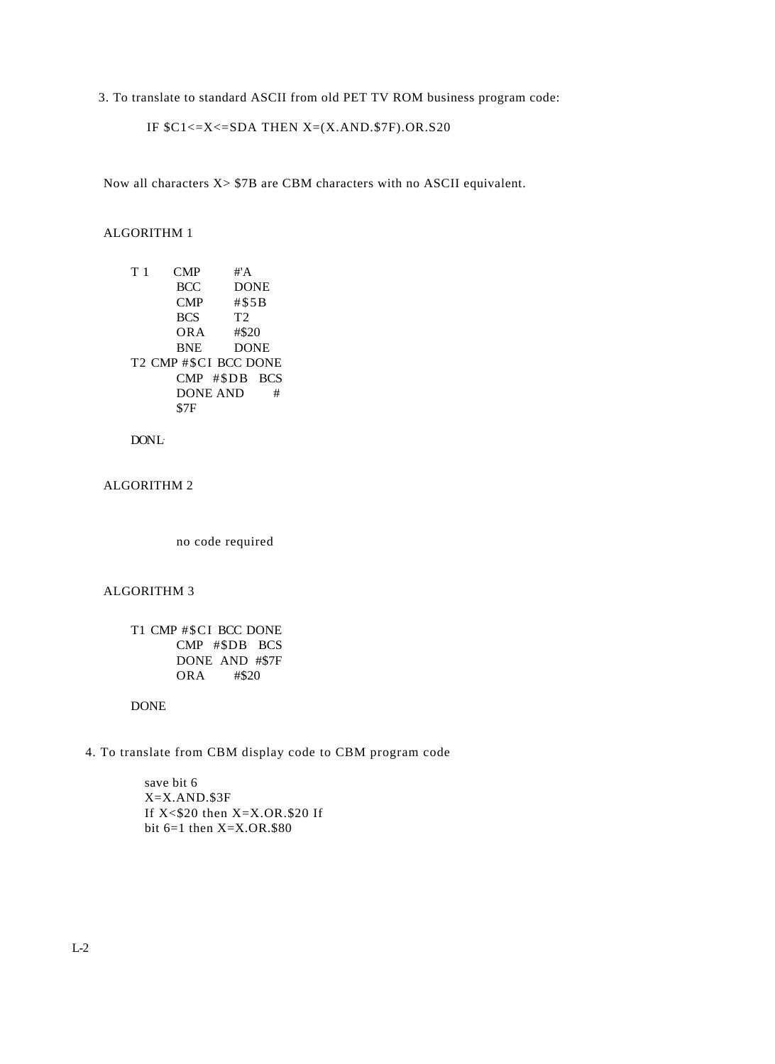3. To translate to standard ASCII from old PET TV ROM business program code:

IF $C1<=X<=SDA THEN X=(X.AND.$7F).OR.S20

Now all characters X> $7B are CBM characters with no ASCII equivalent.

ALGORITHM 1

```
T 1     CMP     #'A
        BCC     DONE
        CMP     #$5B
        BCS     T2
        ORA     #$20
        BNE     DONE
T2 CMP #$CI BCC DONE
        CMP  #$DB  BCS
        DONE AND      #
        $7F

DONL
```

ALGORITHM 2

no code required

ALGORITHM 3

```
T1 CMP #$CI BCC DONE
        CMP  #$DB  BCS
        DONE  AND  #$7F
        ORA     #$20

DONE
```

4. To translate from CBM display code to CBM program code

save bit 6
X=X.AND.$3F
If X<$20 then X=X.OR.$20 If
bit 6=1 then X=X.OR.$80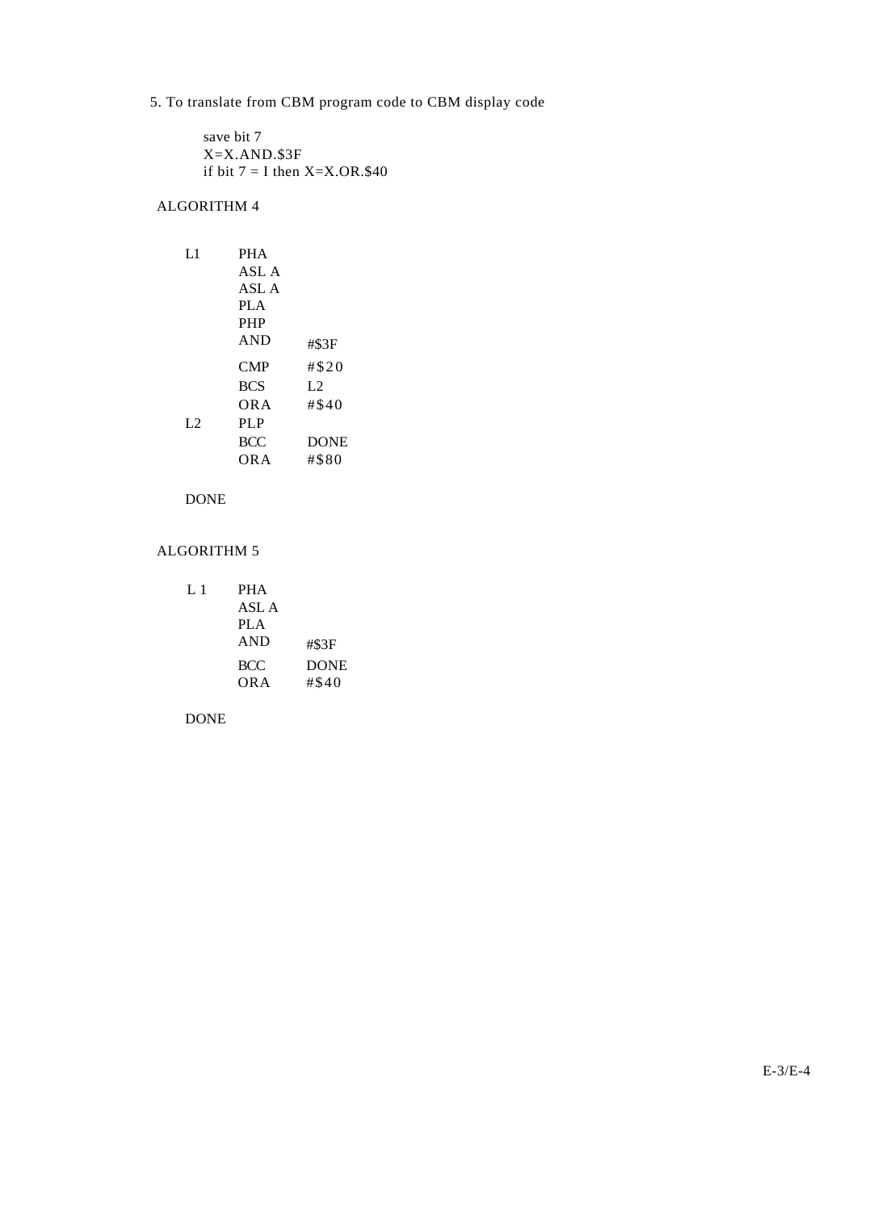5. To translate from CBM program code to CBM display code

```
save bit 7
X=X.AND.$3F
if bit 7 = I then X=X.OR.$40
```

ALGORITHM 4

```
L1      PHA
        ASL A
        ASL A
        PLA
        PHP
        AND     #$3F
        CMP     #$20
        BCS     L2
        ORA     #$40
L2      PLP
        BCC     DONE
        ORA     #$80

DONE
```

ALGORITHM 5

```
L 1     PHA
        ASL A
        PLA
        AND     #$3F
        BCC     DONE
        ORA     #$40

DONE
```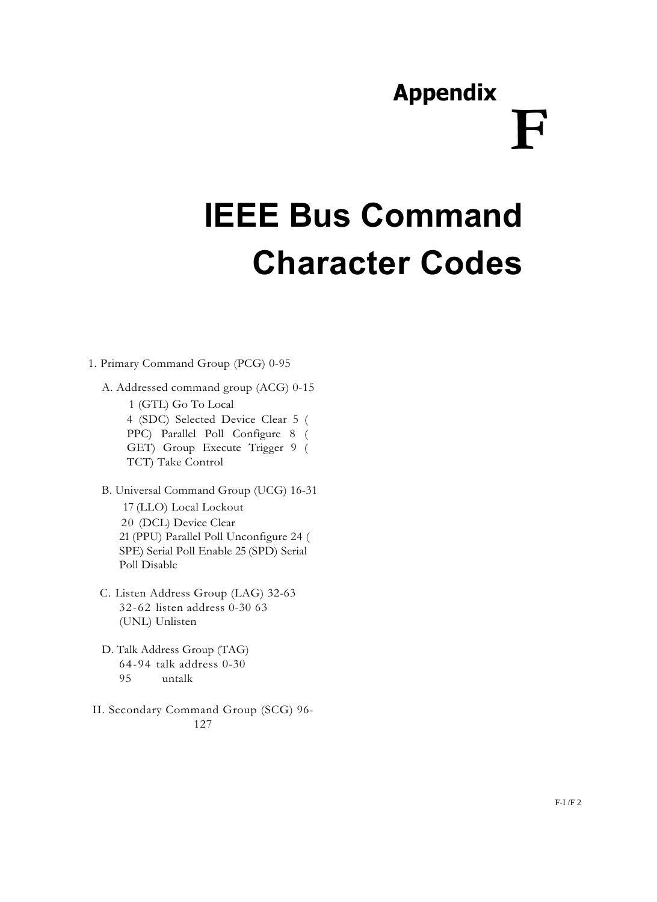# Appendix F

# IEEE Bus Command Character Codes

1. Primary Command Group (PCG) 0-95

   A. Addressed command group (ACG) 0-15

      1 (GTL) Go To Local
      4 (SDC) Selected Device Clear 5 (PPC) Parallel Poll Configure 8 (GET) Group Execute Trigger 9 (TCT) Take Control

   B. Universal Command Group (UCG) 16-31

      17 (LLO) Local Lockout
      20 (DCL) Device Clear
      21 (PPU) Parallel Poll Unconfigure 24 (SPE) Serial Poll Enable 25 (SPD) Serial Poll Disable

   C. Listen Address Group (LAG) 32-63

      32-62 listen address 0-30 63 (UNL) Unlisten

   D. Talk Address Group (TAG)

      64-94 talk address 0-30
      95 untalk

II. Secondary Command Group (SCG) 96-127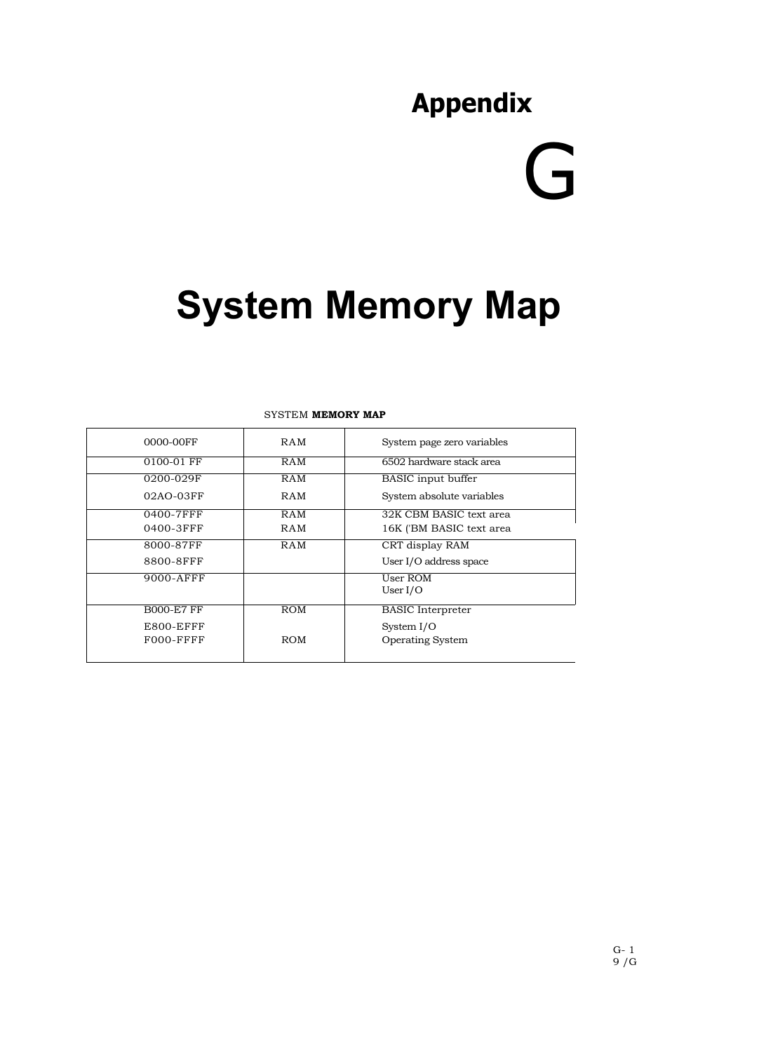# Appendix G

# System Memory Map

SYSTEM **MEMORY MAP**

| | | |
|---|---|---|
| 0000-00FF | RAM | System page zero variables |
| 0100-01 FF | RAM | 6502 hardware stack area |
| 0200-029F | RAM | BASIC input buffer |
| 02AO-03FF | RAM | System absolute variables |
| 0400-7FFF | RAM | 32K CBM BASIC text area |
| 0400-3FFF | RAM | 16K ('BM BASIC text area |
| 8000-87FF | RAM | CRT display RAM |
| 8800-8FFF | | User I/O address space |
| 9000-AFFF | | User ROM<br>User I/O |
| B000-E7 FF | ROM | BASIC Interpreter |
| E800-EFFF | | System I/O |
| F000-FFFF | ROM | Operating System |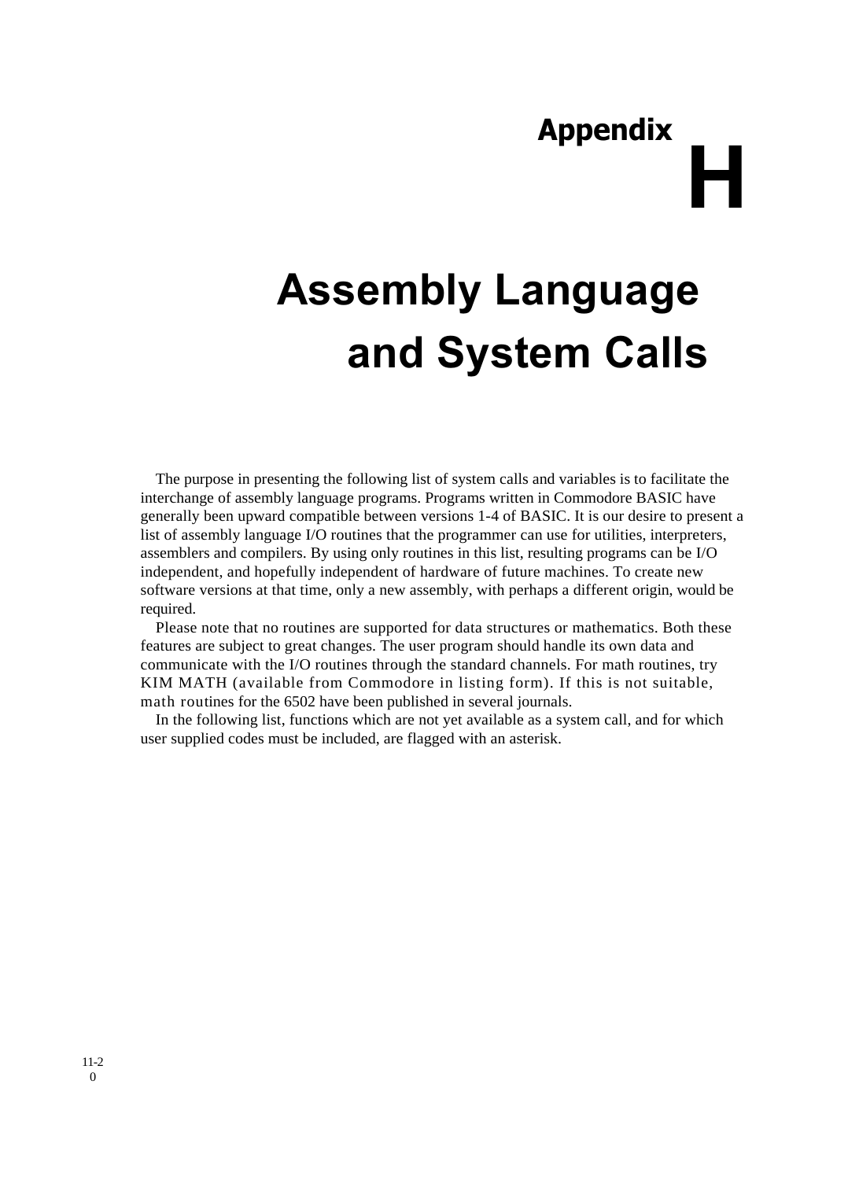# Appendix H

# Assembly Language and System Calls

The purpose in presenting the following list of system calls and variables is to facilitate the interchange of assembly language programs. Programs written in Commodore BASIC have generally been upward compatible between versions 1-4 of BASIC. It is our desire to present a list of assembly language I/O routines that the programmer can use for utilities, interpreters, assemblers and compilers. By using only routines in this list, resulting programs can be I/O independent, and hopefully independent of hardware of future machines. To create new software versions at that time, only a new assembly, with perhaps a different origin, would be required.

Please note that no routines are supported for data structures or mathematics. Both these features are subject to great changes. The user program should handle its own data and communicate with the I/O routines through the standard channels. For math routines, try KIM MATH (available from Commodore in listing form). If this is not suitable, math routines for the 6502 have been published in several journals.

In the following list, functions which are not yet available as a system call, and for which user supplied codes must be included, are flagged with an asterisk.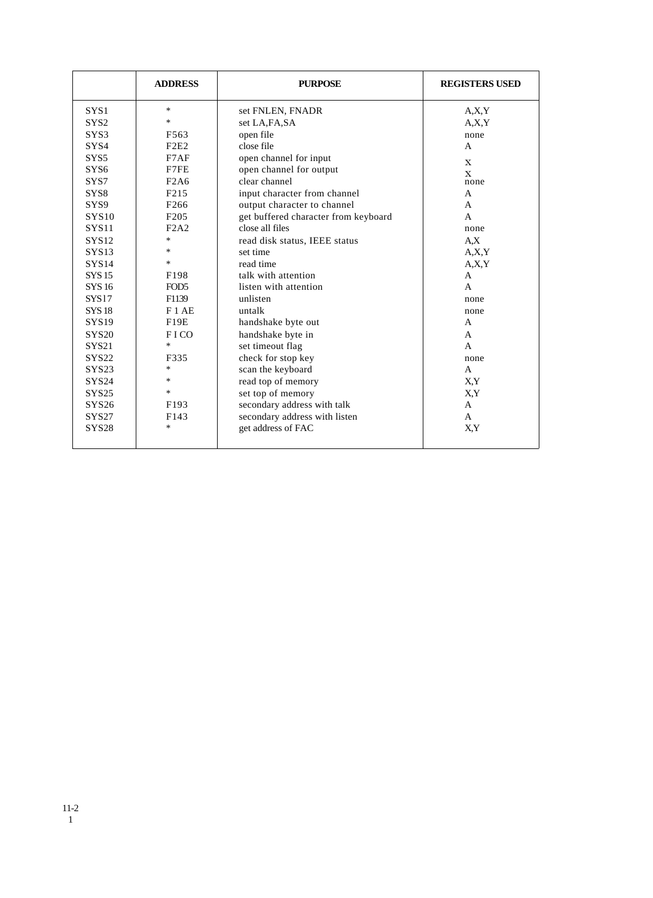| | ADDRESS | PURPOSE | REGISTERS USED |
|---|---|---|---|
| SYS1 | * | set FNLEN, FNADR | A,X,Y |
| SYS2 | * | set LA,FA,SA | A,X,Y |
| SYS3 | F563 | open file | none |
| SYS4 | F2E2 | close file | A |
| SYS5 | F7AF | open channel for input | X |
| SYS6 | F7FE | open channel for output | X |
| SYS7 | F2A6 | clear channel | none |
| SYS8 | F215 | input character from channel | A |
| SYS9 | F266 | output character to channel | A |
| SYS10 | F205 | get buffered character from keyboard | A |
| SYS11 | F2A2 | close all files | none |
| SYS12 | * | read disk status, IEEE status | A,X |
| SYS13 | * | set time | A,X,Y |
| SYS14 | * | read time | A,X,Y |
| SYS 15 | F198 | talk with attention | A |
| SYS 16 | FOD5 | listen with attention | A |
| SYS17 | F1139 | unlisten | none |
| SYS 18 | F 1 AE | untalk | none |
| SYS19 | F19E | handshake byte out | A |
| SYS20 | F I CO | handshake byte in | A |
| SYS21 | * | set timeout flag | A |
| SYS22 | F335 | check for stop key | none |
| SYS23 | * | scan the keyboard | A |
| SYS24 | * | read top of memory | X,Y |
| SYS25 | * | set top of memory | X,Y |
| SYS26 | F193 | secondary address with talk | A |
| SYS27 | F143 | secondary address with listen | A |
| SYS28 | * | get address of FAC | X,Y |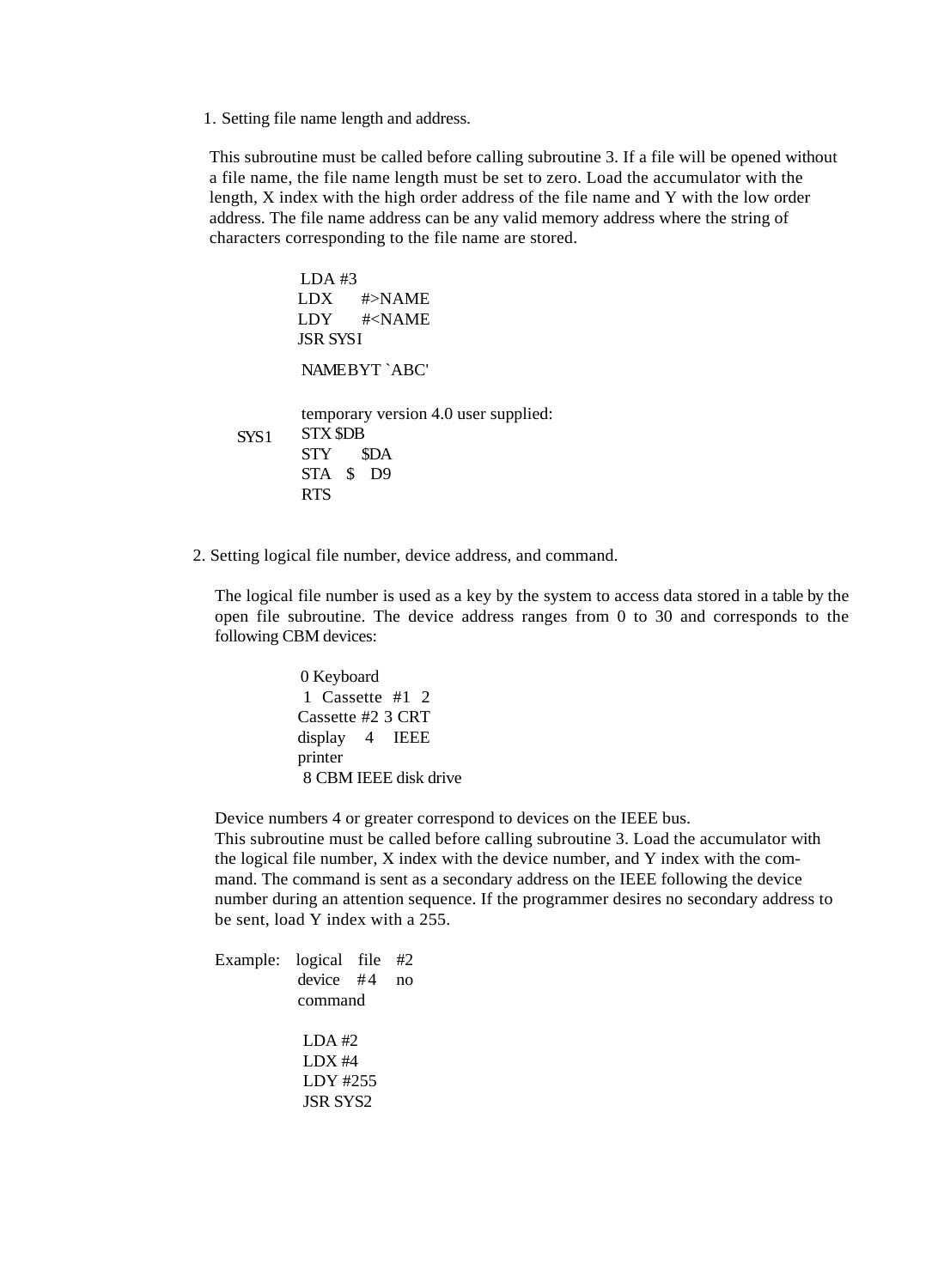1. Setting file name length and address.

This subroutine must be called before calling subroutine 3. If a file will be opened without a file name, the file name length must be set to zero. Load the accumulator with the length, X index with the high order address of the file name and Y with the low order address. The file name address can be any valid memory address where the string of characters corresponding to the file name are stored.

```
        LDA #3
        LDX     #>NAME
        LDY     #<NAME
        JSR SYS1

        NAME BYT `ABC'

        temporary version 4.0 user supplied:
SYS1    STX $DB
        STY     $DA
        STA   $   D9
        RTS
```

2. Setting logical file number, device address, and command.

The logical file number is used as a key by the system to access data stored in a table by the open file subroutine. The device address ranges from 0 to 30 and corresponds to the following CBM devices:

```
0 Keyboard
1 Cassette #1
2 Cassette #2
3 CRT display
4 IEEE printer
8 CBM IEEE disk drive
```

Device numbers 4 or greater correspond to devices on the IEEE bus.
This subroutine must be called before calling subroutine 3. Load the accumulator with the logical file number, X index with the device number, and Y index with the command. The command is sent as a secondary address on the IEEE following the device number during an attention sequence. If the programmer desires no secondary address to be sent, load Y index with a 255.

Example: logical file #2
device #4 no command

```
        LDA #2
        LDX #4
        LDY #255
        JSR SYS2
```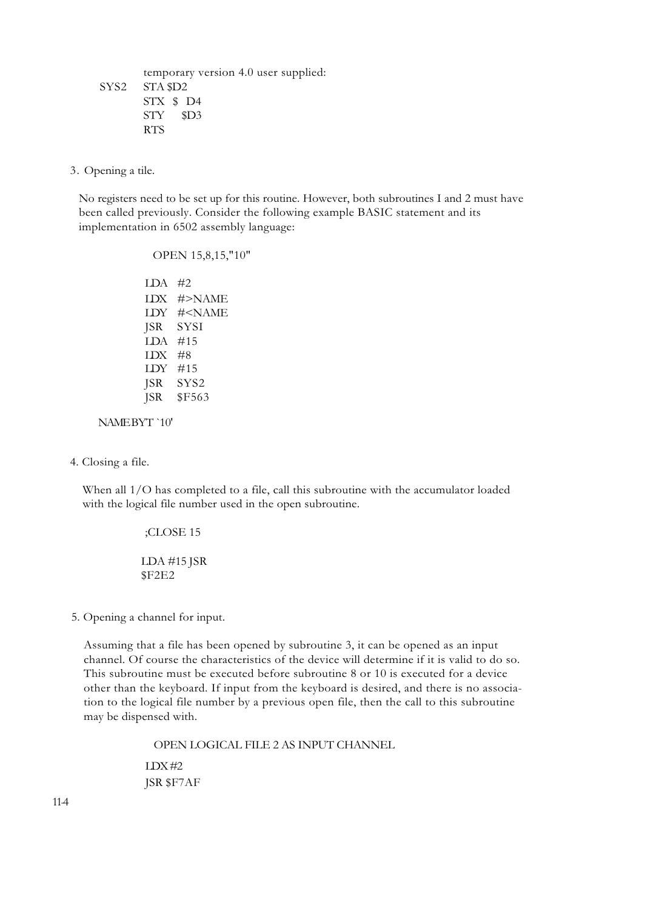```
        temporary version 4.0 user supplied:
SYS2    STA $D2
        STX  $  D4
        STY     $D3
        RTS
```

3. Opening a tile.

No registers need to be set up for this routine. However, both subroutines I and 2 must have been called previously. Consider the following example BASIC statement and its implementation in 6502 assembly language:

```
        OPEN 15,8,15,"10"

        LDA   #2
        LDX   #>NAME
        LDY   #<NAME
        JSR   SYSI
        LDA   #15
        LDX   #8
        LDY   #15
        JSR   SYS2
        JSR   $F563

NAMEBYT `10'
```

4. Closing a file.

When all 1/O has completed to a file, call this subroutine with the accumulator loaded with the logical file number used in the open subroutine.

```
        ;CLOSE 15

        LDA #15 JSR
        $F2E2
```

5. Opening a channel for input.

Assuming that a file has been opened by subroutine 3, it can be opened as an input channel. Of course the characteristics of the device will determine if it is valid to do so. This subroutine must be executed before subroutine 8 or 10 is executed for a device other than the keyboard. If input from the keyboard is desired, and there is no association to the logical file number by a previous open file, then the call to this subroutine may be dispensed with.

```
        OPEN LOGICAL FILE 2 AS INPUT CHANNEL

        LDX #2
        JSR $F7AF
```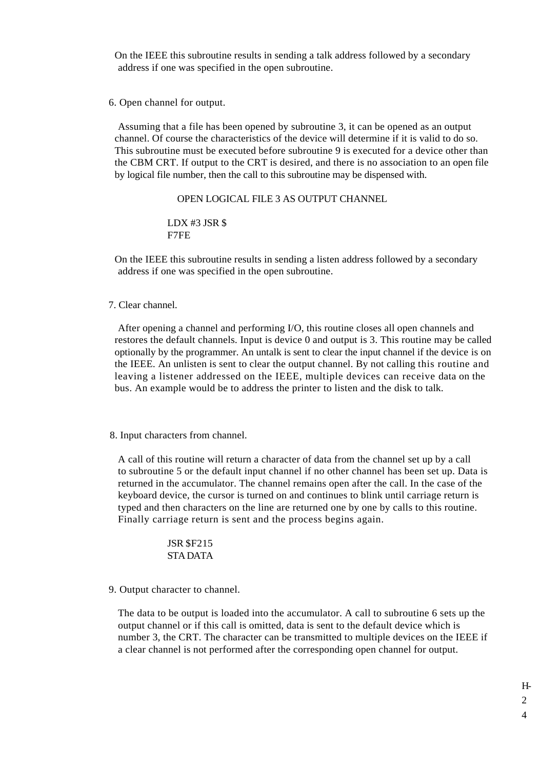On the IEEE this subroutine results in sending a talk address followed by a secondary address if one was specified in the open subroutine.

6. Open channel for output.

Assuming that a file has been opened by subroutine 3, it can be opened as an output channel. Of course the characteristics of the device will determine if it is valid to do so. This subroutine must be executed before subroutine 9 is executed for a device other than the CBM CRT. If output to the CRT is desired, and there is no association to an open file by logical file number, then the call to this subroutine may be dispensed with.

OPEN LOGICAL FILE 3 AS OUTPUT CHANNEL

```
LDX #3 JSR $
F7FE
```

On the IEEE this subroutine results in sending a listen address followed by a secondary address if one was specified in the open subroutine.

7. Clear channel.

After opening a channel and performing I/O, this routine closes all open channels and restores the default channels. Input is device 0 and output is 3. This routine may be called optionally by the programmer. An untalk is sent to clear the input channel if the device is on the IEEE. An unlisten is sent to clear the output channel. By not calling this routine and leaving a listener addressed on the IEEE, multiple devices can receive data on the bus. An example would be to address the printer to listen and the disk to talk.

8. Input characters from channel.

A call of this routine will return a character of data from the channel set up by a call to subroutine 5 or the default input channel if no other channel has been set up. Data is returned in the accumulator. The channel remains open after the call. In the case of the keyboard device, the cursor is turned on and continues to blink until carriage return is typed and then characters on the line are returned one by one by calls to this routine. Finally carriage return is sent and the process begins again.

```
JSR $F215
STA DATA
```

9. Output character to channel.

The data to be output is loaded into the accumulator. A call to subroutine 6 sets up the output channel or if this call is omitted, data is sent to the default device which is number 3, the CRT. The character can be transmitted to multiple devices on the IEEE if a clear channel is not performed after the corresponding open channel for output.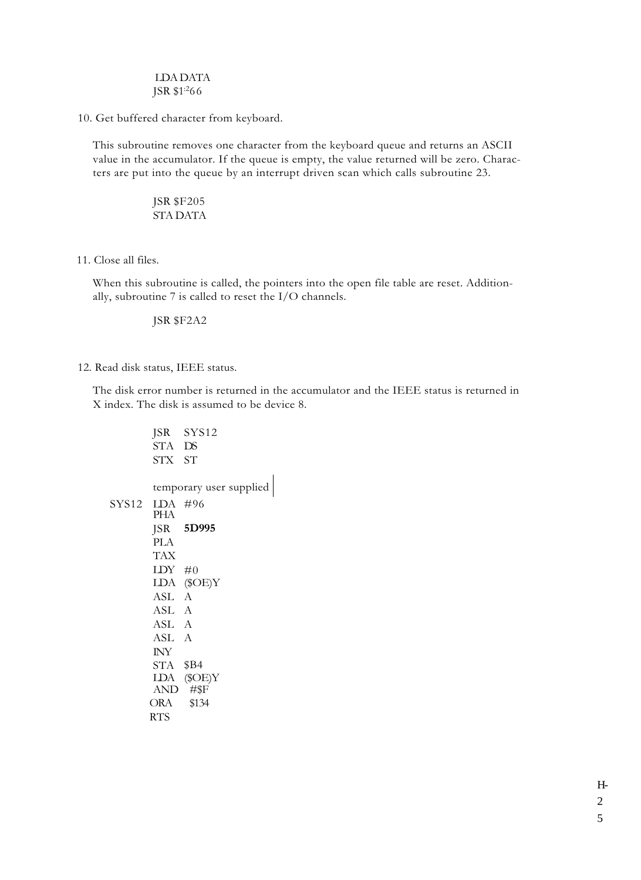```
LDA DATA
JSR $1:266
```

10. Get buffered character from keyboard.

This subroutine removes one character from the keyboard queue and returns an ASCII value in the accumulator. If the queue is empty, the value returned will be zero. Characters are put into the queue by an interrupt driven scan which calls subroutine 23.

```
JSR $F205
STA DATA
```

11. Close all files.

When this subroutine is called, the pointers into the open file table are reset. Additionally, subroutine 7 is called to reset the I/O channels.

```
JSR $F2A2
```

12. Read disk status, IEEE status.

The disk error number is returned in the accumulator and the IEEE status is returned in X index. The disk is assumed to be device 8.

```
        JSR   SYS12
        STA   DS
        STX   ST

        temporary user supplied

SYS12   LDA   #96
        PHA
        JSR   5D995
        PLA
        TAX
        LDY   #0
        LDA   ($OE)Y
        ASL   A
        ASL   A
        ASL   A
        ASL   A
        INY
        STA   $B4
        LDA   ($OE)Y
        AND   #$F
        ORA   $134
        RTS
```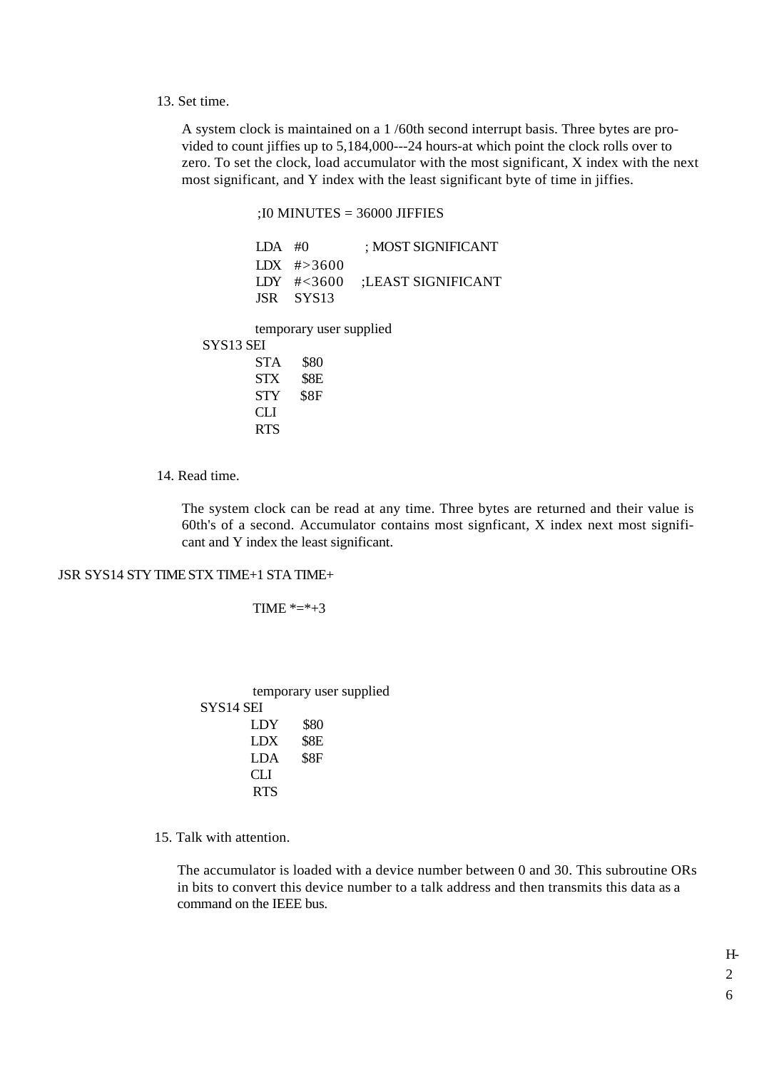13. Set time.

A system clock is maintained on a 1 /60th second interrupt basis. Three bytes are provided to count jiffies up to 5,184,000---24 hours-at which point the clock rolls over to zero. To set the clock, load accumulator with the most significant, X index with the next most significant, and Y index with the least significant byte of time in jiffies.

```
        ;I0 MINUTES = 36000 JIFFIES

        LDA  #0         ; MOST SIGNIFICANT
        LDX  #>3600
        LDY  #<3600     ;LEAST SIGNIFICANT
        JSR  SYS13

        temporary user supplied
SYS13   SEI
        STA  $80
        STX  $8E
        STY  $8F
        CLI
        RTS
```

14. Read time.

The system clock can be read at any time. Three bytes are returned and their value is 60th's of a second. Accumulator contains most signficant, X index next most significant and Y index the least significant.

```
JSR SYS14 STY TIME STX TIME+1 STA TIME+

        TIME *=*+3

        temporary user supplied
SYS14   SEI
        LDY  $80
        LDX  $8E
        LDA  $8F
        CLI
        RTS
```

15. Talk with attention.

The accumulator is loaded with a device number between 0 and 30. This subroutine ORs in bits to convert this device number to a talk address and then transmits this data as a command on the IEEE bus.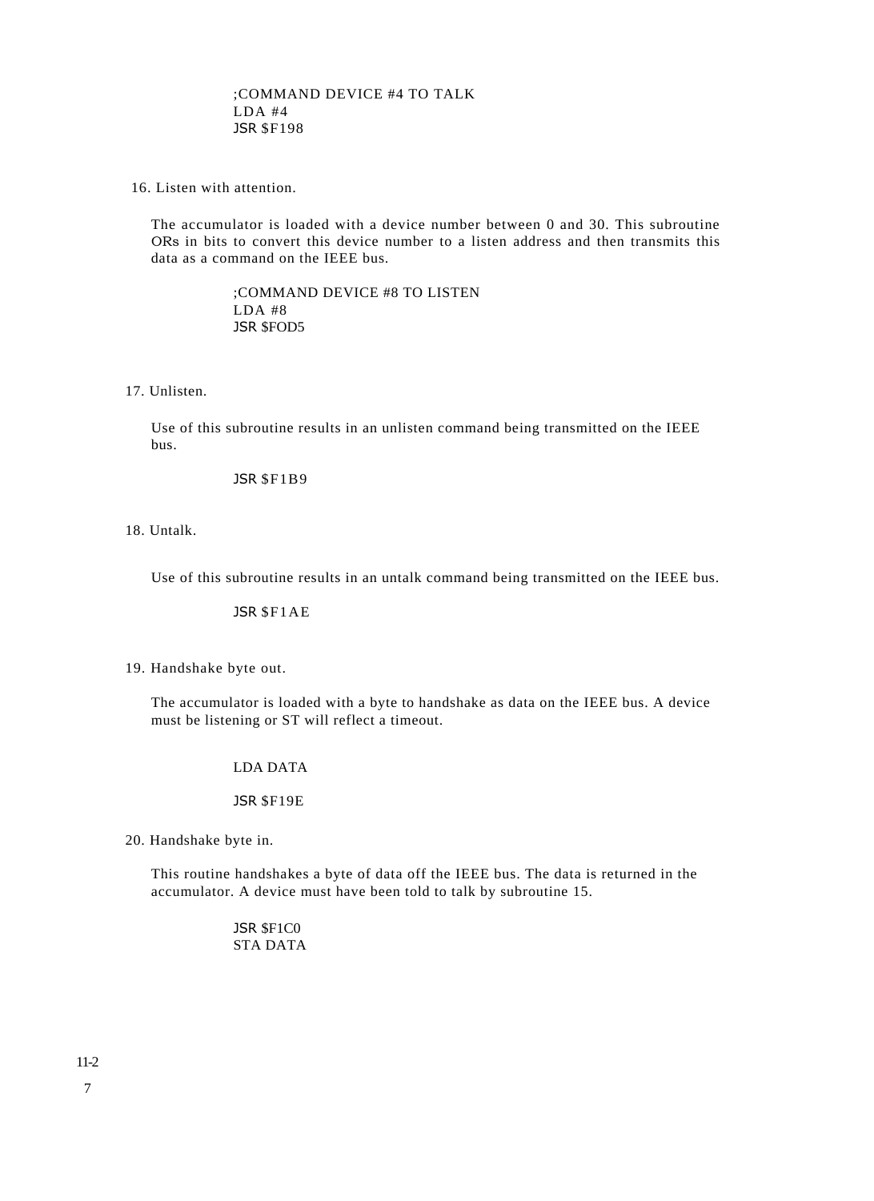```
;COMMAND DEVICE #4 TO TALK
LDA #4
JSR $F198
```

16. Listen with attention.

The accumulator is loaded with a device number between 0 and 30. This subroutine ORs in bits to convert this device number to a listen address and then transmits this data as a command on the IEEE bus.

```
;COMMAND DEVICE #8 TO LISTEN
LDA #8
JSR $FOD5
```

17. Unlisten.

Use of this subroutine results in an unlisten command being transmitted on the IEEE bus.

```
JSR $F1B9
```

18. Untalk.

Use of this subroutine results in an untalk command being transmitted on the IEEE bus.

```
JSR $F1AE
```

19. Handshake byte out.

The accumulator is loaded with a byte to handshake as data on the IEEE bus. A device must be listening or ST will reflect a timeout.

```
LDA DATA

JSR $F19E
```

20. Handshake byte in.

This routine handshakes a byte of data off the IEEE bus. The data is returned in the accumulator. A device must have been told to talk by subroutine 15.

```
JSR $F1C0
STA DATA
```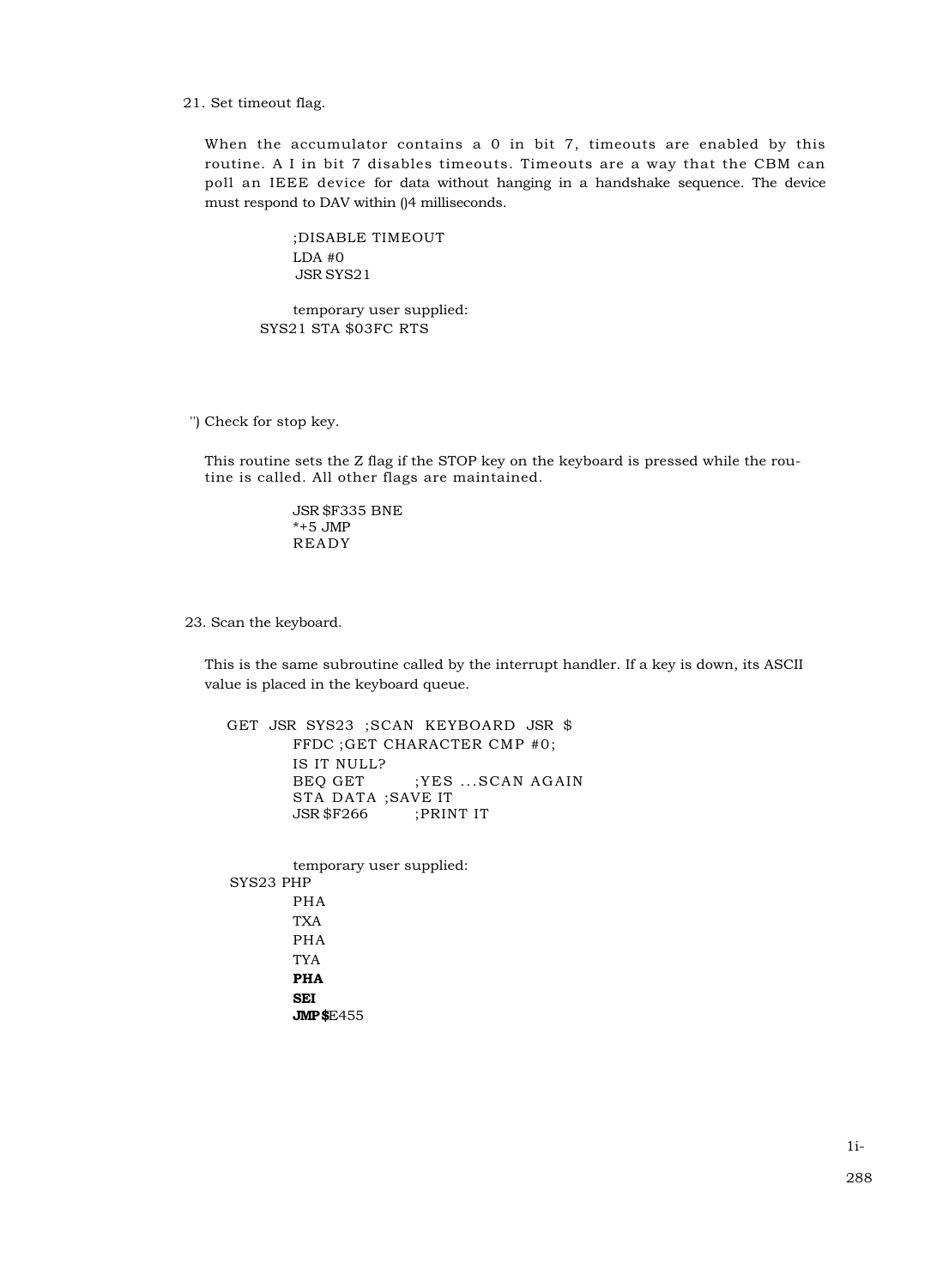21. Set timeout flag.

When the accumulator contains a 0 in bit 7, timeouts are enabled by this routine. A I in bit 7 disables timeouts. Timeouts are a way that the CBM can poll an IEEE device for data without hanging in a handshake sequence. The device must respond to DAV within ()4 milliseconds.

```
        ;DISABLE TIMEOUT
        LDA #0
        JSR SYS21

        temporary user supplied:
SYS21 STA $03FC RTS
```

") Check for stop key.

This routine sets the Z flag if the STOP key on the keyboard is pressed while the routine is called. All other flags are maintained.

```
        JSR $F335 BNE
        *+5 JMP
        READY
```

23. Scan the keyboard.

This is the same subroutine called by the interrupt handler. If a key is down, its ASCII value is placed in the keyboard queue.

```
GET  JSR  SYS23  ;SCAN  KEYBOARD  JSR  $
        FFDC ;GET CHARACTER CMP #0;
        IS IT NULL?
        BEQ GET         ;YES ...SCAN AGAIN
        STA DATA ;SAVE IT
        JSR $F266       ;PRINT IT


        temporary user supplied:
SYS23 PHP
        PHA
        TXA
        PHA
        TYA
        PHA
        SEI
        JMP $E455
```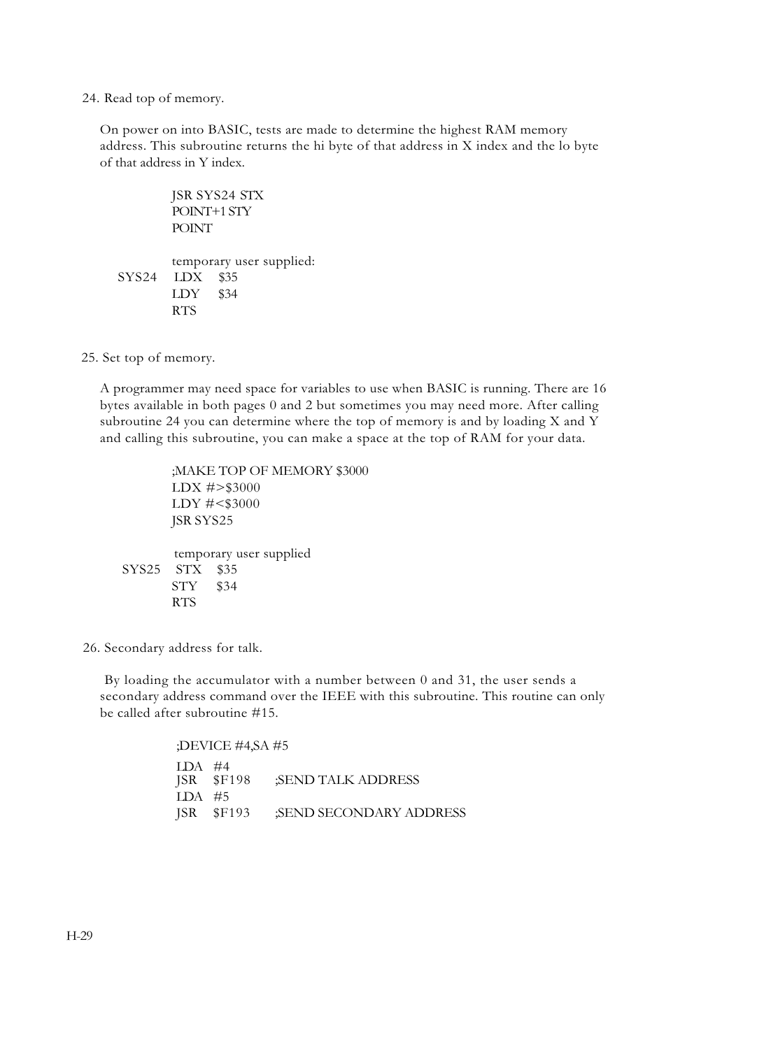24. Read top of memory.

On power on into BASIC, tests are made to determine the highest RAM memory address. This subroutine returns the hi byte of that address in X index and the lo byte of that address in Y index.

```
        JSR SYS24 STX
        POINT+1 STY
        POINT

        temporary user supplied:
SYS24   LDX   $35
        LDY   $34
        RTS
```

25. Set top of memory.

A programmer may need space for variables to use when BASIC is running. There are 16 bytes available in both pages 0 and 2 but sometimes you may need more. After calling subroutine 24 you can determine where the top of memory is and by loading X and Y and calling this subroutine, you can make a space at the top of RAM for your data.

```
        ;MAKE TOP OF MEMORY $3000
        LDX #>$3000
        LDY #<$3000
        JSR SYS25

        temporary user supplied
SYS25   STX   $35
        STY   $34
        RTS
```

26. Secondary address for talk.

By loading the accumulator with a number between 0 and 31, the user sends a secondary address command over the IEEE with this subroutine. This routine can only be called after subroutine #15.

```
        ;DEVICE #4,SA #5
        LDA  #4
        JSR  $F198     ;SEND TALK ADDRESS
        LDA  #5
        JSR  $F193     ;SEND SECONDARY ADDRESS
```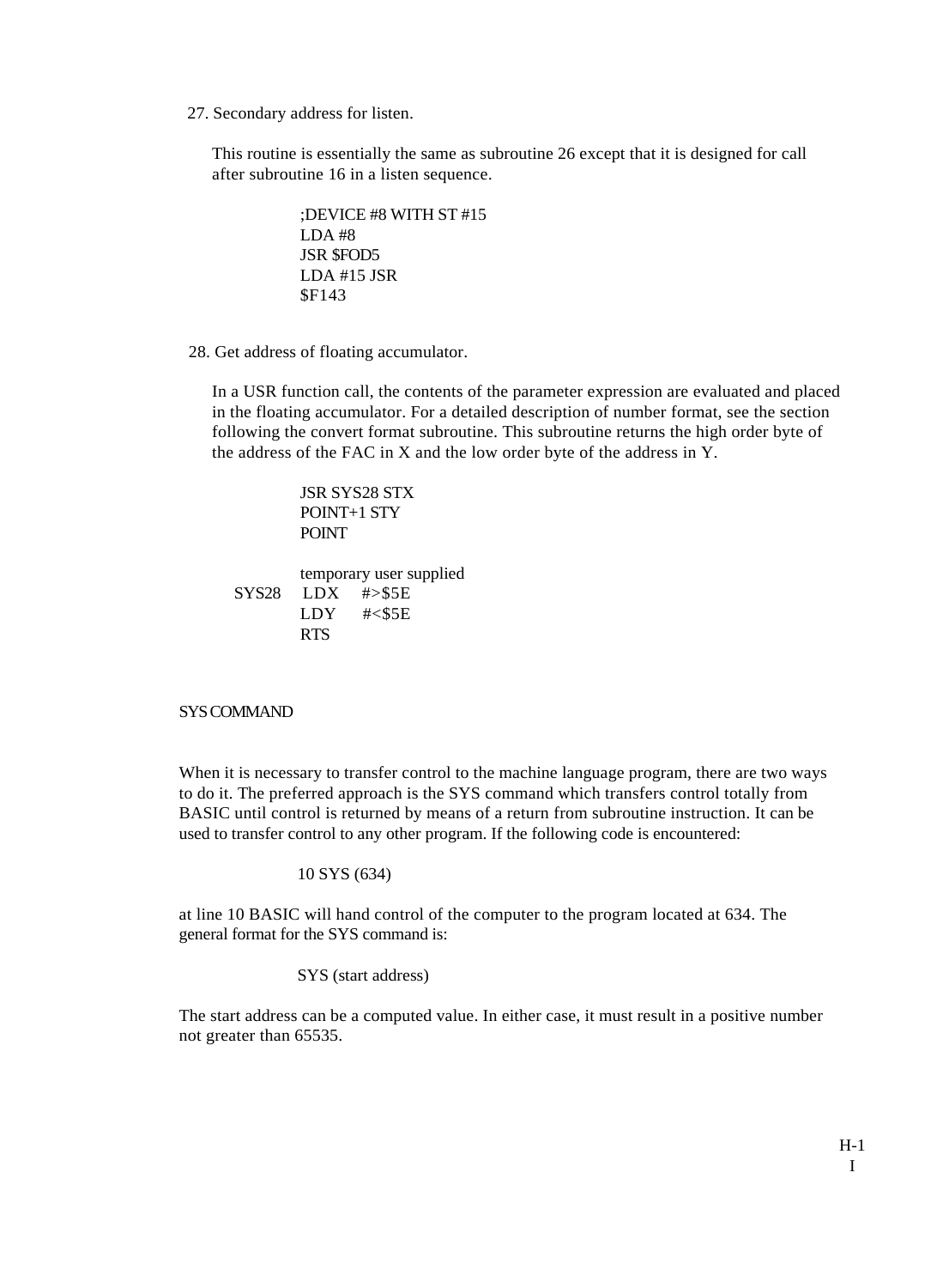27. Secondary address for listen.

This routine is essentially the same as subroutine 26 except that it is designed for call after subroutine 16 in a listen sequence.

```
;DEVICE #8 WITH ST #15
LDA #8
JSR $FOD5
LDA #15 JSR
$F143
```

28. Get address of floating accumulator.

In a USR function call, the contents of the parameter expression are evaluated and placed in the floating accumulator. For a detailed description of number format, see the section following the convert format subroutine. This subroutine returns the high order byte of the address of the FAC in X and the low order byte of the address in Y.

```
        JSR SYS28 STX
        POINT+1 STY
        POINT

        temporary user supplied
SYS28   LDX    #>$5E
        LDY    #<$5E
        RTS
```

## SYS COMMAND

When it is necessary to transfer control to the machine language program, there are two ways to do it. The preferred approach is the SYS command which transfers control totally from BASIC until control is returned by means of a return from subroutine instruction. It can be used to transfer control to any other program. If the following code is encountered:

```
10 SYS (634)
```

at line 10 BASIC will hand control of the computer to the program located at 634. The general format for the SYS command is:

```
SYS (start address)
```

The start address can be a computed value. In either case, it must result in a positive number not greater than 65535.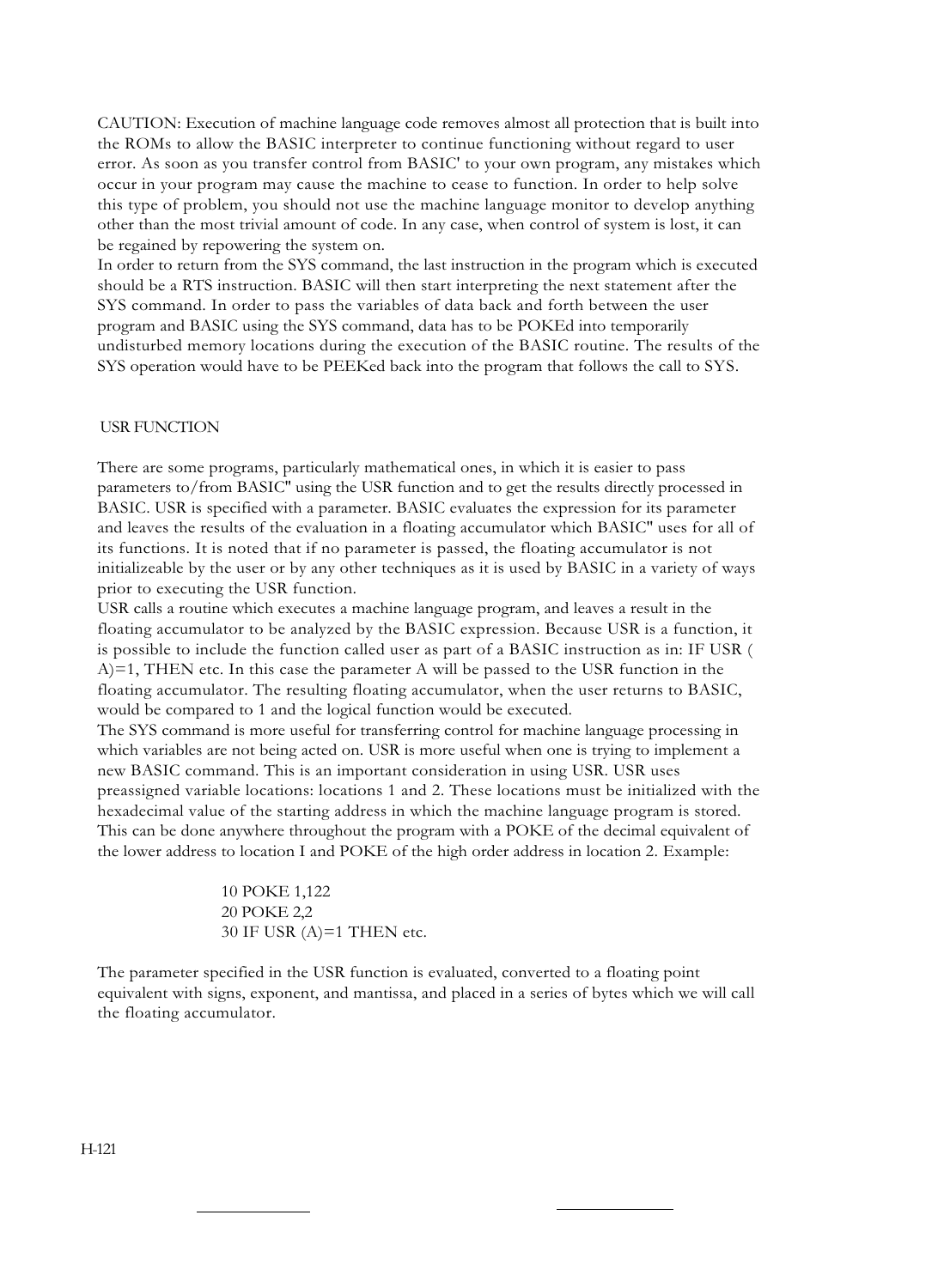CAUTION: Execution of machine language code removes almost all protection that is built into the ROMs to allow the BASIC interpreter to continue functioning without regard to user error. As soon as you transfer control from BASIC' to your own program, any mistakes which occur in your program may cause the machine to cease to function. In order to help solve this type of problem, you should not use the machine language monitor to develop anything other than the most trivial amount of code. In any case, when control of system is lost, it can be regained by repowering the system on.

In order to return from the SYS command, the last instruction in the program which is executed should be a RTS instruction. BASIC will then start interpreting the next statement after the SYS command. In order to pass the variables of data back and forth between the user program and BASIC using the SYS command, data has to be POKEd into temporarily undisturbed memory locations during the execution of the BASIC routine. The results of the SYS operation would have to be PEEKed back into the program that follows the call to SYS.

## USR FUNCTION

There are some programs, particularly mathematical ones, in which it is easier to pass parameters to/from BASIC" using the USR function and to get the results directly processed in BASIC. USR is specified with a parameter. BASIC evaluates the expression for its parameter and leaves the results of the evaluation in a floating accumulator which BASIC" uses for all of its functions. It is noted that if no parameter is passed, the floating accumulator is not initializeable by the user or by any other techniques as it is used by BASIC in a variety of ways prior to executing the USR function.

USR calls a routine which executes a machine language program, and leaves a result in the floating accumulator to be analyzed by the BASIC expression. Because USR is a function, it is possible to include the function called user as part of a BASIC instruction as in: IF USR ( A)=1, THEN etc. In this case the parameter A will be passed to the USR function in the floating accumulator. The resulting floating accumulator, when the user returns to BASIC, would be compared to 1 and the logical function would be executed.

The SYS command is more useful for transferring control for machine language processing in which variables are not being acted on. USR is more useful when one is trying to implement a new BASIC command. This is an important consideration in using USR. USR uses preassigned variable locations: locations 1 and 2. These locations must be initialized with the hexadecimal value of the starting address in which the machine language program is stored. This can be done anywhere throughout the program with a POKE of the decimal equivalent of the lower address to location I and POKE of the high order address in location 2. Example:

```
10 POKE 1,122
20 POKE 2,2
30 IF USR (A)=1 THEN etc.
```

The parameter specified in the USR function is evaluated, converted to a floating point equivalent with signs, exponent, and mantissa, and placed in a series of bytes which we will call the floating accumulator.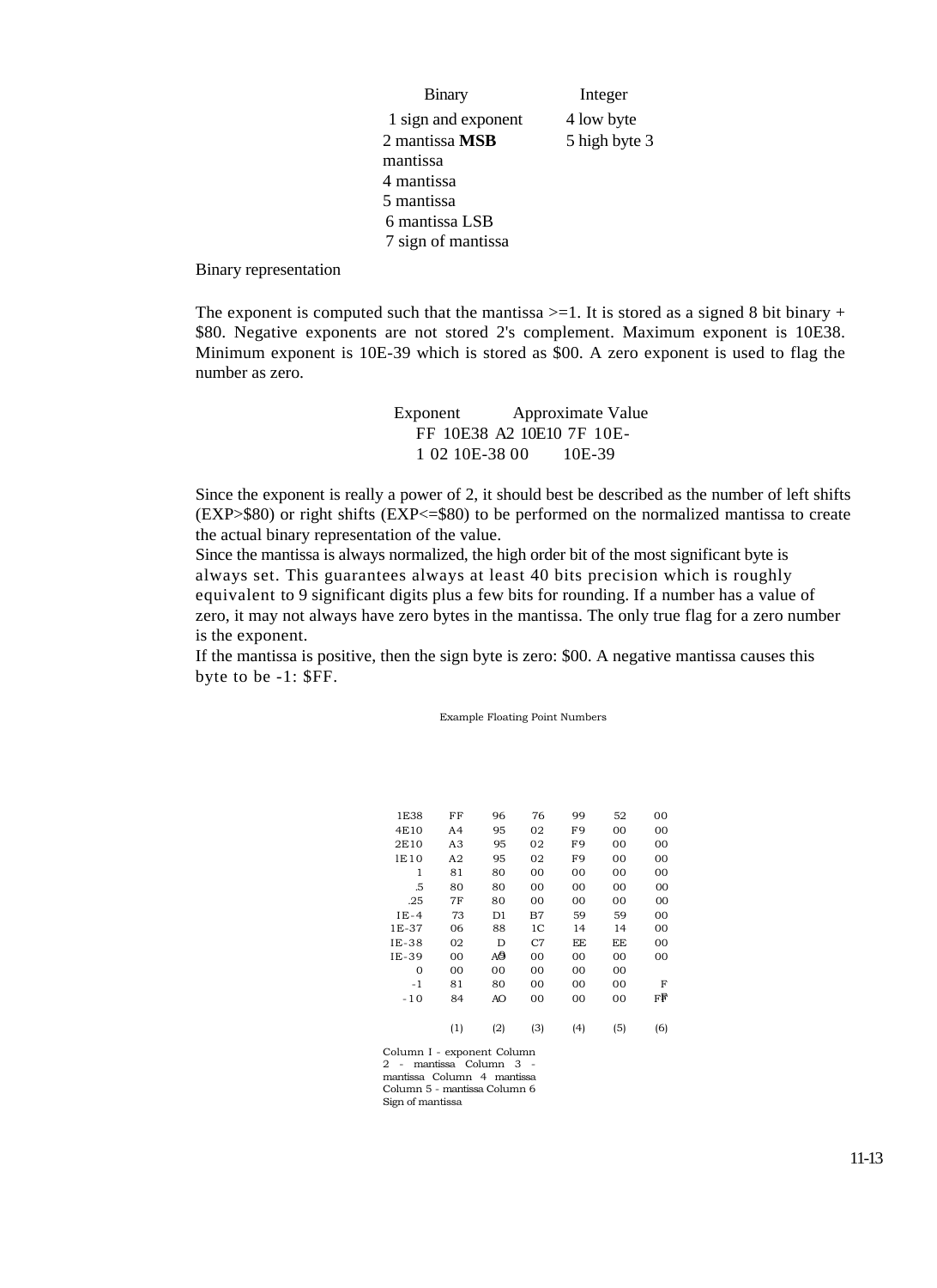| Binary | Integer |
|---|---|
| 1 sign and exponent | 4 low byte |
| 2 mantissa **MSB** | 5 high byte 3 |
| mantissa | |
| 4 mantissa | |
| 5 mantissa | |
| 6 mantissa LSB | |
| 7 sign of mantissa | |

Binary representation

The exponent is computed such that the mantissa >=1. It is stored as a signed 8 bit binary + $80. Negative exponents are not stored 2's complement. Maximum exponent is 10E38. Minimum exponent is 10E-39 which is stored as $00. A zero exponent is used to flag the number as zero.

| Exponent | Approximate Value |
|---|---|
| FF | 10E38 |
| A2 | 10E10 |
| 7F | 10E-1 |
| 02 | 10E-38 |
| 00 | 10E-39 |

Since the exponent is really a power of 2, it should best be described as the number of left shifts (EXP>$80) or right shifts (EXP<=$80) to be performed on the normalized mantissa to create the actual binary representation of the value.

Since the mantissa is always normalized, the high order bit of the most significant byte is always set. This guarantees always at least 40 bits precision which is roughly equivalent to 9 significant digits plus a few bits for rounding. If a number has a value of zero, it may not always have zero bytes in the mantissa. The only true flag for a zero number is the exponent.

If the mantissa is positive, then the sign byte is zero: $00. A negative mantissa causes this byte to be -1: $FF.

Example Floating Point Numbers

| | (1) | (2) | (3) | (4) | (5) | (6) |
|---|---|---|---|---|---|---|
| 1E38 | FF | 96 | 76 | 99 | 52 | 00 |
| 4E10 | A4 | 95 | 02 | F9 | 00 | 00 |
| 2E10 | A3 | 95 | 02 | F9 | 00 | 00 |
| 1E10 | A2 | 95 | 02 | F9 | 00 | 00 |
| 1 | 81 | 80 | 00 | 00 | 00 | 00 |
| .5 | 80 | 80 | 00 | 00 | 00 | 00 |
| .25 | 7F | 80 | 00 | 00 | 00 | 00 |
| 1E-4 | 73 | D1 | B7 | 59 | 59 | 00 |
| 1E-37 | 06 | 88 | 1C | 14 | 14 | 00 |
| 1E-38 | 02 | D9 | C7 | EE | EE | 00 |
| 1E-39 | 00 | A9 | 00 | 00 | 00 | 00 |
| 0 | 00 | 00 | 00 | 00 | 00 | |
| -1 | 81 | 80 | 00 | 00 | 00 | FF |
| -10 | 84 | A0 | 00 | 00 | 00 | FF |

Column 1 - exponent Column 2 - mantissa Column 3 - mantissa Column 4 mantissa Column 5 - mantissa Column 6 Sign of mantissa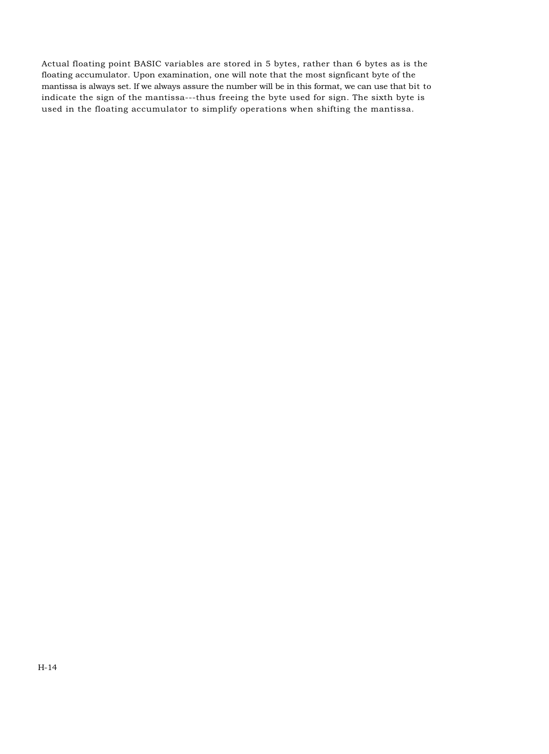Actual floating point BASIC variables are stored in 5 bytes, rather than 6 bytes as is the floating accumulator. Upon examination, one will note that the most signficant byte of the mantissa is always set. If we always assure the number will be in this format, we can use that bit to indicate the sign of the mantissa---thus freeing the byte used for sign. The sixth byte is used in the floating accumulator to simplify operations when shifting the mantissa.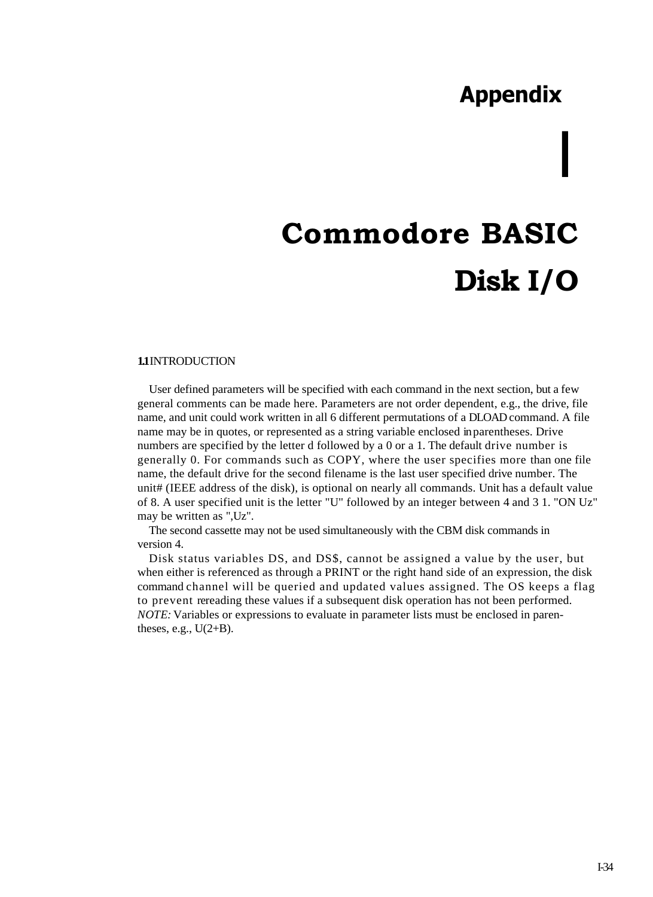# Appendix

# I

# Commodore BASIC Disk I/O

## 1.1 INTRODUCTION

User defined parameters will be specified with each command in the next section, but a few general comments can be made here. Parameters are not order dependent, e.g., the drive, file name, and unit could work written in all 6 different permutations of a DLOAD command. A file name may be in quotes, or represented as a string variable enclosed in parentheses. Drive numbers are specified by the letter d followed by a 0 or a 1. The default drive number is generally 0. For commands such as COPY, where the user specifies more than one file name, the default drive for the second filename is the last user specified drive number. The unit# (IEEE address of the disk), is optional on nearly all commands. Unit has a default value of 8. A user specified unit is the letter "U" followed by an integer between 4 and 3 1. "ON Uz" may be written as ",Uz".

The second cassette may not be used simultaneously with the CBM disk commands in version 4.

Disk status variables DS, and DS$, cannot be assigned a value by the user, but when either is referenced as through a PRINT or the right hand side of an expression, the disk command channel will be queried and updated values assigned. The OS keeps a flag to prevent rereading these values if a subsequent disk operation has not been performed. *NOTE:* Variables or expressions to evaluate in parameter lists must be enclosed in parentheses, e.g., U(2+B).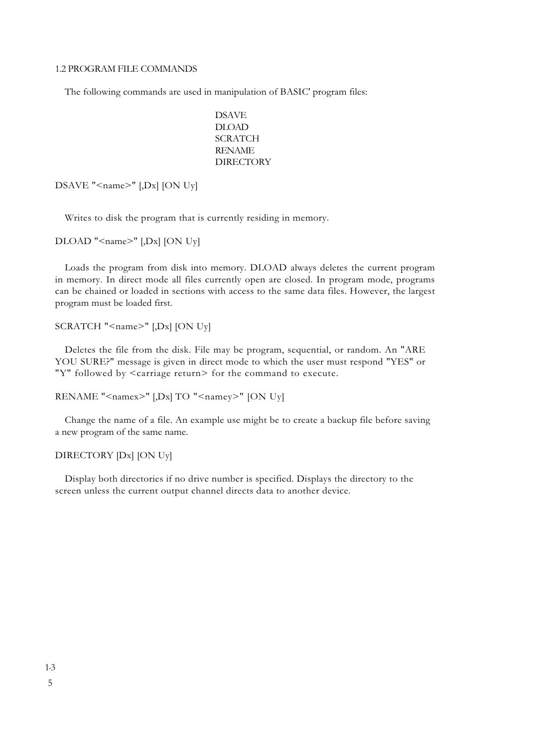## 1.2 PROGRAM FILE COMMANDS

The following commands are used in manipulation of BASIC' program files:

- DSAVE
- DLOAD
- SCRATCH
- RENAME
- DIRECTORY

DSAVE "<name>" [,Dx] [ON Uy]

Writes to disk the program that is currently residing in memory.

DLOAD "<name>" [,Dx] [ON Uy]

Loads the program from disk into memory. DLOAD always deletes the current program in memory. In direct mode all files currently open are closed. In program mode, programs can be chained or loaded in sections with access to the same data files. However, the largest program must be loaded first.

SCRATCH "<name>" [,Dx] [ON Uy]

Deletes the file from the disk. File may be program, sequential, or random. An "ARE YOU SURE?" message is given in direct mode to which the user must respond "YES" or "Y" followed by <carriage return> for the command to execute.

RENAME "<namex>" [,Dx] TO "<namey>" [ON Uy]

Change the name of a file. An example use might be to create a backup file before saving a new program of the same name.

DIRECTORY [Dx] [ON Uy]

Display both directories if no drive number is specified. Displays the directory to the screen unless the current output channel directs data to another device.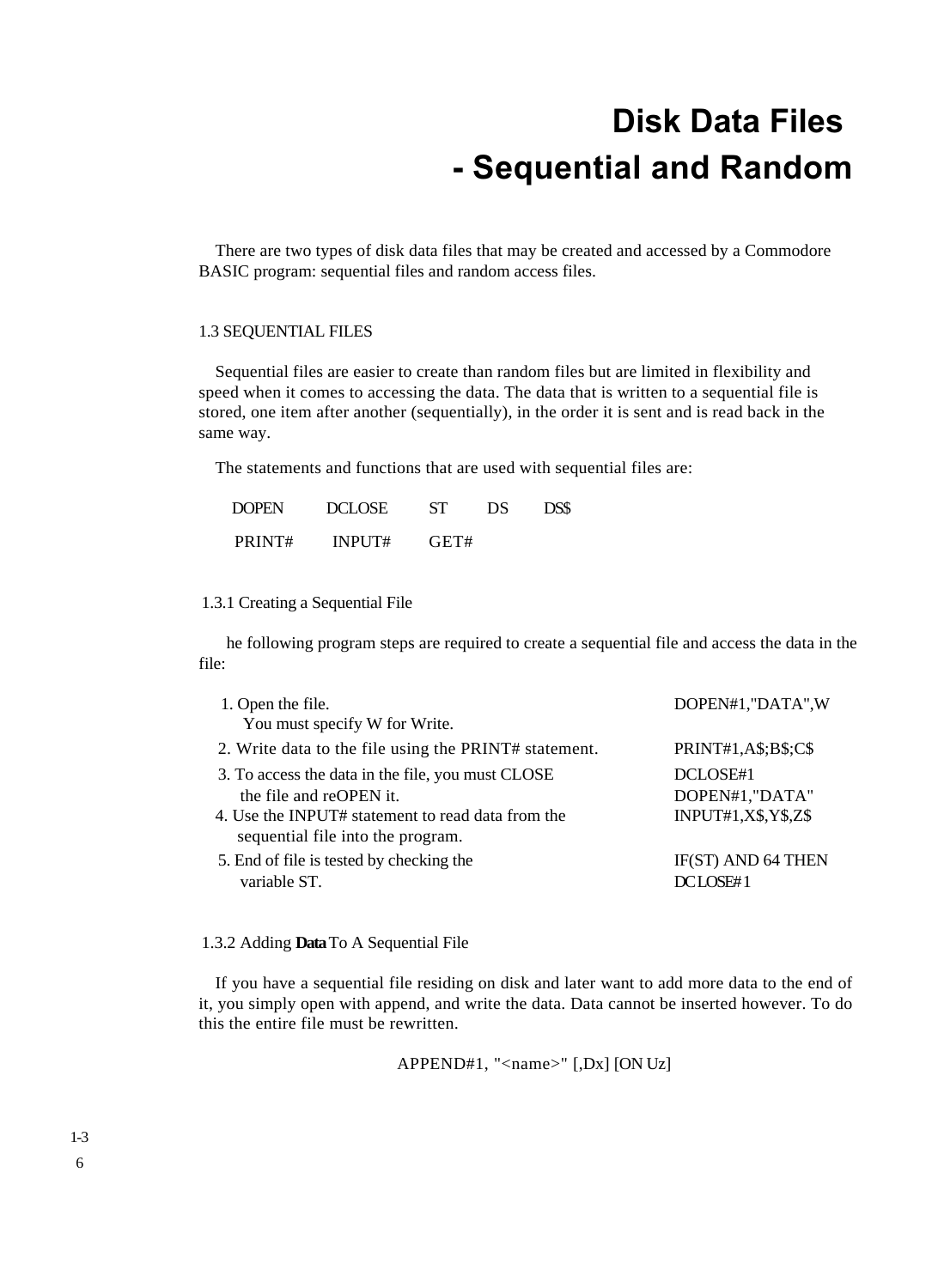# Disk Data Files
# - Sequential and Random

There are two types of disk data files that may be created and accessed by a Commodore BASIC program: sequential files and random access files.

## 1.3 SEQUENTIAL FILES

Sequential files are easier to create than random files but are limited in flexibility and speed when it comes to accessing the data. The data that is written to a sequential file is stored, one item after another (sequentially), in the order it is sent and is read back in the same way.

The statements and functions that are used with sequential files are:

```
DOPEN     DCLOSE     ST     DS     DS$
PRINT#    INPUT#     GET#
```

### 1.3.1 Creating a Sequential File

he following program steps are required to create a sequential file and access the data in the file:

| | |
|---|---|
| 1. Open the file. You must specify W for Write. | DOPEN#1,"DATA",W |
| 2. Write data to the file using the PRINT# statement. | PRINT#1,A$;B$;C$ |
| 3. To access the data in the file, you must CLOSE the file and reOPEN it. | DCLOSE#1<br>DOPEN#1,"DATA" |
| 4. Use the INPUT# statement to read data from the sequential file into the program. | INPUT#1,X$,Y$,Z$ |
| 5. End of file is tested by checking the variable ST. | IF(ST) AND 64 THEN DCLOSE#1 |

### 1.3.2 Adding **Data** To A Sequential File

If you have a sequential file residing on disk and later want to add more data to the end of it, you simply open with append, and write the data. Data cannot be inserted however. To do this the entire file must be rewritten.

```
APPEND#1, "<name>" [,Dx] [ON Uz]
```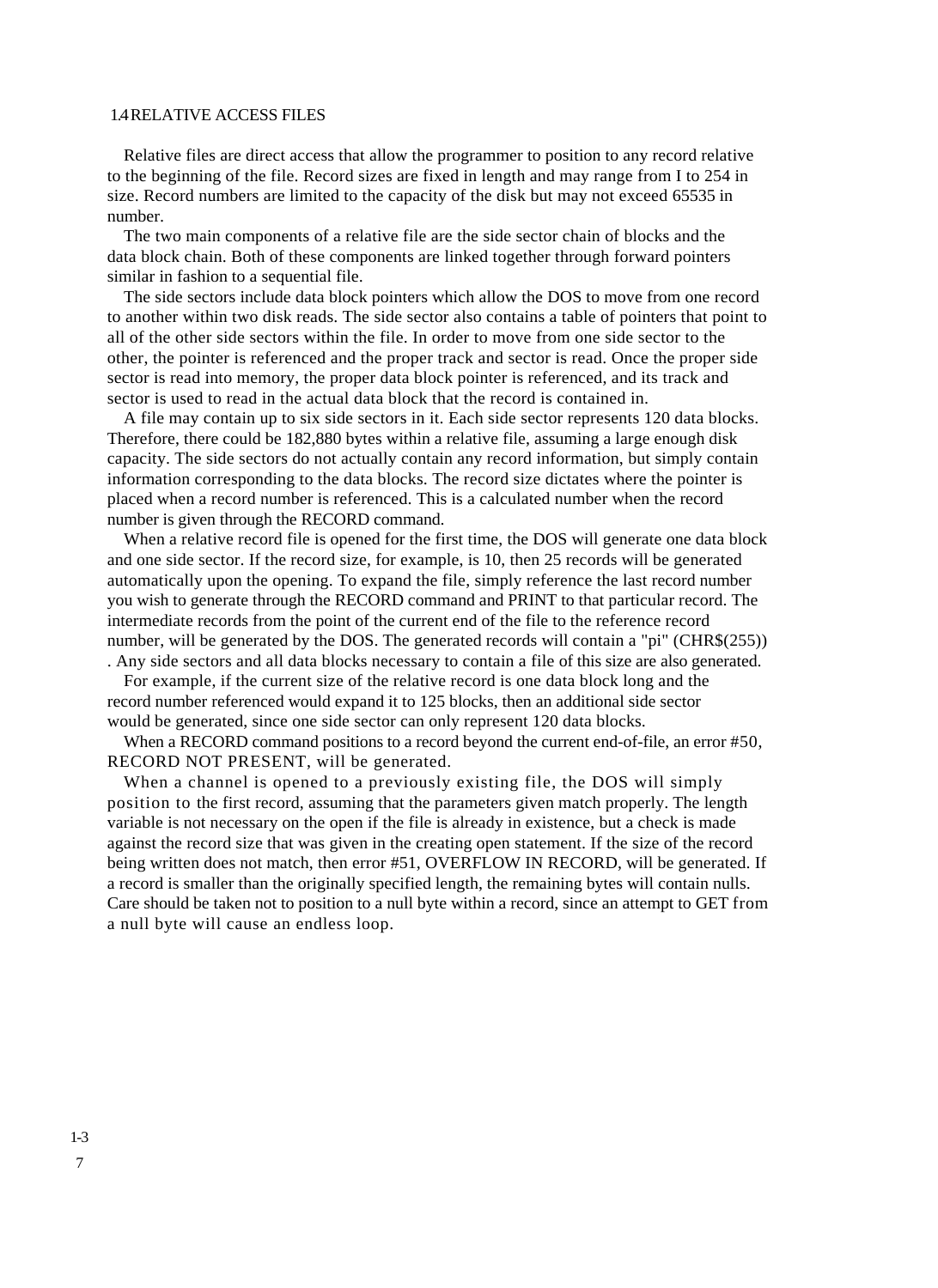## 1.4 RELATIVE ACCESS FILES

Relative files are direct access that allow the programmer to position to any record relative to the beginning of the file. Record sizes are fixed in length and may range from I to 254 in size. Record numbers are limited to the capacity of the disk but may not exceed 65535 in number.

The two main components of a relative file are the side sector chain of blocks and the data block chain. Both of these components are linked together through forward pointers similar in fashion to a sequential file.

The side sectors include data block pointers which allow the DOS to move from one record to another within two disk reads. The side sector also contains a table of pointers that point to all of the other side sectors within the file. In order to move from one side sector to the other, the pointer is referenced and the proper track and sector is read. Once the proper side sector is read into memory, the proper data block pointer is referenced, and its track and sector is used to read in the actual data block that the record is contained in.

A file may contain up to six side sectors in it. Each side sector represents 120 data blocks. Therefore, there could be 182,880 bytes within a relative file, assuming a large enough disk capacity. The side sectors do not actually contain any record information, but simply contain information corresponding to the data blocks. The record size dictates where the pointer is placed when a record number is referenced. This is a calculated number when the record number is given through the RECORD command.

When a relative record file is opened for the first time, the DOS will generate one data block and one side sector. If the record size, for example, is 10, then 25 records will be generated automatically upon the opening. To expand the file, simply reference the last record number you wish to generate through the RECORD command and PRINT to that particular record. The intermediate records from the point of the current end of the file to the reference record number, will be generated by the DOS. The generated records will contain a "pi" (CHR$(255)) . Any side sectors and all data blocks necessary to contain a file of this size are also generated.

For example, if the current size of the relative record is one data block long and the record number referenced would expand it to 125 blocks, then an additional side sector would be generated, since one side sector can only represent 120 data blocks.

When a RECORD command positions to a record beyond the current end-of-file, an error #50, RECORD NOT PRESENT, will be generated.

When a channel is opened to a previously existing file, the DOS will simply position to the first record, assuming that the parameters given match properly. The length variable is not necessary on the open if the file is already in existence, but a check is made against the record size that was given in the creating open statement. If the size of the record being written does not match, then error #51, OVERFLOW IN RECORD, will be generated. If a record is smaller than the originally specified length, the remaining bytes will contain nulls. Care should be taken not to position to a null byte within a record, since an attempt to GET from a null byte will cause an endless loop.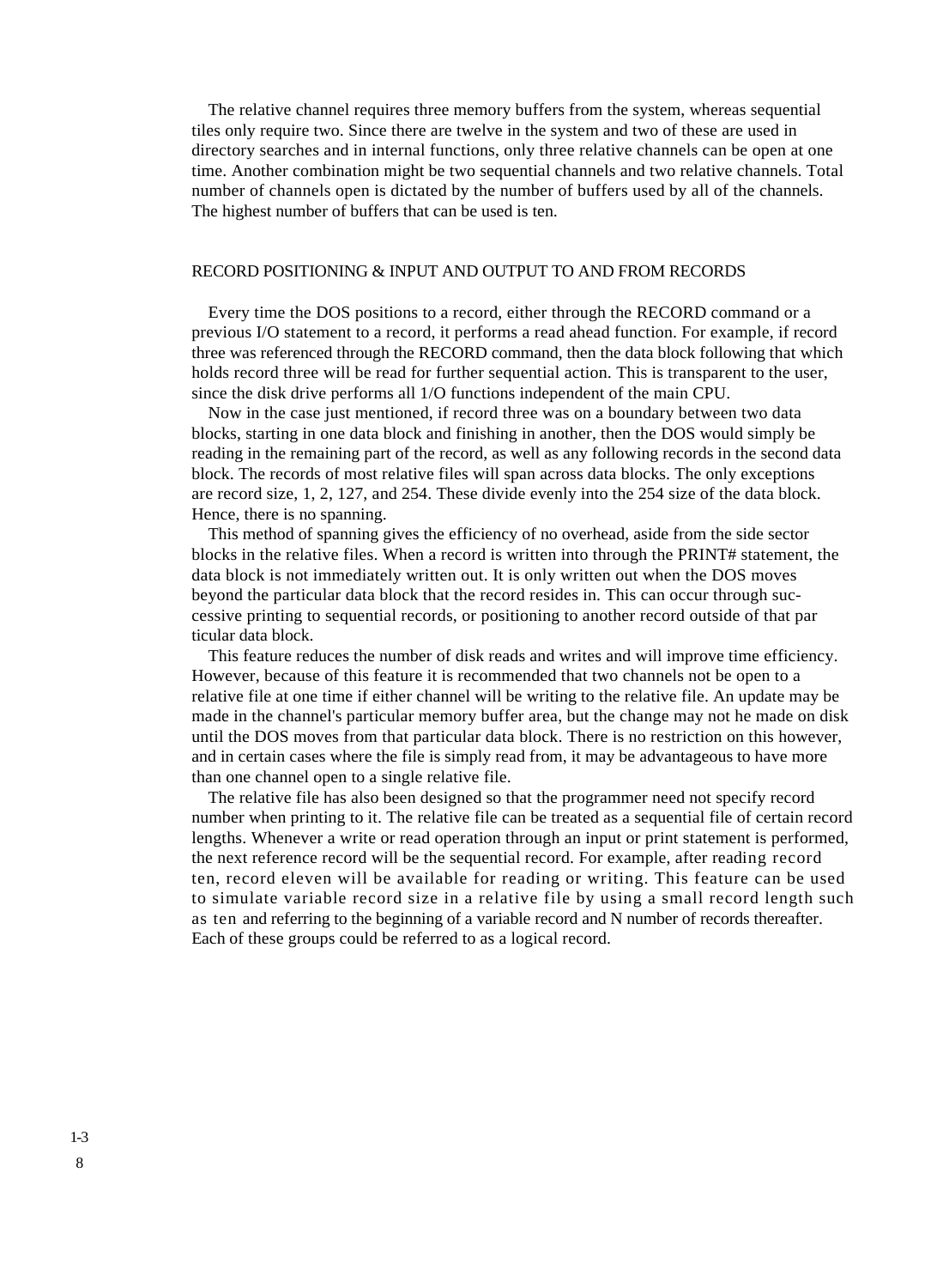The relative channel requires three memory buffers from the system, whereas sequential tiles only require two. Since there are twelve in the system and two of these are used in directory searches and in internal functions, only three relative channels can be open at one time. Another combination might be two sequential channels and two relative channels. Total number of channels open is dictated by the number of buffers used by all of the channels. The highest number of buffers that can be used is ten.

## RECORD POSITIONING & INPUT AND OUTPUT TO AND FROM RECORDS

Every time the DOS positions to a record, either through the RECORD command or a previous I/O statement to a record, it performs a read ahead function. For example, if record three was referenced through the RECORD command, then the data block following that which holds record three will be read for further sequential action. This is transparent to the user, since the disk drive performs all 1/O functions independent of the main CPU.

Now in the case just mentioned, if record three was on a boundary between two data blocks, starting in one data block and finishing in another, then the DOS would simply be reading in the remaining part of the record, as well as any following records in the second data block. The records of most relative files will span across data blocks. The only exceptions are record size, 1, 2, 127, and 254. These divide evenly into the 254 size of the data block. Hence, there is no spanning.

This method of spanning gives the efficiency of no overhead, aside from the side sector blocks in the relative files. When a record is written into through the PRINT# statement, the data block is not immediately written out. It is only written out when the DOS moves beyond the particular data block that the record resides in. This can occur through successive printing to sequential records, or positioning to another record outside of that particular data block.

This feature reduces the number of disk reads and writes and will improve time efficiency. However, because of this feature it is recommended that two channels not be open to a relative file at one time if either channel will be writing to the relative file. An update may be made in the channel's particular memory buffer area, but the change may not he made on disk until the DOS moves from that particular data block. There is no restriction on this however, and in certain cases where the file is simply read from, it may be advantageous to have more than one channel open to a single relative file.

The relative file has also been designed so that the programmer need not specify record number when printing to it. The relative file can be treated as a sequential file of certain record lengths. Whenever a write or read operation through an input or print statement is performed, the next reference record will be the sequential record. For example, after reading record ten, record eleven will be available for reading or writing. This feature can be used to simulate variable record size in a relative file by using a small record length such as ten and referring to the beginning of a variable record and N number of records thereafter. Each of these groups could be referred to as a logical record.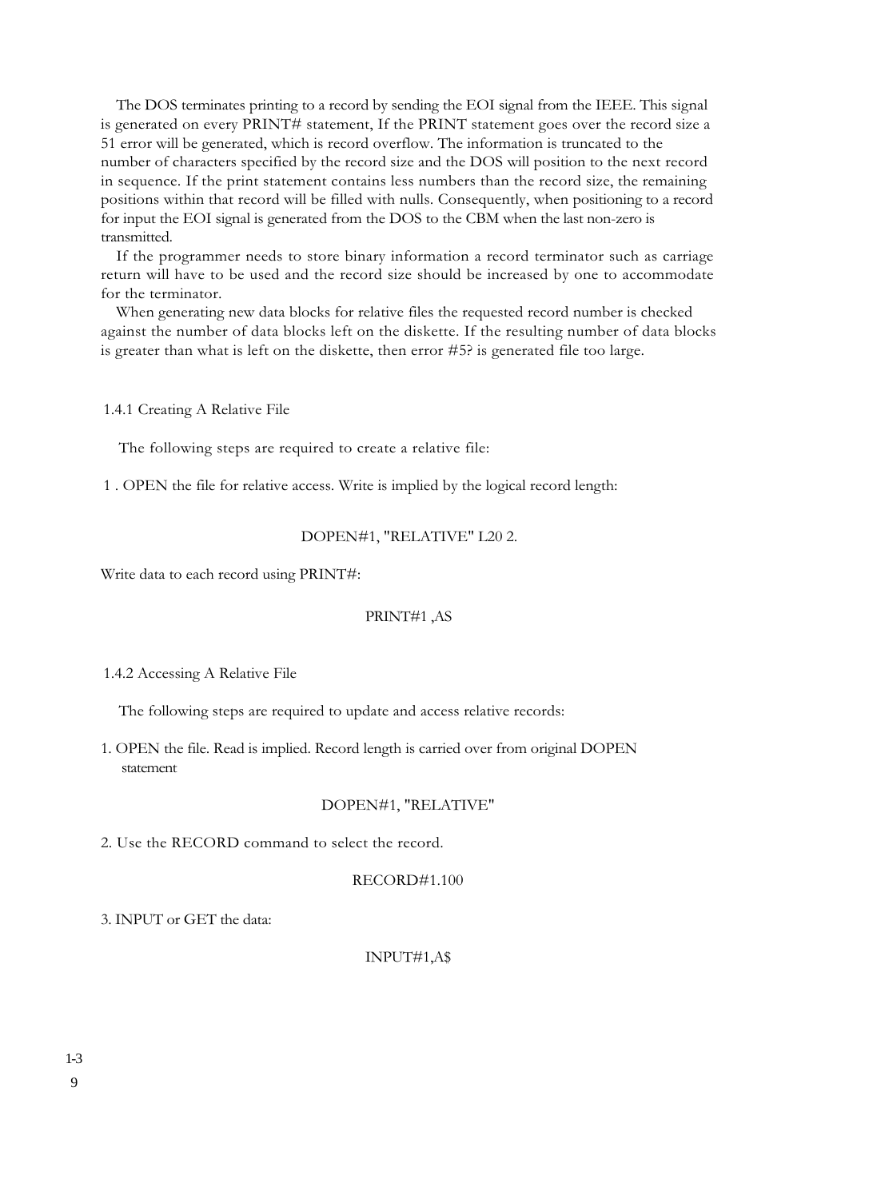The DOS terminates printing to a record by sending the EOI signal from the IEEE. This signal is generated on every PRINT# statement, If the PRINT statement goes over the record size a 51 error will be generated, which is record overflow. The information is truncated to the number of characters specified by the record size and the DOS will position to the next record in sequence. If the print statement contains less numbers than the record size, the remaining positions within that record will be filled with nulls. Consequently, when positioning to a record for input the EOI signal is generated from the DOS to the CBM when the last non-zero is transmitted.

If the programmer needs to store binary information a record terminator such as carriage return will have to be used and the record size should be increased by one to accommodate for the terminator.

When generating new data blocks for relative files the requested record number is checked against the number of data blocks left on the diskette. If the resulting number of data blocks is greater than what is left on the diskette, then error #5? is generated file too large.

### 1.4.1 Creating A Relative File

The following steps are required to create a relative file:

1 . OPEN the file for relative access. Write is implied by the logical record length:

```
DOPEN#1, "RELATIVE" L20 2.
```

Write data to each record using PRINT#:

```
PRINT#1 ,AS
```

### 1.4.2 Accessing A Relative File

The following steps are required to update and access relative records:

1. OPEN the file. Read is implied. Record length is carried over from original DOPEN statement

```
DOPEN#1, "RELATIVE"
```

2. Use the RECORD command to select the record.

```
RECORD#1.100
```

3. INPUT or GET the data:

```
INPUT#1,A$
```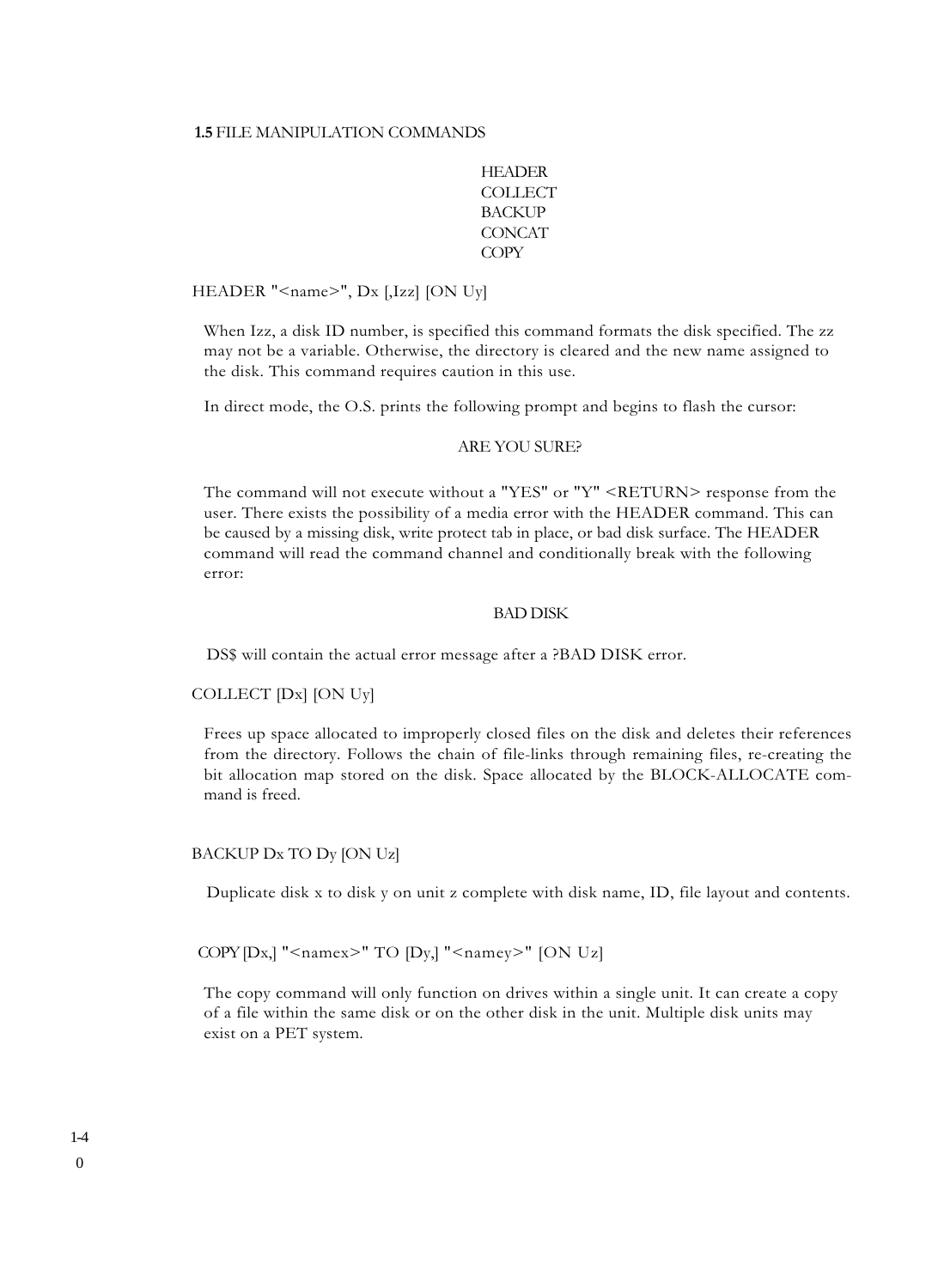## 1.5 FILE MANIPULATION COMMANDS

HEADER
COLLECT
BACKUP
CONCAT
COPY

HEADER "<name>", Dx [,Izz] [ON Uy]

When Izz, a disk ID number, is specified this command formats the disk specified. The zz may not be a variable. Otherwise, the directory is cleared and the new name assigned to the disk. This command requires caution in this use.

In direct mode, the O.S. prints the following prompt and begins to flash the cursor:

ARE YOU SURE?

The command will not execute without a "YES" or "Y" <RETURN> response from the user. There exists the possibility of a media error with the HEADER command. This can be caused by a missing disk, write protect tab in place, or bad disk surface. The HEADER command will read the command channel and conditionally break with the following error:

BAD DISK

DS$ will contain the actual error message after a ?BAD DISK error.

COLLECT [Dx] [ON Uy]

Frees up space allocated to improperly closed files on the disk and deletes their references from the directory. Follows the chain of file-links through remaining files, re-creating the bit allocation map stored on the disk. Space allocated by the BLOCK-ALLOCATE command is freed.

BACKUP Dx TO Dy [ON Uz]

Duplicate disk x to disk y on unit z complete with disk name, ID, file layout and contents.

COPY [Dx,] "<namex>" TO [Dy,] "<namey>" [ON Uz]

The copy command will only function on drives within a single unit. It can create a copy of a file within the same disk or on the other disk in the unit. Multiple disk units may exist on a PET system.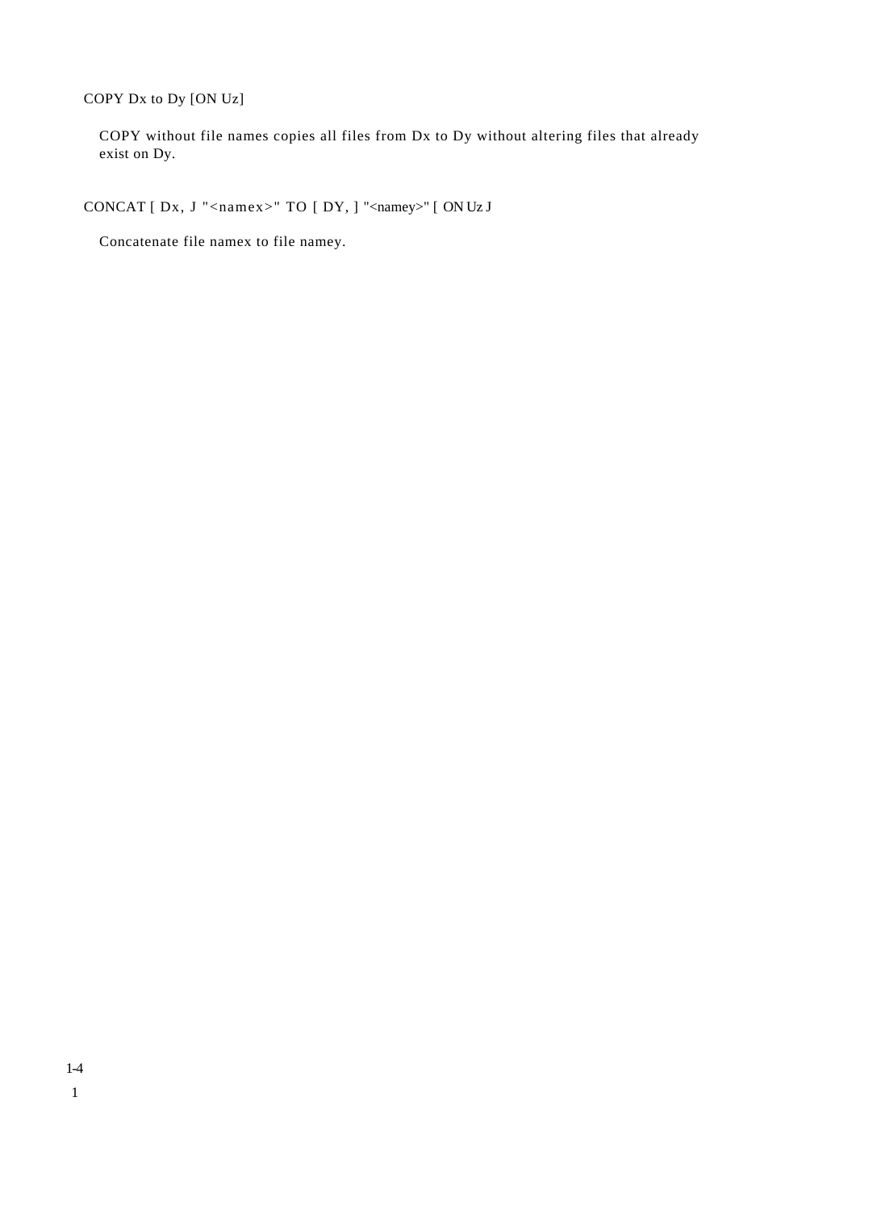COPY Dx to Dy [ON Uz]

COPY without file names copies all files from Dx to Dy without altering files that already exist on Dy.

CONCAT [ Dx, J "<namex>" TO [ DY, ] "<namey>" [ ON Uz J

Concatenate file namex to file namey.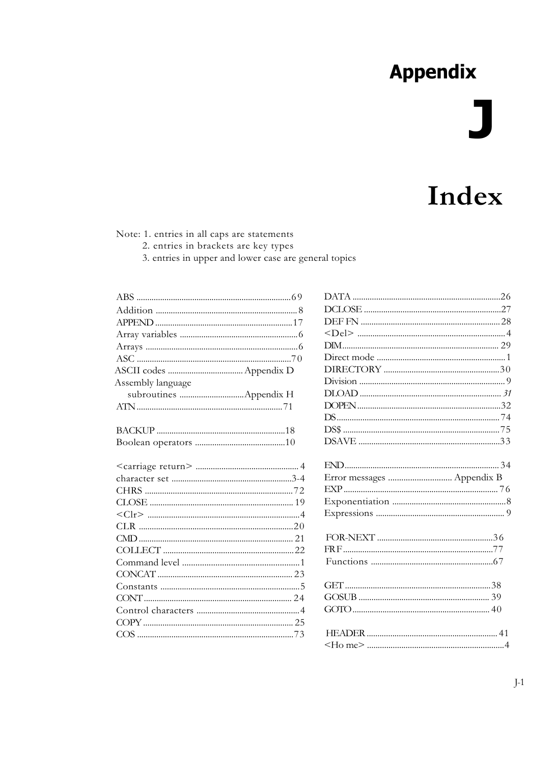# Appendix

# J

# Index

Note: 1. entries in all caps are statements
2. entries in brackets are key types
3. entries in upper and lower case are general topics

ABS ........................................................................69
Addition ...................................................................8
APPEND ...................................................................17
Array variables .........................................................6
Arrays ......................................................................6
ASC ........................................................................70
ASCII codes .................................. Appendix D
Assembly language
subroutines ..............................Appendix H
ATN .........................................................................71

BACKUP ..................................................................18
Boolean operators ...............................................10

<carriage return> ....................................................4
character set .........................................................3-4
CHRS .......................................................................72
CLOSE .....................................................................19
<Clr> .........................................................................4
CLR ...........................................................................20
CMD ..........................................................................21
COLLECT ................................................................22
Command level ..........................................................1
CONCAT ..................................................................23
Constants ..................................................................5
CONT .......................................................................24
Control characters .....................................................4
COPY .......................................................................25
COS .........................................................................73

DATA ........................................................................26
DCLOSE ...................................................................27
DEF FN ....................................................................28
<Del> ..........................................................................4
DIM ...........................................................................29
Direct mode ...............................................................1
DIRECTORY ............................................................30
Division ......................................................................9
DLOAD .....................................................................31
DOPEN .....................................................................32
DS .............................................................................74
DS$ ..........................................................................75
DSAVE .....................................................................33

END ..........................................................................34
Error messages ............................. Appendix B
EXP ...........................................................................76
Exponentiation ...........................................................8
Expressions ...............................................................9

FOR-NEXT ...............................................................36
FRF ..........................................................................77
Functions ..................................................................67

GET ...........................................................................38
GOSUB ....................................................................39
GOTO ......................................................................40

HEADER ..................................................................41
<Ho me> ....................................................................4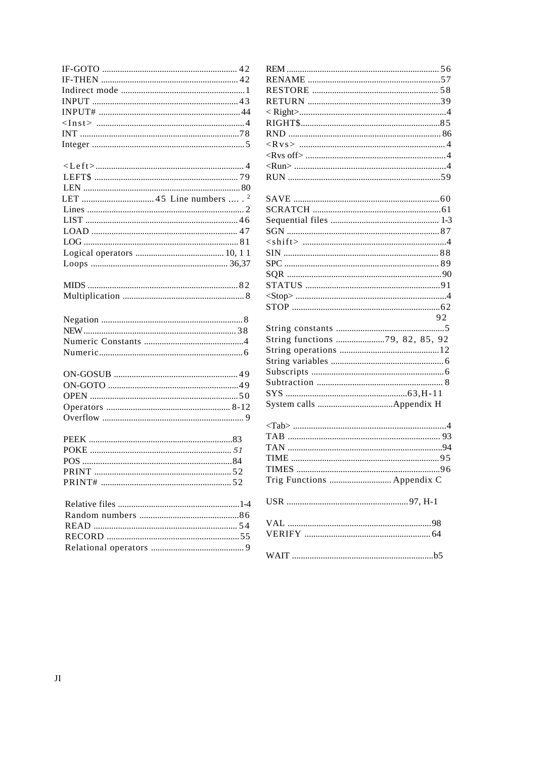IF-GOTO ........................................................... 42
IF-THEN ........................................................... 42
Indirect mode ........................................................ 1
INPUT ............................................................... 43
INPUT# ............................................................. 44
<Inst> ................................................................ 4
INT ................................................................... 78
Integer ................................................................ 5

<Left> ................................................................ 4
LEFT$ .............................................................. 79
LEN ................................................................... 80
LET ............................ 45 Line numbers .... . 2
Lines .................................................................. 2
LIST ................................................................. 46
LOAD ............................................................... 47
LOG .................................................................. 81
Logical operators ...................................... 10, 1 1
Loops .......................................................... 36,37

MIDS ................................................................ 82
Multiplication ...................................................... 8

Negation ............................................................. 8
NEW ................................................................. 38
Numeric Constants ............................................ 4
Numeric ............................................................. 6

ON-GOSUB ...................................................... 49
ON-GOTO ........................................................ 49
OPEN ............................................................... 50
Operators ..................................................... 8-12
Overflow ............................................................ 9

PEEK ................................................................ 83
POKE ............................................................... *51*
POS .................................................................. 84
PRINT .............................................................. 52
PRINT# ............................................................ 52

Relative files ................................................... 1-4
Random numbers ............................................ 86
READ ............................................................... 54
RECORD .......................................................... 55
Relational operators ......................................... 9

REM ................................................................. 56
RENAME .......................................................... 57
RESTORE ........................................................ 58
RETURN .......................................................... 39
< Right> ............................................................. 4
RIGHT$ ............................................................ 85
RND ................................................................. 86
<Rvs> ................................................................ 4
<Rvs off> .......................................................... 4
<Run> ............................................................... 4
RUN ................................................................. 59

SAVE ................................................................ 60
SCRATCH ........................................................ 61
Sequential files ............................................... 1-3
SGN ................................................................. 87
<shift> ............................................................... 4
SIN ................................................................... 88
SPC .................................................................. 89
SQR ................................................................. 90
STATUS ........................................................... 91
<Stop> ............................................................... 4
STOP ............................................................... 62
92
String constants ................................................ 5
String functions ...................... 79, 82, 85, 92
String operations ............................................ 12
String variables ................................................. 6
Subscripts ......................................................... 6
Subtraction ........................................................ 8
SYS ................................................... 63,H-11
System calls .................................. Appendix H

<Tab> ................................................................ 4
TAB .................................................................. 93
TAN .................................................................. 94
TIME ................................................................. 95
TIMES .............................................................. 96
Trig Functions ............................. Appendix C

USR .............................................. 97, H-1

VAL .................................................................. 98
VERIFY ............................................................ 64

WAIT ................................................................ b5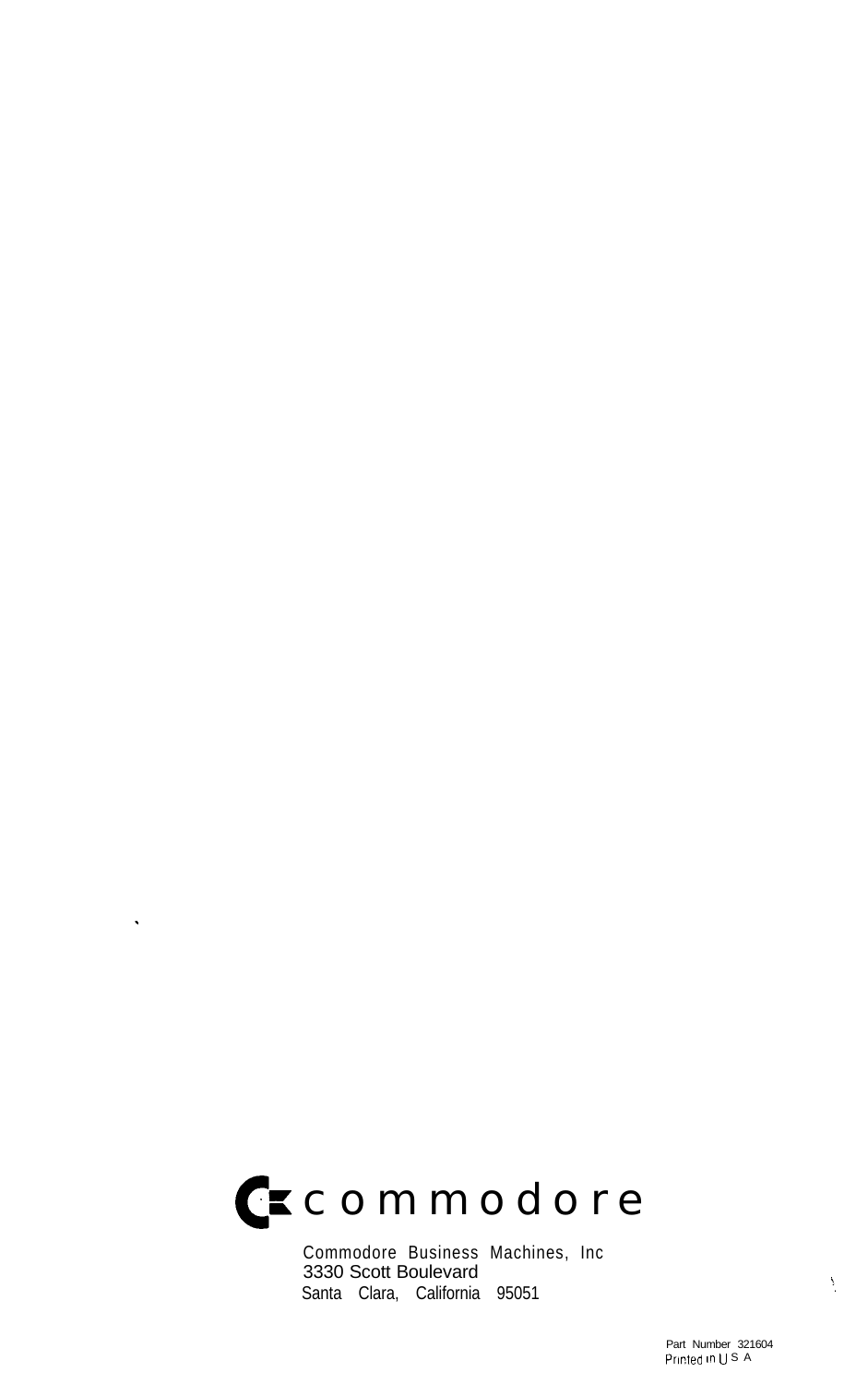commodore

Commodore Business Machines, Inc
3330 Scott Boulevard
Santa Clara, California 95051

Part Number 321604
Printed in U S A